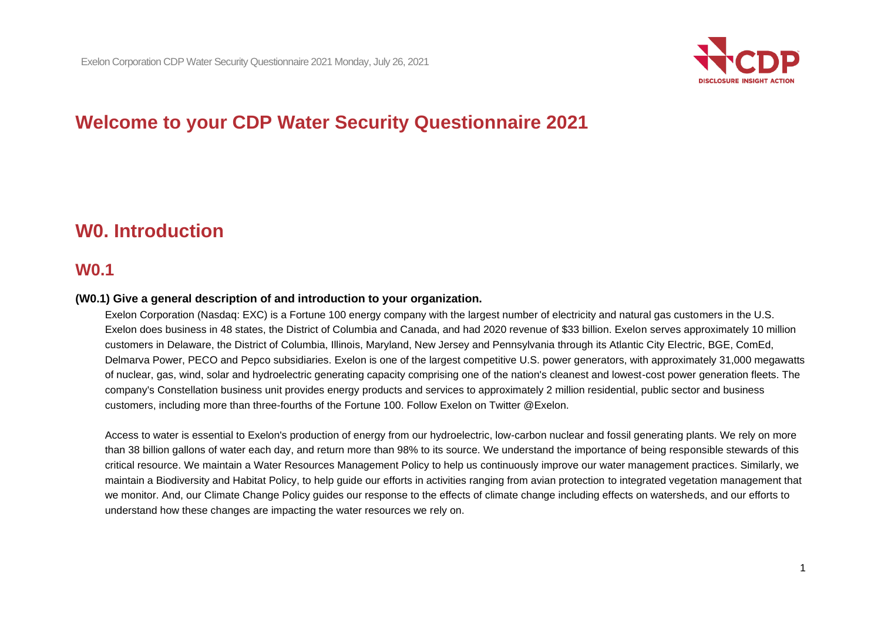# Welcome to your CDP Water Security Questionnaire 2021

## W0. Introduction

### W0.1

**(W0.1) Give a general description of and introduction to your organization.**

Exelon Corporation (Nasdaq: EXC) is a Fortune 100 energy company with the largest number of electricity and natural gas customers in the U.S. Exelon does business in 48 states, the District of Columbia and Canada, and had 2020 revenue of $33 billion. Exelon serves approximately 10 million customers in Delaware, the District of Columbia, Illinois, Maryland, New Jersey and Pennsylvania through its Atlantic City Electric, BGE, ComEd, Delmarva Power, PECO and Pepco subsidiaries. Exelon is one of the largest competitive U.S. power generators, with approximately 31,000 megawatts of nuclear, gas, wind, solar and hydroelectric generating capacity comprising one of the nation's cleanest and lowest-cost power generation fleets. The company's Constellation business unit provides energy products and services to approximately 2 million residential, public sector and business customers, including more than three-fourths of the Fortune 100. Follow Exelon on Twitter @Exelon.

Access to water is essential to Exelon's production of energy from our hydroelectric, low-carbon nuclear and fossil generating plants. We rely on more than 38 billion gallons of water each day, and return more than 98% to its source. We understand the importance of being responsible stewards of this critical resource. We maintain a Water Resources Management Policy to help us continuously improve our water management practices. Similarly, we maintain a Biodiversity and Habitat Policy, to help guide our efforts in activities ranging from avian protection to integrated vegetation management that we monitor. And, our Climate Change Policy guides our response to the effects of climate change including effects on watersheds, and our efforts to understand how these changes are impacting the water resources we rely on.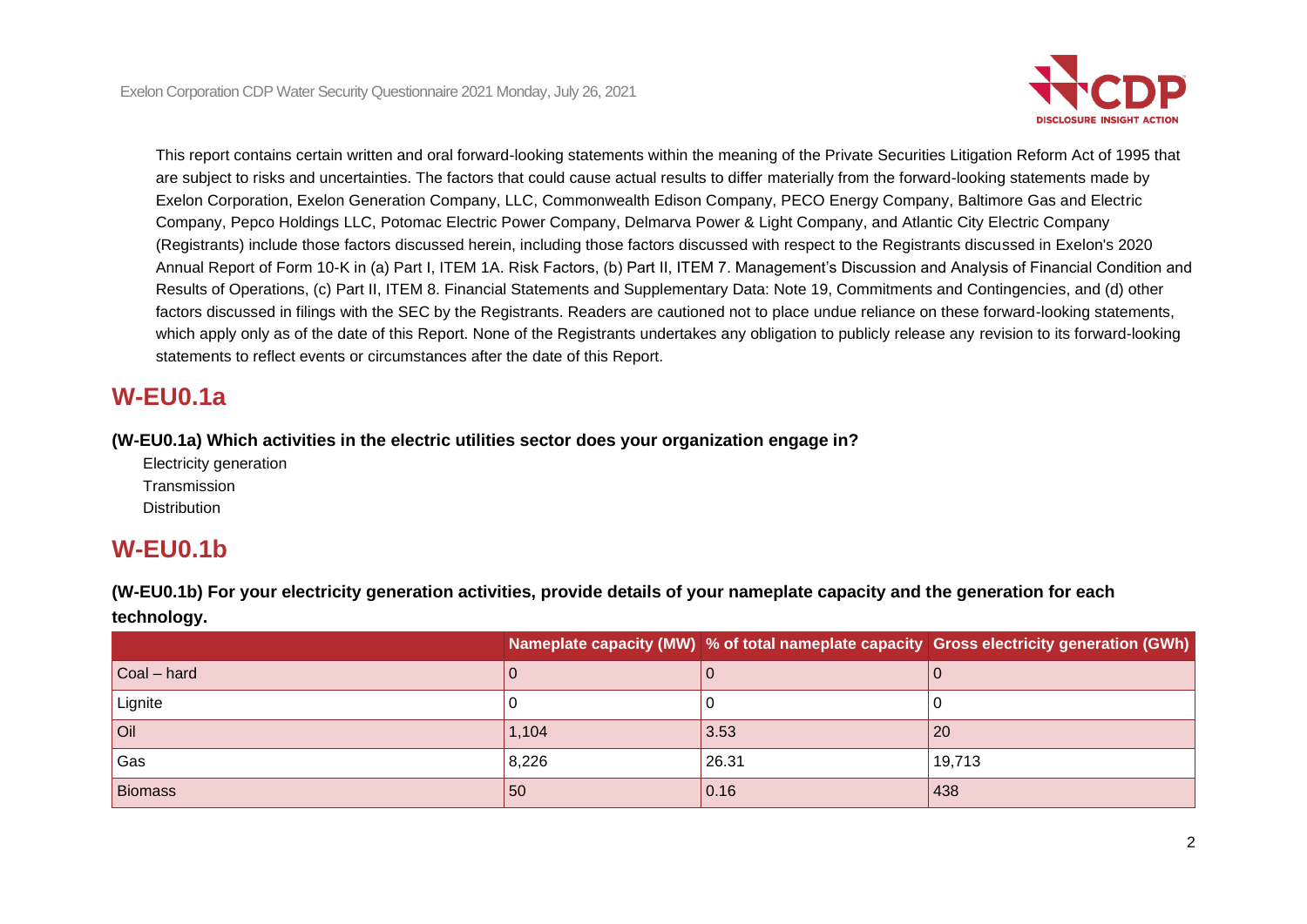This report contains certain written and oral forward-looking statements within the meaning of the Private Securities Litigation Reform Act of 1995 that are subject to risks and uncertainties. The factors that could cause actual results to differ materially from the forward-looking statements made by Exelon Corporation, Exelon Generation Company, LLC, Commonwealth Edison Company, PECO Energy Company, Baltimore Gas and Electric Company, Pepco Holdings LLC, Potomac Electric Power Company, Delmarva Power & Light Company, and Atlantic City Electric Company (Registrants) include those factors discussed herein, including those factors discussed with respect to the Registrants discussed in Exelon's 2020 Annual Report of Form 10-K in (a) Part I, ITEM 1A. Risk Factors, (b) Part II, ITEM 7. Management's Discussion and Analysis of Financial Condition and Results of Operations, (c) Part II, ITEM 8. Financial Statements and Supplementary Data: Note 19, Commitments and Contingencies, and (d) other factors discussed in filings with the SEC by the Registrants. Readers are cautioned not to place undue reliance on these forward-looking statements, which apply only as of the date of this Report. None of the Registrants undertakes any obligation to publicly release any revision to its forward-looking statements to reflect events or circumstances after the date of this Report.

## W-EU0.1a

**(W-EU0.1a) Which activities in the electric utilities sector does your organization engage in?**

Electricity generation
Transmission
Distribution

## W-EU0.1b

**(W-EU0.1b) For your electricity generation activities, provide details of your nameplate capacity and the generation for each technology.**

| | Nameplate capacity (MW) | % of total nameplate capacity | Gross electricity generation (GWh) |
|---|---|---|---|
| Coal – hard | 0 | 0 | 0 |
| Lignite | 0 | 0 | 0 |
| Oil | 1,104 | 3.53 | 20 |
| Gas | 8,226 | 26.31 | 19,713 |
| Biomass | 50 | 0.16 | 438 |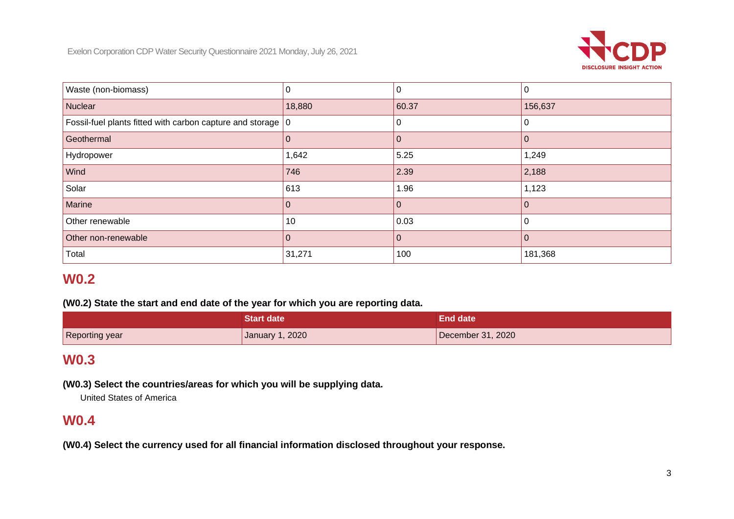| Waste (non-biomass) | 0 | 0 | 0 |
|---|---|---|---|
| Nuclear | 18,880 | 60.37 | 156,637 |
| Fossil-fuel plants fitted with carbon capture and storage | 0 | 0 | 0 |
| Geothermal | 0 | 0 | 0 |
| Hydropower | 1,642 | 5.25 | 1,249 |
| Wind | 746 | 2.39 | 2,188 |
| Solar | 613 | 1.96 | 1,123 |
| Marine | 0 | 0 | 0 |
| Other renewable | 10 | 0.03 | 0 |
| Other non-renewable | 0 | 0 | 0 |
| Total | 31,271 | 100 | 181,368 |

## W0.2

**(W0.2) State the start and end date of the year for which you are reporting data.**

| | Start date | End date |
|---|---|---|
| Reporting year | January 1, 2020 | December 31, 2020 |

## W0.3

**(W0.3) Select the countries/areas for which you will be supplying data.**

United States of America

## W0.4

**(W0.4) Select the currency used for all financial information disclosed throughout your response.**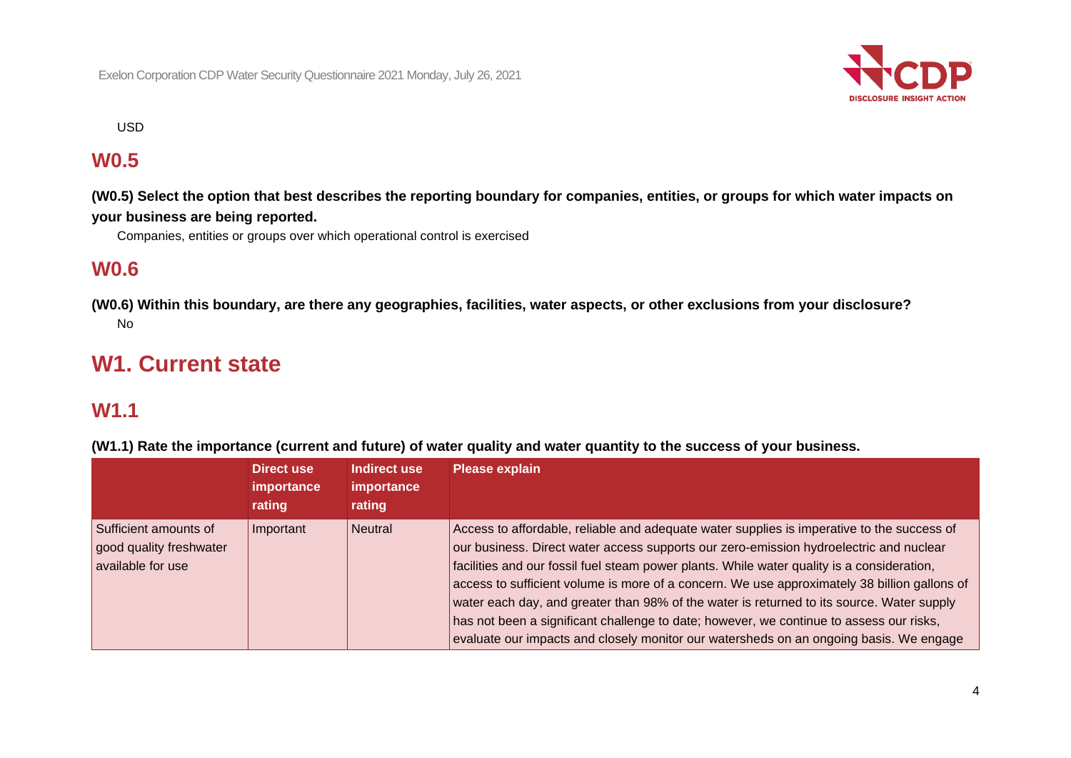USD

## W0.5

**(W0.5) Select the option that best describes the reporting boundary for companies, entities, or groups for which water impacts on your business are being reported.**

Companies, entities or groups over which operational control is exercised

## W0.6

**(W0.6) Within this boundary, are there any geographies, facilities, water aspects, or other exclusions from your disclosure?**

No

# W1. Current state

## W1.1

**(W1.1) Rate the importance (current and future) of water quality and water quantity to the success of your business.**

| | Direct use importance rating | Indirect use importance rating | Please explain |
|---|---|---|---|
| Sufficient amounts of good quality freshwater available for use | Important | Neutral | Access to affordable, reliable and adequate water supplies is imperative to the success of our business. Direct water access supports our zero-emission hydroelectric and nuclear facilities and our fossil fuel steam power plants. While water quality is a consideration, access to sufficient volume is more of a concern. We use approximately 38 billion gallons of water each day, and greater than 98% of the water is returned to its source. Water supply has not been a significant challenge to date; however, we continue to assess our risks, evaluate our impacts and closely monitor our watersheds on an ongoing basis. We engage |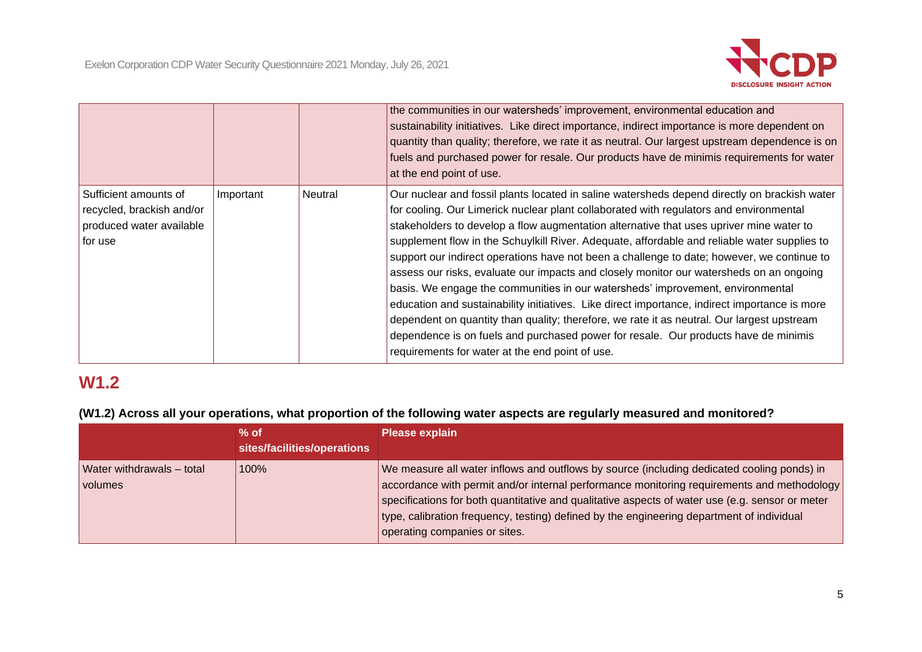| | | | |
|---|---|---|---|
| | | | the communities in our watersheds' improvement, environmental education and sustainability initiatives. Like direct importance, indirect importance is more dependent on quantity than quality; therefore, we rate it as neutral. Our largest upstream dependence is on fuels and purchased power for resale. Our products have de minimis requirements for water at the end point of use. |
| Sufficient amounts of recycled, brackish and/or produced water available for use | Important | Neutral | Our nuclear and fossil plants located in saline watersheds depend directly on brackish water for cooling. Our Limerick nuclear plant collaborated with regulators and environmental stakeholders to develop a flow augmentation alternative that uses upriver mine water to supplement flow in the Schuylkill River. Adequate, affordable and reliable water supplies to support our indirect operations have not been a challenge to date; however, we continue to assess our risks, evaluate our impacts and closely monitor our watersheds on an ongoing basis. We engage the communities in our watersheds' improvement, environmental education and sustainability initiatives. Like direct importance, indirect importance is more dependent on quantity than quality; therefore, we rate it as neutral. Our largest upstream dependence is on fuels and purchased power for resale. Our products have de minimis requirements for water at the end point of use. |

## W1.2

**(W1.2) Across all your operations, what proportion of the following water aspects are regularly measured and monitored?**

| | % of sites/facilities/operations | Please explain |
|---|---|---|
| Water withdrawals – total volumes | 100% | We measure all water inflows and outflows by source (including dedicated cooling ponds) in accordance with permit and/or internal performance monitoring requirements and methodology specifications for both quantitative and qualitative aspects of water use (e.g. sensor or meter type, calibration frequency, testing) defined by the engineering department of individual operating companies or sites. |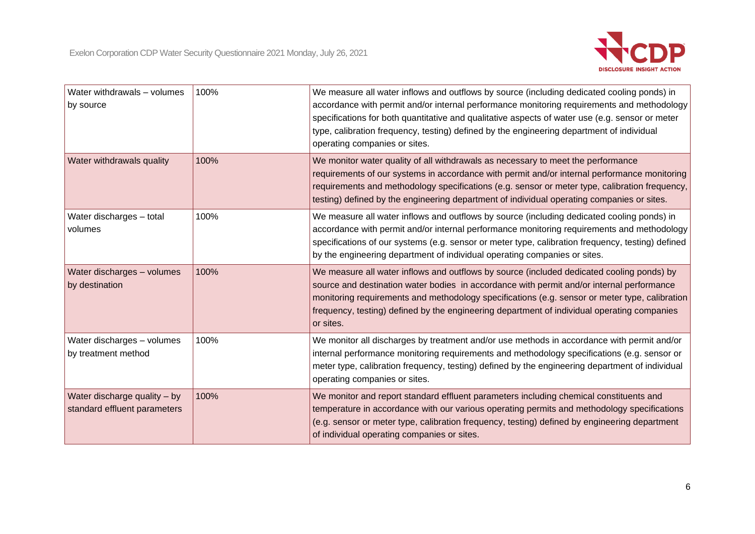| Water withdrawals – volumes by source | 100% | We measure all water inflows and outflows by source (including dedicated cooling ponds) in accordance with permit and/or internal performance monitoring requirements and methodology specifications for both quantitative and qualitative aspects of water use (e.g. sensor or meter type, calibration frequency, testing) defined by the engineering department of individual operating companies or sites. |
|---|---|---|
| Water withdrawals quality | 100% | We monitor water quality of all withdrawals as necessary to meet the performance requirements of our systems in accordance with permit and/or internal performance monitoring requirements and methodology specifications (e.g. sensor or meter type, calibration frequency, testing) defined by the engineering department of individual operating companies or sites. |
| Water discharges – total volumes | 100% | We measure all water inflows and outflows by source (including dedicated cooling ponds) in accordance with permit and/or internal performance monitoring requirements and methodology specifications of our systems (e.g. sensor or meter type, calibration frequency, testing) defined by the engineering department of individual operating companies or sites. |
| Water discharges – volumes by destination | 100% | We measure all water inflows and outflows by source (included dedicated cooling ponds) by source and destination water bodies in accordance with permit and/or internal performance monitoring requirements and methodology specifications (e.g. sensor or meter type, calibration frequency, testing) defined by the engineering department of individual operating companies or sites. |
| Water discharges – volumes by treatment method | 100% | We monitor all discharges by treatment and/or use methods in accordance with permit and/or internal performance monitoring requirements and methodology specifications (e.g. sensor or meter type, calibration frequency, testing) defined by the engineering department of individual operating companies or sites. |
| Water discharge quality – by standard effluent parameters | 100% | We monitor and report standard effluent parameters including chemical constituents and temperature in accordance with our various operating permits and methodology specifications (e.g. sensor or meter type, calibration frequency, testing) defined by engineering department of individual operating companies or sites. |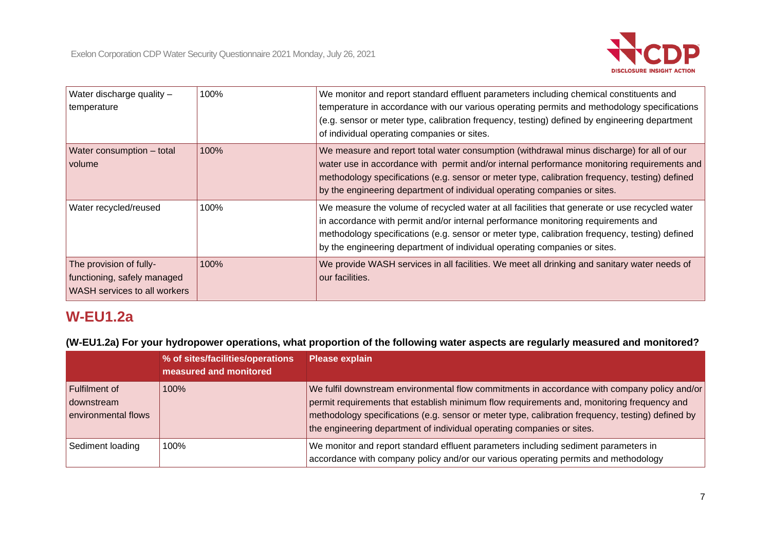| | | |
|---|---|---|
| Water discharge quality – temperature | 100% | We monitor and report standard effluent parameters including chemical constituents and temperature in accordance with our various operating permits and methodology specifications (e.g. sensor or meter type, calibration frequency, testing) defined by engineering department of individual operating companies or sites. |
| Water consumption – total volume | 100% | We measure and report total water consumption (withdrawal minus discharge) for all of our water use in accordance with permit and/or internal performance monitoring requirements and methodology specifications (e.g. sensor or meter type, calibration frequency, testing) defined by the engineering department of individual operating companies or sites. |
| Water recycled/reused | 100% | We measure the volume of recycled water at all facilities that generate or use recycled water in accordance with permit and/or internal performance monitoring requirements and methodology specifications (e.g. sensor or meter type, calibration frequency, testing) defined by the engineering department of individual operating companies or sites. |
| The provision of fully-functioning, safely managed WASH services to all workers | 100% | We provide WASH services in all facilities. We meet all drinking and sanitary water needs of our facilities. |

## W-EU1.2a

**(W-EU1.2a) For your hydropower operations, what proportion of the following water aspects are regularly measured and monitored?**

| | % of sites/facilities/operations measured and monitored | Please explain |
|---|---|---|
| Fulfilment of downstream environmental flows | 100% | We fulfil downstream environmental flow commitments in accordance with company policy and/or permit requirements that establish minimum flow requirements and, monitoring frequency and methodology specifications (e.g. sensor or meter type, calibration frequency, testing) defined by the engineering department of individual operating companies or sites. |
| Sediment loading | 100% | We monitor and report standard effluent parameters including sediment parameters in accordance with company policy and/or our various operating permits and methodology |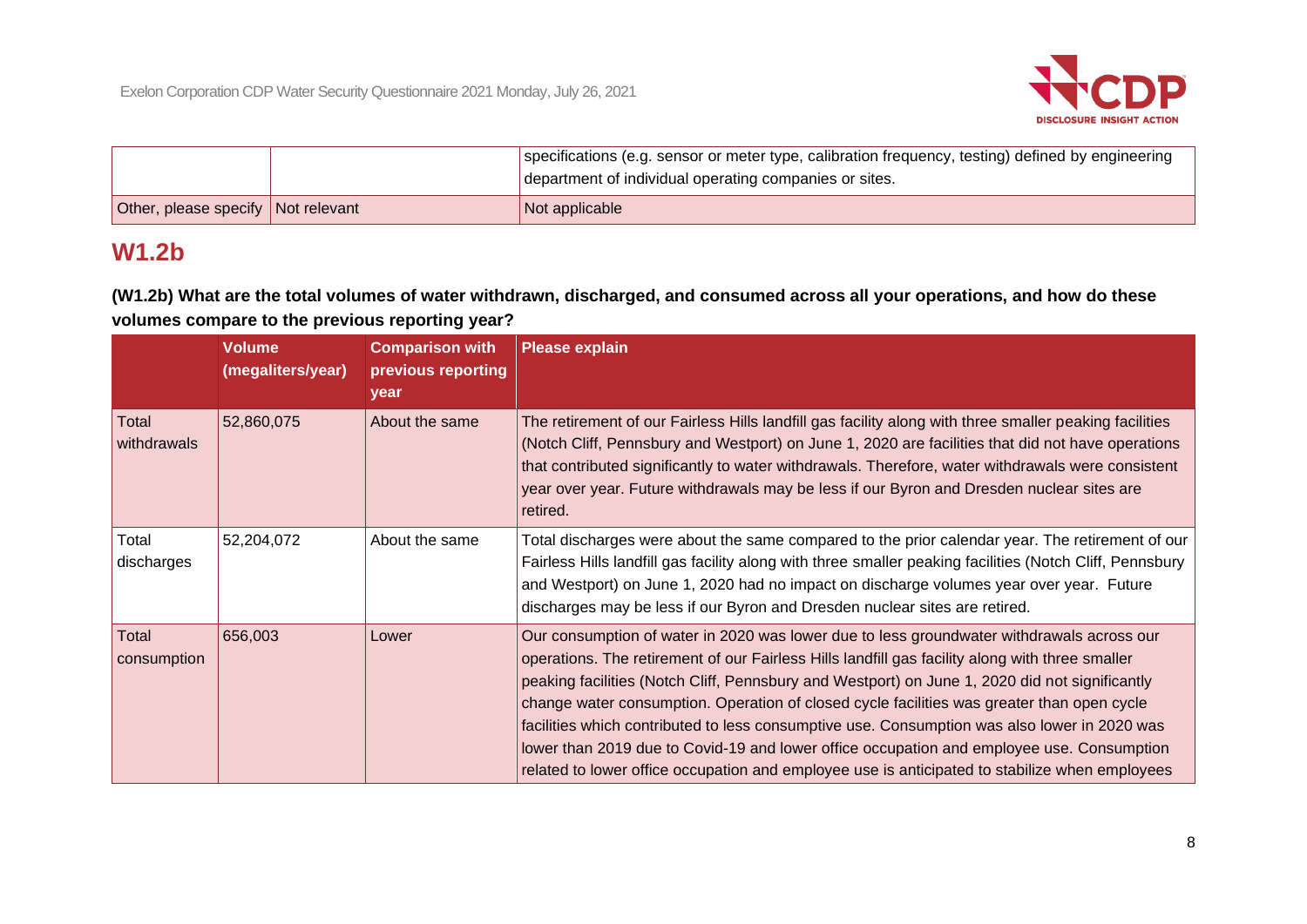| | | |
|---|---|---|
| | | specifications (e.g. sensor or meter type, calibration frequency, testing) defined by engineering department of individual operating companies or sites. |
| Other, please specify | Not relevant | Not applicable |

## W1.2b

**(W1.2b) What are the total volumes of water withdrawn, discharged, and consumed across all your operations, and how do these volumes compare to the previous reporting year?**

| | Volume (megaliters/year) | Comparison with previous reporting year | Please explain |
|---|---|---|---|
| Total withdrawals | 52,860,075 | About the same | The retirement of our Fairless Hills landfill gas facility along with three smaller peaking facilities (Notch Cliff, Pennsbury and Westport) on June 1, 2020 are facilities that did not have operations that contributed significantly to water withdrawals. Therefore, water withdrawals were consistent year over year. Future withdrawals may be less if our Byron and Dresden nuclear sites are retired. |
| Total discharges | 52,204,072 | About the same | Total discharges were about the same compared to the prior calendar year. The retirement of our Fairless Hills landfill gas facility along with three smaller peaking facilities (Notch Cliff, Pennsbury and Westport) on June 1, 2020 had no impact on discharge volumes year over year. Future discharges may be less if our Byron and Dresden nuclear sites are retired. |
| Total consumption | 656,003 | Lower | Our consumption of water in 2020 was lower due to less groundwater withdrawals across our operations. The retirement of our Fairless Hills landfill gas facility along with three smaller peaking facilities (Notch Cliff, Pennsbury and Westport) on June 1, 2020 did not significantly change water consumption. Operation of closed cycle facilities was greater than open cycle facilities which contributed to less consumptive use. Consumption was also lower in 2020 was lower than 2019 due to Covid-19 and lower office occupation and employee use. Consumption related to lower office occupation and employee use is anticipated to stabilize when employees |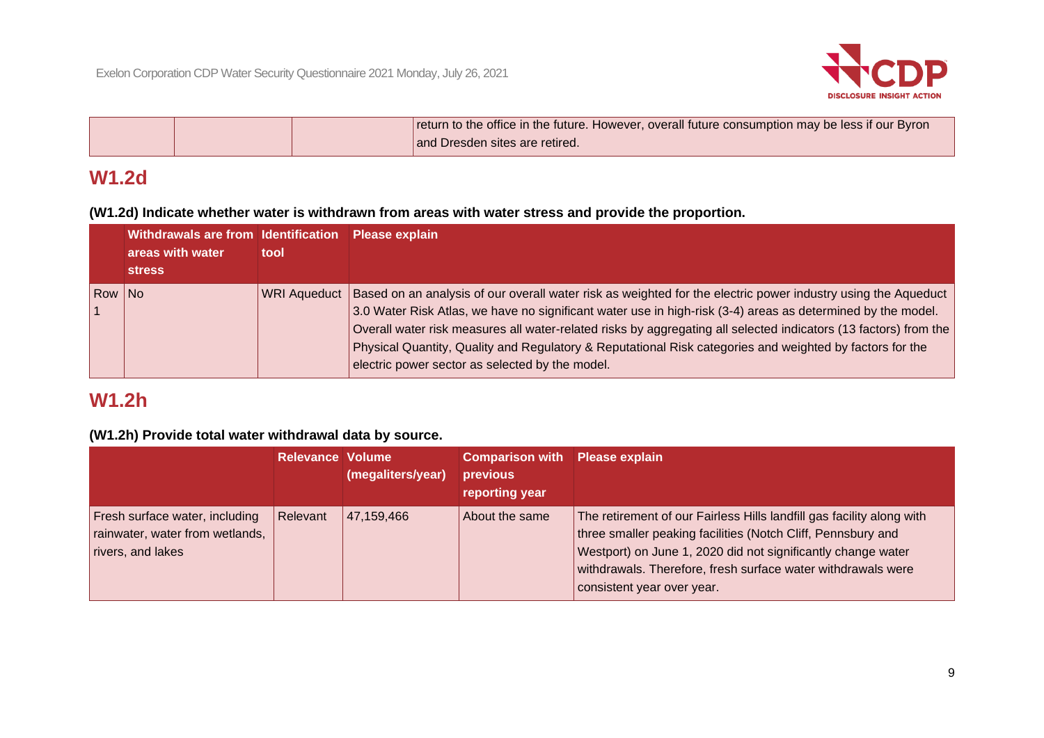| | | | return to the office in the future. However, overall future consumption may be less if our Byron and Dresden sites are retired. |
|---|---|---|---|

## W1.2d

**(W1.2d) Indicate whether water is withdrawn from areas with water stress and provide the proportion.**

| | Withdrawals are from areas with water stress | Identification tool | Please explain |
|---|---|---|---|
| Row 1 | No | WRI Aqueduct | Based on an analysis of our overall water risk as weighted for the electric power industry using the Aqueduct 3.0 Water Risk Atlas, we have no significant water use in high-risk (3-4) areas as determined by the model. Overall water risk measures all water-related risks by aggregating all selected indicators (13 factors) from the Physical Quantity, Quality and Regulatory & Reputational Risk categories and weighted by factors for the electric power sector as selected by the model. |

## W1.2h

**(W1.2h) Provide total water withdrawal data by source.**

| | Relevance | Volume (megaliters/year) | Comparison with previous reporting year | Please explain |
|---|---|---|---|---|
| Fresh surface water, including rainwater, water from wetlands, rivers, and lakes | Relevant | 47,159,466 | About the same | The retirement of our Fairless Hills landfill gas facility along with three smaller peaking facilities (Notch Cliff, Pennsbury and Westport) on June 1, 2020 did not significantly change water withdrawals. Therefore, fresh surface water withdrawals were consistent year over year. |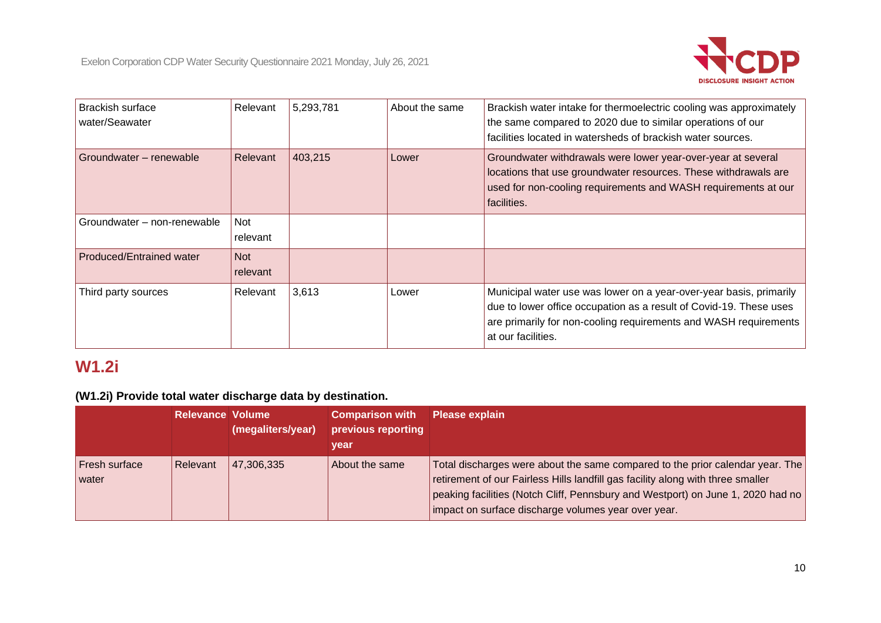| Brackish surface water/Seawater | Relevant | 5,293,781 | About the same | Brackish water intake for thermoelectric cooling was approximately the same compared to 2020 due to similar operations of our facilities located in watersheds of brackish water sources. |
|---|---|---|---|---|
| Groundwater – renewable | Relevant | 403,215 | Lower | Groundwater withdrawals were lower year-over-year at several locations that use groundwater resources. These withdrawals are used for non-cooling requirements and WASH requirements at our facilities. |
| Groundwater – non-renewable | Not relevant | | | |
| Produced/Entrained water | Not relevant | | | |
| Third party sources | Relevant | 3,613 | Lower | Municipal water use was lower on a year-over-year basis, primarily due to lower office occupation as a result of Covid-19. These uses are primarily for non-cooling requirements and WASH requirements at our facilities. |

## W1.2i

**(W1.2i) Provide total water discharge data by destination.**

| | Relevance | Volume (megaliters/year) | Comparison with previous reporting year | Please explain |
|---|---|---|---|---|
| Fresh surface water | Relevant | 47,306,335 | About the same | Total discharges were about the same compared to the prior calendar year. The retirement of our Fairless Hills landfill gas facility along with three smaller peaking facilities (Notch Cliff, Pennsbury and Westport) on June 1, 2020 had no impact on surface discharge volumes year over year. |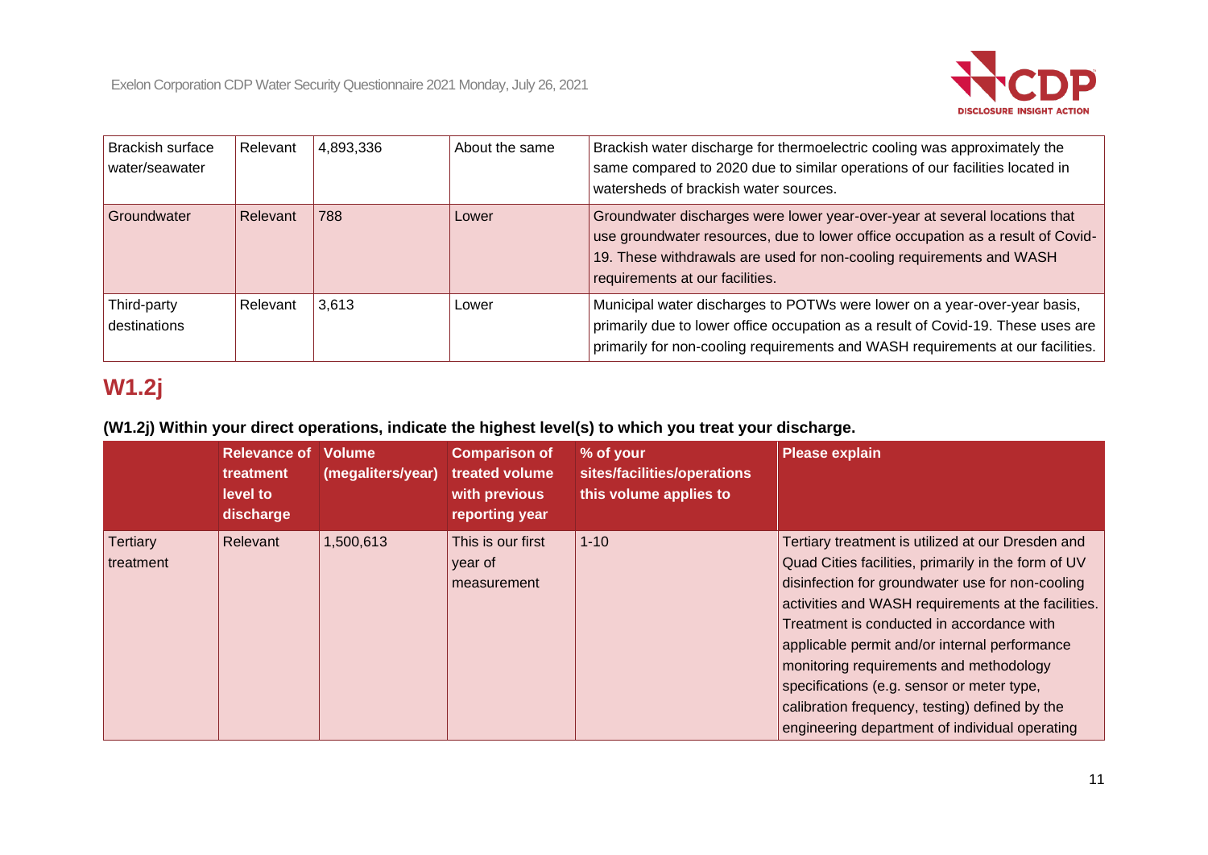| Brackish surface water/seawater | Relevant | 4,893,336 | About the same | Brackish water discharge for thermoelectric cooling was approximately the same compared to 2020 due to similar operations of our facilities located in watersheds of brackish water sources. |
|---|---|---|---|---|
| Groundwater | Relevant | 788 | Lower | Groundwater discharges were lower year-over-year at several locations that use groundwater resources, due to lower office occupation as a result of Covid-19. These withdrawals are used for non-cooling requirements and WASH requirements at our facilities. |
| Third-party destinations | Relevant | 3,613 | Lower | Municipal water discharges to POTWs were lower on a year-over-year basis, primarily due to lower office occupation as a result of Covid-19. These uses are primarily for non-cooling requirements and WASH requirements at our facilities. |

## W1.2j

**(W1.2j) Within your direct operations, indicate the highest level(s) to which you treat your discharge.**

| | Relevance of treatment level to discharge | Volume (megaliters/year) | Comparison of treated volume with previous reporting year | % of your sites/facilities/operations this volume applies to | Please explain |
|---|---|---|---|---|---|
| Tertiary treatment | Relevant | 1,500,613 | This is our first year of measurement | 1-10 | Tertiary treatment is utilized at our Dresden and Quad Cities facilities, primarily in the form of UV disinfection for groundwater use for non-cooling activities and WASH requirements at the facilities. Treatment is conducted in accordance with applicable permit and/or internal performance monitoring requirements and methodology specifications (e.g. sensor or meter type, calibration frequency, testing) defined by the engineering department of individual operating |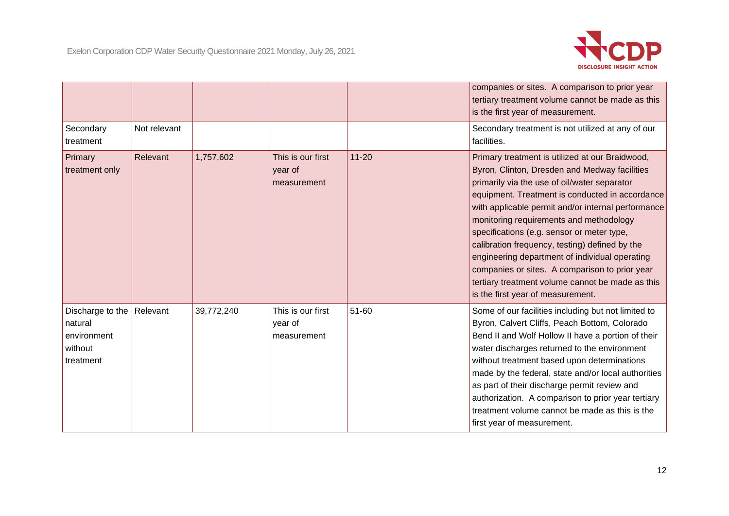|  |  |  |  |  | companies or sites. A comparison to prior year tertiary treatment volume cannot be made as this is the first year of measurement. |
|---|---|---|---|---|---|
| Secondary treatment | Not relevant |  |  |  | Secondary treatment is not utilized at any of our facilities. |
| Primary treatment only | Relevant | 1,757,602 | This is our first year of measurement | 11-20 | Primary treatment is utilized at our Braidwood, Byron, Clinton, Dresden and Medway facilities primarily via the use of oil/water separator equipment. Treatment is conducted in accordance with applicable permit and/or internal performance monitoring requirements and methodology specifications (e.g. sensor or meter type, calibration frequency, testing) defined by the engineering department of individual operating companies or sites. A comparison to prior year tertiary treatment volume cannot be made as this is the first year of measurement. |
| Discharge to the natural environment without treatment | Relevant | 39,772,240 | This is our first year of measurement | 51-60 | Some of our facilities including but not limited to Byron, Calvert Cliffs, Peach Bottom, Colorado Bend II and Wolf Hollow II have a portion of their water discharges returned to the environment without treatment based upon determinations made by the federal, state and/or local authorities as part of their discharge permit review and authorization. A comparison to prior year tertiary treatment volume cannot be made as this is the first year of measurement. |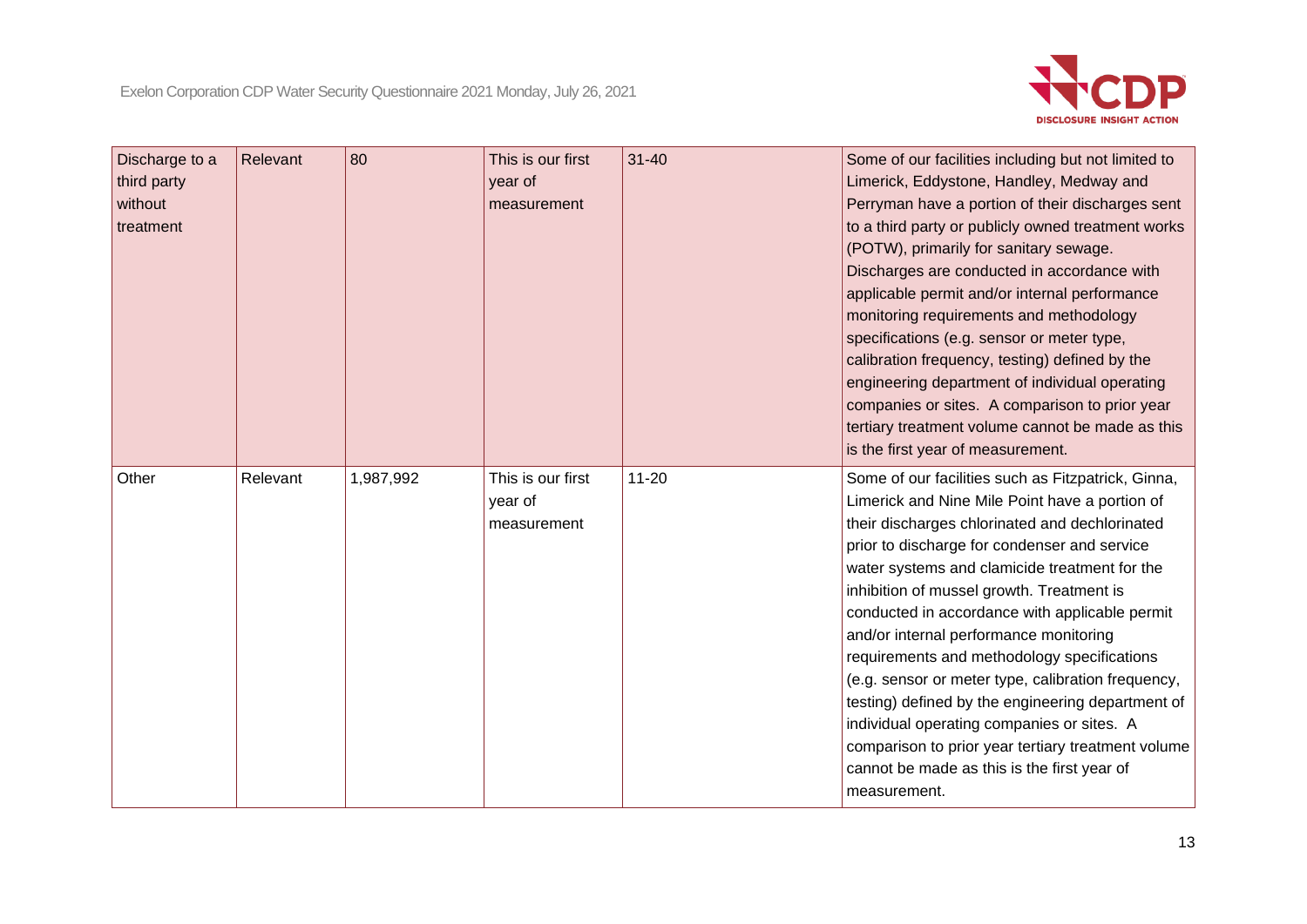| | | | | | |
|---|---|---|---|---|---|
| Discharge to a third party without treatment | Relevant | 80 | This is our first year of measurement | 31-40 | Some of our facilities including but not limited to Limerick, Eddystone, Handley, Medway and Perryman have a portion of their discharges sent to a third party or publicly owned treatment works (POTW), primarily for sanitary sewage. Discharges are conducted in accordance with applicable permit and/or internal performance monitoring requirements and methodology specifications (e.g. sensor or meter type, calibration frequency, testing) defined by the engineering department of individual operating companies or sites. A comparison to prior year tertiary treatment volume cannot be made as this is the first year of measurement. |
| Other | Relevant | 1,987,992 | This is our first year of measurement | 11-20 | Some of our facilities such as Fitzpatrick, Ginna, Limerick and Nine Mile Point have a portion of their discharges chlorinated and dechlorinated prior to discharge for condenser and service water systems and clamicide treatment for the inhibition of mussel growth. Treatment is conducted in accordance with applicable permit and/or internal performance monitoring requirements and methodology specifications (e.g. sensor or meter type, calibration frequency, testing) defined by the engineering department of individual operating companies or sites. A comparison to prior year tertiary treatment volume cannot be made as this is the first year of measurement. |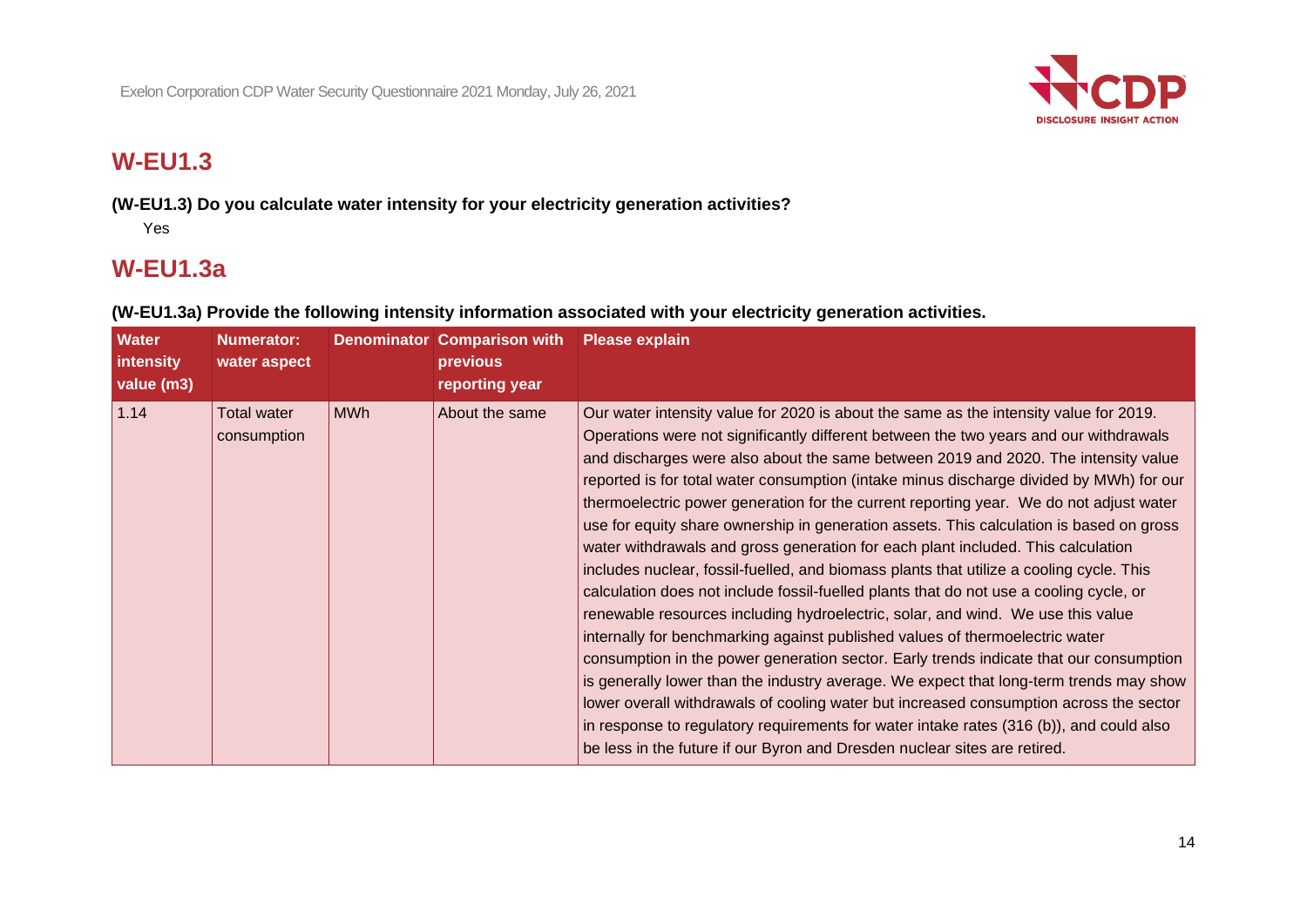## W-EU1.3

**(W-EU1.3) Do you calculate water intensity for your electricity generation activities?**

Yes

## W-EU1.3a

**(W-EU1.3a) Provide the following intensity information associated with your electricity generation activities.**

| Water intensity value (m3) | Numerator: water aspect | Denominator | Comparison with previous reporting year | Please explain |
|---|---|---|---|---|
| 1.14 | Total water consumption | MWh | About the same | Our water intensity value for 2020 is about the same as the intensity value for 2019. Operations were not significantly different between the two years and our withdrawals and discharges were also about the same between 2019 and 2020. The intensity value reported is for total water consumption (intake minus discharge divided by MWh) for our thermoelectric power generation for the current reporting year. We do not adjust water use for equity share ownership in generation assets. This calculation is based on gross water withdrawals and gross generation for each plant included. This calculation includes nuclear, fossil-fuelled, and biomass plants that utilize a cooling cycle. This calculation does not include fossil-fuelled plants that do not use a cooling cycle, or renewable resources including hydroelectric, solar, and wind. We use this value internally for benchmarking against published values of thermoelectric water consumption in the power generation sector. Early trends indicate that our consumption is generally lower than the industry average. We expect that long-term trends may show lower overall withdrawals of cooling water but increased consumption across the sector in response to regulatory requirements for water intake rates (316 (b)), and could also be less in the future if our Byron and Dresden nuclear sites are retired. |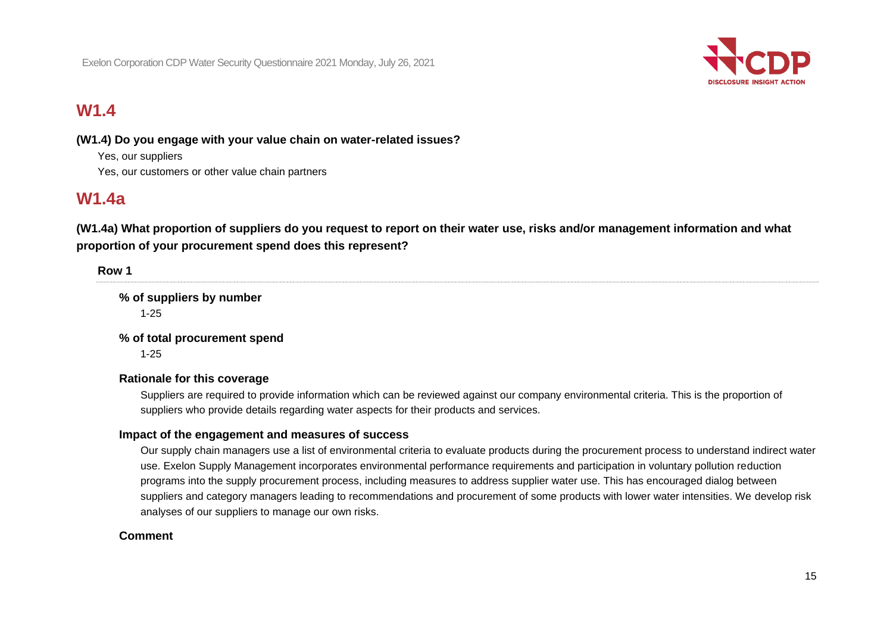## W1.4

**(W1.4) Do you engage with your value chain on water-related issues?**

Yes, our suppliers

Yes, our customers or other value chain partners

## W1.4a

**(W1.4a) What proportion of suppliers do you request to report on their water use, risks and/or management information and what proportion of your procurement spend does this represent?**

**Row 1**

**% of suppliers by number**

1-25

**% of total procurement spend**

1-25

**Rationale for this coverage**

Suppliers are required to provide information which can be reviewed against our company environmental criteria. This is the proportion of suppliers who provide details regarding water aspects for their products and services.

**Impact of the engagement and measures of success**

Our supply chain managers use a list of environmental criteria to evaluate products during the procurement process to understand indirect water use. Exelon Supply Management incorporates environmental performance requirements and participation in voluntary pollution reduction programs into the supply procurement process, including measures to address supplier water use. This has encouraged dialog between suppliers and category managers leading to recommendations and procurement of some products with lower water intensities. We develop risk analyses of our suppliers to manage our own risks.

**Comment**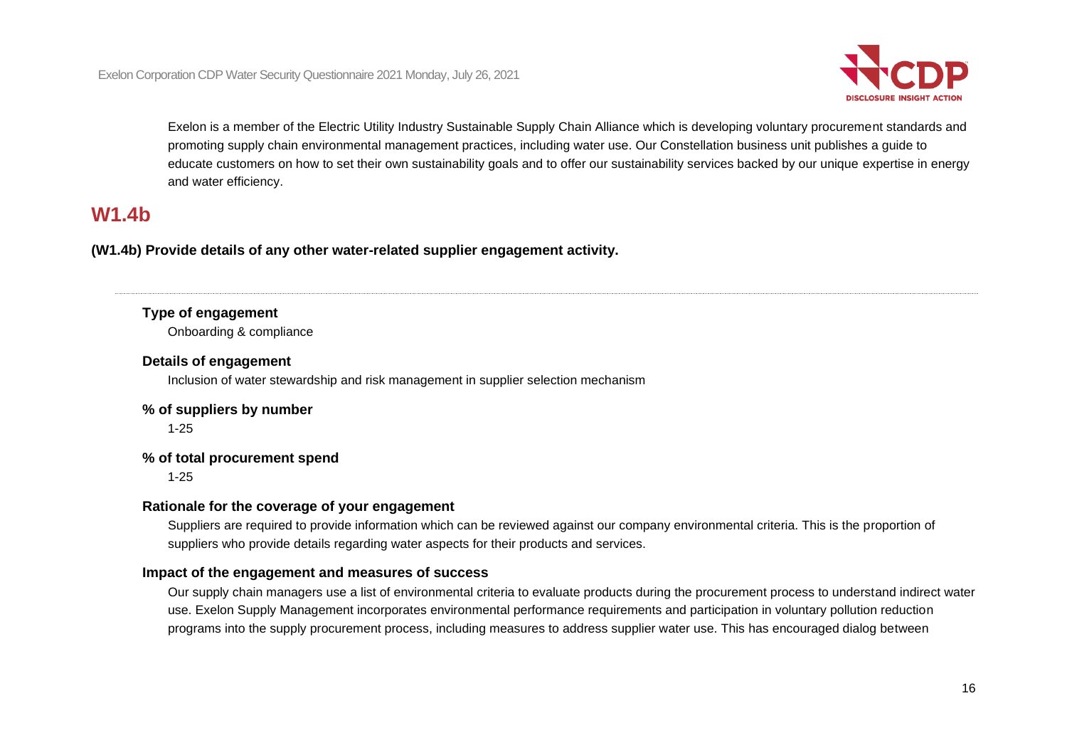Exelon is a member of the Electric Utility Industry Sustainable Supply Chain Alliance which is developing voluntary procurement standards and promoting supply chain environmental management practices, including water use. Our Constellation business unit publishes a guide to educate customers on how to set their own sustainability goals and to offer our sustainability services backed by our unique expertise in energy and water efficiency.

## W1.4b

**(W1.4b) Provide details of any other water-related supplier engagement activity.**

**Type of engagement**

Onboarding & compliance

**Details of engagement**

Inclusion of water stewardship and risk management in supplier selection mechanism

**% of suppliers by number**

1-25

**% of total procurement spend**

1-25

**Rationale for the coverage of your engagement**

Suppliers are required to provide information which can be reviewed against our company environmental criteria. This is the proportion of suppliers who provide details regarding water aspects for their products and services.

**Impact of the engagement and measures of success**

Our supply chain managers use a list of environmental criteria to evaluate products during the procurement process to understand indirect water use. Exelon Supply Management incorporates environmental performance requirements and participation in voluntary pollution reduction programs into the supply procurement process, including measures to address supplier water use. This has encouraged dialog between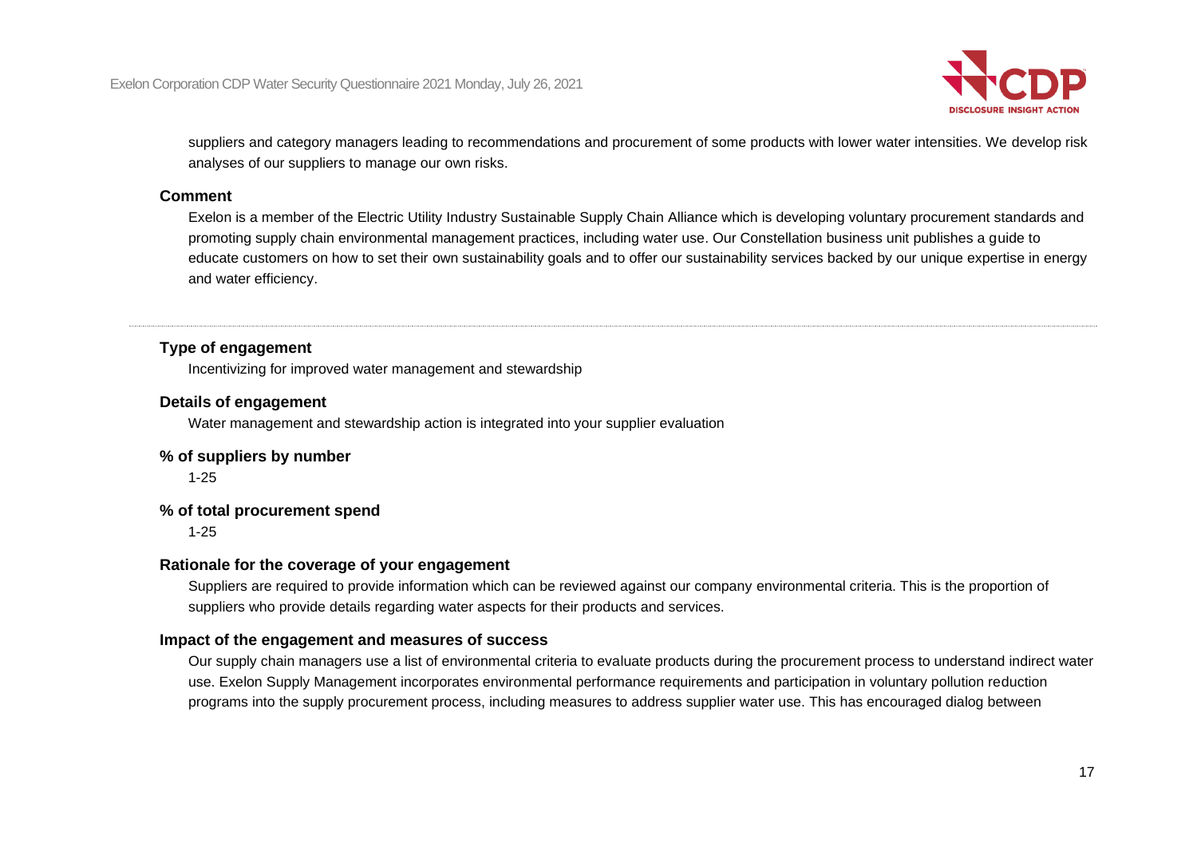suppliers and category managers leading to recommendations and procurement of some products with lower water intensities. We develop risk analyses of our suppliers to manage our own risks.

**Comment**

Exelon is a member of the Electric Utility Industry Sustainable Supply Chain Alliance which is developing voluntary procurement standards and promoting supply chain environmental management practices, including water use. Our Constellation business unit publishes a guide to educate customers on how to set their own sustainability goals and to offer our sustainability services backed by our unique expertise in energy and water efficiency.

---

**Type of engagement**

Incentivizing for improved water management and stewardship

**Details of engagement**

Water management and stewardship action is integrated into your supplier evaluation

**% of suppliers by number**

1-25

**% of total procurement spend**

1-25

**Rationale for the coverage of your engagement**

Suppliers are required to provide information which can be reviewed against our company environmental criteria. This is the proportion of suppliers who provide details regarding water aspects for their products and services.

**Impact of the engagement and measures of success**

Our supply chain managers use a list of environmental criteria to evaluate products during the procurement process to understand indirect water use. Exelon Supply Management incorporates environmental performance requirements and participation in voluntary pollution reduction programs into the supply procurement process, including measures to address supplier water use. This has encouraged dialog between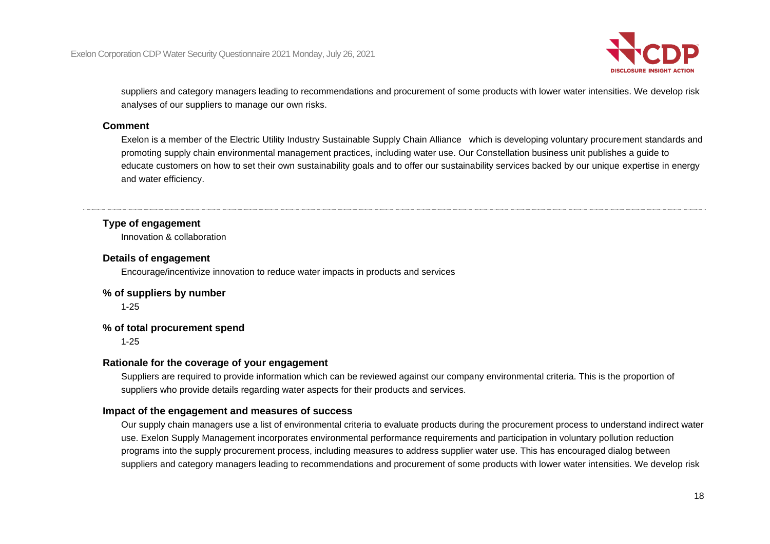suppliers and category managers leading to recommendations and procurement of some products with lower water intensities. We develop risk analyses of our suppliers to manage our own risks.

**Comment**

Exelon is a member of the Electric Utility Industry Sustainable Supply Chain Alliance which is developing voluntary procurement standards and promoting supply chain environmental management practices, including water use. Our Constellation business unit publishes a guide to educate customers on how to set their own sustainability goals and to offer our sustainability services backed by our unique expertise in energy and water efficiency.

---

**Type of engagement**

Innovation & collaboration

**Details of engagement**

Encourage/incentivize innovation to reduce water impacts in products and services

**% of suppliers by number**

1-25

**% of total procurement spend**

1-25

**Rationale for the coverage of your engagement**

Suppliers are required to provide information which can be reviewed against our company environmental criteria. This is the proportion of suppliers who provide details regarding water aspects for their products and services.

**Impact of the engagement and measures of success**

Our supply chain managers use a list of environmental criteria to evaluate products during the procurement process to understand indirect water use. Exelon Supply Management incorporates environmental performance requirements and participation in voluntary pollution reduction programs into the supply procurement process, including measures to address supplier water use. This has encouraged dialog between suppliers and category managers leading to recommendations and procurement of some products with lower water intensities. We develop risk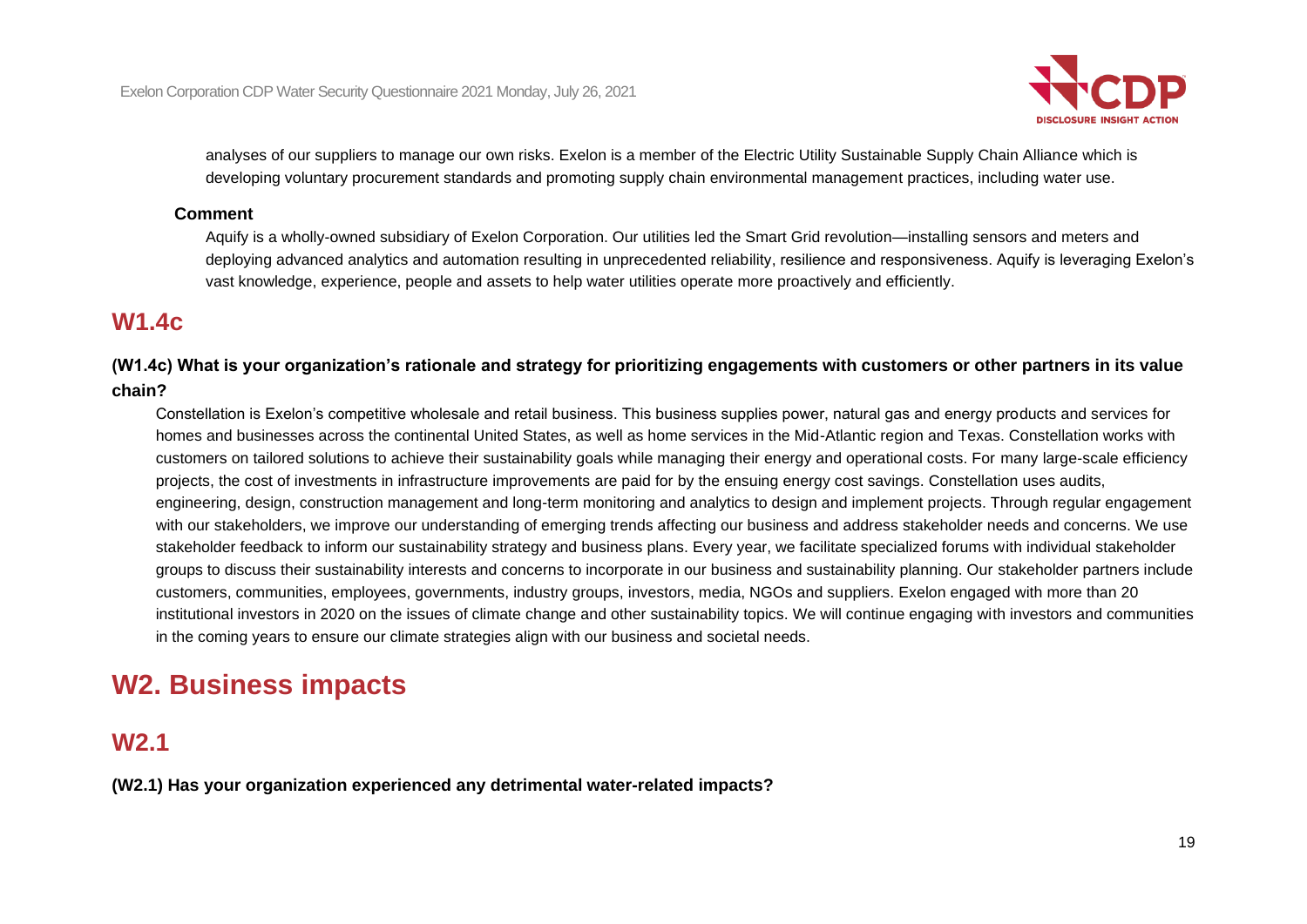analyses of our suppliers to manage our own risks. Exelon is a member of the Electric Utility Sustainable Supply Chain Alliance which is developing voluntary procurement standards and promoting supply chain environmental management practices, including water use.

**Comment**

Aquify is a wholly-owned subsidiary of Exelon Corporation. Our utilities led the Smart Grid revolution—installing sensors and meters and deploying advanced analytics and automation resulting in unprecedented reliability, resilience and responsiveness. Aquify is leveraging Exelon's vast knowledge, experience, people and assets to help water utilities operate more proactively and efficiently.

## W1.4c

**(W1.4c) What is your organization's rationale and strategy for prioritizing engagements with customers or other partners in its value chain?**

Constellation is Exelon's competitive wholesale and retail business. This business supplies power, natural gas and energy products and services for homes and businesses across the continental United States, as well as home services in the Mid-Atlantic region and Texas. Constellation works with customers on tailored solutions to achieve their sustainability goals while managing their energy and operational costs. For many large-scale efficiency projects, the cost of investments in infrastructure improvements are paid for by the ensuing energy cost savings. Constellation uses audits, engineering, design, construction management and long-term monitoring and analytics to design and implement projects. Through regular engagement with our stakeholders, we improve our understanding of emerging trends affecting our business and address stakeholder needs and concerns. We use stakeholder feedback to inform our sustainability strategy and business plans. Every year, we facilitate specialized forums with individual stakeholder groups to discuss their sustainability interests and concerns to incorporate in our business and sustainability planning. Our stakeholder partners include customers, communities, employees, governments, industry groups, investors, media, NGOs and suppliers. Exelon engaged with more than 20 institutional investors in 2020 on the issues of climate change and other sustainability topics. We will continue engaging with investors and communities in the coming years to ensure our climate strategies align with our business and societal needs.

# W2. Business impacts

## W2.1

**(W2.1) Has your organization experienced any detrimental water-related impacts?**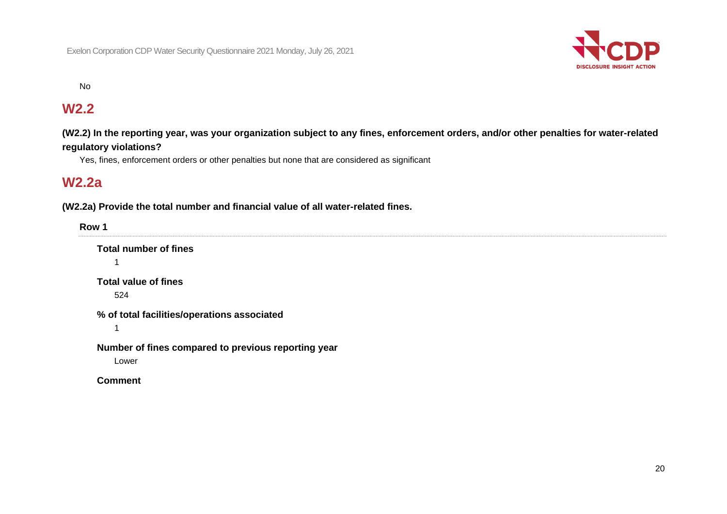No

## W2.2

**(W2.2) In the reporting year, was your organization subject to any fines, enforcement orders, and/or other penalties for water-related regulatory violations?**

Yes, fines, enforcement orders or other penalties but none that are considered as significant

## W2.2a

**(W2.2a) Provide the total number and financial value of all water-related fines.**

**Row 1**

**Total number of fines**

1

**Total value of fines**

524

**% of total facilities/operations associated**

1

**Number of fines compared to previous reporting year**

Lower

**Comment**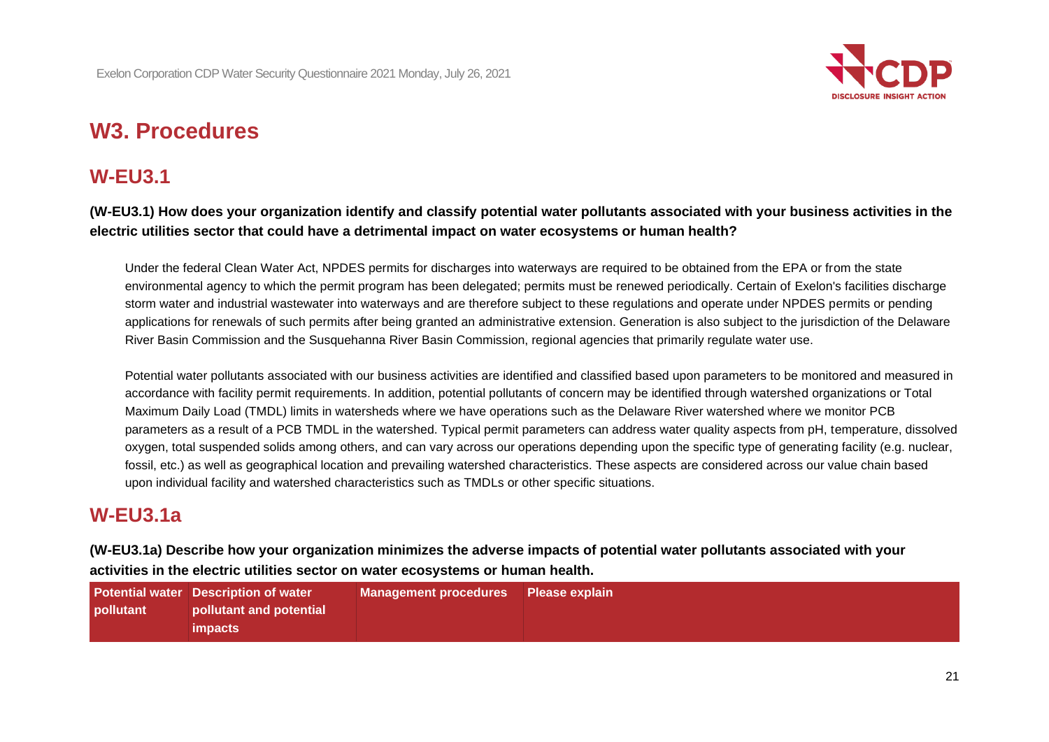# W3. Procedures

## W-EU3.1

**(W-EU3.1) How does your organization identify and classify potential water pollutants associated with your business activities in the electric utilities sector that could have a detrimental impact on water ecosystems or human health?**

Under the federal Clean Water Act, NPDES permits for discharges into waterways are required to be obtained from the EPA or from the state environmental agency to which the permit program has been delegated; permits must be renewed periodically. Certain of Exelon's facilities discharge storm water and industrial wastewater into waterways and are therefore subject to these regulations and operate under NPDES permits or pending applications for renewals of such permits after being granted an administrative extension. Generation is also subject to the jurisdiction of the Delaware River Basin Commission and the Susquehanna River Basin Commission, regional agencies that primarily regulate water use.

Potential water pollutants associated with our business activities are identified and classified based upon parameters to be monitored and measured in accordance with facility permit requirements. In addition, potential pollutants of concern may be identified through watershed organizations or Total Maximum Daily Load (TMDL) limits in watersheds where we have operations such as the Delaware River watershed where we monitor PCB parameters as a result of a PCB TMDL in the watershed. Typical permit parameters can address water quality aspects from pH, temperature, dissolved oxygen, total suspended solids among others, and can vary across our operations depending upon the specific type of generating facility (e.g. nuclear, fossil, etc.) as well as geographical location and prevailing watershed characteristics. These aspects are considered across our value chain based upon individual facility and watershed characteristics such as TMDLs or other specific situations.

## W-EU3.1a

**(W-EU3.1a) Describe how your organization minimizes the adverse impacts of potential water pollutants associated with your activities in the electric utilities sector on water ecosystems or human health.**

| Potential water pollutant | Description of water pollutant and potential impacts | Management procedures | Please explain |
|---|---|---|---|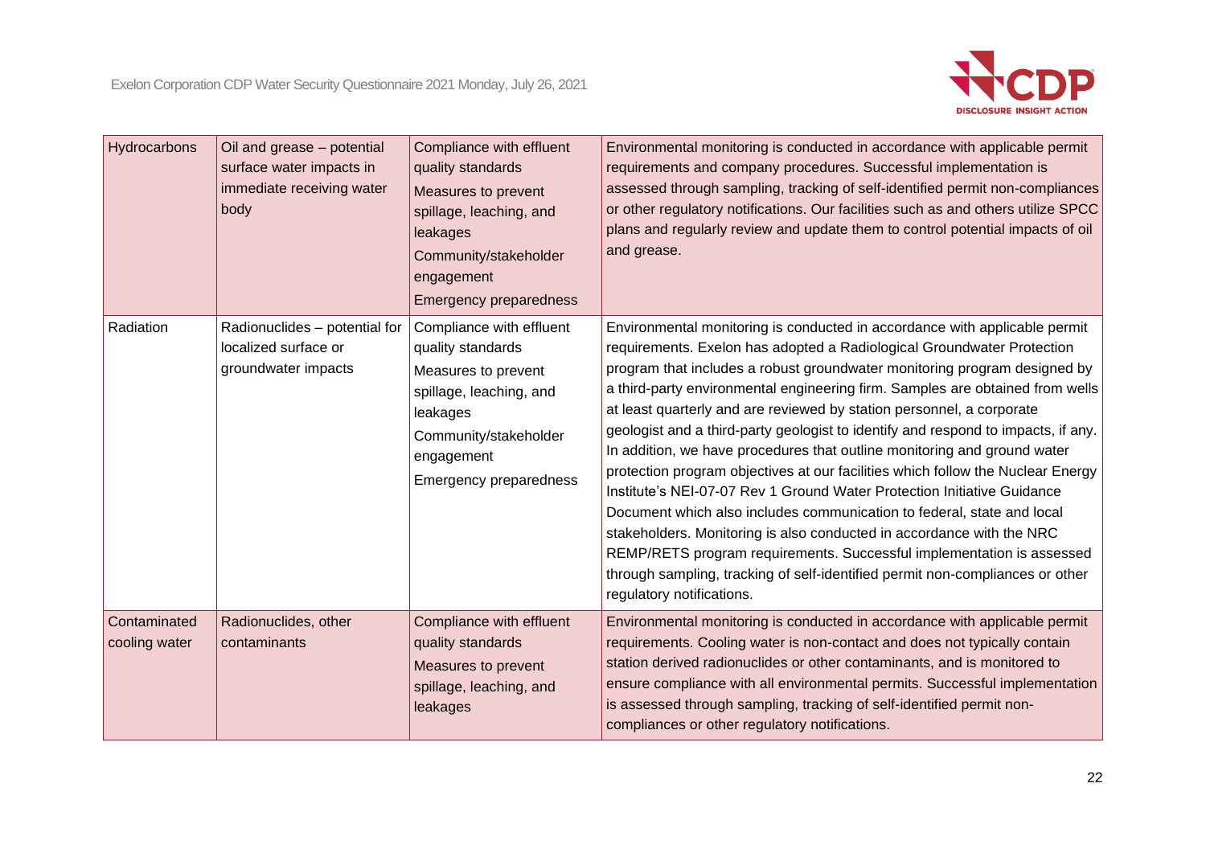| Hydrocarbons | Oil and grease – potential surface water impacts in immediate receiving water body | Compliance with effluent quality standards<br>Measures to prevent spillage, leaching, and leakages<br>Community/stakeholder engagement<br>Emergency preparedness | Environmental monitoring is conducted in accordance with applicable permit requirements and company procedures. Successful implementation is assessed through sampling, tracking of self-identified permit non-compliances or other regulatory notifications. Our facilities such as and others utilize SPCC plans and regularly review and update them to control potential impacts of oil and grease. |
|---|---|---|---|
| Radiation | Radionuclides – potential for localized surface or groundwater impacts | Compliance with effluent quality standards<br>Measures to prevent spillage, leaching, and leakages<br>Community/stakeholder engagement<br>Emergency preparedness | Environmental monitoring is conducted in accordance with applicable permit requirements. Exelon has adopted a Radiological Groundwater Protection program that includes a robust groundwater monitoring program designed by a third-party environmental engineering firm. Samples are obtained from wells at least quarterly and are reviewed by station personnel, a corporate geologist and a third-party geologist to identify and respond to impacts, if any. In addition, we have procedures that outline monitoring and ground water protection program objectives at our facilities which follow the Nuclear Energy Institute's NEI-07-07 Rev 1 Ground Water Protection Initiative Guidance Document which also includes communication to federal, state and local stakeholders. Monitoring is also conducted in accordance with the NRC REMP/RETS program requirements. Successful implementation is assessed through sampling, tracking of self-identified permit non-compliances or other regulatory notifications. |
| Contaminated cooling water | Radionuclides, other contaminants | Compliance with effluent quality standards<br>Measures to prevent spillage, leaching, and leakages | Environmental monitoring is conducted in accordance with applicable permit requirements. Cooling water is non-contact and does not typically contain station derived radionuclides or other contaminants, and is monitored to ensure compliance with all environmental permits. Successful implementation is assessed through sampling, tracking of self-identified permit non-compliances or other regulatory notifications. |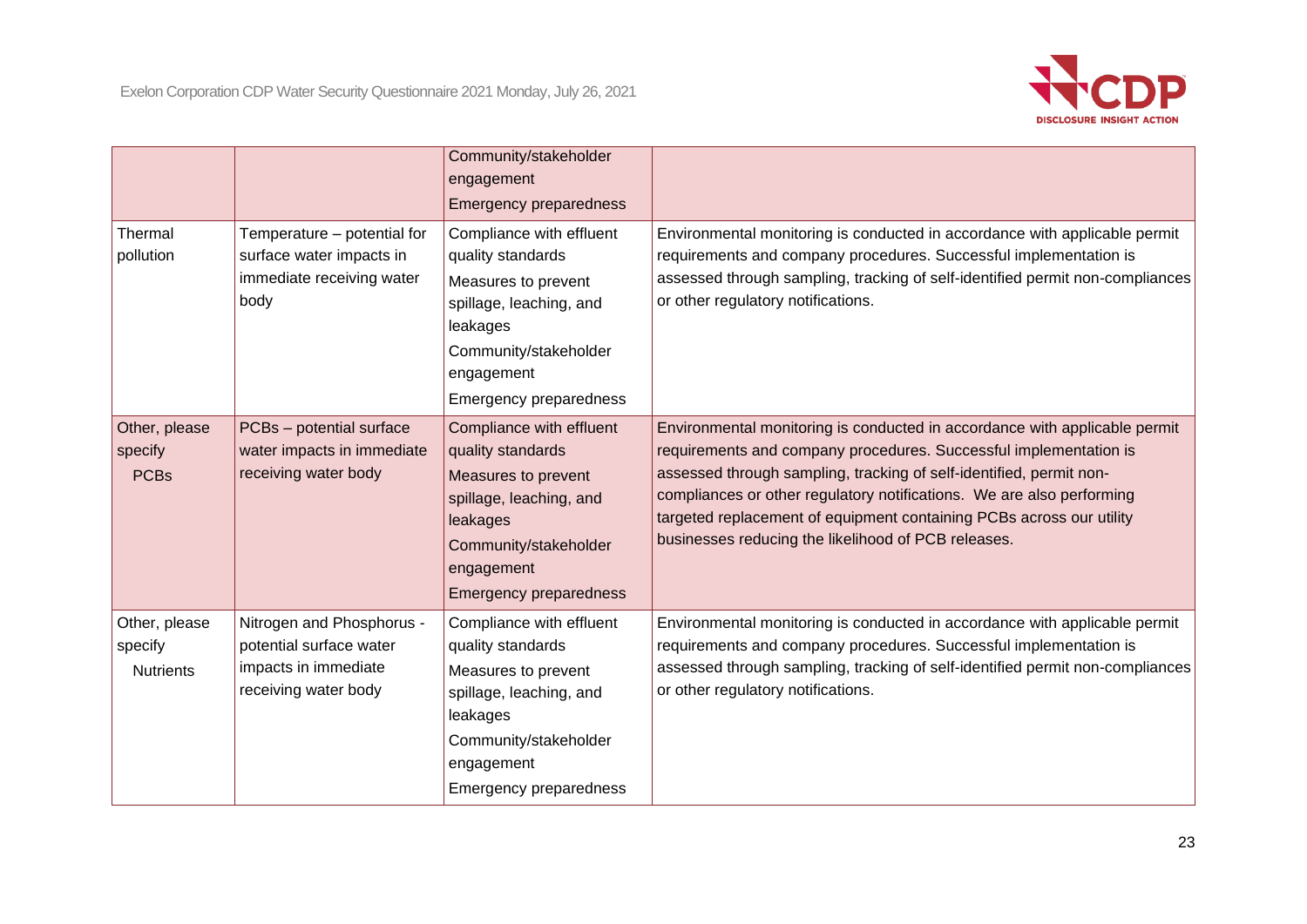| | | | |
|---|---|---|---|
| | | Community/stakeholder engagement<br>Emergency preparedness | |
| Thermal pollution | Temperature – potential for surface water impacts in immediate receiving water body | Compliance with effluent quality standards<br>Measures to prevent spillage, leaching, and leakages<br>Community/stakeholder engagement<br>Emergency preparedness | Environmental monitoring is conducted in accordance with applicable permit requirements and company procedures. Successful implementation is assessed through sampling, tracking of self-identified permit non-compliances or other regulatory notifications. |
| Other, please specify<br>PCBs | PCBs – potential surface water impacts in immediate receiving water body | Compliance with effluent quality standards<br>Measures to prevent spillage, leaching, and leakages<br>Community/stakeholder engagement<br>Emergency preparedness | Environmental monitoring is conducted in accordance with applicable permit requirements and company procedures. Successful implementation is assessed through sampling, tracking of self-identified, permit non-compliances or other regulatory notifications. We are also performing targeted replacement of equipment containing PCBs across our utility businesses reducing the likelihood of PCB releases. |
| Other, please specify<br>Nutrients | Nitrogen and Phosphorus - potential surface water impacts in immediate receiving water body | Compliance with effluent quality standards<br>Measures to prevent spillage, leaching, and leakages<br>Community/stakeholder engagement<br>Emergency preparedness | Environmental monitoring is conducted in accordance with applicable permit requirements and company procedures. Successful implementation is assessed through sampling, tracking of self-identified permit non-compliances or other regulatory notifications. |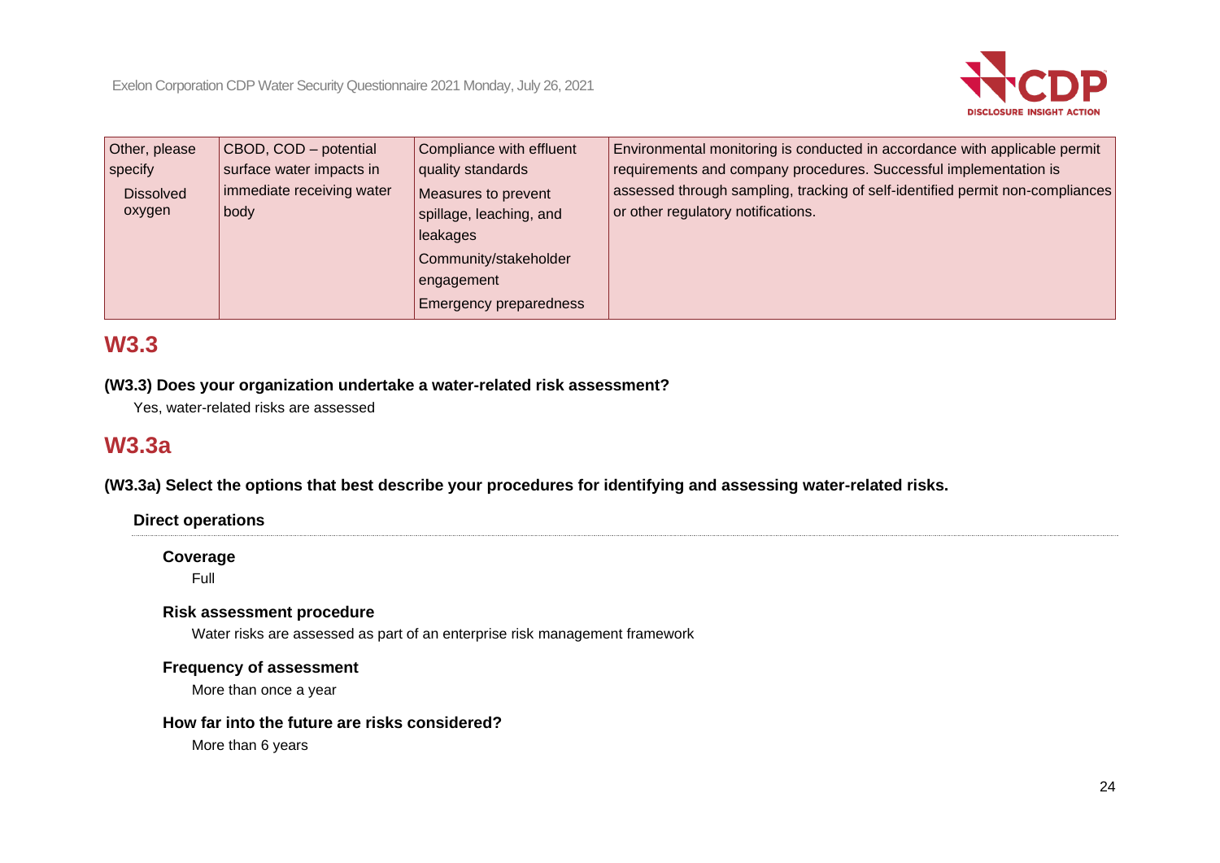| Other, please specify<br>Dissolved oxygen | CBOD, COD – potential surface water impacts in immediate receiving water body | Compliance with effluent quality standards<br>Measures to prevent spillage, leaching, and leakages<br>Community/stakeholder engagement<br>Emergency preparedness | Environmental monitoring is conducted in accordance with applicable permit requirements and company procedures. Successful implementation is assessed through sampling, tracking of self-identified permit non-compliances or other regulatory notifications. |
|---|---|---|---|

## W3.3

**(W3.3) Does your organization undertake a water-related risk assessment?**

Yes, water-related risks are assessed

## W3.3a

**(W3.3a) Select the options that best describe your procedures for identifying and assessing water-related risks.**

**Direct operations**

**Coverage**

Full

**Risk assessment procedure**

Water risks are assessed as part of an enterprise risk management framework

**Frequency of assessment**

More than once a year

**How far into the future are risks considered?**

More than 6 years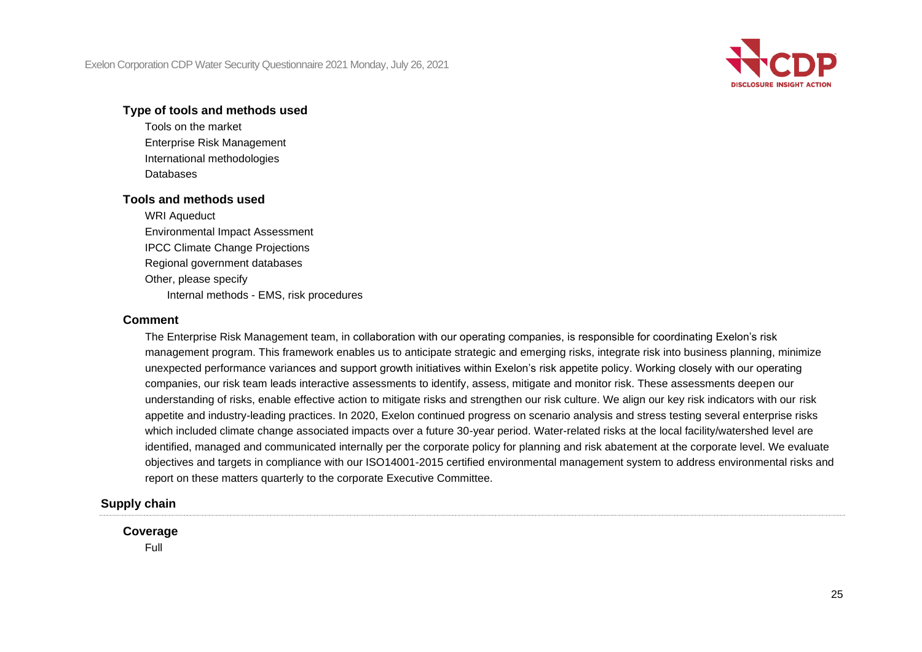#### Type of tools and methods used

Tools on the market
Enterprise Risk Management
International methodologies
Databases

#### Tools and methods used

WRI Aqueduct
Environmental Impact Assessment
IPCC Climate Change Projections
Regional government databases
Other, please specify
Internal methods - EMS, risk procedures

#### Comment

The Enterprise Risk Management team, in collaboration with our operating companies, is responsible for coordinating Exelon's risk management program. This framework enables us to anticipate strategic and emerging risks, integrate risk into business planning, minimize unexpected performance variances and support growth initiatives within Exelon's risk appetite policy. Working closely with our operating companies, our risk team leads interactive assessments to identify, assess, mitigate and monitor risk. These assessments deepen our understanding of risks, enable effective action to mitigate risks and strengthen our risk culture. We align our key risk indicators with our risk appetite and industry-leading practices. In 2020, Exelon continued progress on scenario analysis and stress testing several enterprise risks which included climate change associated impacts over a future 30-year period. Water-related risks at the local facility/watershed level are identified, managed and communicated internally per the corporate policy for planning and risk abatement at the corporate level. We evaluate objectives and targets in compliance with our ISO14001-2015 certified environmental management system to address environmental risks and report on these matters quarterly to the corporate Executive Committee.

### Supply chain

#### Coverage

Full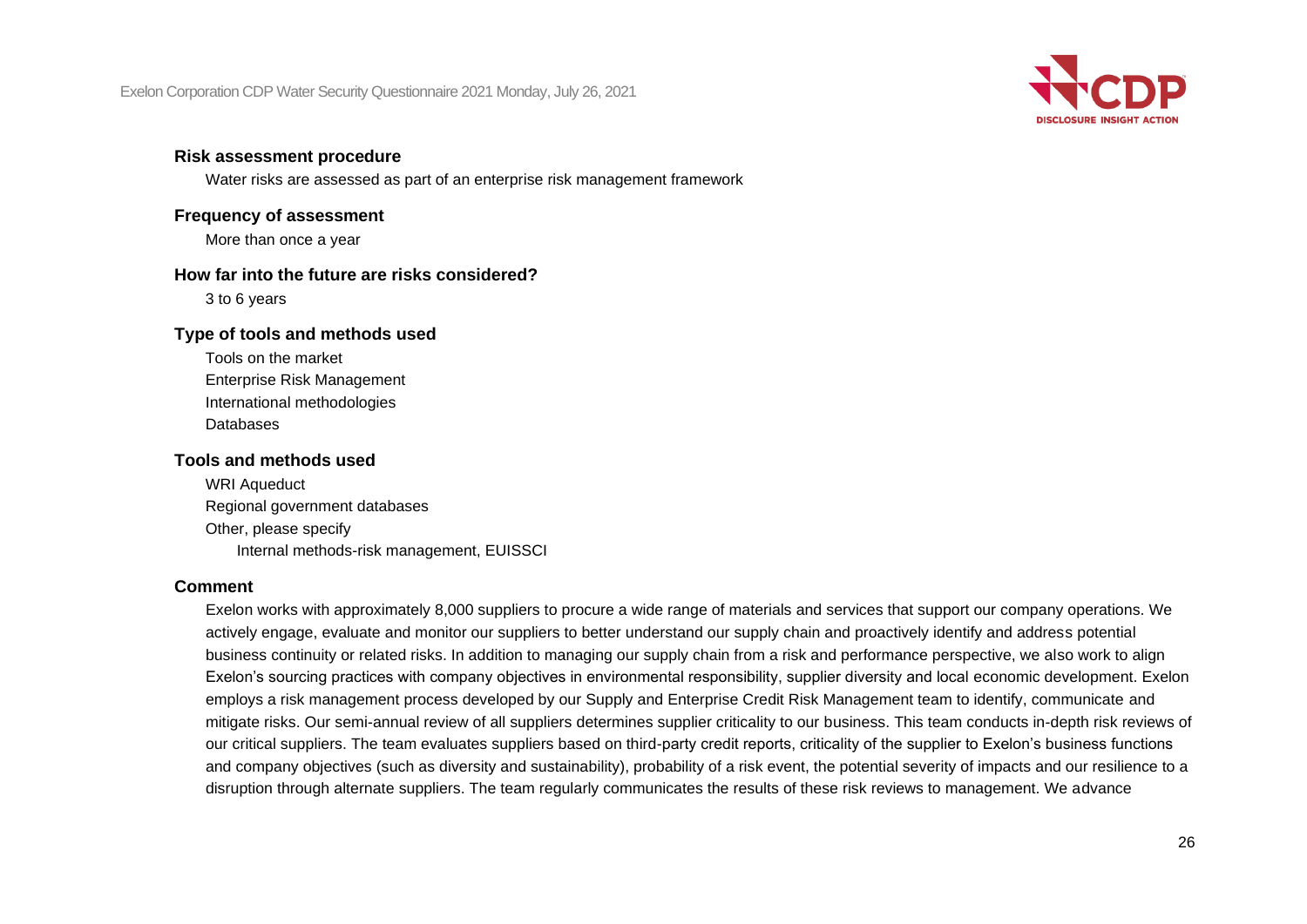**Risk assessment procedure**

Water risks are assessed as part of an enterprise risk management framework

**Frequency of assessment**

More than once a year

**How far into the future are risks considered?**

3 to 6 years

**Type of tools and methods used**

Tools on the market
Enterprise Risk Management
International methodologies
Databases

**Tools and methods used**

WRI Aqueduct
Regional government databases
Other, please specify
Internal methods-risk management, EUISSCI

**Comment**

Exelon works with approximately 8,000 suppliers to procure a wide range of materials and services that support our company operations. We actively engage, evaluate and monitor our suppliers to better understand our supply chain and proactively identify and address potential business continuity or related risks. In addition to managing our supply chain from a risk and performance perspective, we also work to align Exelon's sourcing practices with company objectives in environmental responsibility, supplier diversity and local economic development. Exelon employs a risk management process developed by our Supply and Enterprise Credit Risk Management team to identify, communicate and mitigate risks. Our semi-annual review of all suppliers determines supplier criticality to our business. This team conducts in-depth risk reviews of our critical suppliers. The team evaluates suppliers based on third-party credit reports, criticality of the supplier to Exelon's business functions and company objectives (such as diversity and sustainability), probability of a risk event, the potential severity of impacts and our resilience to a disruption through alternate suppliers. The team regularly communicates the results of these risk reviews to management. We advance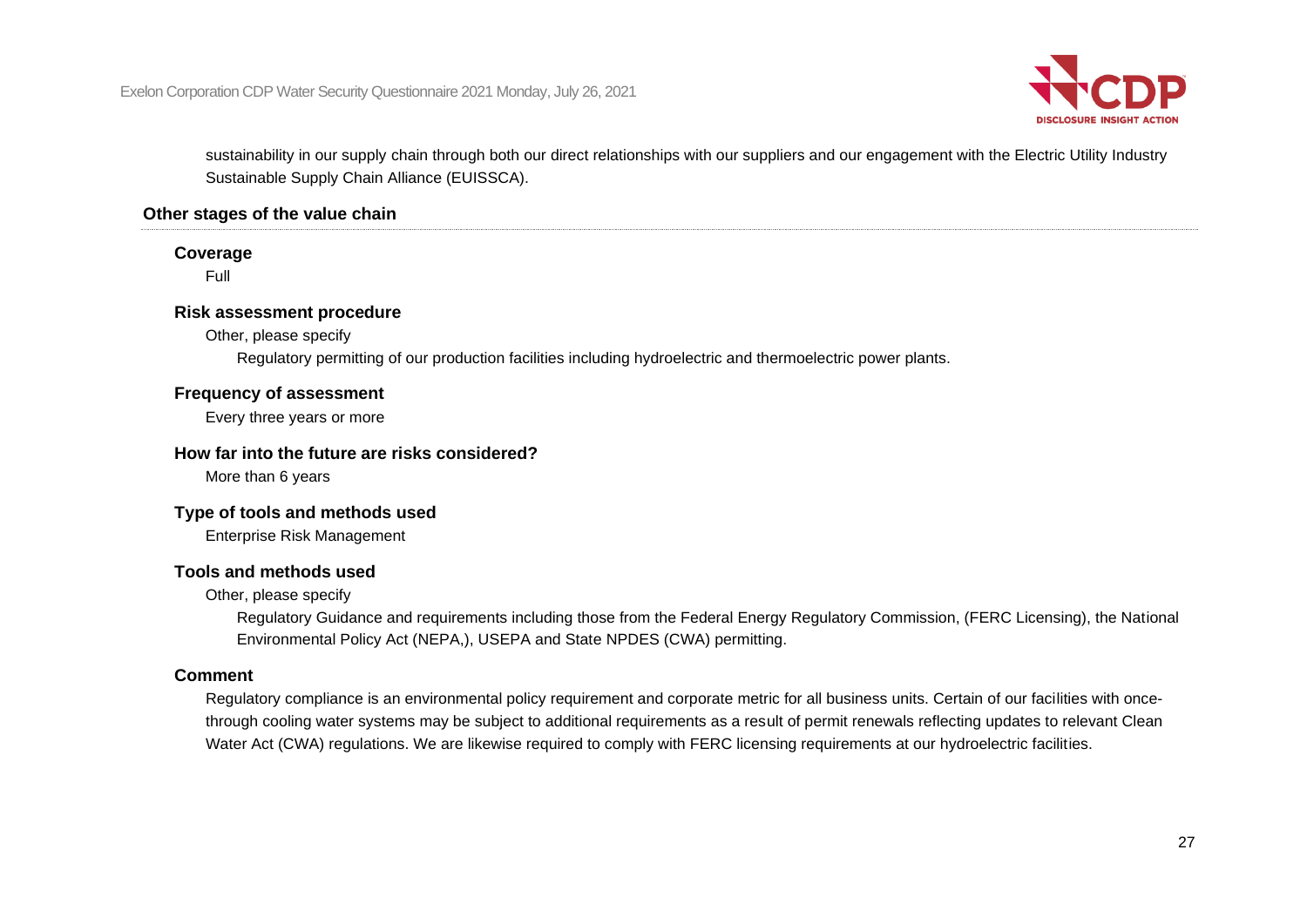sustainability in our supply chain through both our direct relationships with our suppliers and our engagement with the Electric Utility Industry Sustainable Supply Chain Alliance (EUISSCA).

### Other stages of the value chain

**Coverage**

Full

**Risk assessment procedure**

Other, please specify

Regulatory permitting of our production facilities including hydroelectric and thermoelectric power plants.

**Frequency of assessment**

Every three years or more

**How far into the future are risks considered?**

More than 6 years

**Type of tools and methods used**

Enterprise Risk Management

**Tools and methods used**

Other, please specify

Regulatory Guidance and requirements including those from the Federal Energy Regulatory Commission, (FERC Licensing), the National Environmental Policy Act (NEPA,), USEPA and State NPDES (CWA) permitting.

**Comment**

Regulatory compliance is an environmental policy requirement and corporate metric for all business units. Certain of our facilities with once-through cooling water systems may be subject to additional requirements as a result of permit renewals reflecting updates to relevant Clean Water Act (CWA) regulations. We are likewise required to comply with FERC licensing requirements at our hydroelectric facilities.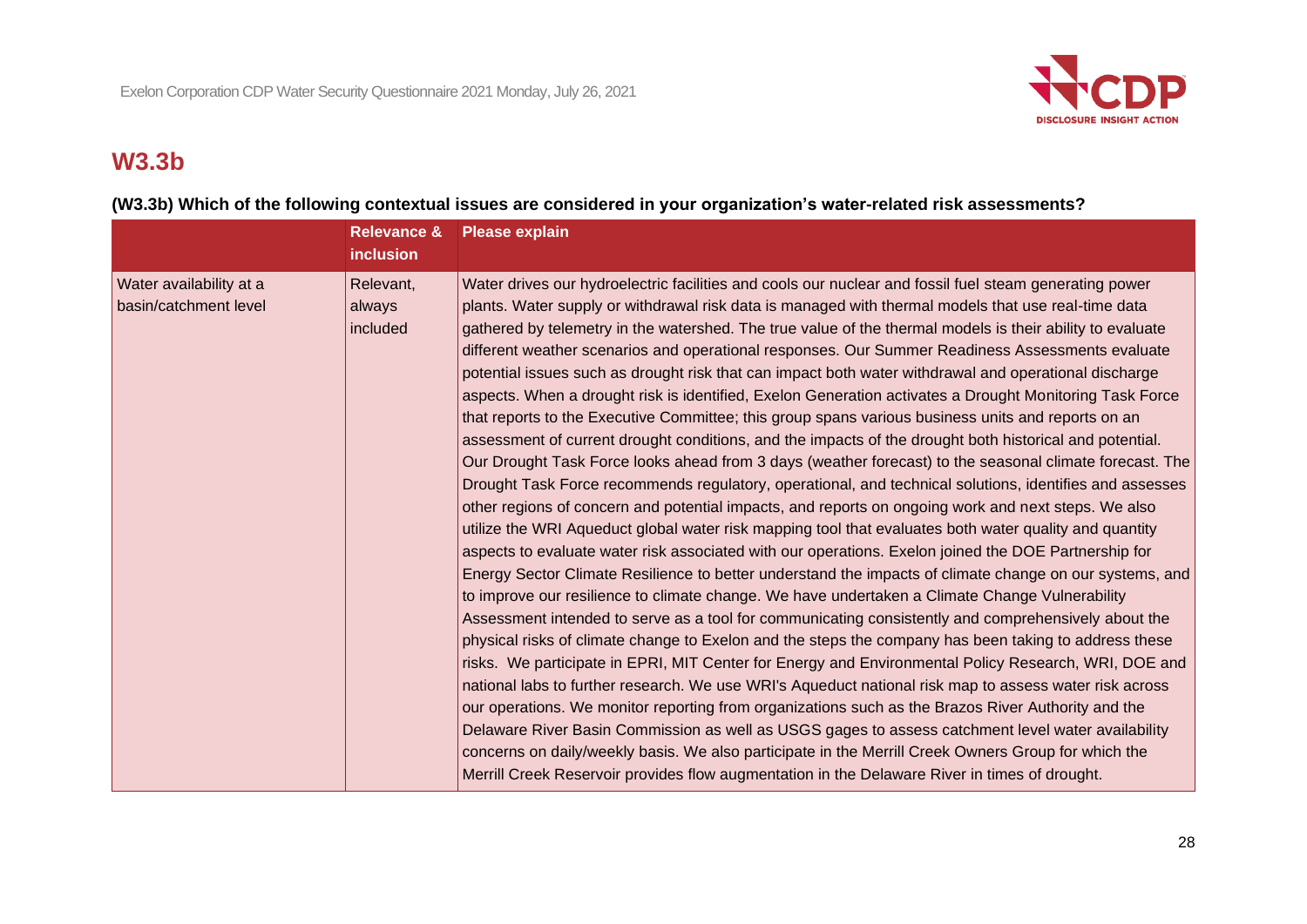## W3.3b

**(W3.3b) Which of the following contextual issues are considered in your organization's water-related risk assessments?**

| | Relevance & inclusion | Please explain |
|---|---|---|
| Water availability at a basin/catchment level | Relevant, always included | Water drives our hydroelectric facilities and cools our nuclear and fossil fuel steam generating power plants. Water supply or withdrawal risk data is managed with thermal models that use real-time data gathered by telemetry in the watershed. The true value of the thermal models is their ability to evaluate different weather scenarios and operational responses. Our Summer Readiness Assessments evaluate potential issues such as drought risk that can impact both water withdrawal and operational discharge aspects. When a drought risk is identified, Exelon Generation activates a Drought Monitoring Task Force that reports to the Executive Committee; this group spans various business units and reports on an assessment of current drought conditions, and the impacts of the drought both historical and potential. Our Drought Task Force looks ahead from 3 days (weather forecast) to the seasonal climate forecast. The Drought Task Force recommends regulatory, operational, and technical solutions, identifies and assesses other regions of concern and potential impacts, and reports on ongoing work and next steps. We also utilize the WRI Aqueduct global water risk mapping tool that evaluates both water quality and quantity aspects to evaluate water risk associated with our operations. Exelon joined the DOE Partnership for Energy Sector Climate Resilience to better understand the impacts of climate change on our systems, and to improve our resilience to climate change. We have undertaken a Climate Change Vulnerability Assessment intended to serve as a tool for communicating consistently and comprehensively about the physical risks of climate change to Exelon and the steps the company has been taking to address these risks. We participate in EPRI, MIT Center for Energy and Environmental Policy Research, WRI, DOE and national labs to further research. We use WRI's Aqueduct national risk map to assess water risk across our operations. We monitor reporting from organizations such as the Brazos River Authority and the Delaware River Basin Commission as well as USGS gages to assess catchment level water availability concerns on daily/weekly basis. We also participate in the Merrill Creek Owners Group for which the Merrill Creek Reservoir provides flow augmentation in the Delaware River in times of drought. |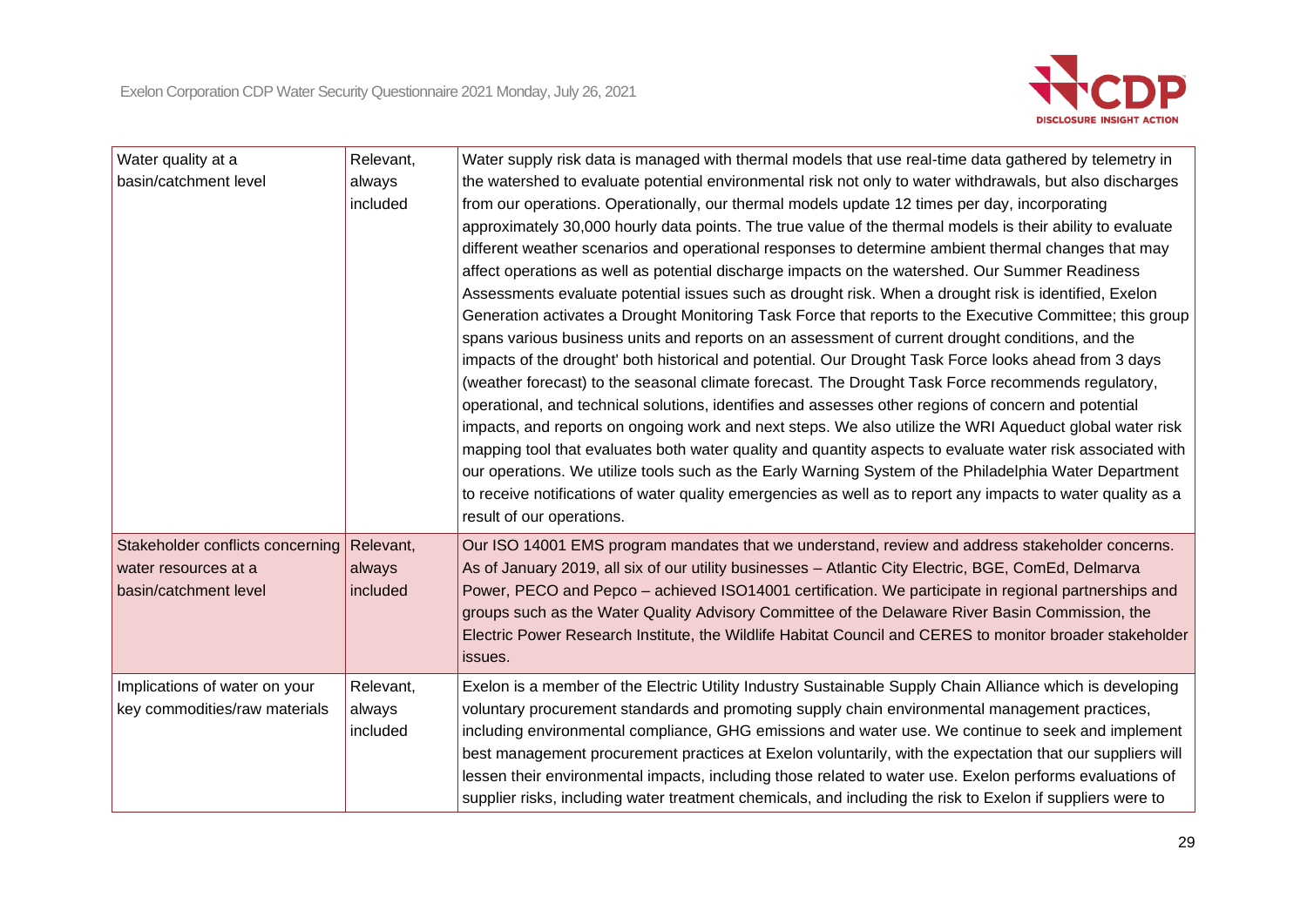| | | |
|---|---|---|
| Water quality at a basin/catchment level | Relevant, always included | Water supply risk data is managed with thermal models that use real-time data gathered by telemetry in the watershed to evaluate potential environmental risk not only to water withdrawals, but also discharges from our operations. Operationally, our thermal models update 12 times per day, incorporating approximately 30,000 hourly data points. The true value of the thermal models is their ability to evaluate different weather scenarios and operational responses to determine ambient thermal changes that may affect operations as well as potential discharge impacts on the watershed. Our Summer Readiness Assessments evaluate potential issues such as drought risk. When a drought risk is identified, Exelon Generation activates a Drought Monitoring Task Force that reports to the Executive Committee; this group spans various business units and reports on an assessment of current drought conditions, and the impacts of the drought' both historical and potential. Our Drought Task Force looks ahead from 3 days (weather forecast) to the seasonal climate forecast. The Drought Task Force recommends regulatory, operational, and technical solutions, identifies and assesses other regions of concern and potential impacts, and reports on ongoing work and next steps. We also utilize the WRI Aqueduct global water risk mapping tool that evaluates both water quality and quantity aspects to evaluate water risk associated with our operations. We utilize tools such as the Early Warning System of the Philadelphia Water Department to receive notifications of water quality emergencies as well as to report any impacts to water quality as a result of our operations. |
| Stakeholder conflicts concerning water resources at a basin/catchment level | Relevant, always included | Our ISO 14001 EMS program mandates that we understand, review and address stakeholder concerns. As of January 2019, all six of our utility businesses – Atlantic City Electric, BGE, ComEd, Delmarva Power, PECO and Pepco – achieved ISO14001 certification. We participate in regional partnerships and groups such as the Water Quality Advisory Committee of the Delaware River Basin Commission, the Electric Power Research Institute, the Wildlife Habitat Council and CERES to monitor broader stakeholder issues. |
| Implications of water on your key commodities/raw materials | Relevant, always included | Exelon is a member of the Electric Utility Industry Sustainable Supply Chain Alliance which is developing voluntary procurement standards and promoting supply chain environmental management practices, including environmental compliance, GHG emissions and water use. We continue to seek and implement best management procurement practices at Exelon voluntarily, with the expectation that our suppliers will lessen their environmental impacts, including those related to water use. Exelon performs evaluations of supplier risks, including water treatment chemicals, and including the risk to Exelon if suppliers were to |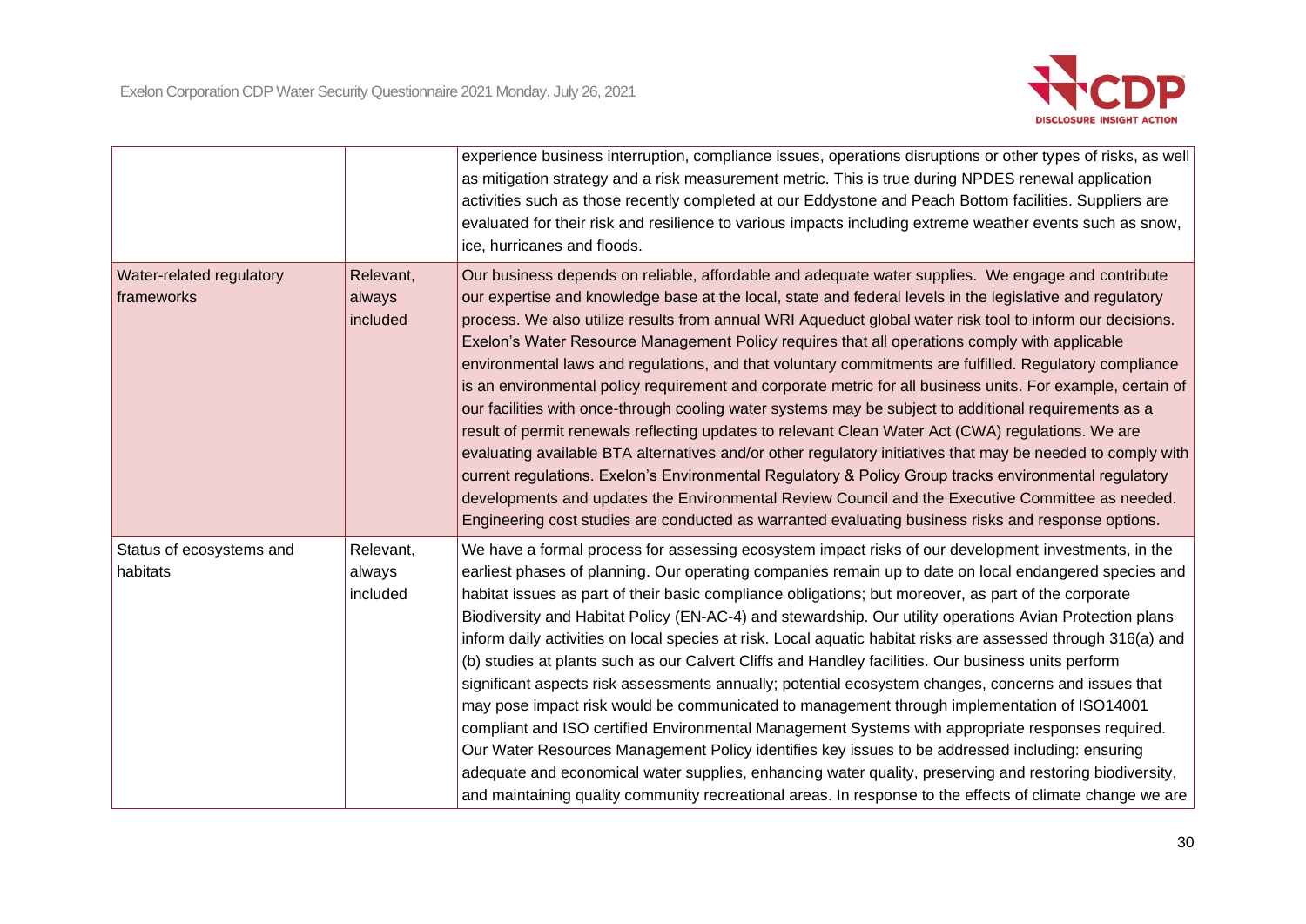| | | |
|---|---|---|
| | | experience business interruption, compliance issues, operations disruptions or other types of risks, as well as mitigation strategy and a risk measurement metric. This is true during NPDES renewal application activities such as those recently completed at our Eddystone and Peach Bottom facilities. Suppliers are evaluated for their risk and resilience to various impacts including extreme weather events such as snow, ice, hurricanes and floods. |
| Water-related regulatory frameworks | Relevant, always included | Our business depends on reliable, affordable and adequate water supplies. We engage and contribute our expertise and knowledge base at the local, state and federal levels in the legislative and regulatory process. We also utilize results from annual WRI Aqueduct global water risk tool to inform our decisions. Exelon's Water Resource Management Policy requires that all operations comply with applicable environmental laws and regulations, and that voluntary commitments are fulfilled. Regulatory compliance is an environmental policy requirement and corporate metric for all business units. For example, certain of our facilities with once-through cooling water systems may be subject to additional requirements as a result of permit renewals reflecting updates to relevant Clean Water Act (CWA) regulations. We are evaluating available BTA alternatives and/or other regulatory initiatives that may be needed to comply with current regulations. Exelon's Environmental Regulatory & Policy Group tracks environmental regulatory developments and updates the Environmental Review Council and the Executive Committee as needed. Engineering cost studies are conducted as warranted evaluating business risks and response options. |
| Status of ecosystems and habitats | Relevant, always included | We have a formal process for assessing ecosystem impact risks of our development investments, in the earliest phases of planning. Our operating companies remain up to date on local endangered species and habitat issues as part of their basic compliance obligations; but moreover, as part of the corporate Biodiversity and Habitat Policy (EN-AC-4) and stewardship. Our utility operations Avian Protection plans inform daily activities on local species at risk. Local aquatic habitat risks are assessed through 316(a) and (b) studies at plants such as our Calvert Cliffs and Handley facilities. Our business units perform significant aspects risk assessments annually; potential ecosystem changes, concerns and issues that may pose impact risk would be communicated to management through implementation of ISO14001 compliant and ISO certified Environmental Management Systems with appropriate responses required. Our Water Resources Management Policy identifies key issues to be addressed including: ensuring adequate and economical water supplies, enhancing water quality, preserving and restoring biodiversity, and maintaining quality community recreational areas. In response to the effects of climate change we are |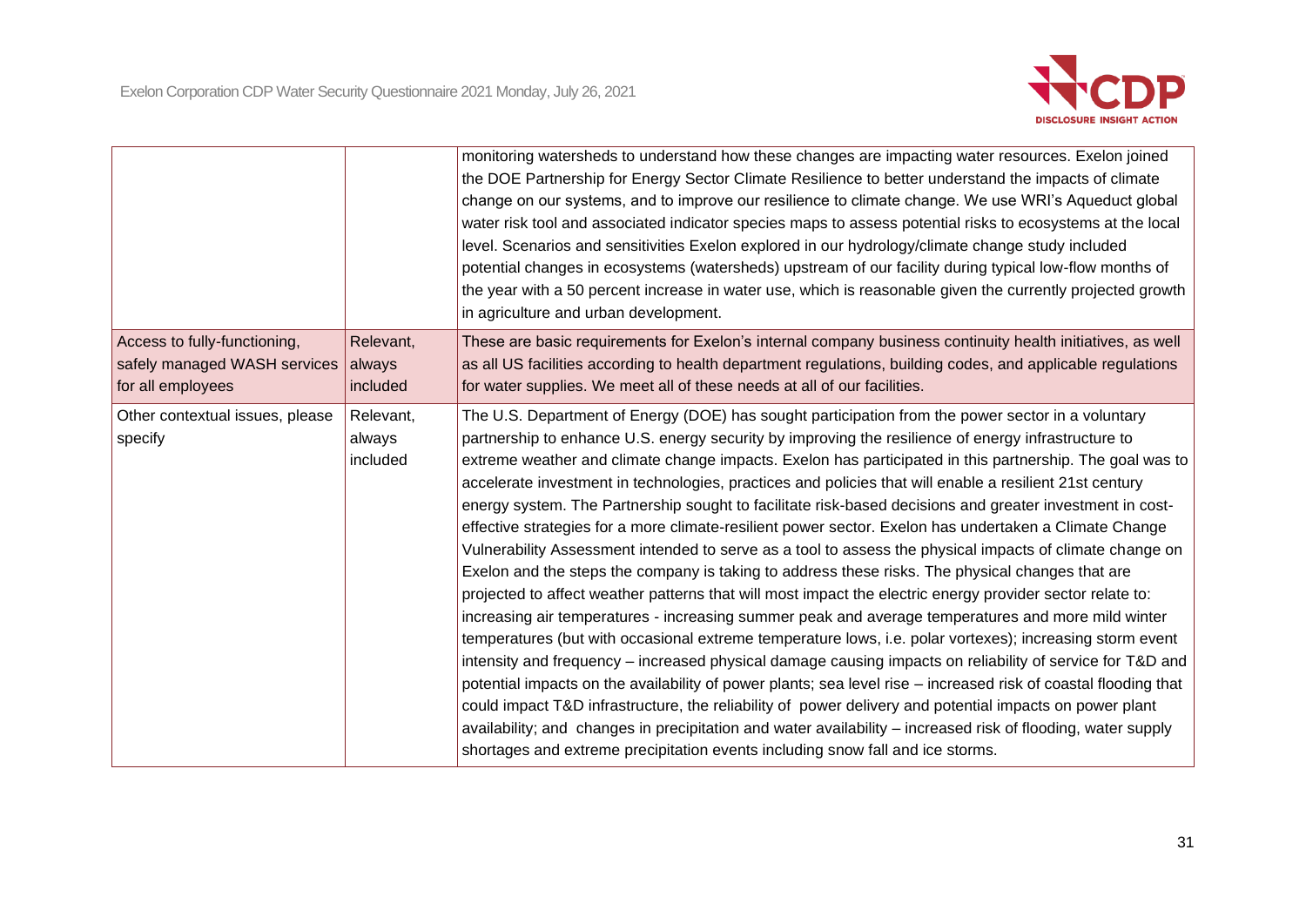| | | |
|---|---|---|
| | | monitoring watersheds to understand how these changes are impacting water resources. Exelon joined the DOE Partnership for Energy Sector Climate Resilience to better understand the impacts of climate change on our systems, and to improve our resilience to climate change. We use WRI's Aqueduct global water risk tool and associated indicator species maps to assess potential risks to ecosystems at the local level. Scenarios and sensitivities Exelon explored in our hydrology/climate change study included potential changes in ecosystems (watersheds) upstream of our facility during typical low-flow months of the year with a 50 percent increase in water use, which is reasonable given the currently projected growth in agriculture and urban development. |
| Access to fully-functioning, safely managed WASH services for all employees | Relevant, always included | These are basic requirements for Exelon's internal company business continuity health initiatives, as well as all US facilities according to health department regulations, building codes, and applicable regulations for water supplies. We meet all of these needs at all of our facilities. |
| Other contextual issues, please specify | Relevant, always included | The U.S. Department of Energy (DOE) has sought participation from the power sector in a voluntary partnership to enhance U.S. energy security by improving the resilience of energy infrastructure to extreme weather and climate change impacts. Exelon has participated in this partnership. The goal was to accelerate investment in technologies, practices and policies that will enable a resilient 21st century energy system. The Partnership sought to facilitate risk-based decisions and greater investment in cost-effective strategies for a more climate-resilient power sector. Exelon has undertaken a Climate Change Vulnerability Assessment intended to serve as a tool to assess the physical impacts of climate change on Exelon and the steps the company is taking to address these risks. The physical changes that are projected to affect weather patterns that will most impact the electric energy provider sector relate to: increasing air temperatures - increasing summer peak and average temperatures and more mild winter temperatures (but with occasional extreme temperature lows, i.e. polar vortexes); increasing storm event intensity and frequency – increased physical damage causing impacts on reliability of service for T&D and potential impacts on the availability of power plants; sea level rise – increased risk of coastal flooding that could impact T&D infrastructure, the reliability of power delivery and potential impacts on power plant availability; and changes in precipitation and water availability – increased risk of flooding, water supply shortages and extreme precipitation events including snow fall and ice storms. |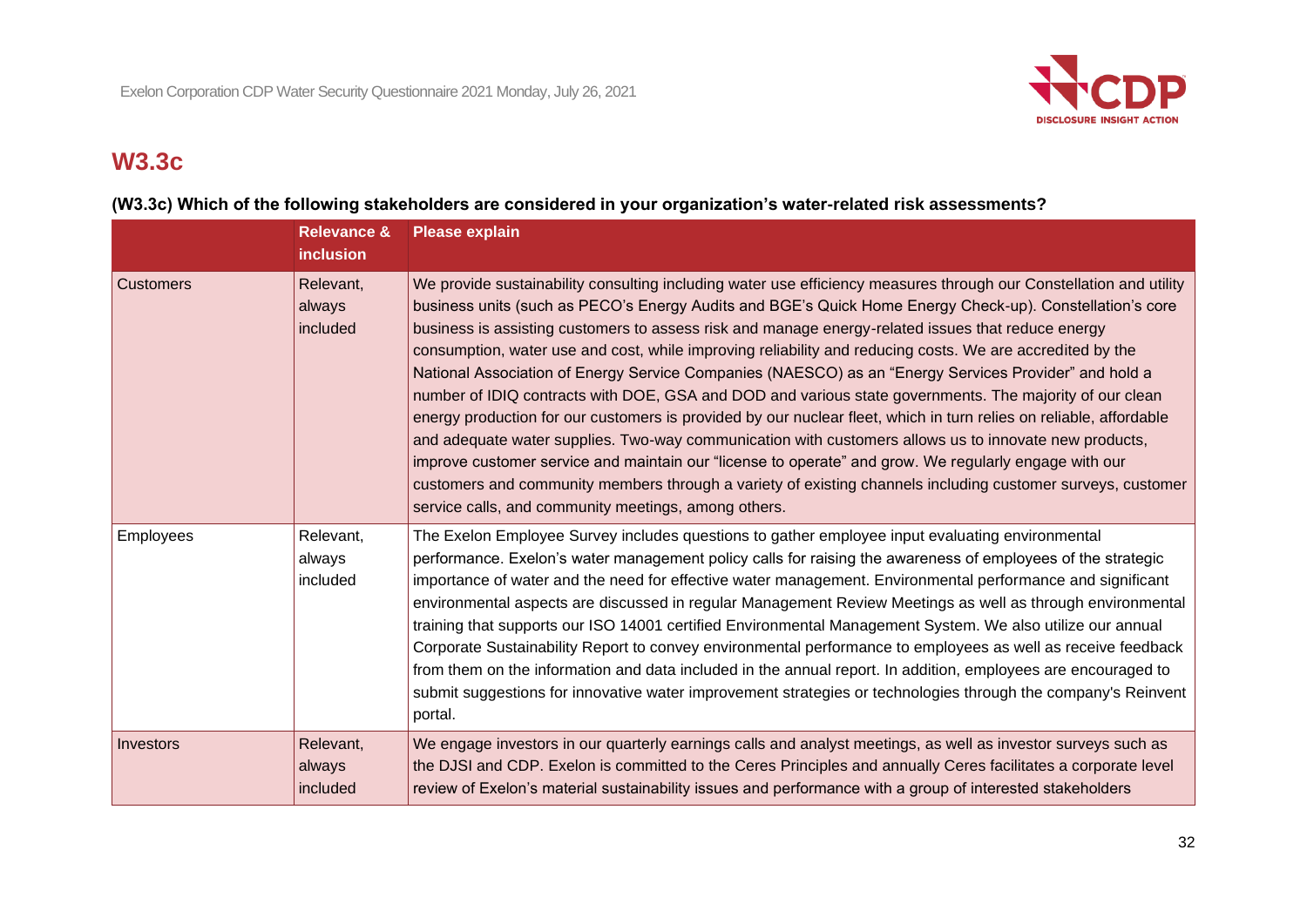## W3.3c

### (W3.3c) Which of the following stakeholders are considered in your organization's water-related risk assessments?

| | Relevance & inclusion | Please explain |
|---|---|---|
| Customers | Relevant, always included | We provide sustainability consulting including water use efficiency measures through our Constellation and utility business units (such as PECO's Energy Audits and BGE's Quick Home Energy Check-up). Constellation's core business is assisting customers to assess risk and manage energy-related issues that reduce energy consumption, water use and cost, while improving reliability and reducing costs. We are accredited by the National Association of Energy Service Companies (NAESCO) as an "Energy Services Provider" and hold a number of IDIQ contracts with DOE, GSA and DOD and various state governments. The majority of our clean energy production for our customers is provided by our nuclear fleet, which in turn relies on reliable, affordable and adequate water supplies. Two-way communication with customers allows us to innovate new products, improve customer service and maintain our "license to operate" and grow. We regularly engage with our customers and community members through a variety of existing channels including customer surveys, customer service calls, and community meetings, among others. |
| Employees | Relevant, always included | The Exelon Employee Survey includes questions to gather employee input evaluating environmental performance. Exelon's water management policy calls for raising the awareness of employees of the strategic importance of water and the need for effective water management. Environmental performance and significant environmental aspects are discussed in regular Management Review Meetings as well as through environmental training that supports our ISO 14001 certified Environmental Management System. We also utilize our annual Corporate Sustainability Report to convey environmental performance to employees as well as receive feedback from them on the information and data included in the annual report. In addition, employees are encouraged to submit suggestions for innovative water improvement strategies or technologies through the company's Reinvent portal. |
| Investors | Relevant, always included | We engage investors in our quarterly earnings calls and analyst meetings, as well as investor surveys such as the DJSI and CDP. Exelon is committed to the Ceres Principles and annually Ceres facilitates a corporate level review of Exelon's material sustainability issues and performance with a group of interested stakeholders |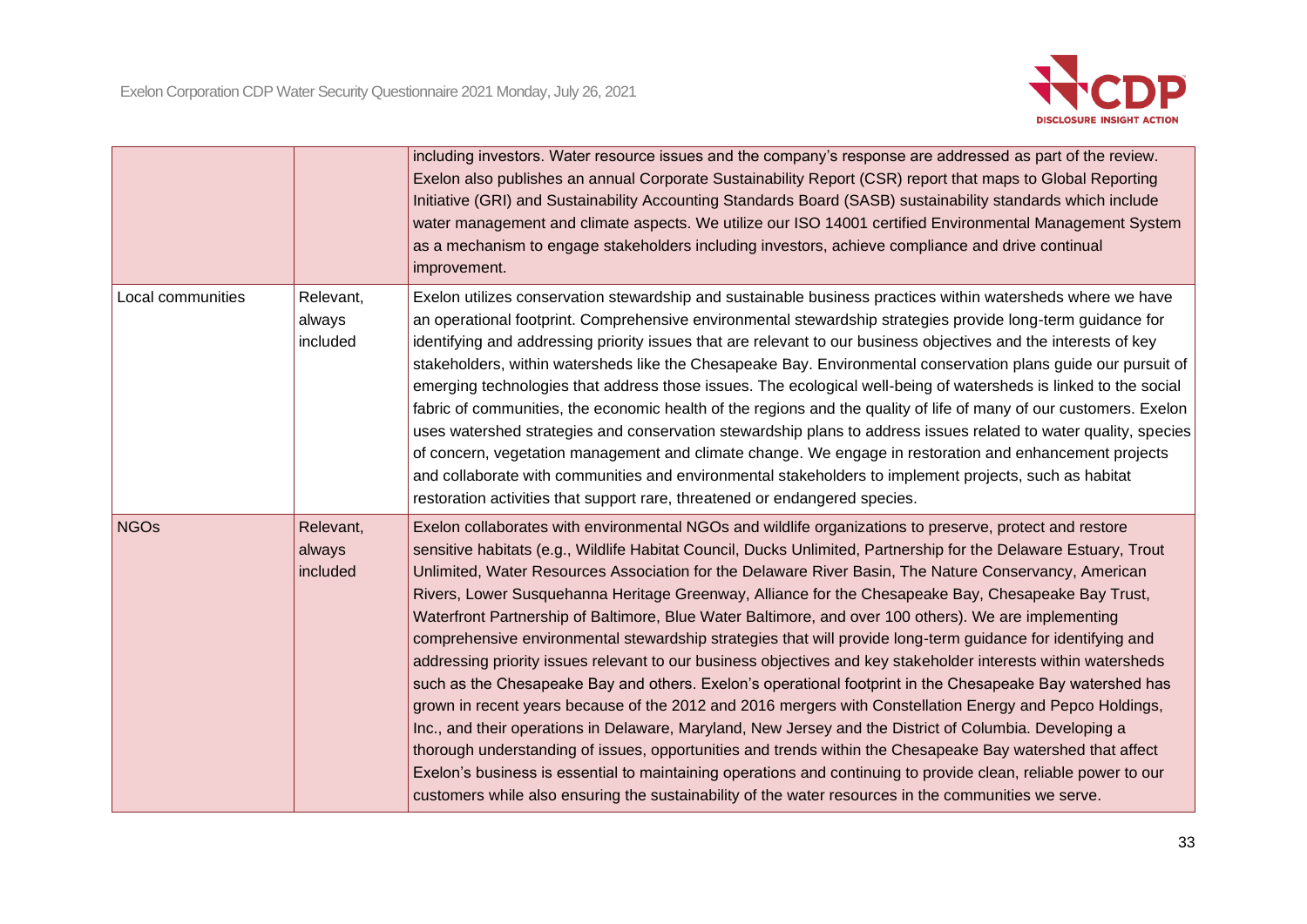| | | |
|---|---|---|
| | | including investors. Water resource issues and the company's response are addressed as part of the review. Exelon also publishes an annual Corporate Sustainability Report (CSR) report that maps to Global Reporting Initiative (GRI) and Sustainability Accounting Standards Board (SASB) sustainability standards which include water management and climate aspects. We utilize our ISO 14001 certified Environmental Management System as a mechanism to engage stakeholders including investors, achieve compliance and drive continual improvement. |
| Local communities | Relevant, always included | Exelon utilizes conservation stewardship and sustainable business practices within watersheds where we have an operational footprint. Comprehensive environmental stewardship strategies provide long-term guidance for identifying and addressing priority issues that are relevant to our business objectives and the interests of key stakeholders, within watersheds like the Chesapeake Bay. Environmental conservation plans guide our pursuit of emerging technologies that address those issues. The ecological well-being of watersheds is linked to the social fabric of communities, the economic health of the regions and the quality of life of many of our customers. Exelon uses watershed strategies and conservation stewardship plans to address issues related to water quality, species of concern, vegetation management and climate change. We engage in restoration and enhancement projects and collaborate with communities and environmental stakeholders to implement projects, such as habitat restoration activities that support rare, threatened or endangered species. |
| NGOs | Relevant, always included | Exelon collaborates with environmental NGOs and wildlife organizations to preserve, protect and restore sensitive habitats (e.g., Wildlife Habitat Council, Ducks Unlimited, Partnership for the Delaware Estuary, Trout Unlimited, Water Resources Association for the Delaware River Basin, The Nature Conservancy, American Rivers, Lower Susquehanna Heritage Greenway, Alliance for the Chesapeake Bay, Chesapeake Bay Trust, Waterfront Partnership of Baltimore, Blue Water Baltimore, and over 100 others). We are implementing comprehensive environmental stewardship strategies that will provide long-term guidance for identifying and addressing priority issues relevant to our business objectives and key stakeholder interests within watersheds such as the Chesapeake Bay and others. Exelon's operational footprint in the Chesapeake Bay watershed has grown in recent years because of the 2012 and 2016 mergers with Constellation Energy and Pepco Holdings, Inc., and their operations in Delaware, Maryland, New Jersey and the District of Columbia. Developing a thorough understanding of issues, opportunities and trends within the Chesapeake Bay watershed that affect Exelon's business is essential to maintaining operations and continuing to provide clean, reliable power to our customers while also ensuring the sustainability of the water resources in the communities we serve. |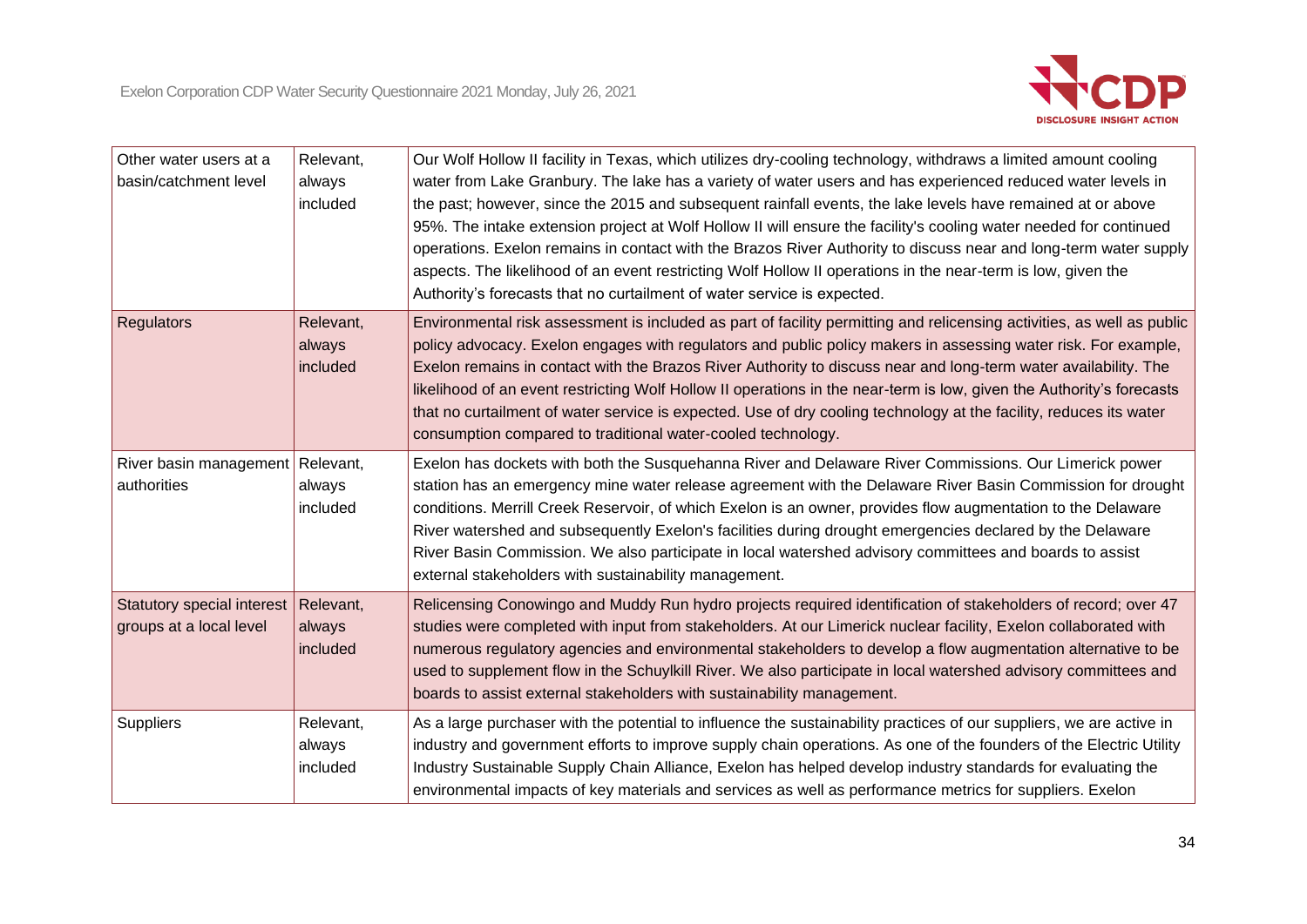| Other water users at a basin/catchment level | Relevant, always included | Our Wolf Hollow II facility in Texas, which utilizes dry-cooling technology, withdraws a limited amount cooling water from Lake Granbury. The lake has a variety of water users and has experienced reduced water levels in the past; however, since the 2015 and subsequent rainfall events, the lake levels have remained at or above 95%. The intake extension project at Wolf Hollow II will ensure the facility's cooling water needed for continued operations. Exelon remains in contact with the Brazos River Authority to discuss near and long-term water supply aspects. The likelihood of an event restricting Wolf Hollow II operations in the near-term is low, given the Authority's forecasts that no curtailment of water service is expected. |
|---|---|---|
| Regulators | Relevant, always included | Environmental risk assessment is included as part of facility permitting and relicensing activities, as well as public policy advocacy. Exelon engages with regulators and public policy makers in assessing water risk. For example, Exelon remains in contact with the Brazos River Authority to discuss near and long-term water availability. The likelihood of an event restricting Wolf Hollow II operations in the near-term is low, given the Authority's forecasts that no curtailment of water service is expected. Use of dry cooling technology at the facility, reduces its water consumption compared to traditional water-cooled technology. |
| River basin management authorities | Relevant, always included | Exelon has dockets with both the Susquehanna River and Delaware River Commissions. Our Limerick power station has an emergency mine water release agreement with the Delaware River Basin Commission for drought conditions. Merrill Creek Reservoir, of which Exelon is an owner, provides flow augmentation to the Delaware River watershed and subsequently Exelon's facilities during drought emergencies declared by the Delaware River Basin Commission. We also participate in local watershed advisory committees and boards to assist external stakeholders with sustainability management. |
| Statutory special interest groups at a local level | Relevant, always included | Relicensing Conowingo and Muddy Run hydro projects required identification of stakeholders of record; over 47 studies were completed with input from stakeholders. At our Limerick nuclear facility, Exelon collaborated with numerous regulatory agencies and environmental stakeholders to develop a flow augmentation alternative to be used to supplement flow in the Schuylkill River. We also participate in local watershed advisory committees and boards to assist external stakeholders with sustainability management. |
| Suppliers | Relevant, always included | As a large purchaser with the potential to influence the sustainability practices of our suppliers, we are active in industry and government efforts to improve supply chain operations. As one of the founders of the Electric Utility Industry Sustainable Supply Chain Alliance, Exelon has helped develop industry standards for evaluating the environmental impacts of key materials and services as well as performance metrics for suppliers. Exelon |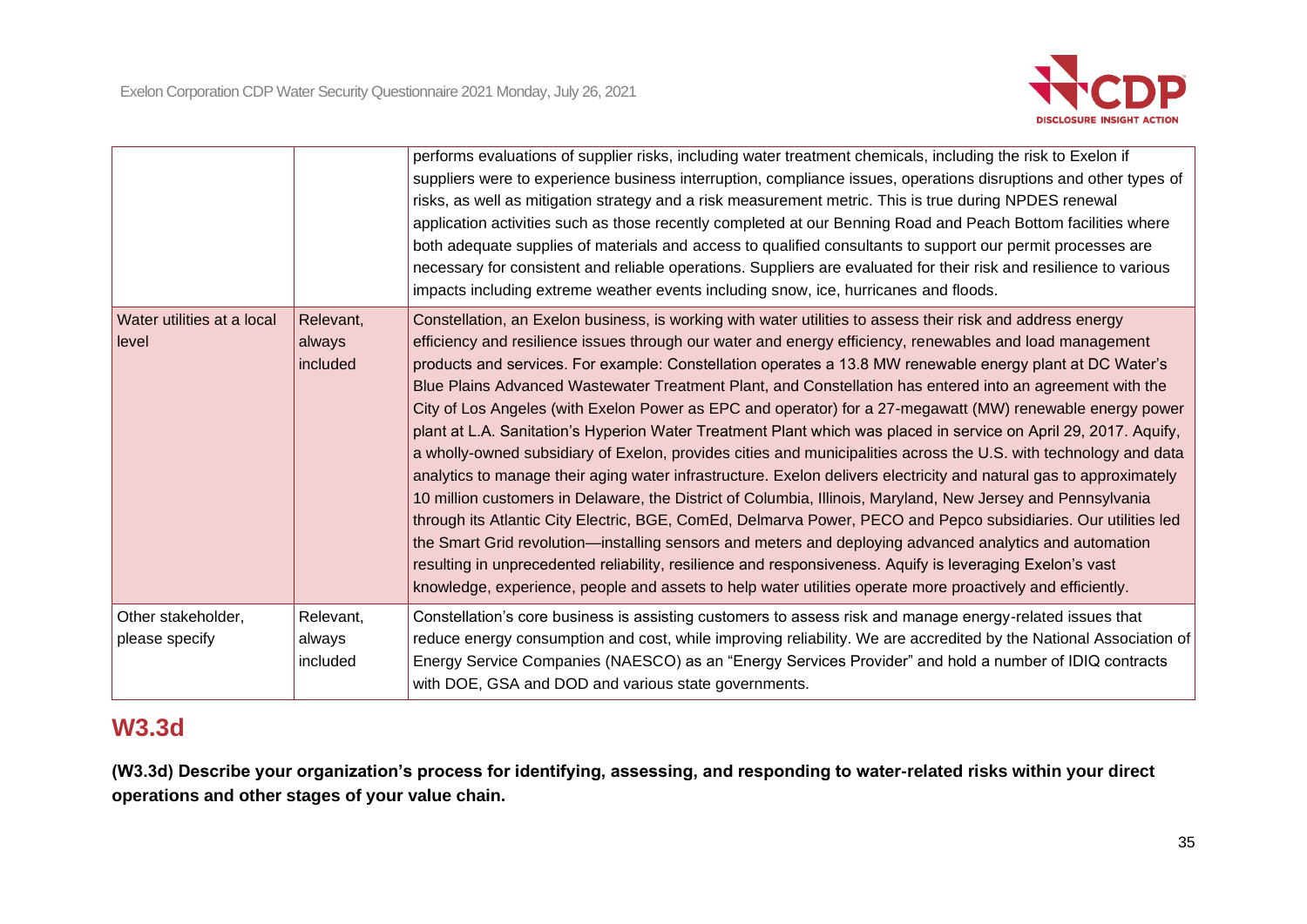| | | |
|---|---|---|
| | | performs evaluations of supplier risks, including water treatment chemicals, including the risk to Exelon if suppliers were to experience business interruption, compliance issues, operations disruptions and other types of risks, as well as mitigation strategy and a risk measurement metric. This is true during NPDES renewal application activities such as those recently completed at our Benning Road and Peach Bottom facilities where both adequate supplies of materials and access to qualified consultants to support our permit processes are necessary for consistent and reliable operations. Suppliers are evaluated for their risk and resilience to various impacts including extreme weather events including snow, ice, hurricanes and floods. |
| Water utilities at a local level | Relevant, always included | Constellation, an Exelon business, is working with water utilities to assess their risk and address energy efficiency and resilience issues through our water and energy efficiency, renewables and load management products and services. For example: Constellation operates a 13.8 MW renewable energy plant at DC Water's Blue Plains Advanced Wastewater Treatment Plant, and Constellation has entered into an agreement with the City of Los Angeles (with Exelon Power as EPC and operator) for a 27-megawatt (MW) renewable energy power plant at L.A. Sanitation's Hyperion Water Treatment Plant which was placed in service on April 29, 2017. Aquify, a wholly-owned subsidiary of Exelon, provides cities and municipalities across the U.S. with technology and data analytics to manage their aging water infrastructure. Exelon delivers electricity and natural gas to approximately 10 million customers in Delaware, the District of Columbia, Illinois, Maryland, New Jersey and Pennsylvania through its Atlantic City Electric, BGE, ComEd, Delmarva Power, PECO and Pepco subsidiaries. Our utilities led the Smart Grid revolution—installing sensors and meters and deploying advanced analytics and automation resulting in unprecedented reliability, resilience and responsiveness. Aquify is leveraging Exelon's vast knowledge, experience, people and assets to help water utilities operate more proactively and efficiently. |
| Other stakeholder, please specify | Relevant, always included | Constellation's core business is assisting customers to assess risk and manage energy-related issues that reduce energy consumption and cost, while improving reliability. We are accredited by the National Association of Energy Service Companies (NAESCO) as an "Energy Services Provider" and hold a number of IDIQ contracts with DOE, GSA and DOD and various state governments. |

## W3.3d

**(W3.3d) Describe your organization's process for identifying, assessing, and responding to water-related risks within your direct operations and other stages of your value chain.**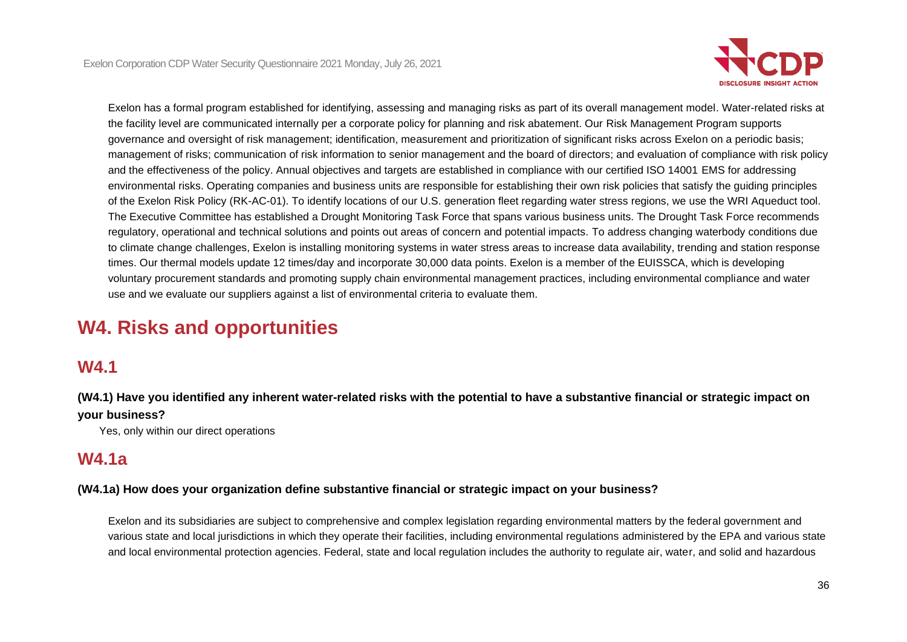Exelon has a formal program established for identifying, assessing and managing risks as part of its overall management model. Water-related risks at the facility level are communicated internally per a corporate policy for planning and risk abatement. Our Risk Management Program supports governance and oversight of risk management; identification, measurement and prioritization of significant risks across Exelon on a periodic basis; management of risks; communication of risk information to senior management and the board of directors; and evaluation of compliance with risk policy and the effectiveness of the policy. Annual objectives and targets are established in compliance with our certified ISO 14001 EMS for addressing environmental risks. Operating companies and business units are responsible for establishing their own risk policies that satisfy the guiding principles of the Exelon Risk Policy (RK-AC-01). To identify locations of our U.S. generation fleet regarding water stress regions, we use the WRI Aqueduct tool. The Executive Committee has established a Drought Monitoring Task Force that spans various business units. The Drought Task Force recommends regulatory, operational and technical solutions and points out areas of concern and potential impacts. To address changing waterbody conditions due to climate change challenges, Exelon is installing monitoring systems in water stress areas to increase data availability, trending and station response times. Our thermal models update 12 times/day and incorporate 30,000 data points. Exelon is a member of the EUISSCA, which is developing voluntary procurement standards and promoting supply chain environmental management practices, including environmental compliance and water use and we evaluate our suppliers against a list of environmental criteria to evaluate them.

# W4. Risks and opportunities

## W4.1

**(W4.1) Have you identified any inherent water-related risks with the potential to have a substantive financial or strategic impact on your business?**

Yes, only within our direct operations

## W4.1a

**(W4.1a) How does your organization define substantive financial or strategic impact on your business?**

Exelon and its subsidiaries are subject to comprehensive and complex legislation regarding environmental matters by the federal government and various state and local jurisdictions in which they operate their facilities, including environmental regulations administered by the EPA and various state and local environmental protection agencies. Federal, state and local regulation includes the authority to regulate air, water, and solid and hazardous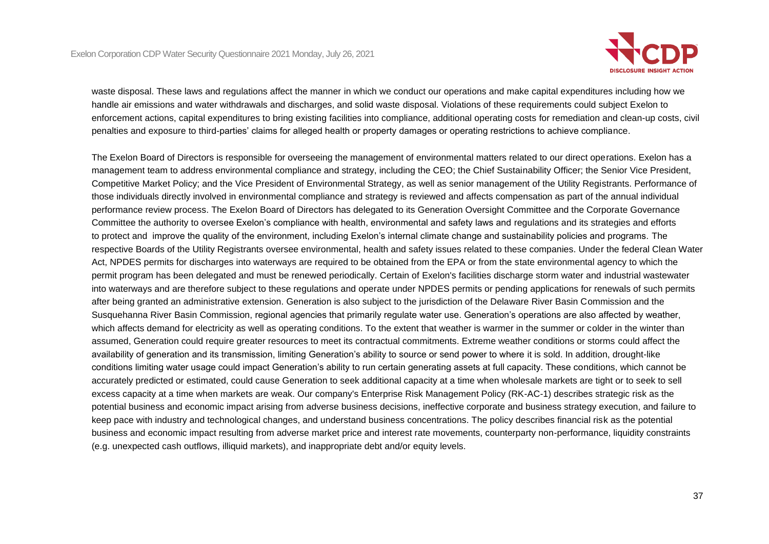waste disposal. These laws and regulations affect the manner in which we conduct our operations and make capital expenditures including how we handle air emissions and water withdrawals and discharges, and solid waste disposal. Violations of these requirements could subject Exelon to enforcement actions, capital expenditures to bring existing facilities into compliance, additional operating costs for remediation and clean-up costs, civil penalties and exposure to third-parties' claims for alleged health or property damages or operating restrictions to achieve compliance.

The Exelon Board of Directors is responsible for overseeing the management of environmental matters related to our direct operations. Exelon has a management team to address environmental compliance and strategy, including the CEO; the Chief Sustainability Officer; the Senior Vice President, Competitive Market Policy; and the Vice President of Environmental Strategy, as well as senior management of the Utility Registrants. Performance of those individuals directly involved in environmental compliance and strategy is reviewed and affects compensation as part of the annual individual performance review process. The Exelon Board of Directors has delegated to its Generation Oversight Committee and the Corporate Governance Committee the authority to oversee Exelon's compliance with health, environmental and safety laws and regulations and its strategies and efforts to protect and improve the quality of the environment, including Exelon's internal climate change and sustainability policies and programs. The respective Boards of the Utility Registrants oversee environmental, health and safety issues related to these companies. Under the federal Clean Water Act, NPDES permits for discharges into waterways are required to be obtained from the EPA or from the state environmental agency to which the permit program has been delegated and must be renewed periodically. Certain of Exelon's facilities discharge storm water and industrial wastewater into waterways and are therefore subject to these regulations and operate under NPDES permits or pending applications for renewals of such permits after being granted an administrative extension. Generation is also subject to the jurisdiction of the Delaware River Basin Commission and the Susquehanna River Basin Commission, regional agencies that primarily regulate water use. Generation's operations are also affected by weather, which affects demand for electricity as well as operating conditions. To the extent that weather is warmer in the summer or colder in the winter than assumed, Generation could require greater resources to meet its contractual commitments. Extreme weather conditions or storms could affect the availability of generation and its transmission, limiting Generation's ability to source or send power to where it is sold. In addition, drought-like conditions limiting water usage could impact Generation's ability to run certain generating assets at full capacity. These conditions, which cannot be accurately predicted or estimated, could cause Generation to seek additional capacity at a time when wholesale markets are tight or to seek to sell excess capacity at a time when markets are weak. Our company's Enterprise Risk Management Policy (RK-AC-1) describes strategic risk as the potential business and economic impact arising from adverse business decisions, ineffective corporate and business strategy execution, and failure to keep pace with industry and technological changes, and understand business concentrations. The policy describes financial risk as the potential business and economic impact resulting from adverse market price and interest rate movements, counterparty non-performance, liquidity constraints (e.g. unexpected cash outflows, illiquid markets), and inappropriate debt and/or equity levels.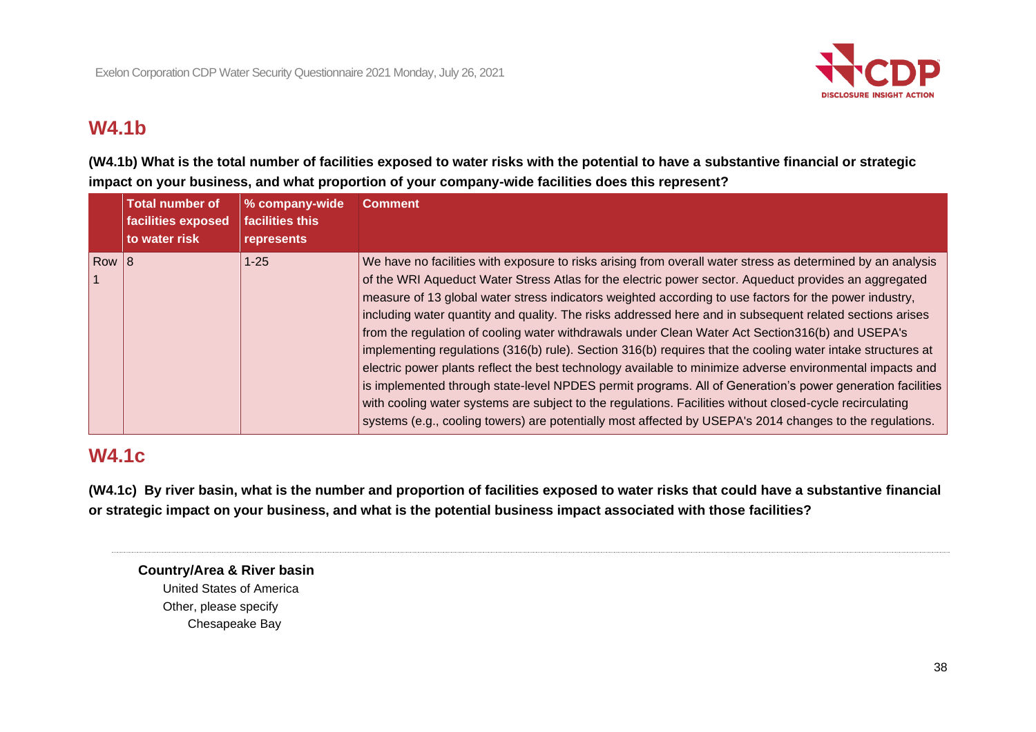## W4.1b

**(W4.1b) What is the total number of facilities exposed to water risks with the potential to have a substantive financial or strategic impact on your business, and what proportion of your company-wide facilities does this represent?**

| | Total number of facilities exposed to water risk | % company-wide facilities this represents | Comment |
|---|---|---|---|
| Row 1 | 8 | 1-25 | We have no facilities with exposure to risks arising from overall water stress as determined by an analysis of the WRI Aqueduct Water Stress Atlas for the electric power sector. Aqueduct provides an aggregated measure of 13 global water stress indicators weighted according to use factors for the power industry, including water quantity and quality. The risks addressed here and in subsequent related sections arises from the regulation of cooling water withdrawals under Clean Water Act Section316(b) and USEPA's implementing regulations (316(b) rule). Section 316(b) requires that the cooling water intake structures at electric power plants reflect the best technology available to minimize adverse environmental impacts and is implemented through state-level NPDES permit programs. All of Generation's power generation facilities with cooling water systems are subject to the regulations. Facilities without closed-cycle recirculating systems (e.g., cooling towers) are potentially most affected by USEPA's 2014 changes to the regulations. |

## W4.1c

**(W4.1c) By river basin, what is the number and proportion of facilities exposed to water risks that could have a substantive financial or strategic impact on your business, and what is the potential business impact associated with those facilities?**

---

**Country/Area & River basin**

United States of America

Other, please specify

Chesapeake Bay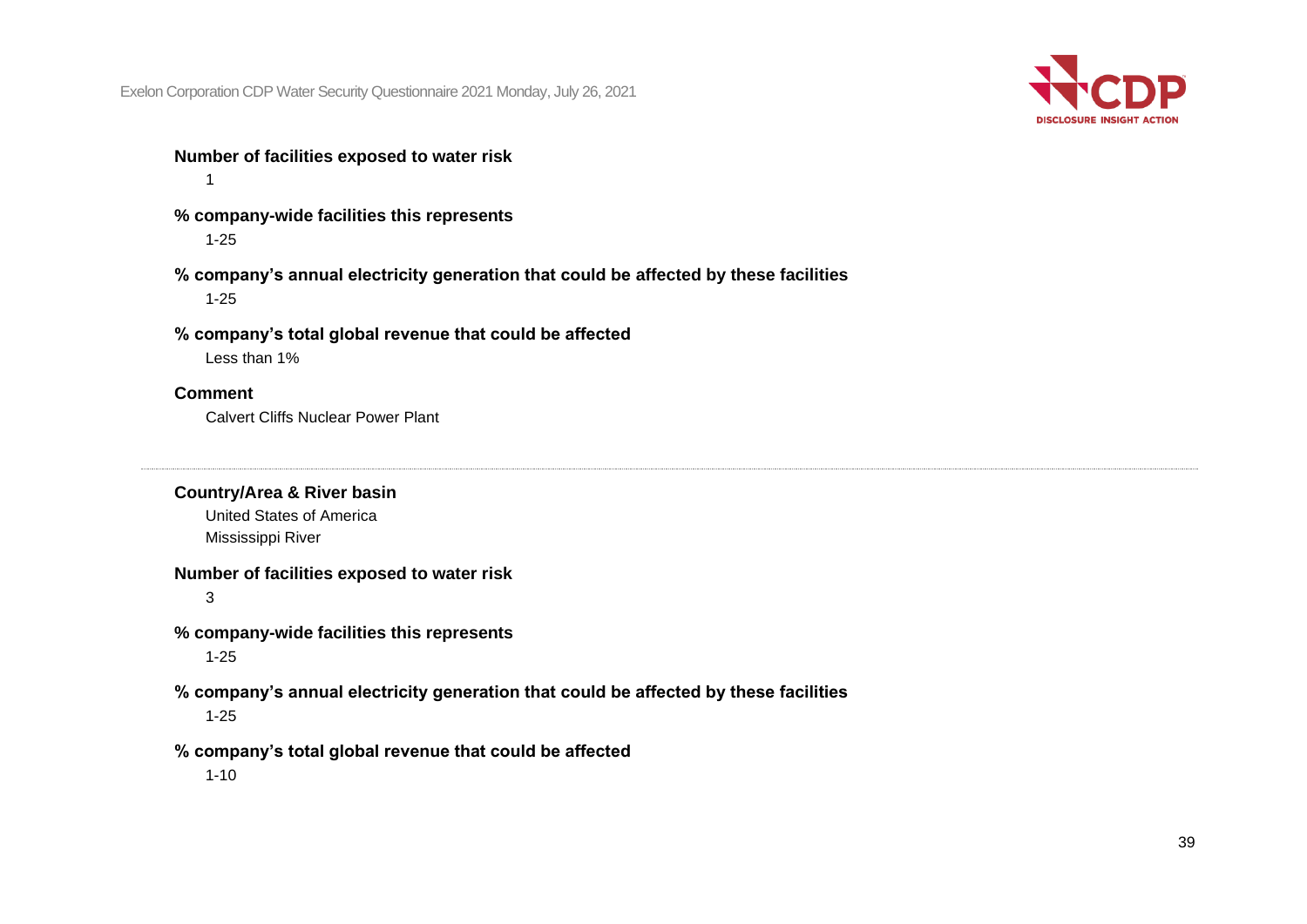**Number of facilities exposed to water risk**

1

**% company-wide facilities this represents**

1-25

**% company's annual electricity generation that could be affected by these facilities**

1-25

**% company's total global revenue that could be affected**

Less than 1%

**Comment**

Calvert Cliffs Nuclear Power Plant

---

**Country/Area & River basin**

United States of America
Mississippi River

**Number of facilities exposed to water risk**

3

**% company-wide facilities this represents**

1-25

**% company's annual electricity generation that could be affected by these facilities**

1-25

**% company's total global revenue that could be affected**

1-10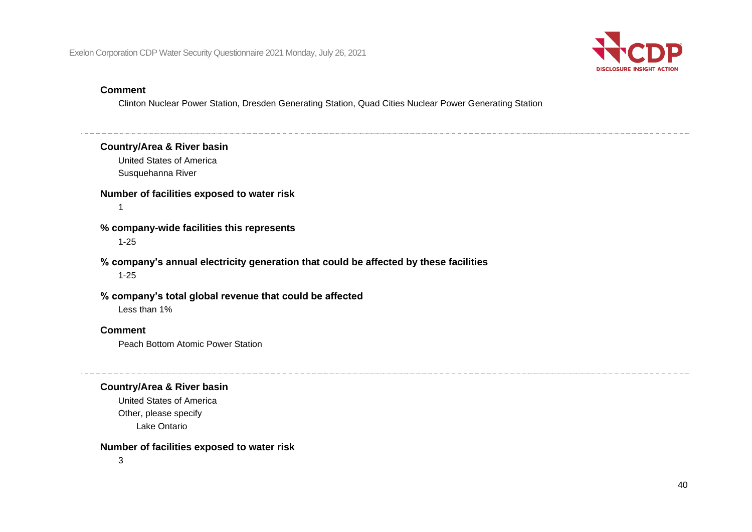**Comment**

Clinton Nuclear Power Station, Dresden Generating Station, Quad Cities Nuclear Power Generating Station

---

**Country/Area & River basin**

United States of America

Susquehanna River

**Number of facilities exposed to water risk**

1

**% company-wide facilities this represents**

1-25

**% company's annual electricity generation that could be affected by these facilities**

1-25

**% company's total global revenue that could be affected**

Less than 1%

**Comment**

Peach Bottom Atomic Power Station

---

**Country/Area & River basin**

United States of America

Other, please specify

Lake Ontario

**Number of facilities exposed to water risk**

3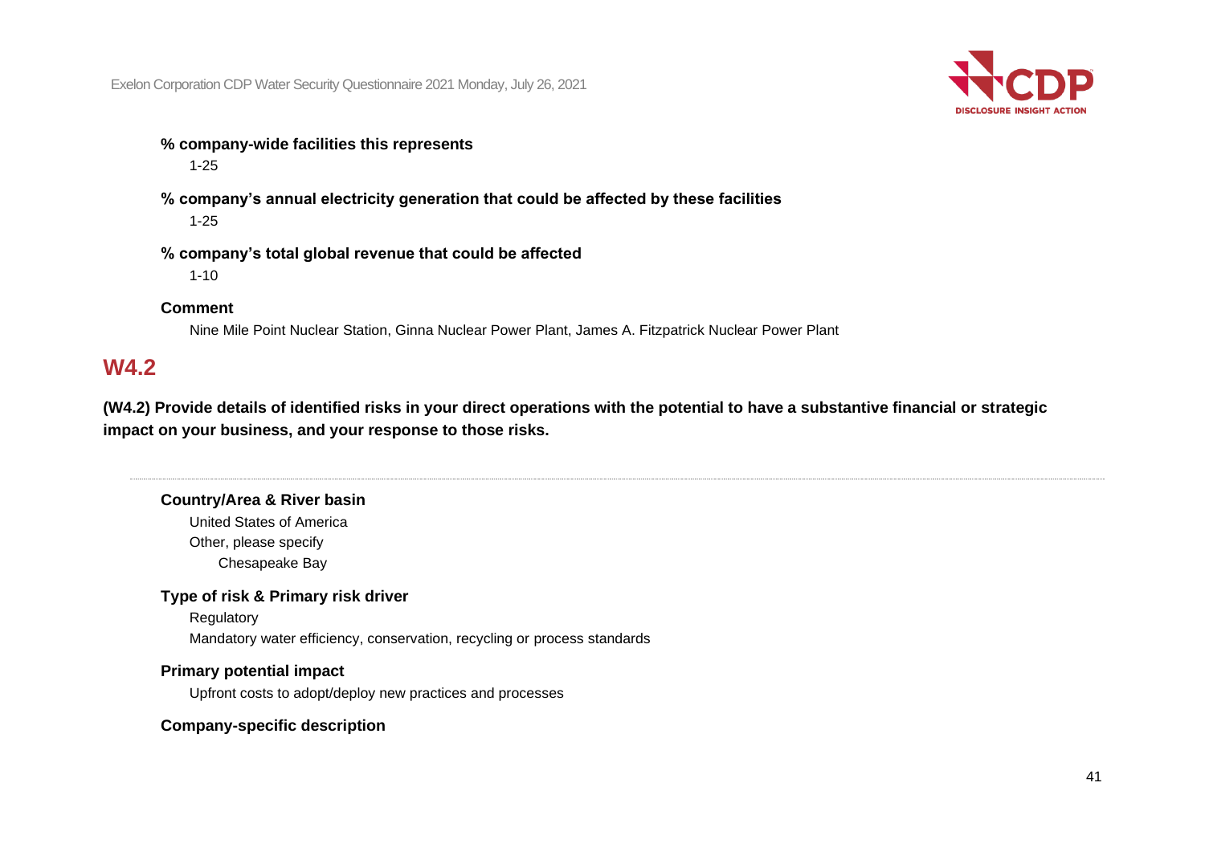**% company-wide facilities this represents**

1-25

**% company's annual electricity generation that could be affected by these facilities**

1-25

**% company's total global revenue that could be affected**

1-10

**Comment**

Nine Mile Point Nuclear Station, Ginna Nuclear Power Plant, James A. Fitzpatrick Nuclear Power Plant

## W4.2

**(W4.2) Provide details of identified risks in your direct operations with the potential to have a substantive financial or strategic impact on your business, and your response to those risks.**

---

**Country/Area & River basin**

United States of America

Other, please specify

Chesapeake Bay

**Type of risk & Primary risk driver**

Regulatory

Mandatory water efficiency, conservation, recycling or process standards

**Primary potential impact**

Upfront costs to adopt/deploy new practices and processes

**Company-specific description**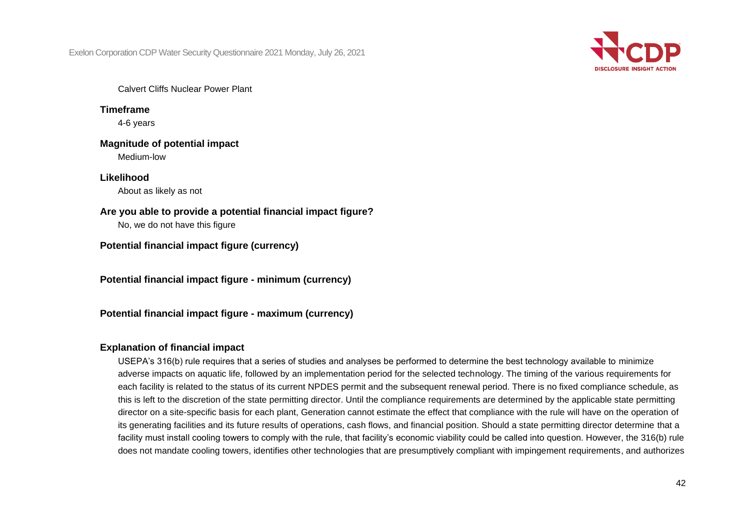Calvert Cliffs Nuclear Power Plant

**Timeframe**

4-6 years

**Magnitude of potential impact**

Medium-low

**Likelihood**

About as likely as not

**Are you able to provide a potential financial impact figure?**

No, we do not have this figure

**Potential financial impact figure (currency)**

**Potential financial impact figure - minimum (currency)**

**Potential financial impact figure - maximum (currency)**

**Explanation of financial impact**

USEPA's 316(b) rule requires that a series of studies and analyses be performed to determine the best technology available to minimize adverse impacts on aquatic life, followed by an implementation period for the selected technology. The timing of the various requirements for each facility is related to the status of its current NPDES permit and the subsequent renewal period. There is no fixed compliance schedule, as this is left to the discretion of the state permitting director. Until the compliance requirements are determined by the applicable state permitting director on a site-specific basis for each plant, Generation cannot estimate the effect that compliance with the rule will have on the operation of its generating facilities and its future results of operations, cash flows, and financial position. Should a state permitting director determine that a facility must install cooling towers to comply with the rule, that facility's economic viability could be called into question. However, the 316(b) rule does not mandate cooling towers, identifies other technologies that are presumptively compliant with impingement requirements, and authorizes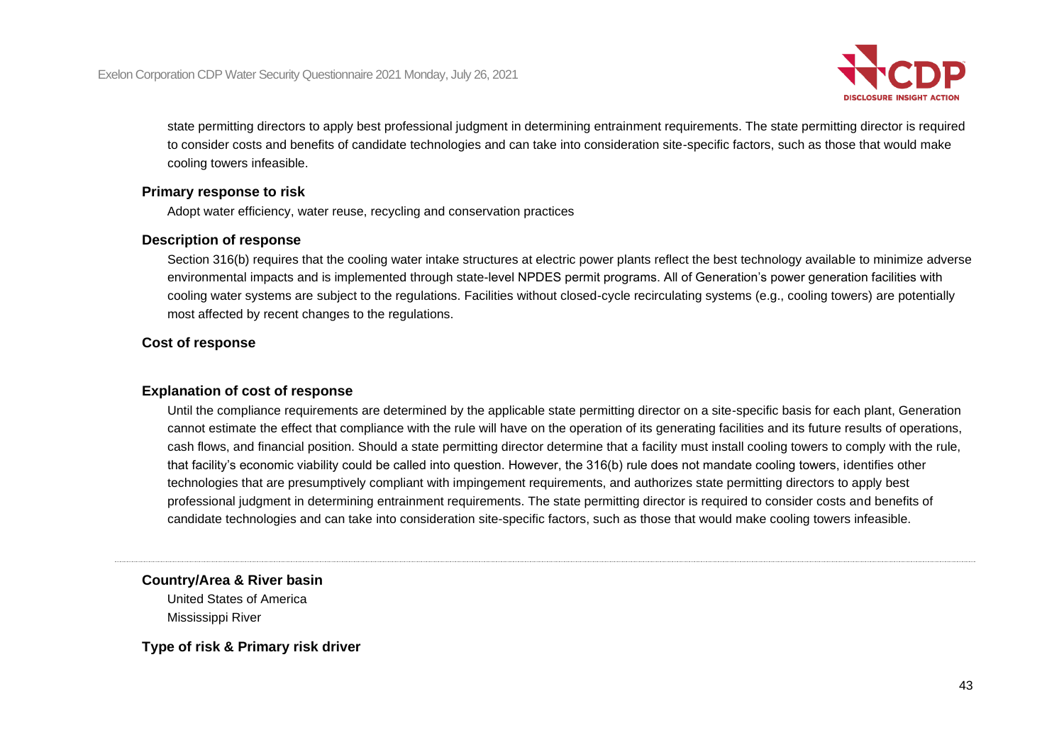state permitting directors to apply best professional judgment in determining entrainment requirements. The state permitting director is required to consider costs and benefits of candidate technologies and can take into consideration site-specific factors, such as those that would make cooling towers infeasible.

**Primary response to risk**

Adopt water efficiency, water reuse, recycling and conservation practices

**Description of response**

Section 316(b) requires that the cooling water intake structures at electric power plants reflect the best technology available to minimize adverse environmental impacts and is implemented through state-level NPDES permit programs. All of Generation's power generation facilities with cooling water systems are subject to the regulations. Facilities without closed-cycle recirculating systems (e.g., cooling towers) are potentially most affected by recent changes to the regulations.

**Cost of response**

**Explanation of cost of response**

Until the compliance requirements are determined by the applicable state permitting director on a site-specific basis for each plant, Generation cannot estimate the effect that compliance with the rule will have on the operation of its generating facilities and its future results of operations, cash flows, and financial position. Should a state permitting director determine that a facility must install cooling towers to comply with the rule, that facility's economic viability could be called into question. However, the 316(b) rule does not mandate cooling towers, identifies other technologies that are presumptively compliant with impingement requirements, and authorizes state permitting directors to apply best professional judgment in determining entrainment requirements. The state permitting director is required to consider costs and benefits of candidate technologies and can take into consideration site-specific factors, such as those that would make cooling towers infeasible.

---

**Country/Area & River basin**

United States of America
Mississippi River

**Type of risk & Primary risk driver**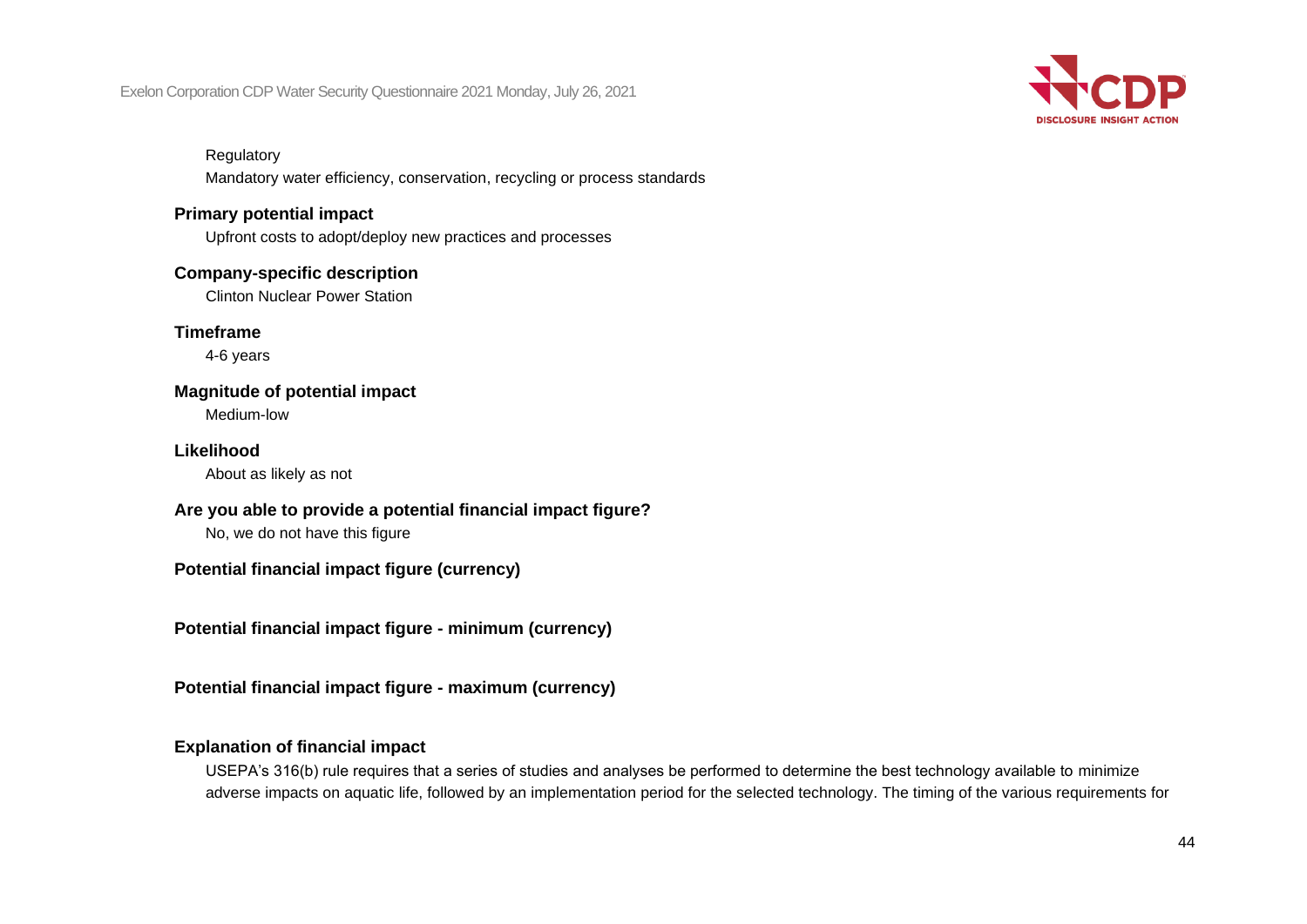Regulatory
Mandatory water efficiency, conservation, recycling or process standards

**Primary potential impact**
Upfront costs to adopt/deploy new practices and processes

**Company-specific description**
Clinton Nuclear Power Station

**Timeframe**
4-6 years

**Magnitude of potential impact**
Medium-low

**Likelihood**
About as likely as not

**Are you able to provide a potential financial impact figure?**
No, we do not have this figure

**Potential financial impact figure (currency)**

**Potential financial impact figure - minimum (currency)**

**Potential financial impact figure - maximum (currency)**

**Explanation of financial impact**
USEPA's 316(b) rule requires that a series of studies and analyses be performed to determine the best technology available to minimize adverse impacts on aquatic life, followed by an implementation period for the selected technology. The timing of the various requirements for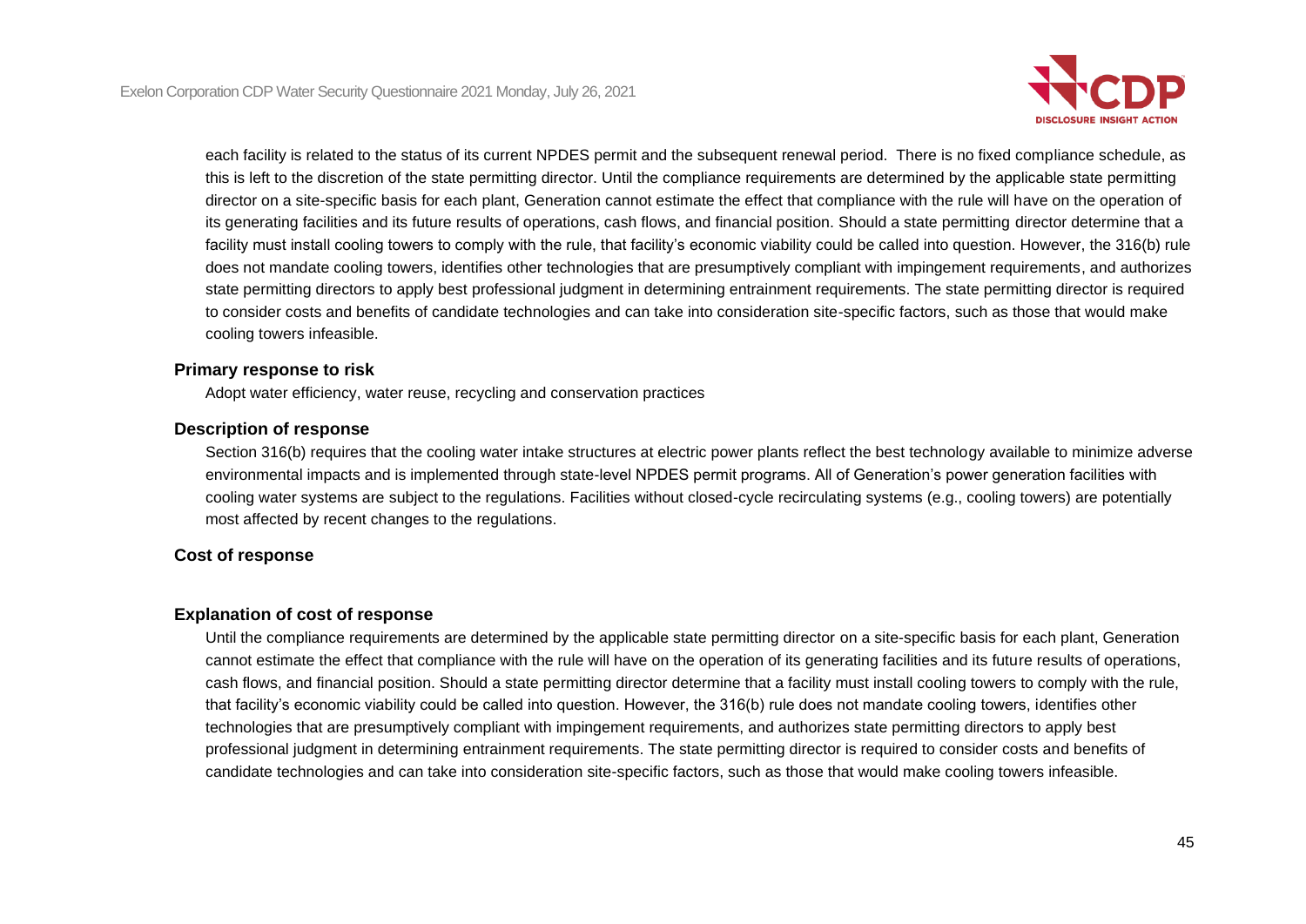each facility is related to the status of its current NPDES permit and the subsequent renewal period. There is no fixed compliance schedule, as this is left to the discretion of the state permitting director. Until the compliance requirements are determined by the applicable state permitting director on a site-specific basis for each plant, Generation cannot estimate the effect that compliance with the rule will have on the operation of its generating facilities and its future results of operations, cash flows, and financial position. Should a state permitting director determine that a facility must install cooling towers to comply with the rule, that facility's economic viability could be called into question. However, the 316(b) rule does not mandate cooling towers, identifies other technologies that are presumptively compliant with impingement requirements, and authorizes state permitting directors to apply best professional judgment in determining entrainment requirements. The state permitting director is required to consider costs and benefits of candidate technologies and can take into consideration site-specific factors, such as those that would make cooling towers infeasible.

**Primary response to risk**

Adopt water efficiency, water reuse, recycling and conservation practices

**Description of response**

Section 316(b) requires that the cooling water intake structures at electric power plants reflect the best technology available to minimize adverse environmental impacts and is implemented through state-level NPDES permit programs. All of Generation's power generation facilities with cooling water systems are subject to the regulations. Facilities without closed-cycle recirculating systems (e.g., cooling towers) are potentially most affected by recent changes to the regulations.

**Cost of response**

**Explanation of cost of response**

Until the compliance requirements are determined by the applicable state permitting director on a site-specific basis for each plant, Generation cannot estimate the effect that compliance with the rule will have on the operation of its generating facilities and its future results of operations, cash flows, and financial position. Should a state permitting director determine that a facility must install cooling towers to comply with the rule, that facility's economic viability could be called into question. However, the 316(b) rule does not mandate cooling towers, identifies other technologies that are presumptively compliant with impingement requirements, and authorizes state permitting directors to apply best professional judgment in determining entrainment requirements. The state permitting director is required to consider costs and benefits of candidate technologies and can take into consideration site-specific factors, such as those that would make cooling towers infeasible.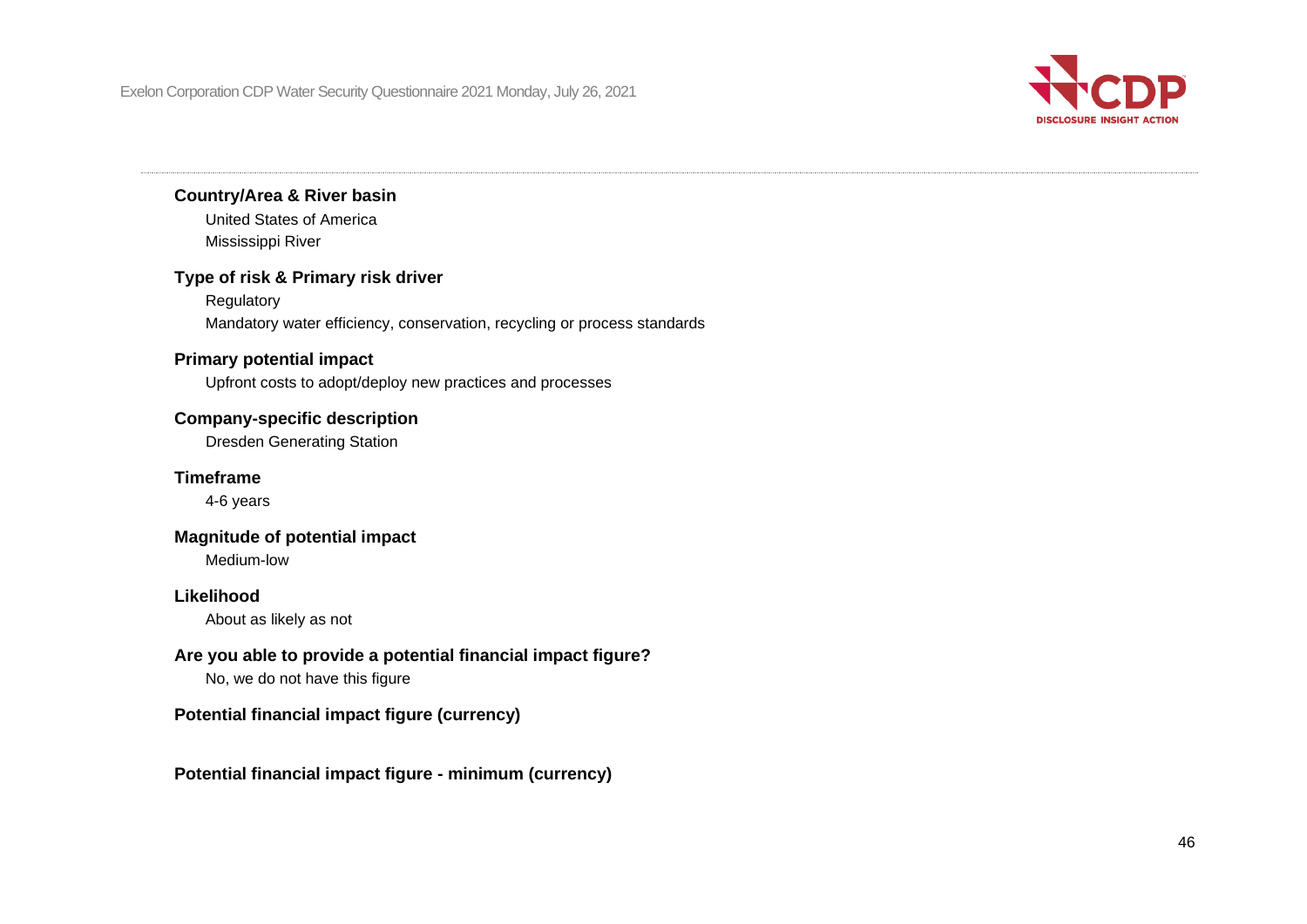**Country/Area & River basin**

United States of America

Mississippi River

**Type of risk & Primary risk driver**

Regulatory

Mandatory water efficiency, conservation, recycling or process standards

**Primary potential impact**

Upfront costs to adopt/deploy new practices and processes

**Company-specific description**

Dresden Generating Station

**Timeframe**

4-6 years

**Magnitude of potential impact**

Medium-low

**Likelihood**

About as likely as not

**Are you able to provide a potential financial impact figure?**

No, we do not have this figure

**Potential financial impact figure (currency)**

**Potential financial impact figure - minimum (currency)**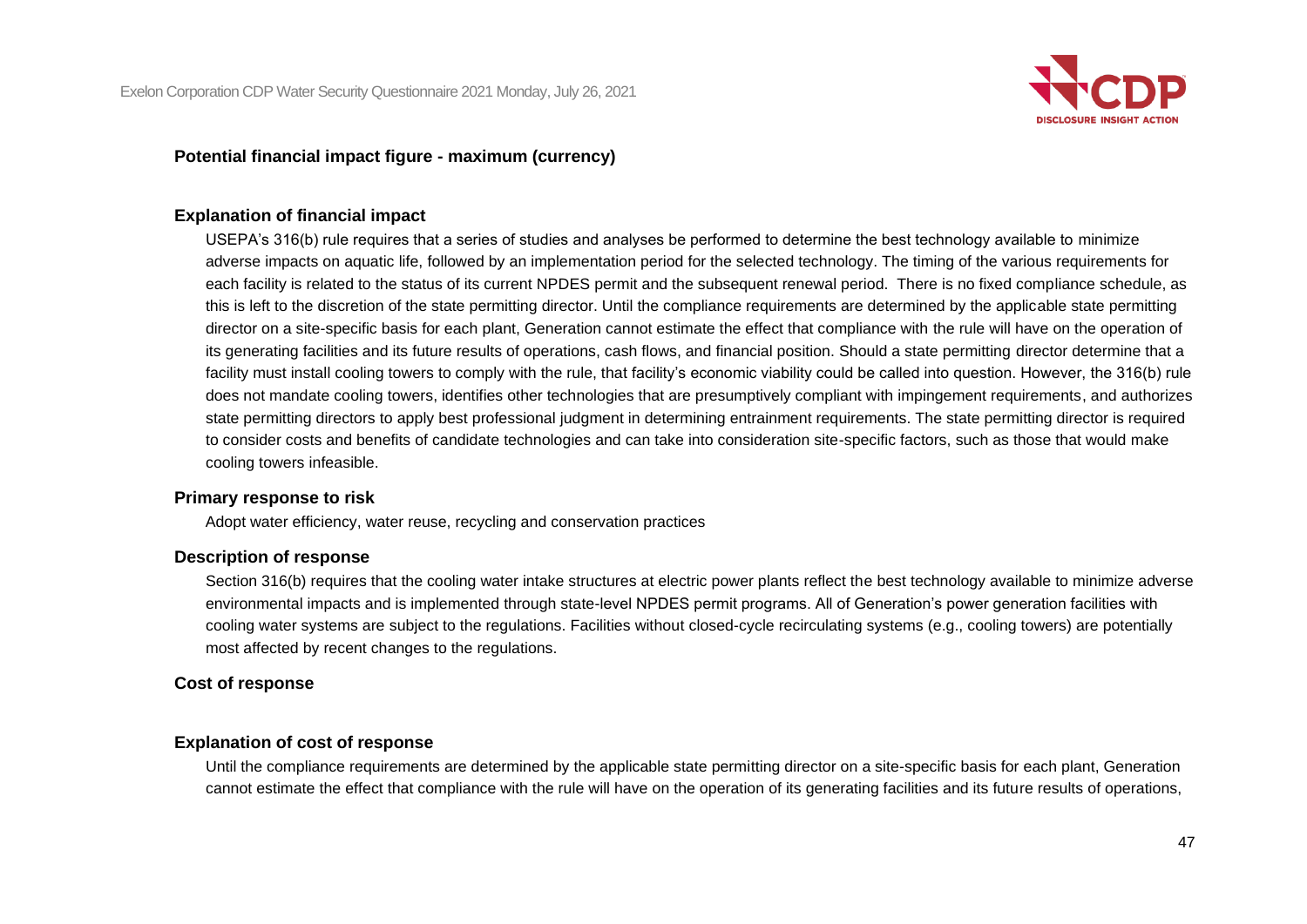**Potential financial impact figure - maximum (currency)**

**Explanation of financial impact**

USEPA's 316(b) rule requires that a series of studies and analyses be performed to determine the best technology available to minimize adverse impacts on aquatic life, followed by an implementation period for the selected technology. The timing of the various requirements for each facility is related to the status of its current NPDES permit and the subsequent renewal period. There is no fixed compliance schedule, as this is left to the discretion of the state permitting director. Until the compliance requirements are determined by the applicable state permitting director on a site-specific basis for each plant, Generation cannot estimate the effect that compliance with the rule will have on the operation of its generating facilities and its future results of operations, cash flows, and financial position. Should a state permitting director determine that a facility must install cooling towers to comply with the rule, that facility's economic viability could be called into question. However, the 316(b) rule does not mandate cooling towers, identifies other technologies that are presumptively compliant with impingement requirements, and authorizes state permitting directors to apply best professional judgment in determining entrainment requirements. The state permitting director is required to consider costs and benefits of candidate technologies and can take into consideration site-specific factors, such as those that would make cooling towers infeasible.

**Primary response to risk**

Adopt water efficiency, water reuse, recycling and conservation practices

**Description of response**

Section 316(b) requires that the cooling water intake structures at electric power plants reflect the best technology available to minimize adverse environmental impacts and is implemented through state-level NPDES permit programs. All of Generation's power generation facilities with cooling water systems are subject to the regulations. Facilities without closed-cycle recirculating systems (e.g., cooling towers) are potentially most affected by recent changes to the regulations.

**Cost of response**

**Explanation of cost of response**

Until the compliance requirements are determined by the applicable state permitting director on a site-specific basis for each plant, Generation cannot estimate the effect that compliance with the rule will have on the operation of its generating facilities and its future results of operations,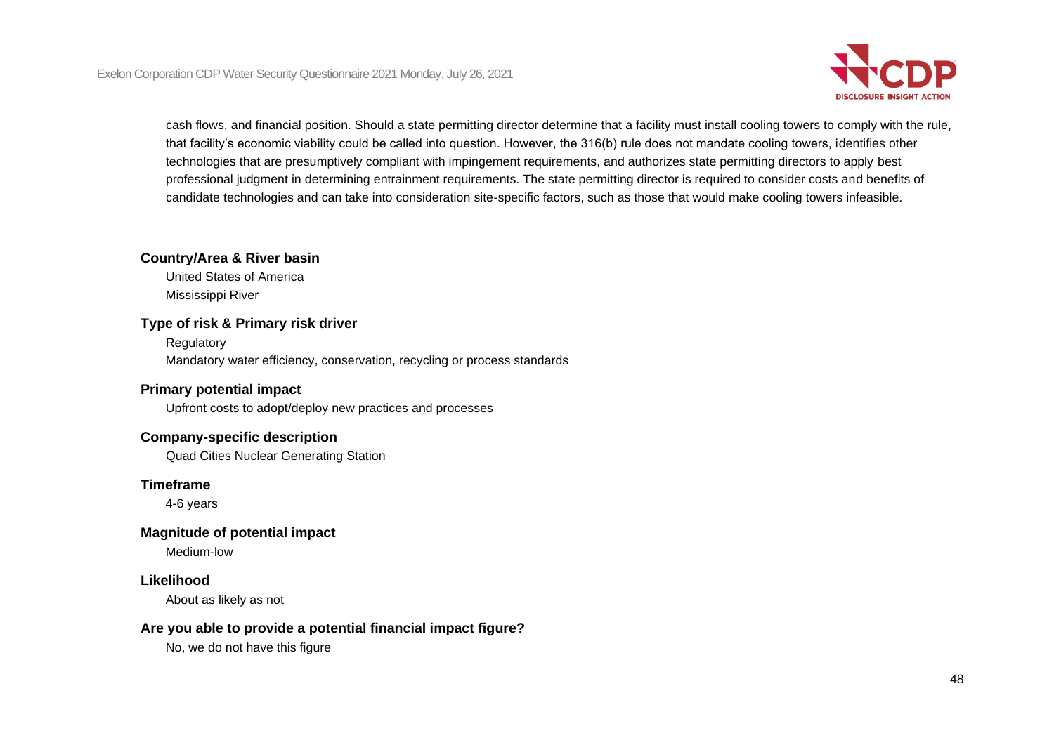cash flows, and financial position. Should a state permitting director determine that a facility must install cooling towers to comply with the rule, that facility's economic viability could be called into question. However, the 316(b) rule does not mandate cooling towers, identifies other technologies that are presumptively compliant with impingement requirements, and authorizes state permitting directors to apply best professional judgment in determining entrainment requirements. The state permitting director is required to consider costs and benefits of candidate technologies and can take into consideration site-specific factors, such as those that would make cooling towers infeasible.

---

**Country/Area & River basin**

United States of America

Mississippi River

**Type of risk & Primary risk driver**

Regulatory

Mandatory water efficiency, conservation, recycling or process standards

**Primary potential impact**

Upfront costs to adopt/deploy new practices and processes

**Company-specific description**

Quad Cities Nuclear Generating Station

**Timeframe**

4-6 years

**Magnitude of potential impact**

Medium-low

**Likelihood**

About as likely as not

**Are you able to provide a potential financial impact figure?**

No, we do not have this figure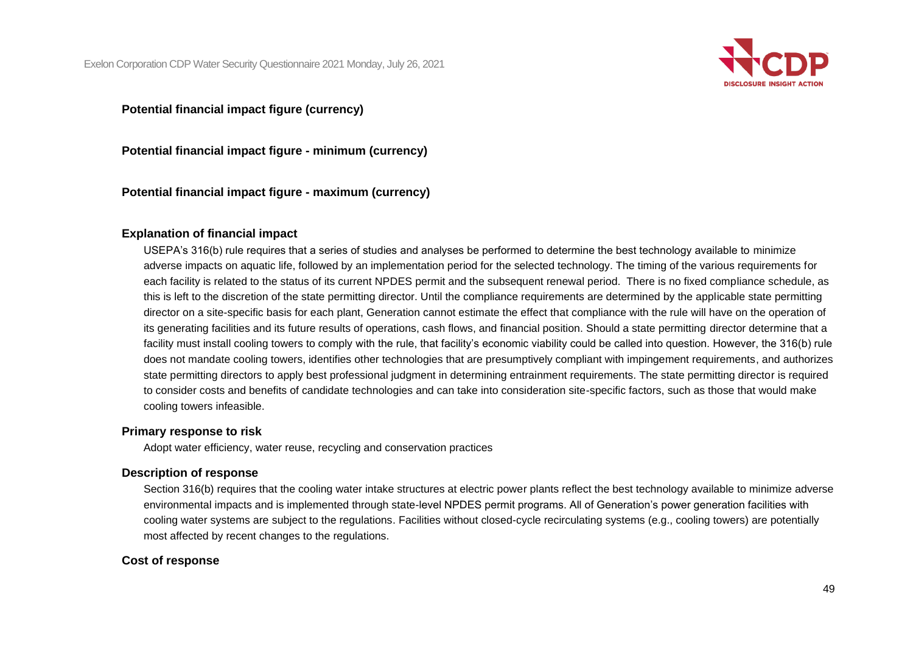**Potential financial impact figure (currency)**

**Potential financial impact figure - minimum (currency)**

**Potential financial impact figure - maximum (currency)**

**Explanation of financial impact**

USEPA's 316(b) rule requires that a series of studies and analyses be performed to determine the best technology available to minimize adverse impacts on aquatic life, followed by an implementation period for the selected technology. The timing of the various requirements for each facility is related to the status of its current NPDES permit and the subsequent renewal period. There is no fixed compliance schedule, as this is left to the discretion of the state permitting director. Until the compliance requirements are determined by the applicable state permitting director on a site-specific basis for each plant, Generation cannot estimate the effect that compliance with the rule will have on the operation of its generating facilities and its future results of operations, cash flows, and financial position. Should a state permitting director determine that a facility must install cooling towers to comply with the rule, that facility's economic viability could be called into question. However, the 316(b) rule does not mandate cooling towers, identifies other technologies that are presumptively compliant with impingement requirements, and authorizes state permitting directors to apply best professional judgment in determining entrainment requirements. The state permitting director is required to consider costs and benefits of candidate technologies and can take into consideration site-specific factors, such as those that would make cooling towers infeasible.

**Primary response to risk**

Adopt water efficiency, water reuse, recycling and conservation practices

**Description of response**

Section 316(b) requires that the cooling water intake structures at electric power plants reflect the best technology available to minimize adverse environmental impacts and is implemented through state-level NPDES permit programs. All of Generation's power generation facilities with cooling water systems are subject to the regulations. Facilities without closed-cycle recirculating systems (e.g., cooling towers) are potentially most affected by recent changes to the regulations.

**Cost of response**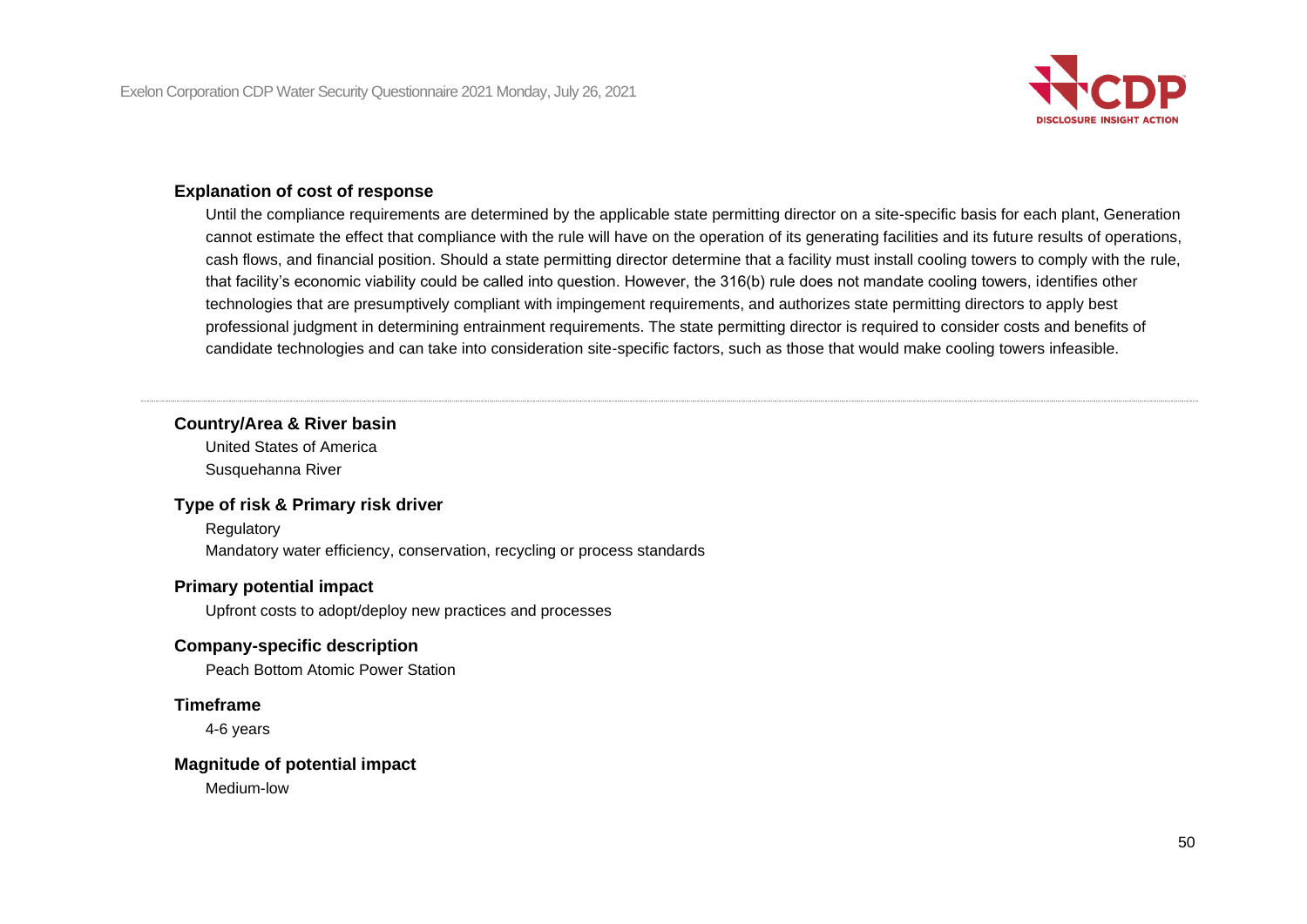### Explanation of cost of response

Until the compliance requirements are determined by the applicable state permitting director on a site-specific basis for each plant, Generation cannot estimate the effect that compliance with the rule will have on the operation of its generating facilities and its future results of operations, cash flows, and financial position. Should a state permitting director determine that a facility must install cooling towers to comply with the rule, that facility's economic viability could be called into question. However, the 316(b) rule does not mandate cooling towers, identifies other technologies that are presumptively compliant with impingement requirements, and authorizes state permitting directors to apply best professional judgment in determining entrainment requirements. The state permitting director is required to consider costs and benefits of candidate technologies and can take into consideration site-specific factors, such as those that would make cooling towers infeasible.

---

### Country/Area & River basin

United States of America

Susquehanna River

### Type of risk & Primary risk driver

Regulatory

Mandatory water efficiency, conservation, recycling or process standards

### Primary potential impact

Upfront costs to adopt/deploy new practices and processes

### Company-specific description

Peach Bottom Atomic Power Station

### Timeframe

4-6 years

### Magnitude of potential impact

Medium-low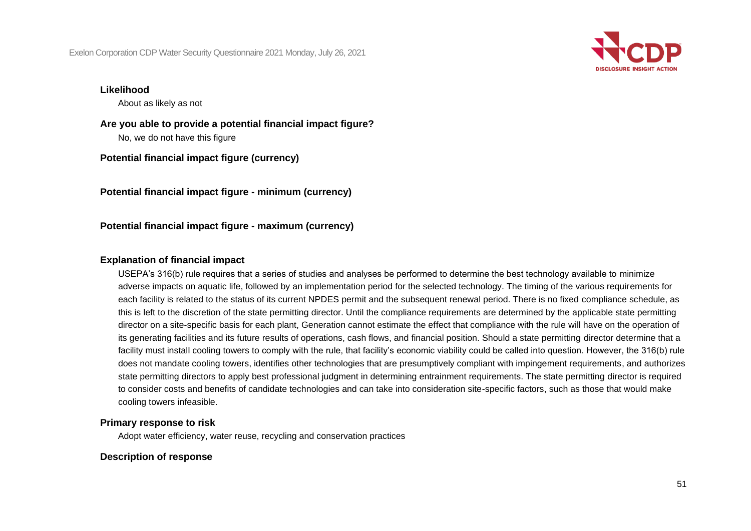**Likelihood**

About as likely as not

**Are you able to provide a potential financial impact figure?**

No, we do not have this figure

**Potential financial impact figure (currency)**

**Potential financial impact figure - minimum (currency)**

**Potential financial impact figure - maximum (currency)**

**Explanation of financial impact**

USEPA's 316(b) rule requires that a series of studies and analyses be performed to determine the best technology available to minimize adverse impacts on aquatic life, followed by an implementation period for the selected technology. The timing of the various requirements for each facility is related to the status of its current NPDES permit and the subsequent renewal period. There is no fixed compliance schedule, as this is left to the discretion of the state permitting director. Until the compliance requirements are determined by the applicable state permitting director on a site-specific basis for each plant, Generation cannot estimate the effect that compliance with the rule will have on the operation of its generating facilities and its future results of operations, cash flows, and financial position. Should a state permitting director determine that a facility must install cooling towers to comply with the rule, that facility's economic viability could be called into question. However, the 316(b) rule does not mandate cooling towers, identifies other technologies that are presumptively compliant with impingement requirements, and authorizes state permitting directors to apply best professional judgment in determining entrainment requirements. The state permitting director is required to consider costs and benefits of candidate technologies and can take into consideration site-specific factors, such as those that would make cooling towers infeasible.

**Primary response to risk**

Adopt water efficiency, water reuse, recycling and conservation practices

**Description of response**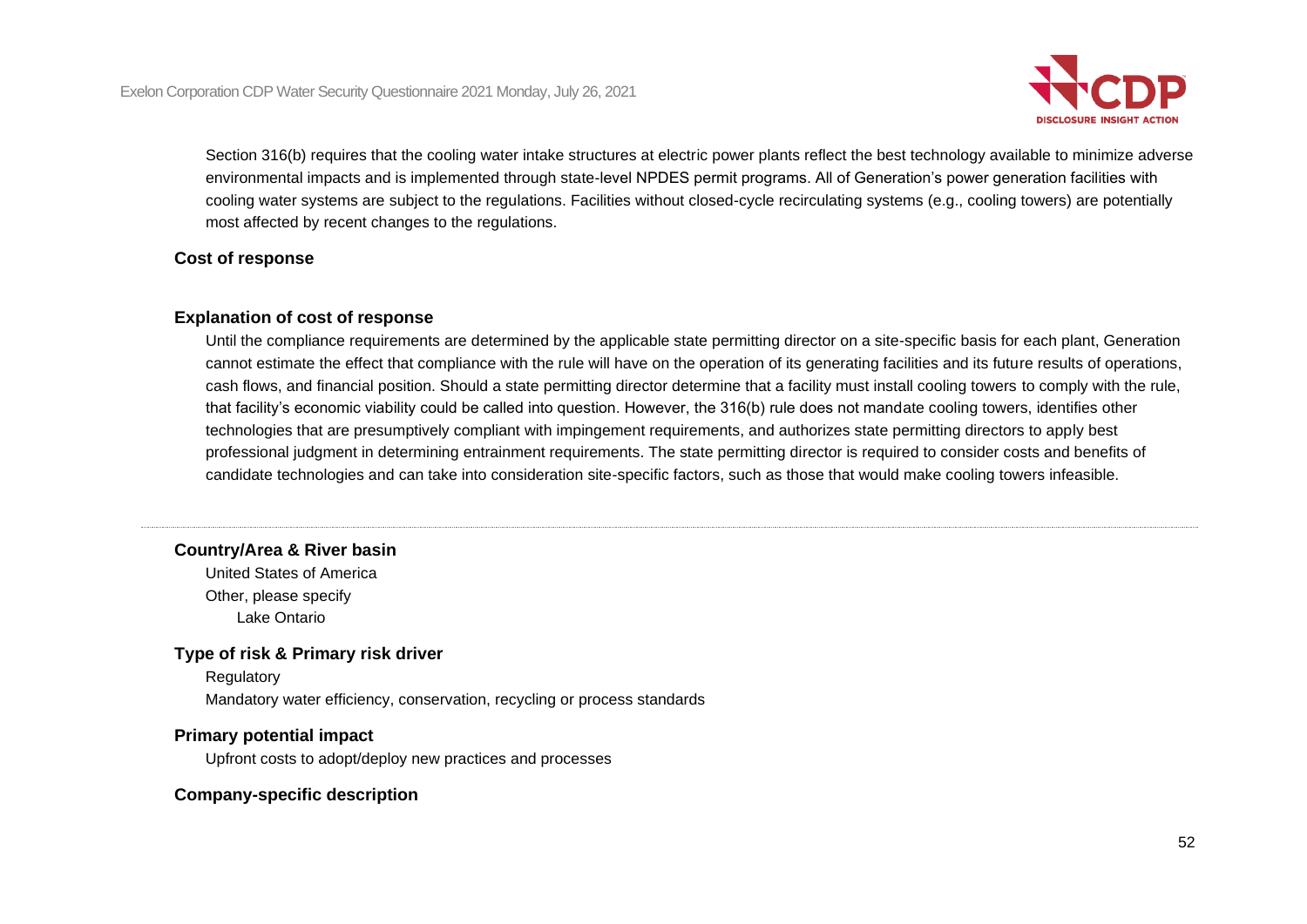Section 316(b) requires that the cooling water intake structures at electric power plants reflect the best technology available to minimize adverse environmental impacts and is implemented through state-level NPDES permit programs. All of Generation's power generation facilities with cooling water systems are subject to the regulations. Facilities without closed-cycle recirculating systems (e.g., cooling towers) are potentially most affected by recent changes to the regulations.

**Cost of response**

**Explanation of cost of response**

Until the compliance requirements are determined by the applicable state permitting director on a site-specific basis for each plant, Generation cannot estimate the effect that compliance with the rule will have on the operation of its generating facilities and its future results of operations, cash flows, and financial position. Should a state permitting director determine that a facility must install cooling towers to comply with the rule, that facility's economic viability could be called into question. However, the 316(b) rule does not mandate cooling towers, identifies other technologies that are presumptively compliant with impingement requirements, and authorizes state permitting directors to apply best professional judgment in determining entrainment requirements. The state permitting director is required to consider costs and benefits of candidate technologies and can take into consideration site-specific factors, such as those that would make cooling towers infeasible.

---

**Country/Area & River basin**

United States of America

Other, please specify

Lake Ontario

**Type of risk & Primary risk driver**

Regulatory

Mandatory water efficiency, conservation, recycling or process standards

**Primary potential impact**

Upfront costs to adopt/deploy new practices and processes

**Company-specific description**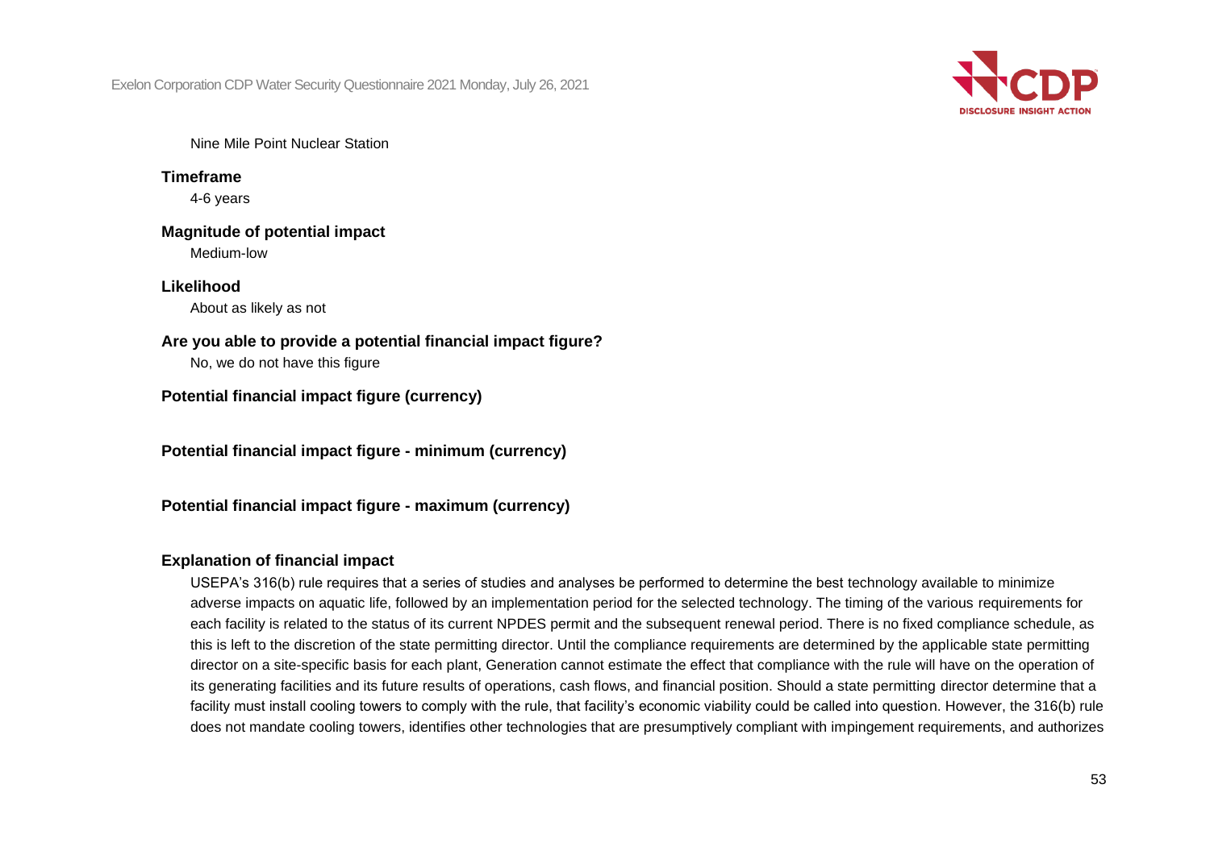Nine Mile Point Nuclear Station

**Timeframe**

4-6 years

**Magnitude of potential impact**

Medium-low

**Likelihood**

About as likely as not

**Are you able to provide a potential financial impact figure?**

No, we do not have this figure

**Potential financial impact figure (currency)**

**Potential financial impact figure - minimum (currency)**

**Potential financial impact figure - maximum (currency)**

**Explanation of financial impact**

USEPA's 316(b) rule requires that a series of studies and analyses be performed to determine the best technology available to minimize adverse impacts on aquatic life, followed by an implementation period for the selected technology. The timing of the various requirements for each facility is related to the status of its current NPDES permit and the subsequent renewal period. There is no fixed compliance schedule, as this is left to the discretion of the state permitting director. Until the compliance requirements are determined by the applicable state permitting director on a site-specific basis for each plant, Generation cannot estimate the effect that compliance with the rule will have on the operation of its generating facilities and its future results of operations, cash flows, and financial position. Should a state permitting director determine that a facility must install cooling towers to comply with the rule, that facility's economic viability could be called into question. However, the 316(b) rule does not mandate cooling towers, identifies other technologies that are presumptively compliant with impingement requirements, and authorizes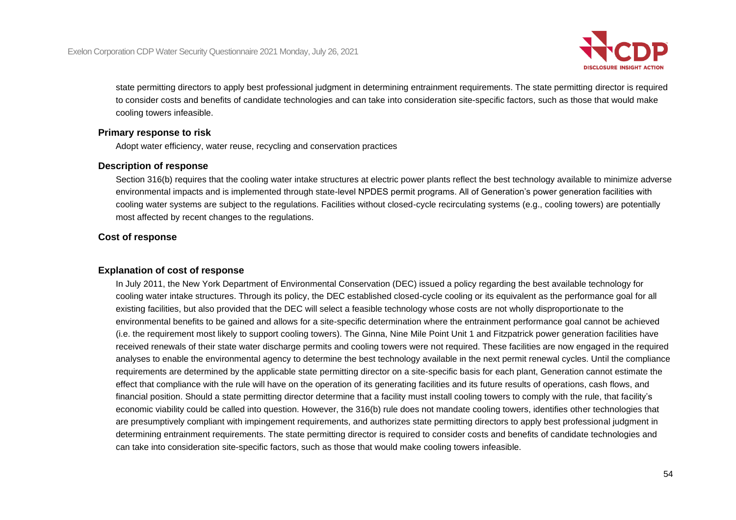state permitting directors to apply best professional judgment in determining entrainment requirements. The state permitting director is required to consider costs and benefits of candidate technologies and can take into consideration site-specific factors, such as those that would make cooling towers infeasible.

**Primary response to risk**

Adopt water efficiency, water reuse, recycling and conservation practices

**Description of response**

Section 316(b) requires that the cooling water intake structures at electric power plants reflect the best technology available to minimize adverse environmental impacts and is implemented through state-level NPDES permit programs. All of Generation's power generation facilities with cooling water systems are subject to the regulations. Facilities without closed-cycle recirculating systems (e.g., cooling towers) are potentially most affected by recent changes to the regulations.

**Cost of response**

**Explanation of cost of response**

In July 2011, the New York Department of Environmental Conservation (DEC) issued a policy regarding the best available technology for cooling water intake structures. Through its policy, the DEC established closed-cycle cooling or its equivalent as the performance goal for all existing facilities, but also provided that the DEC will select a feasible technology whose costs are not wholly disproportionate to the environmental benefits to be gained and allows for a site-specific determination where the entrainment performance goal cannot be achieved (i.e. the requirement most likely to support cooling towers). The Ginna, Nine Mile Point Unit 1 and Fitzpatrick power generation facilities have received renewals of their state water discharge permits and cooling towers were not required. These facilities are now engaged in the required analyses to enable the environmental agency to determine the best technology available in the next permit renewal cycles. Until the compliance requirements are determined by the applicable state permitting director on a site-specific basis for each plant, Generation cannot estimate the effect that compliance with the rule will have on the operation of its generating facilities and its future results of operations, cash flows, and financial position. Should a state permitting director determine that a facility must install cooling towers to comply with the rule, that facility's economic viability could be called into question. However, the 316(b) rule does not mandate cooling towers, identifies other technologies that are presumptively compliant with impingement requirements, and authorizes state permitting directors to apply best professional judgment in determining entrainment requirements. The state permitting director is required to consider costs and benefits of candidate technologies and can take into consideration site-specific factors, such as those that would make cooling towers infeasible.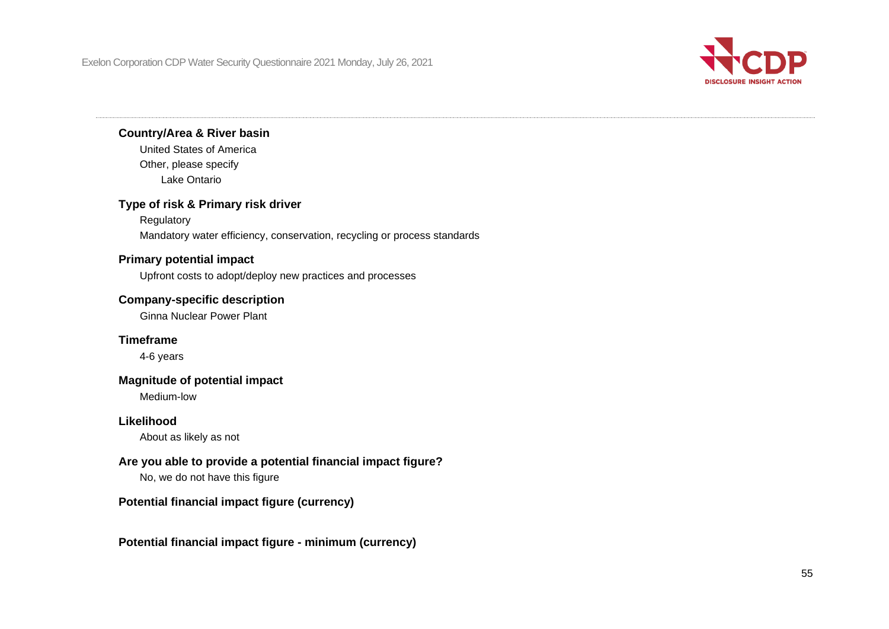**Country/Area & River basin**

United States of America

Other, please specify

Lake Ontario

**Type of risk & Primary risk driver**

Regulatory

Mandatory water efficiency, conservation, recycling or process standards

**Primary potential impact**

Upfront costs to adopt/deploy new practices and processes

**Company-specific description**

Ginna Nuclear Power Plant

**Timeframe**

4-6 years

**Magnitude of potential impact**

Medium-low

**Likelihood**

About as likely as not

**Are you able to provide a potential financial impact figure?**

No, we do not have this figure

**Potential financial impact figure (currency)**

**Potential financial impact figure - minimum (currency)**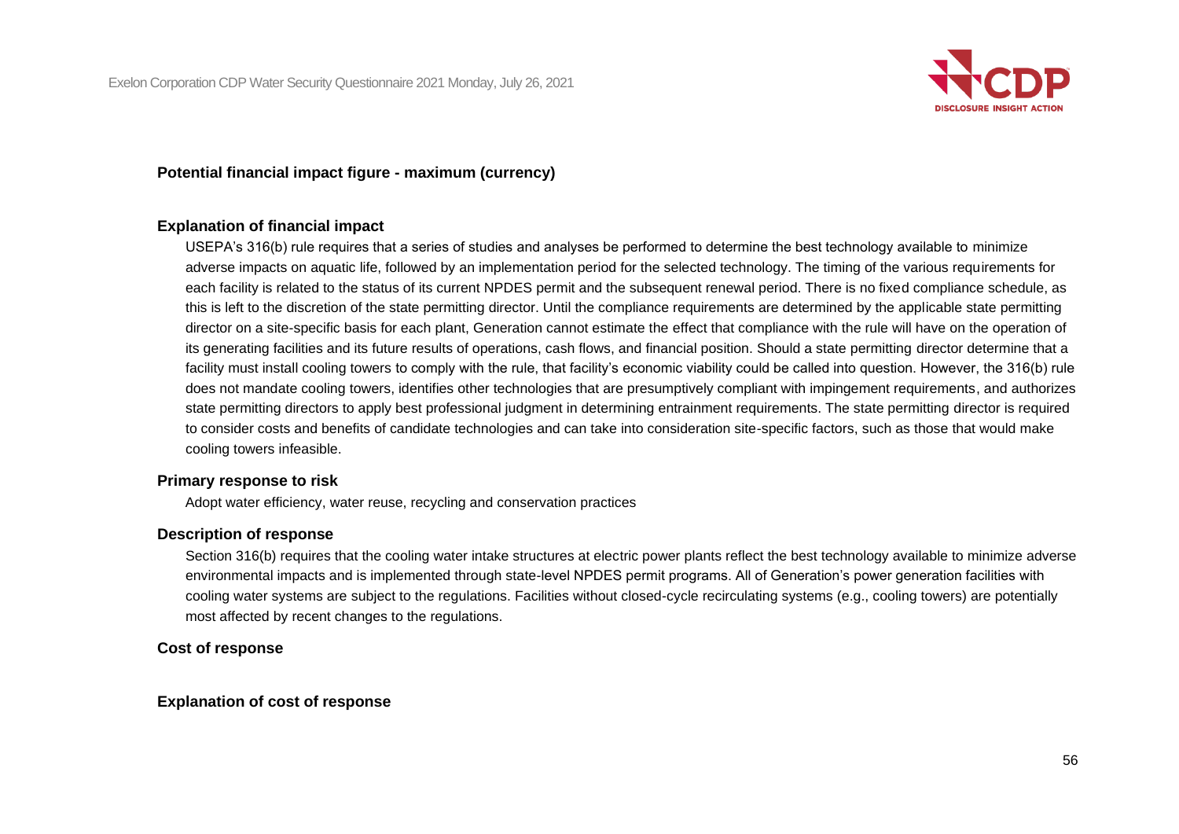**Potential financial impact figure - maximum (currency)**

**Explanation of financial impact**

USEPA's 316(b) rule requires that a series of studies and analyses be performed to determine the best technology available to minimize adverse impacts on aquatic life, followed by an implementation period for the selected technology. The timing of the various requirements for each facility is related to the status of its current NPDES permit and the subsequent renewal period. There is no fixed compliance schedule, as this is left to the discretion of the state permitting director. Until the compliance requirements are determined by the applicable state permitting director on a site-specific basis for each plant, Generation cannot estimate the effect that compliance with the rule will have on the operation of its generating facilities and its future results of operations, cash flows, and financial position. Should a state permitting director determine that a facility must install cooling towers to comply with the rule, that facility's economic viability could be called into question. However, the 316(b) rule does not mandate cooling towers, identifies other technologies that are presumptively compliant with impingement requirements, and authorizes state permitting directors to apply best professional judgment in determining entrainment requirements. The state permitting director is required to consider costs and benefits of candidate technologies and can take into consideration site-specific factors, such as those that would make cooling towers infeasible.

**Primary response to risk**

Adopt water efficiency, water reuse, recycling and conservation practices

**Description of response**

Section 316(b) requires that the cooling water intake structures at electric power plants reflect the best technology available to minimize adverse environmental impacts and is implemented through state-level NPDES permit programs. All of Generation's power generation facilities with cooling water systems are subject to the regulations. Facilities without closed-cycle recirculating systems (e.g., cooling towers) are potentially most affected by recent changes to the regulations.

**Cost of response**

**Explanation of cost of response**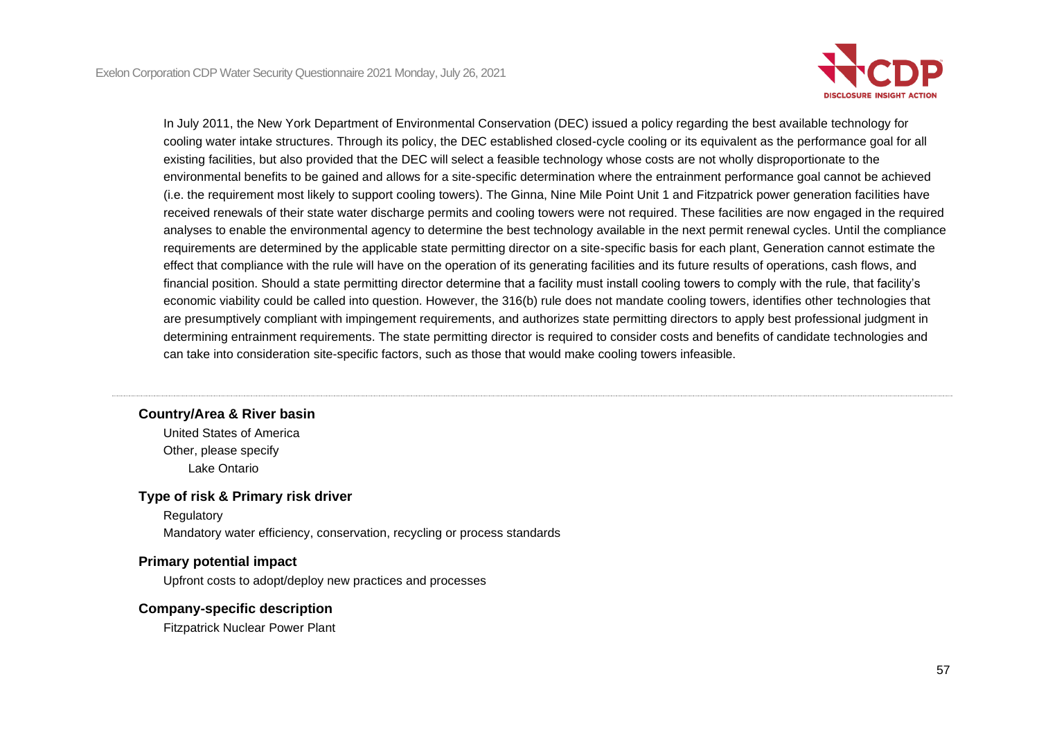In July 2011, the New York Department of Environmental Conservation (DEC) issued a policy regarding the best available technology for cooling water intake structures. Through its policy, the DEC established closed-cycle cooling or its equivalent as the performance goal for all existing facilities, but also provided that the DEC will select a feasible technology whose costs are not wholly disproportionate to the environmental benefits to be gained and allows for a site-specific determination where the entrainment performance goal cannot be achieved (i.e. the requirement most likely to support cooling towers). The Ginna, Nine Mile Point Unit 1 and Fitzpatrick power generation facilities have received renewals of their state water discharge permits and cooling towers were not required. These facilities are now engaged in the required analyses to enable the environmental agency to determine the best technology available in the next permit renewal cycles. Until the compliance requirements are determined by the applicable state permitting director on a site-specific basis for each plant, Generation cannot estimate the effect that compliance with the rule will have on the operation of its generating facilities and its future results of operations, cash flows, and financial position. Should a state permitting director determine that a facility must install cooling towers to comply with the rule, that facility's economic viability could be called into question. However, the 316(b) rule does not mandate cooling towers, identifies other technologies that are presumptively compliant with impingement requirements, and authorizes state permitting directors to apply best professional judgment in determining entrainment requirements. The state permitting director is required to consider costs and benefits of candidate technologies and can take into consideration site-specific factors, such as those that would make cooling towers infeasible.

---

**Country/Area & River basin**

United States of America

Other, please specify

Lake Ontario

**Type of risk & Primary risk driver**

Regulatory

Mandatory water efficiency, conservation, recycling or process standards

**Primary potential impact**

Upfront costs to adopt/deploy new practices and processes

**Company-specific description**

Fitzpatrick Nuclear Power Plant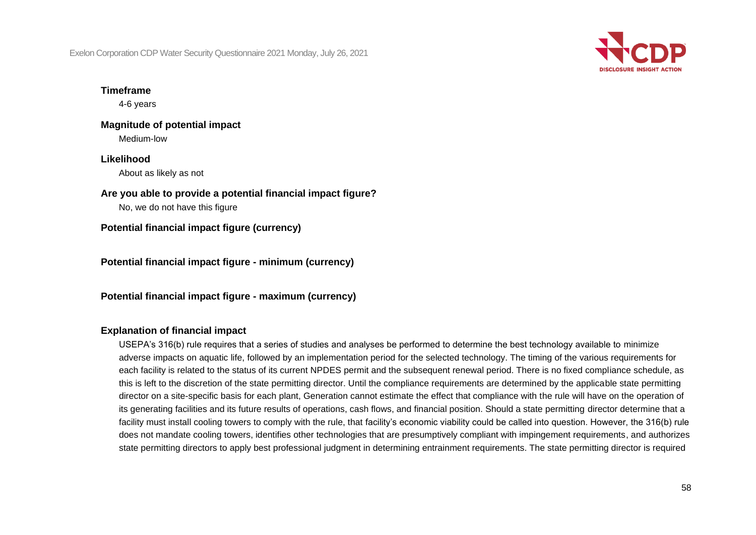**Timeframe**

4-6 years

**Magnitude of potential impact**

Medium-low

**Likelihood**

About as likely as not

**Are you able to provide a potential financial impact figure?**

No, we do not have this figure

**Potential financial impact figure (currency)**

**Potential financial impact figure - minimum (currency)**

**Potential financial impact figure - maximum (currency)**

**Explanation of financial impact**

USEPA's 316(b) rule requires that a series of studies and analyses be performed to determine the best technology available to minimize adverse impacts on aquatic life, followed by an implementation period for the selected technology. The timing of the various requirements for each facility is related to the status of its current NPDES permit and the subsequent renewal period. There is no fixed compliance schedule, as this is left to the discretion of the state permitting director. Until the compliance requirements are determined by the applicable state permitting director on a site-specific basis for each plant, Generation cannot estimate the effect that compliance with the rule will have on the operation of its generating facilities and its future results of operations, cash flows, and financial position. Should a state permitting director determine that a facility must install cooling towers to comply with the rule, that facility's economic viability could be called into question. However, the 316(b) rule does not mandate cooling towers, identifies other technologies that are presumptively compliant with impingement requirements, and authorizes state permitting directors to apply best professional judgment in determining entrainment requirements. The state permitting director is required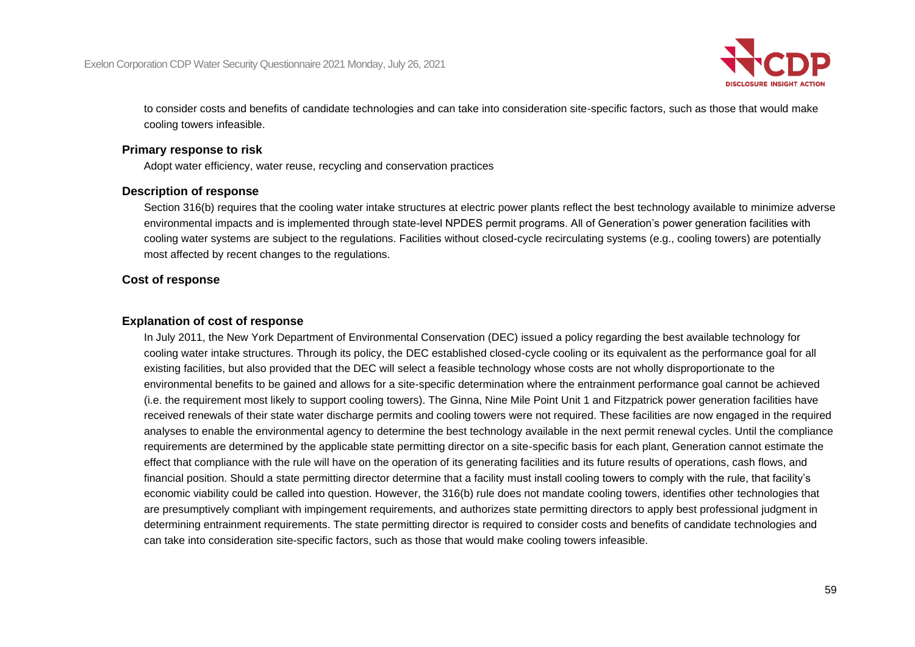to consider costs and benefits of candidate technologies and can take into consideration site-specific factors, such as those that would make cooling towers infeasible.

**Primary response to risk**

Adopt water efficiency, water reuse, recycling and conservation practices

**Description of response**

Section 316(b) requires that the cooling water intake structures at electric power plants reflect the best technology available to minimize adverse environmental impacts and is implemented through state-level NPDES permit programs. All of Generation's power generation facilities with cooling water systems are subject to the regulations. Facilities without closed-cycle recirculating systems (e.g., cooling towers) are potentially most affected by recent changes to the regulations.

**Cost of response**

**Explanation of cost of response**

In July 2011, the New York Department of Environmental Conservation (DEC) issued a policy regarding the best available technology for cooling water intake structures. Through its policy, the DEC established closed-cycle cooling or its equivalent as the performance goal for all existing facilities, but also provided that the DEC will select a feasible technology whose costs are not wholly disproportionate to the environmental benefits to be gained and allows for a site-specific determination where the entrainment performance goal cannot be achieved (i.e. the requirement most likely to support cooling towers). The Ginna, Nine Mile Point Unit 1 and Fitzpatrick power generation facilities have received renewals of their state water discharge permits and cooling towers were not required. These facilities are now engaged in the required analyses to enable the environmental agency to determine the best technology available in the next permit renewal cycles. Until the compliance requirements are determined by the applicable state permitting director on a site-specific basis for each plant, Generation cannot estimate the effect that compliance with the rule will have on the operation of its generating facilities and its future results of operations, cash flows, and financial position. Should a state permitting director determine that a facility must install cooling towers to comply with the rule, that facility's economic viability could be called into question. However, the 316(b) rule does not mandate cooling towers, identifies other technologies that are presumptively compliant with impingement requirements, and authorizes state permitting directors to apply best professional judgment in determining entrainment requirements. The state permitting director is required to consider costs and benefits of candidate technologies and can take into consideration site-specific factors, such as those that would make cooling towers infeasible.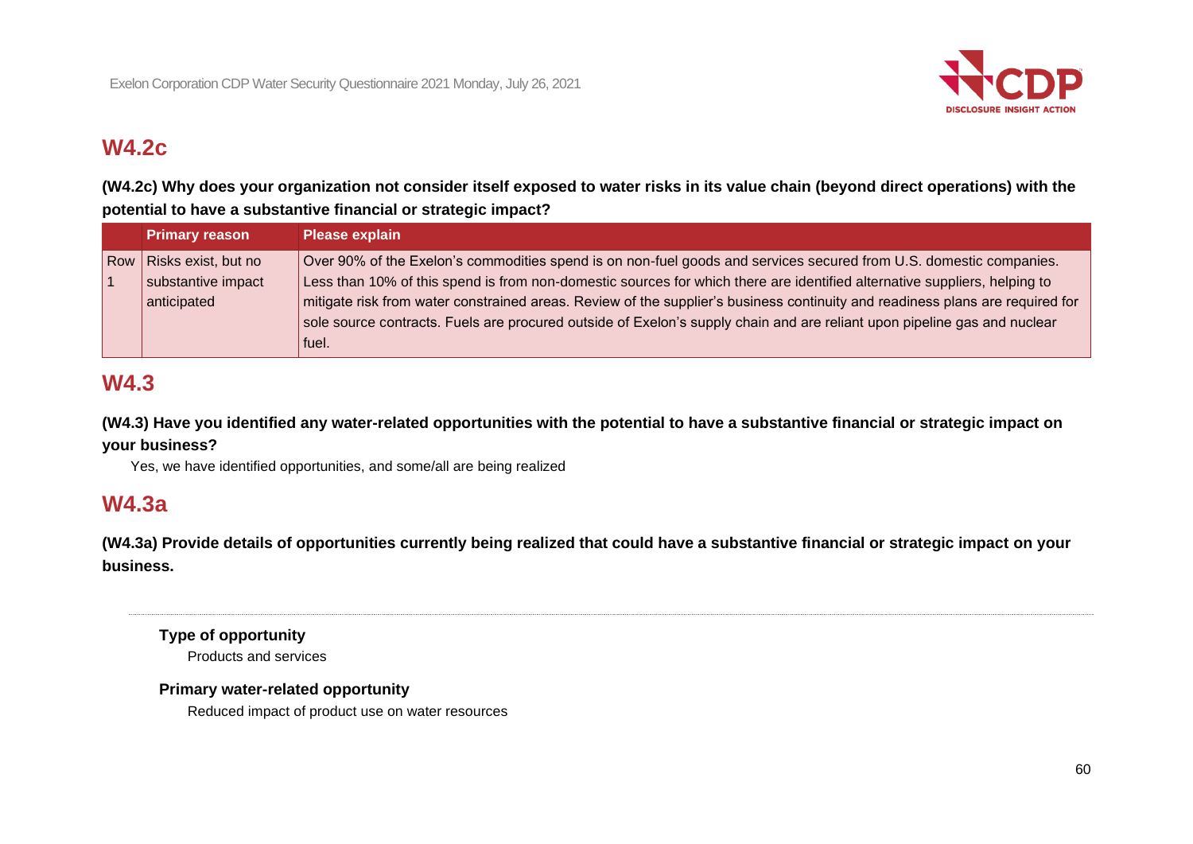## W4.2c

**(W4.2c) Why does your organization not consider itself exposed to water risks in its value chain (beyond direct operations) with the potential to have a substantive financial or strategic impact?**

| | Primary reason | Please explain |
|---|---|---|
| Row 1 | Risks exist, but no substantive impact anticipated | Over 90% of the Exelon's commodities spend is on non-fuel goods and services secured from U.S. domestic companies. Less than 10% of this spend is from non-domestic sources for which there are identified alternative suppliers, helping to mitigate risk from water constrained areas. Review of the supplier's business continuity and readiness plans are required for sole source contracts. Fuels are procured outside of Exelon's supply chain and are reliant upon pipeline gas and nuclear fuel. |

## W4.3

**(W4.3) Have you identified any water-related opportunities with the potential to have a substantive financial or strategic impact on your business?**

Yes, we have identified opportunities, and some/all are being realized

## W4.3a

**(W4.3a) Provide details of opportunities currently being realized that could have a substantive financial or strategic impact on your business.**

---

**Type of opportunity**

Products and services

**Primary water-related opportunity**

Reduced impact of product use on water resources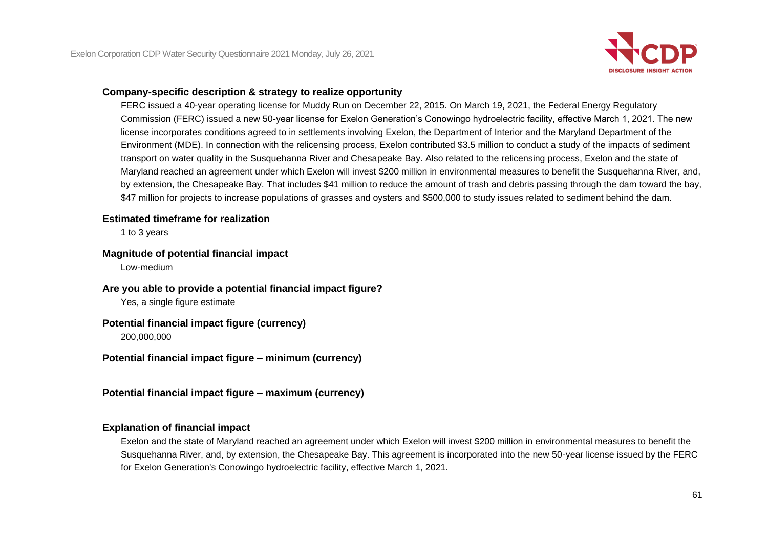**Company-specific description & strategy to realize opportunity**

FERC issued a 40-year operating license for Muddy Run on December 22, 2015. On March 19, 2021, the Federal Energy Regulatory Commission (FERC) issued a new 50-year license for Exelon Generation's Conowingo hydroelectric facility, effective March 1, 2021. The new license incorporates conditions agreed to in settlements involving Exelon, the Department of Interior and the Maryland Department of the Environment (MDE). In connection with the relicensing process, Exelon contributed $3.5 million to conduct a study of the impacts of sediment transport on water quality in the Susquehanna River and Chesapeake Bay. Also related to the relicensing process, Exelon and the state of Maryland reached an agreement under which Exelon will invest $200 million in environmental measures to benefit the Susquehanna River, and, by extension, the Chesapeake Bay. That includes $41 million to reduce the amount of trash and debris passing through the dam toward the bay, $47 million for projects to increase populations of grasses and oysters and $500,000 to study issues related to sediment behind the dam.

**Estimated timeframe for realization**

1 to 3 years

**Magnitude of potential financial impact**

Low-medium

**Are you able to provide a potential financial impact figure?**

Yes, a single figure estimate

**Potential financial impact figure (currency)**

200,000,000

**Potential financial impact figure – minimum (currency)**

**Potential financial impact figure – maximum (currency)**

**Explanation of financial impact**

Exelon and the state of Maryland reached an agreement under which Exelon will invest $200 million in environmental measures to benefit the Susquehanna River, and, by extension, the Chesapeake Bay. This agreement is incorporated into the new 50-year license issued by the FERC for Exelon Generation's Conowingo hydroelectric facility, effective March 1, 2021.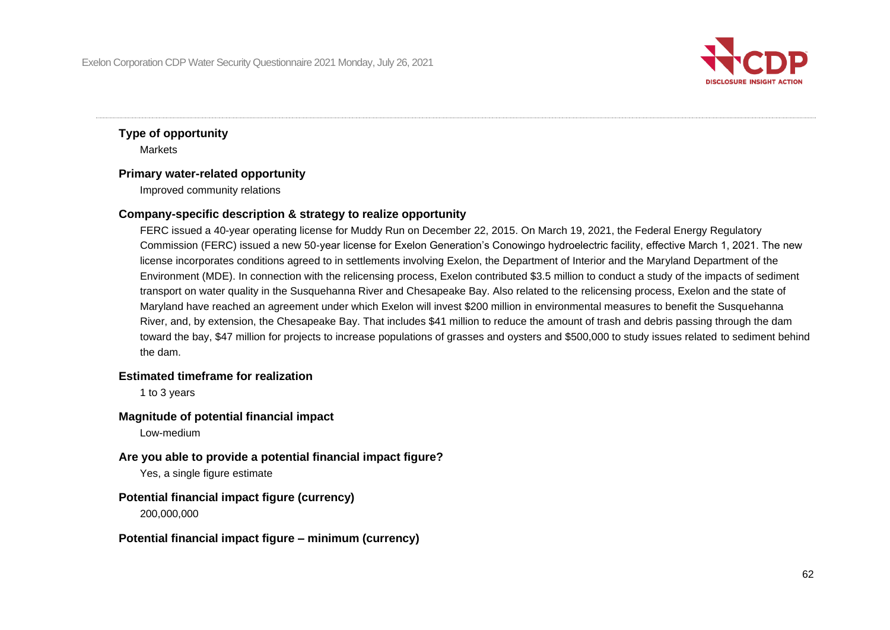**Type of opportunity**

Markets

**Primary water-related opportunity**

Improved community relations

**Company-specific description & strategy to realize opportunity**

FERC issued a 40-year operating license for Muddy Run on December 22, 2015. On March 19, 2021, the Federal Energy Regulatory Commission (FERC) issued a new 50-year license for Exelon Generation's Conowingo hydroelectric facility, effective March 1, 2021. The new license incorporates conditions agreed to in settlements involving Exelon, the Department of Interior and the Maryland Department of the Environment (MDE). In connection with the relicensing process, Exelon contributed $3.5 million to conduct a study of the impacts of sediment transport on water quality in the Susquehanna River and Chesapeake Bay. Also related to the relicensing process, Exelon and the state of Maryland have reached an agreement under which Exelon will invest $200 million in environmental measures to benefit the Susquehanna River, and, by extension, the Chesapeake Bay. That includes $41 million to reduce the amount of trash and debris passing through the dam toward the bay, $47 million for projects to increase populations of grasses and oysters and $500,000 to study issues related to sediment behind the dam.

**Estimated timeframe for realization**

1 to 3 years

**Magnitude of potential financial impact**

Low-medium

**Are you able to provide a potential financial impact figure?**

Yes, a single figure estimate

**Potential financial impact figure (currency)**

200,000,000

**Potential financial impact figure – minimum (currency)**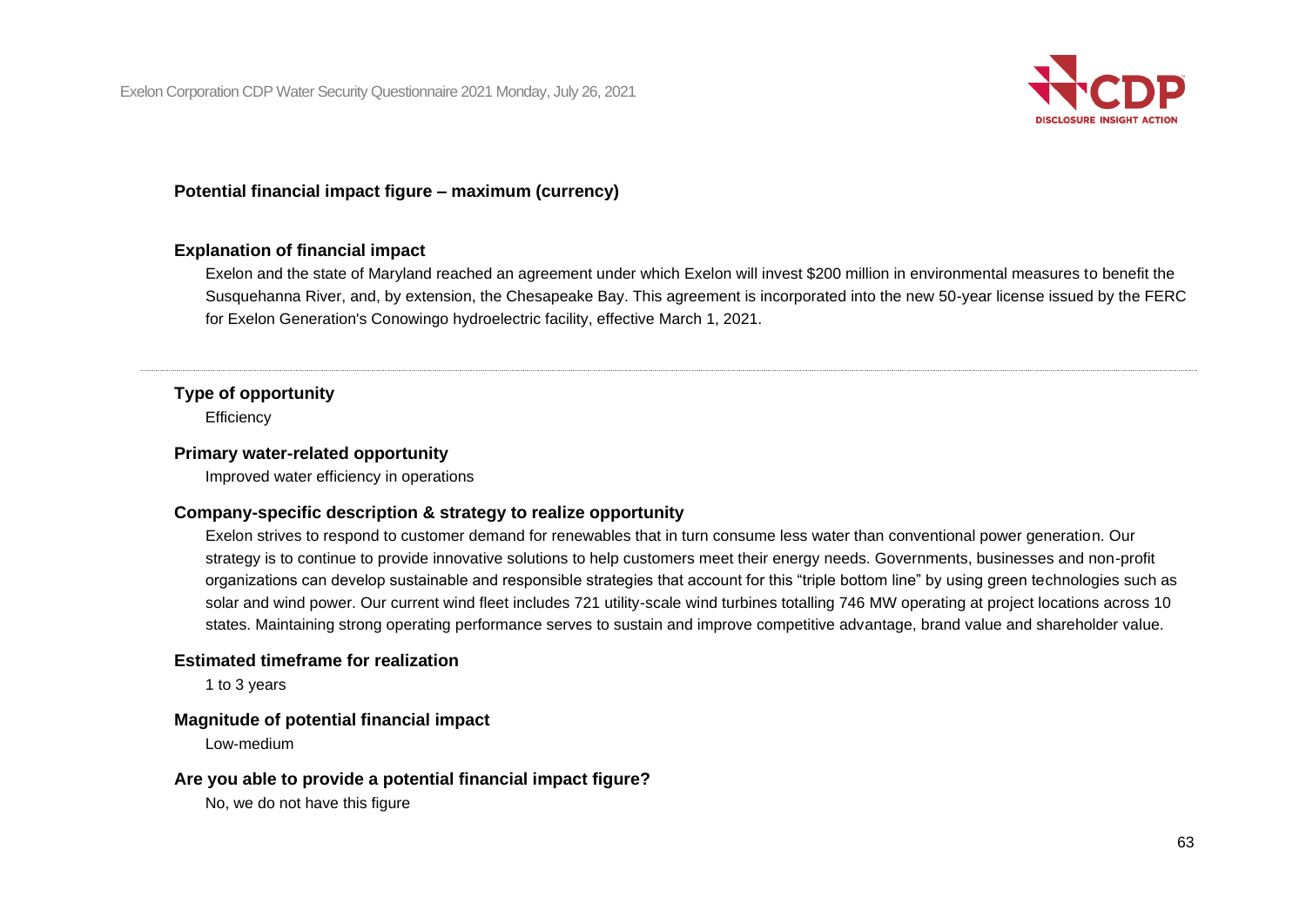**Potential financial impact figure – maximum (currency)**

**Explanation of financial impact**

Exelon and the state of Maryland reached an agreement under which Exelon will invest $200 million in environmental measures to benefit the Susquehanna River, and, by extension, the Chesapeake Bay. This agreement is incorporated into the new 50-year license issued by the FERC for Exelon Generation's Conowingo hydroelectric facility, effective March 1, 2021.

---

**Type of opportunity**

Efficiency

**Primary water-related opportunity**

Improved water efficiency in operations

**Company-specific description & strategy to realize opportunity**

Exelon strives to respond to customer demand for renewables that in turn consume less water than conventional power generation. Our strategy is to continue to provide innovative solutions to help customers meet their energy needs. Governments, businesses and non-profit organizations can develop sustainable and responsible strategies that account for this "triple bottom line" by using green technologies such as solar and wind power. Our current wind fleet includes 721 utility-scale wind turbines totalling 746 MW operating at project locations across 10 states. Maintaining strong operating performance serves to sustain and improve competitive advantage, brand value and shareholder value.

**Estimated timeframe for realization**

1 to 3 years

**Magnitude of potential financial impact**

Low-medium

**Are you able to provide a potential financial impact figure?**

No, we do not have this figure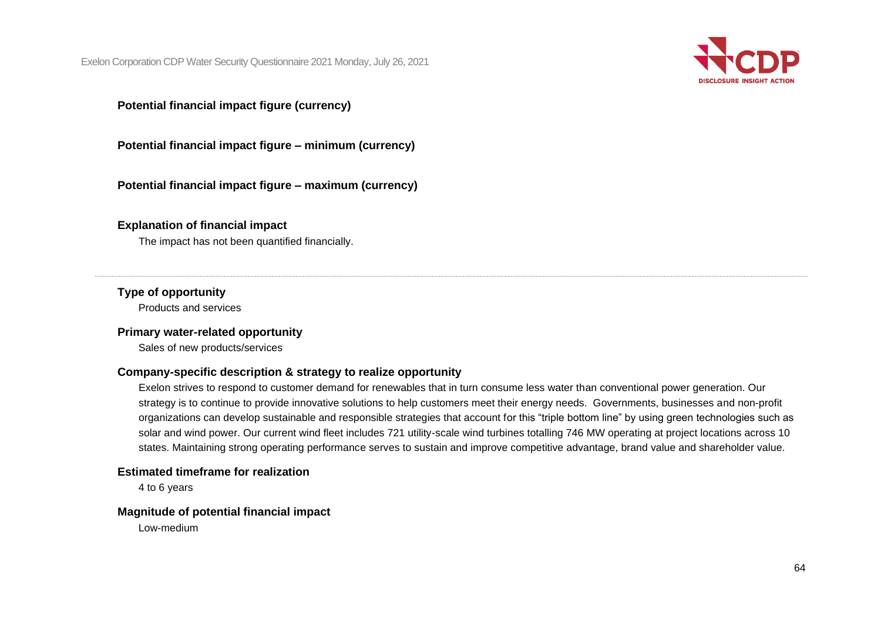**Potential financial impact figure (currency)**

**Potential financial impact figure – minimum (currency)**

**Potential financial impact figure – maximum (currency)**

**Explanation of financial impact**

The impact has not been quantified financially.

---

**Type of opportunity**

Products and services

**Primary water-related opportunity**

Sales of new products/services

**Company-specific description & strategy to realize opportunity**

Exelon strives to respond to customer demand for renewables that in turn consume less water than conventional power generation. Our strategy is to continue to provide innovative solutions to help customers meet their energy needs. Governments, businesses and non-profit organizations can develop sustainable and responsible strategies that account for this "triple bottom line" by using green technologies such as solar and wind power. Our current wind fleet includes 721 utility-scale wind turbines totalling 746 MW operating at project locations across 10 states. Maintaining strong operating performance serves to sustain and improve competitive advantage, brand value and shareholder value.

**Estimated timeframe for realization**

4 to 6 years

**Magnitude of potential financial impact**

Low-medium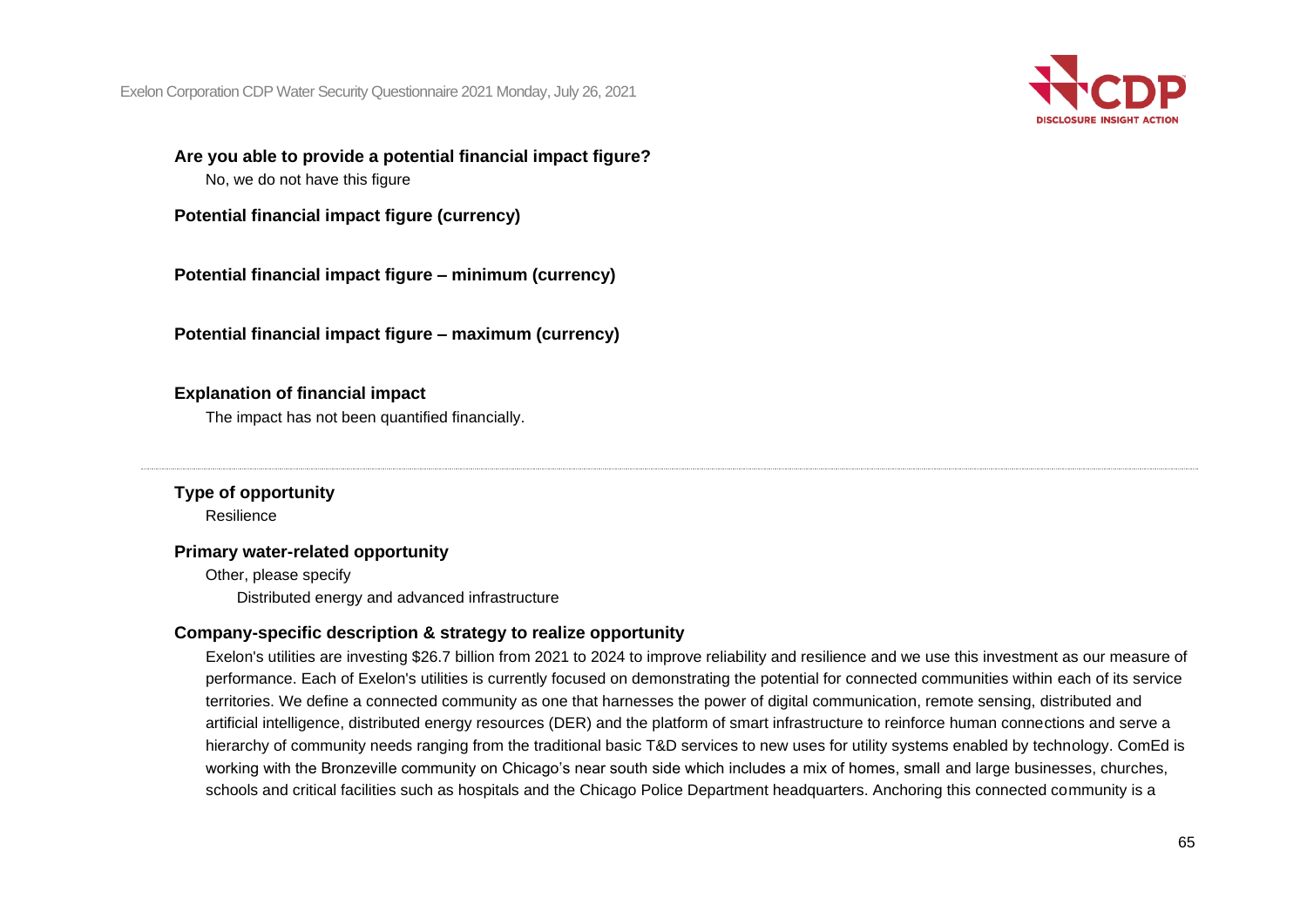**Are you able to provide a potential financial impact figure?**

No, we do not have this figure

**Potential financial impact figure (currency)**

**Potential financial impact figure – minimum (currency)**

**Potential financial impact figure – maximum (currency)**

**Explanation of financial impact**

The impact has not been quantified financially.

---

**Type of opportunity**

Resilience

**Primary water-related opportunity**

Other, please specify

Distributed energy and advanced infrastructure

**Company-specific description & strategy to realize opportunity**

Exelon's utilities are investing $26.7 billion from 2021 to 2024 to improve reliability and resilience and we use this investment as our measure of performance. Each of Exelon's utilities is currently focused on demonstrating the potential for connected communities within each of its service territories. We define a connected community as one that harnesses the power of digital communication, remote sensing, distributed and artificial intelligence, distributed energy resources (DER) and the platform of smart infrastructure to reinforce human connections and serve a hierarchy of community needs ranging from the traditional basic T&D services to new uses for utility systems enabled by technology. ComEd is working with the Bronzeville community on Chicago's near south side which includes a mix of homes, small and large businesses, churches, schools and critical facilities such as hospitals and the Chicago Police Department headquarters. Anchoring this connected community is a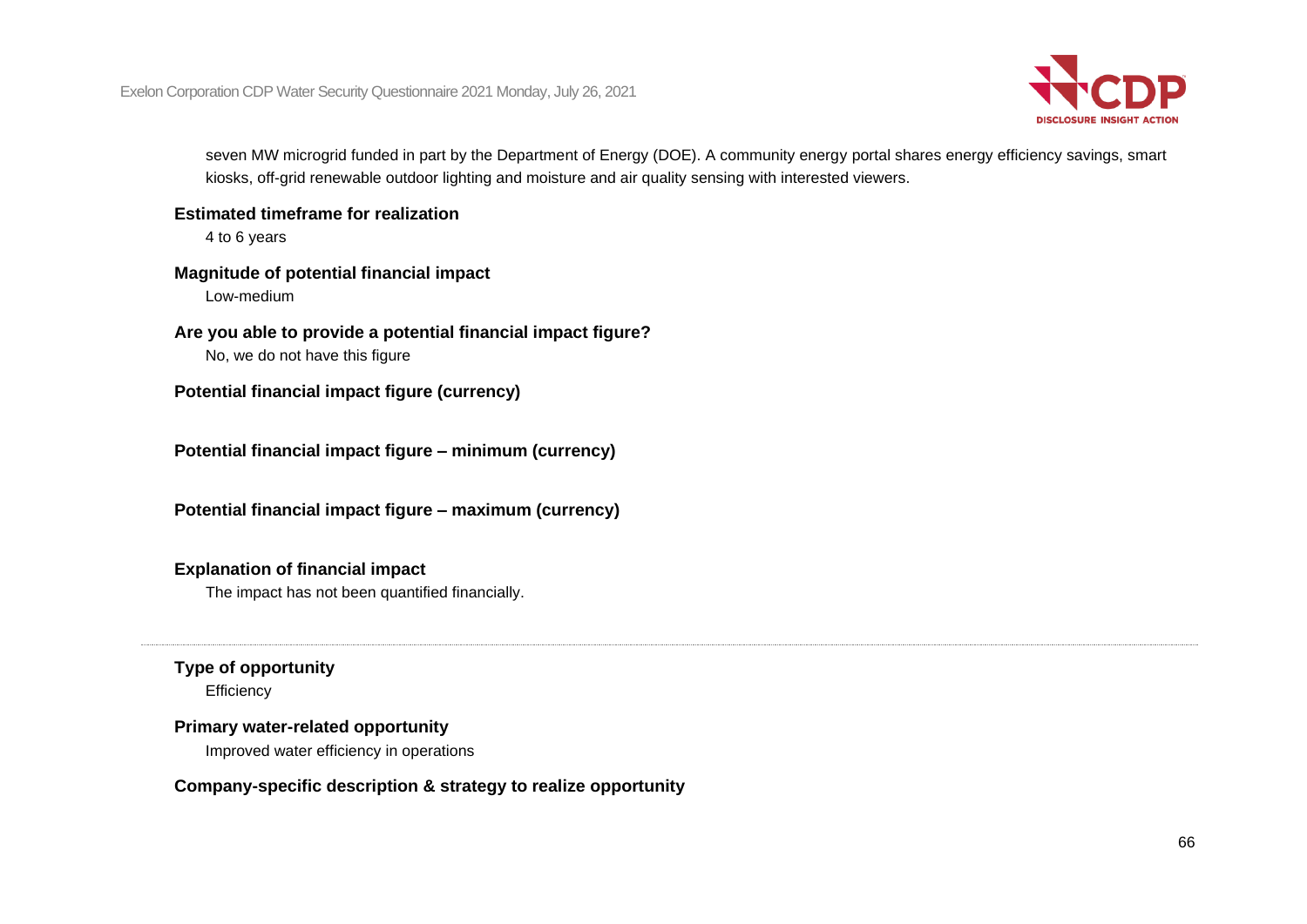seven MW microgrid funded in part by the Department of Energy (DOE). A community energy portal shares energy efficiency savings, smart kiosks, off-grid renewable outdoor lighting and moisture and air quality sensing with interested viewers.

**Estimated timeframe for realization**

4 to 6 years

**Magnitude of potential financial impact**

Low-medium

**Are you able to provide a potential financial impact figure?**

No, we do not have this figure

**Potential financial impact figure (currency)**

**Potential financial impact figure – minimum (currency)**

**Potential financial impact figure – maximum (currency)**

**Explanation of financial impact**

The impact has not been quantified financially.

---

**Type of opportunity**

Efficiency

**Primary water-related opportunity**

Improved water efficiency in operations

**Company-specific description & strategy to realize opportunity**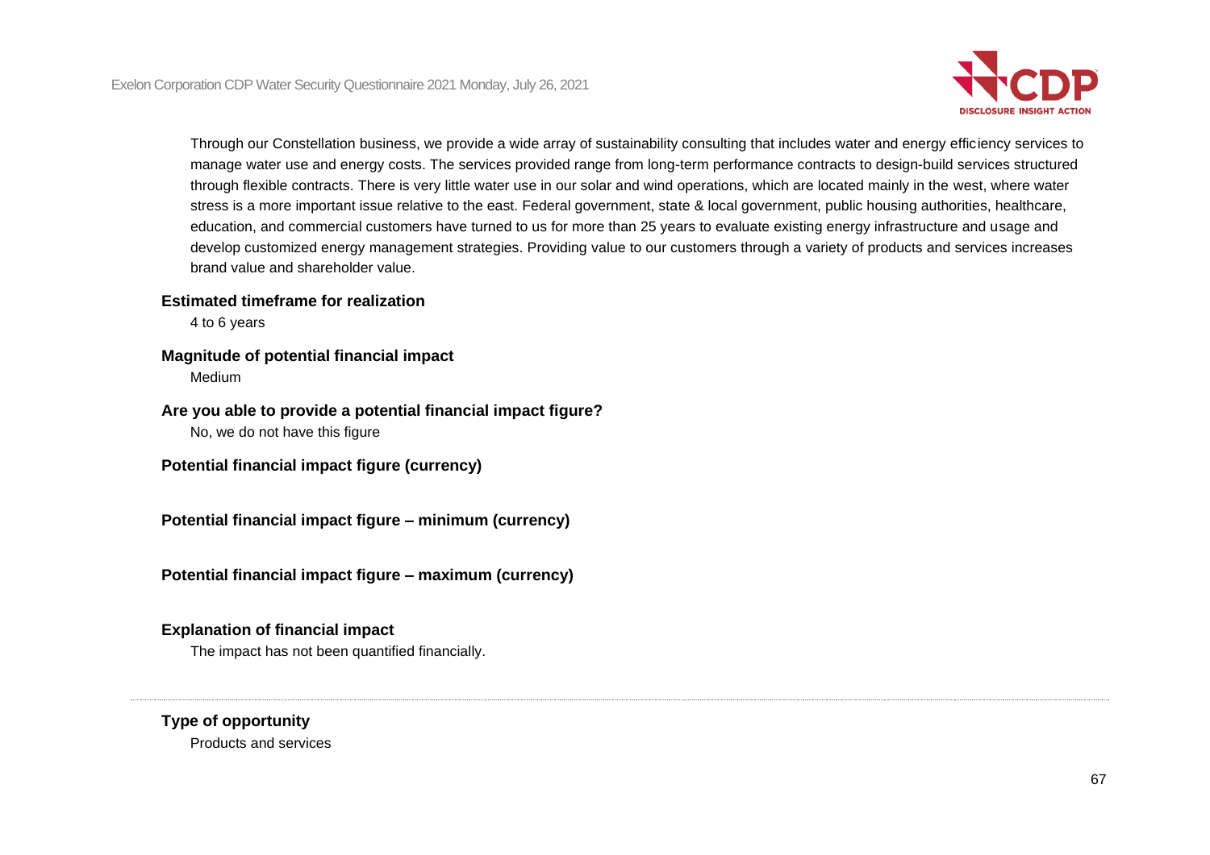Through our Constellation business, we provide a wide array of sustainability consulting that includes water and energy efficiency services to manage water use and energy costs. The services provided range from long-term performance contracts to design-build services structured through flexible contracts. There is very little water use in our solar and wind operations, which are located mainly in the west, where water stress is a more important issue relative to the east. Federal government, state & local government, public housing authorities, healthcare, education, and commercial customers have turned to us for more than 25 years to evaluate existing energy infrastructure and usage and develop customized energy management strategies. Providing value to our customers through a variety of products and services increases brand value and shareholder value.

**Estimated timeframe for realization**

4 to 6 years

**Magnitude of potential financial impact**

Medium

**Are you able to provide a potential financial impact figure?**

No, we do not have this figure

**Potential financial impact figure (currency)**

**Potential financial impact figure – minimum (currency)**

**Potential financial impact figure – maximum (currency)**

**Explanation of financial impact**

The impact has not been quantified financially.

---

**Type of opportunity**

Products and services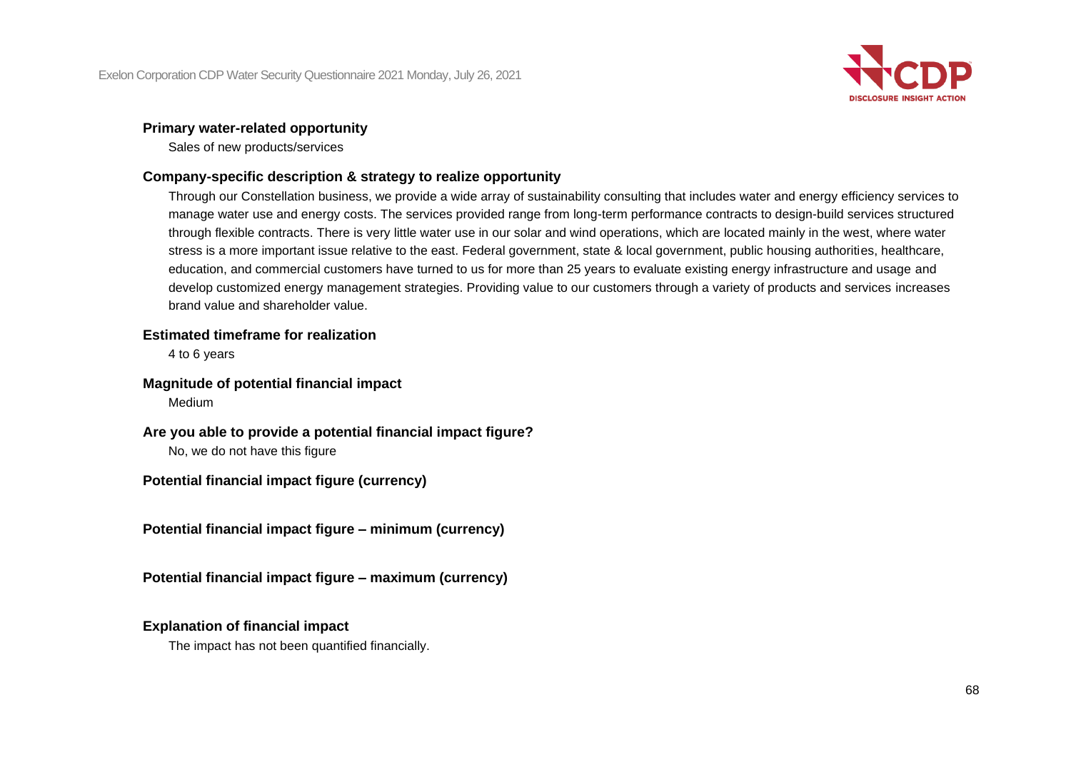**Primary water-related opportunity**

Sales of new products/services

**Company-specific description & strategy to realize opportunity**

Through our Constellation business, we provide a wide array of sustainability consulting that includes water and energy efficiency services to manage water use and energy costs. The services provided range from long-term performance contracts to design-build services structured through flexible contracts. There is very little water use in our solar and wind operations, which are located mainly in the west, where water stress is a more important issue relative to the east. Federal government, state & local government, public housing authorities, healthcare, education, and commercial customers have turned to us for more than 25 years to evaluate existing energy infrastructure and usage and develop customized energy management strategies. Providing value to our customers through a variety of products and services increases brand value and shareholder value.

**Estimated timeframe for realization**

4 to 6 years

**Magnitude of potential financial impact**

Medium

**Are you able to provide a potential financial impact figure?**

No, we do not have this figure

**Potential financial impact figure (currency)**

**Potential financial impact figure – minimum (currency)**

**Potential financial impact figure – maximum (currency)**

**Explanation of financial impact**

The impact has not been quantified financially.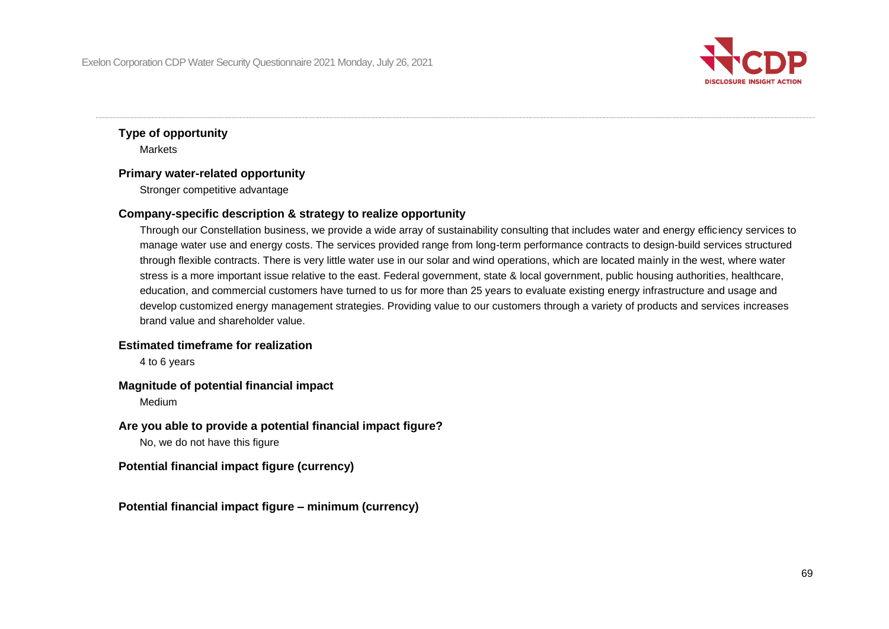**Type of opportunity**

Markets

**Primary water-related opportunity**

Stronger competitive advantage

**Company-specific description & strategy to realize opportunity**

Through our Constellation business, we provide a wide array of sustainability consulting that includes water and energy efficiency services to manage water use and energy costs. The services provided range from long-term performance contracts to design-build services structured through flexible contracts. There is very little water use in our solar and wind operations, which are located mainly in the west, where water stress is a more important issue relative to the east. Federal government, state & local government, public housing authorities, healthcare, education, and commercial customers have turned to us for more than 25 years to evaluate existing energy infrastructure and usage and develop customized energy management strategies. Providing value to our customers through a variety of products and services increases brand value and shareholder value.

**Estimated timeframe for realization**

4 to 6 years

**Magnitude of potential financial impact**

Medium

**Are you able to provide a potential financial impact figure?**

No, we do not have this figure

**Potential financial impact figure (currency)**

**Potential financial impact figure – minimum (currency)**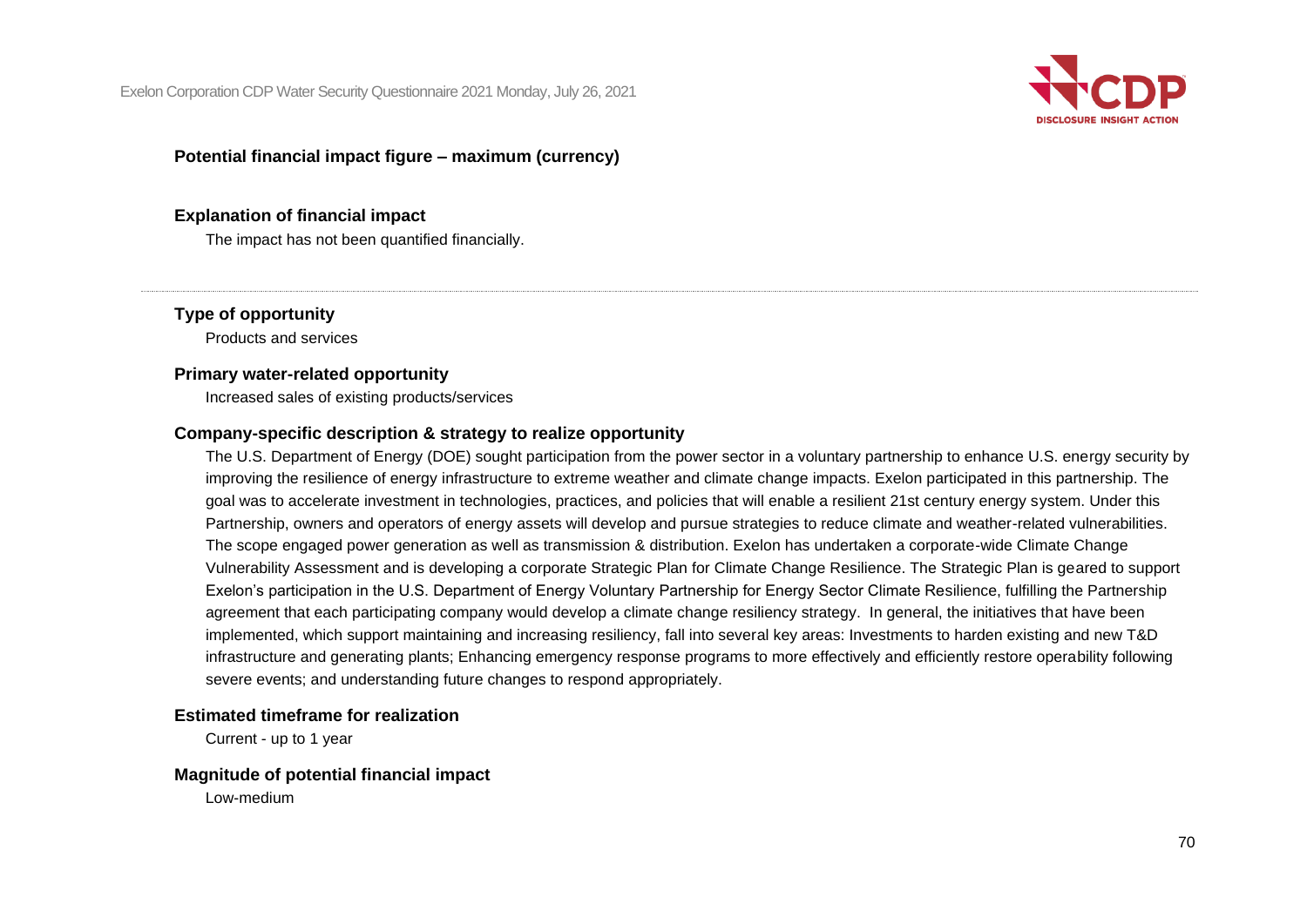**Potential financial impact figure – maximum (currency)**

**Explanation of financial impact**

The impact has not been quantified financially.

---

**Type of opportunity**

Products and services

**Primary water-related opportunity**

Increased sales of existing products/services

**Company-specific description & strategy to realize opportunity**

The U.S. Department of Energy (DOE) sought participation from the power sector in a voluntary partnership to enhance U.S. energy security by improving the resilience of energy infrastructure to extreme weather and climate change impacts. Exelon participated in this partnership. The goal was to accelerate investment in technologies, practices, and policies that will enable a resilient 21st century energy system. Under this Partnership, owners and operators of energy assets will develop and pursue strategies to reduce climate and weather-related vulnerabilities. The scope engaged power generation as well as transmission & distribution. Exelon has undertaken a corporate-wide Climate Change Vulnerability Assessment and is developing a corporate Strategic Plan for Climate Change Resilience. The Strategic Plan is geared to support Exelon's participation in the U.S. Department of Energy Voluntary Partnership for Energy Sector Climate Resilience, fulfilling the Partnership agreement that each participating company would develop a climate change resiliency strategy. In general, the initiatives that have been implemented, which support maintaining and increasing resiliency, fall into several key areas: Investments to harden existing and new T&D infrastructure and generating plants; Enhancing emergency response programs to more effectively and efficiently restore operability following severe events; and understanding future changes to respond appropriately.

**Estimated timeframe for realization**

Current - up to 1 year

**Magnitude of potential financial impact**

Low-medium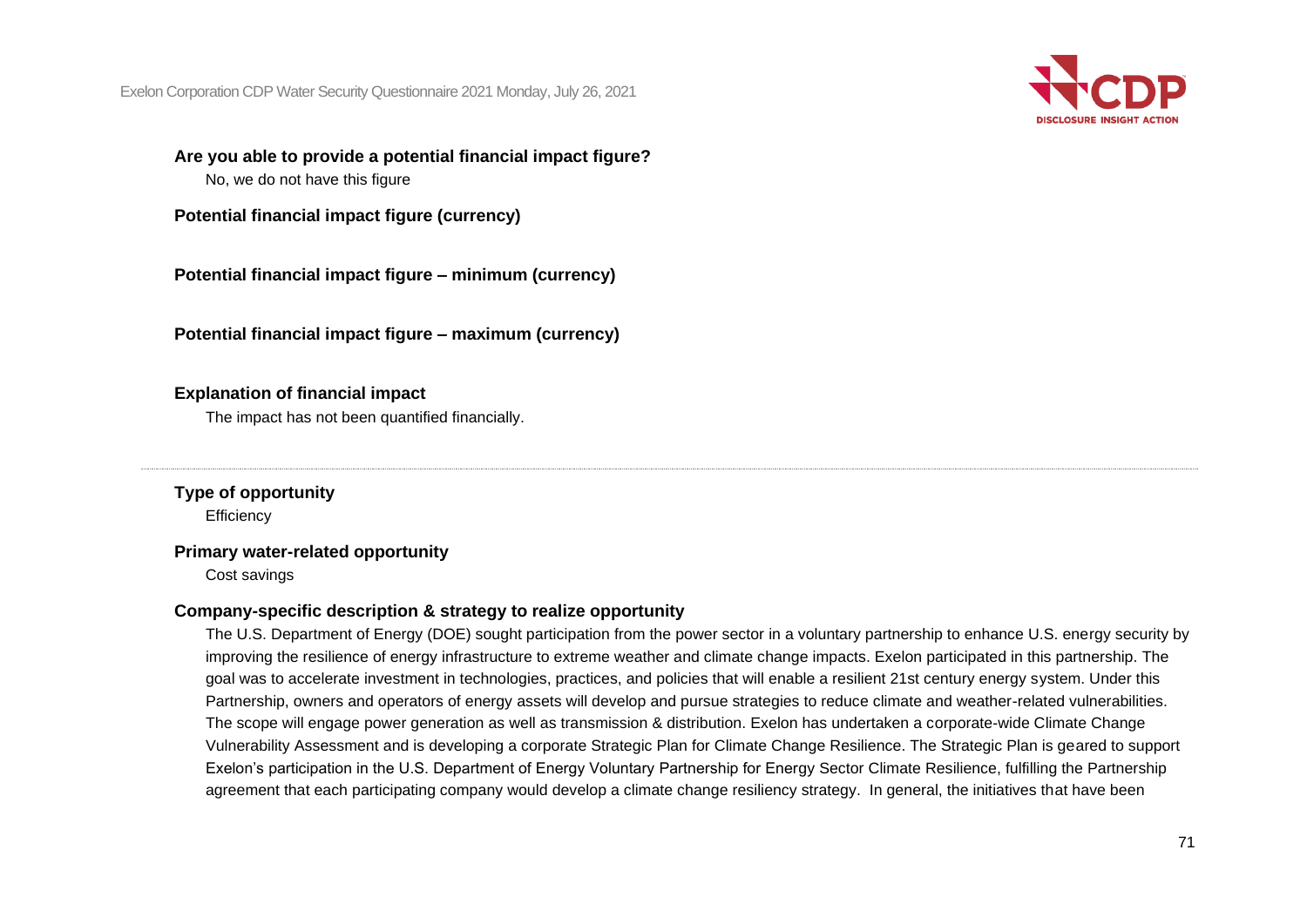**Are you able to provide a potential financial impact figure?**

No, we do not have this figure

**Potential financial impact figure (currency)**

**Potential financial impact figure – minimum (currency)**

**Potential financial impact figure – maximum (currency)**

**Explanation of financial impact**

The impact has not been quantified financially.

---

**Type of opportunity**

Efficiency

**Primary water-related opportunity**

Cost savings

**Company-specific description & strategy to realize opportunity**

The U.S. Department of Energy (DOE) sought participation from the power sector in a voluntary partnership to enhance U.S. energy security by improving the resilience of energy infrastructure to extreme weather and climate change impacts. Exelon participated in this partnership. The goal was to accelerate investment in technologies, practices, and policies that will enable a resilient 21st century energy system. Under this Partnership, owners and operators of energy assets will develop and pursue strategies to reduce climate and weather-related vulnerabilities. The scope will engage power generation as well as transmission & distribution. Exelon has undertaken a corporate-wide Climate Change Vulnerability Assessment and is developing a corporate Strategic Plan for Climate Change Resilience. The Strategic Plan is geared to support Exelon's participation in the U.S. Department of Energy Voluntary Partnership for Energy Sector Climate Resilience, fulfilling the Partnership agreement that each participating company would develop a climate change resiliency strategy. In general, the initiatives that have been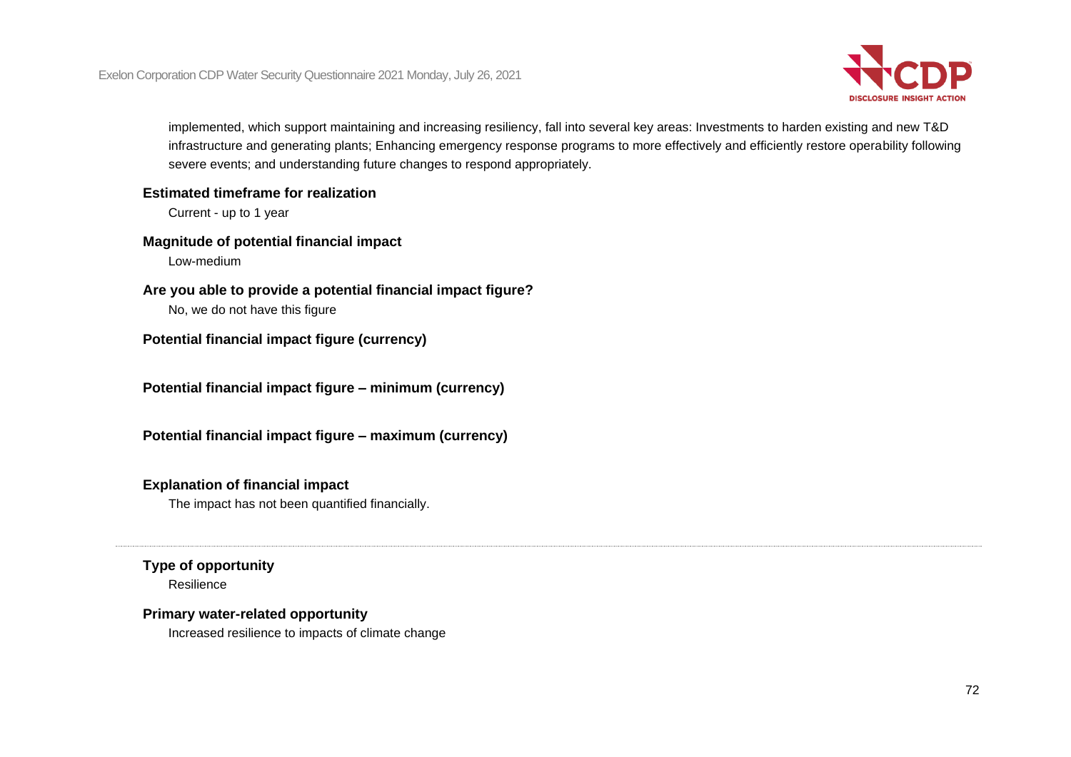implemented, which support maintaining and increasing resiliency, fall into several key areas: Investments to harden existing and new T&D infrastructure and generating plants; Enhancing emergency response programs to more effectively and efficiently restore operability following severe events; and understanding future changes to respond appropriately.

**Estimated timeframe for realization**

Current - up to 1 year

**Magnitude of potential financial impact**

Low-medium

**Are you able to provide a potential financial impact figure?**

No, we do not have this figure

**Potential financial impact figure (currency)**

**Potential financial impact figure – minimum (currency)**

**Potential financial impact figure – maximum (currency)**

**Explanation of financial impact**

The impact has not been quantified financially.

---

**Type of opportunity**

Resilience

**Primary water-related opportunity**

Increased resilience to impacts of climate change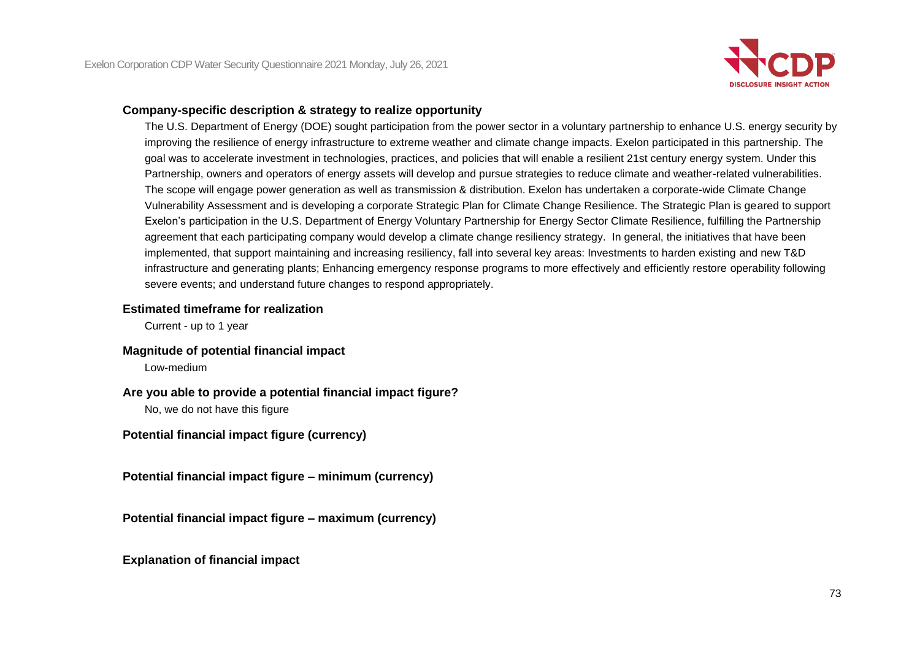**Company-specific description & strategy to realize opportunity**

The U.S. Department of Energy (DOE) sought participation from the power sector in a voluntary partnership to enhance U.S. energy security by improving the resilience of energy infrastructure to extreme weather and climate change impacts. Exelon participated in this partnership. The goal was to accelerate investment in technologies, practices, and policies that will enable a resilient 21st century energy system. Under this Partnership, owners and operators of energy assets will develop and pursue strategies to reduce climate and weather-related vulnerabilities. The scope will engage power generation as well as transmission & distribution. Exelon has undertaken a corporate-wide Climate Change Vulnerability Assessment and is developing a corporate Strategic Plan for Climate Change Resilience. The Strategic Plan is geared to support Exelon's participation in the U.S. Department of Energy Voluntary Partnership for Energy Sector Climate Resilience, fulfilling the Partnership agreement that each participating company would develop a climate change resiliency strategy. In general, the initiatives that have been implemented, that support maintaining and increasing resiliency, fall into several key areas: Investments to harden existing and new T&D infrastructure and generating plants; Enhancing emergency response programs to more effectively and efficiently restore operability following severe events; and understand future changes to respond appropriately.

**Estimated timeframe for realization**

Current - up to 1 year

**Magnitude of potential financial impact**

Low-medium

**Are you able to provide a potential financial impact figure?**

No, we do not have this figure

**Potential financial impact figure (currency)**

**Potential financial impact figure – minimum (currency)**

**Potential financial impact figure – maximum (currency)**

**Explanation of financial impact**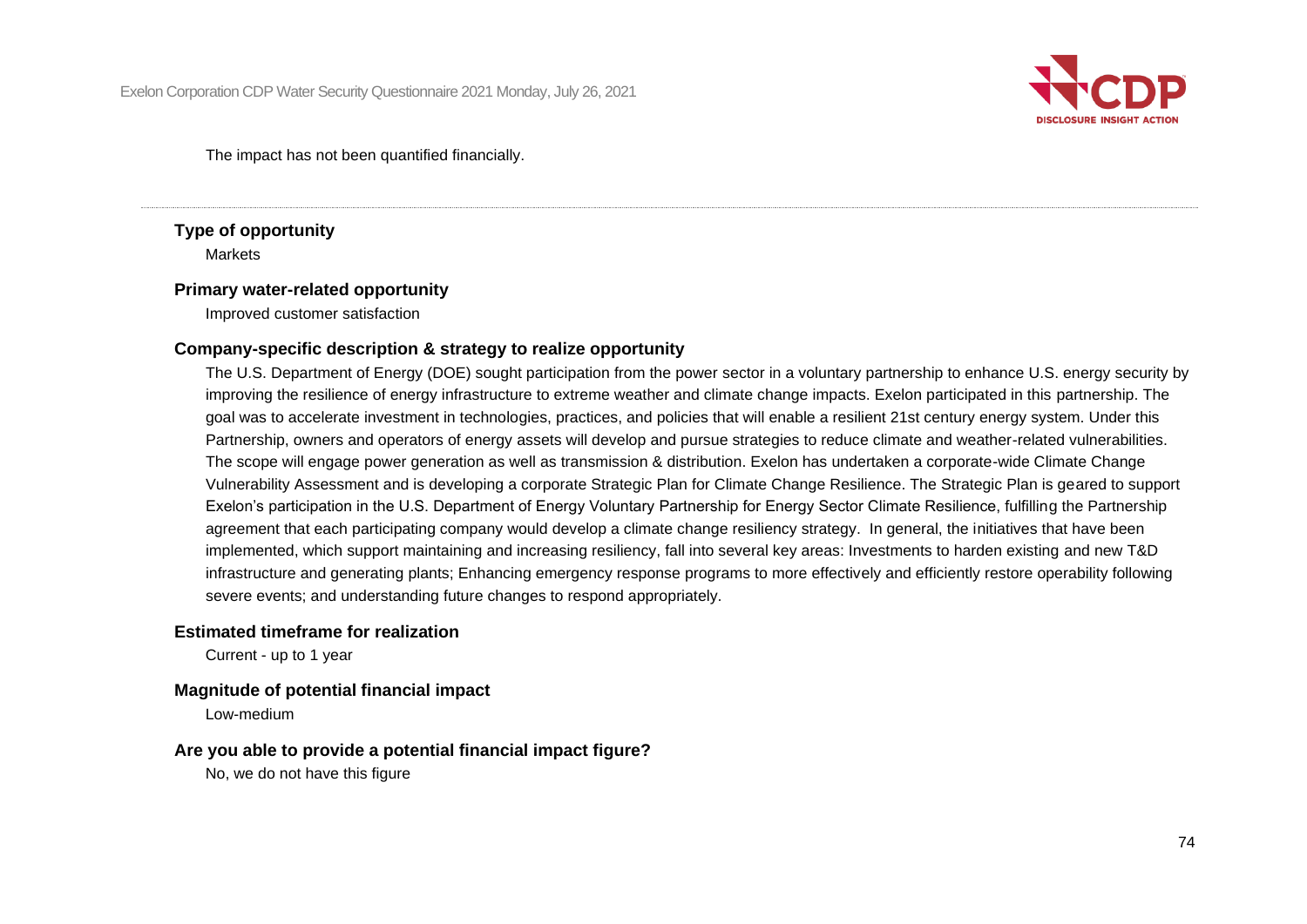The impact has not been quantified financially.

---

**Type of opportunity**

Markets

**Primary water-related opportunity**

Improved customer satisfaction

**Company-specific description & strategy to realize opportunity**

The U.S. Department of Energy (DOE) sought participation from the power sector in a voluntary partnership to enhance U.S. energy security by improving the resilience of energy infrastructure to extreme weather and climate change impacts. Exelon participated in this partnership. The goal was to accelerate investment in technologies, practices, and policies that will enable a resilient 21st century energy system. Under this Partnership, owners and operators of energy assets will develop and pursue strategies to reduce climate and weather-related vulnerabilities. The scope will engage power generation as well as transmission & distribution. Exelon has undertaken a corporate-wide Climate Change Vulnerability Assessment and is developing a corporate Strategic Plan for Climate Change Resilience. The Strategic Plan is geared to support Exelon's participation in the U.S. Department of Energy Voluntary Partnership for Energy Sector Climate Resilience, fulfilling the Partnership agreement that each participating company would develop a climate change resiliency strategy. In general, the initiatives that have been implemented, which support maintaining and increasing resiliency, fall into several key areas: Investments to harden existing and new T&D infrastructure and generating plants; Enhancing emergency response programs to more effectively and efficiently restore operability following severe events; and understanding future changes to respond appropriately.

**Estimated timeframe for realization**

Current - up to 1 year

**Magnitude of potential financial impact**

Low-medium

**Are you able to provide a potential financial impact figure?**

No, we do not have this figure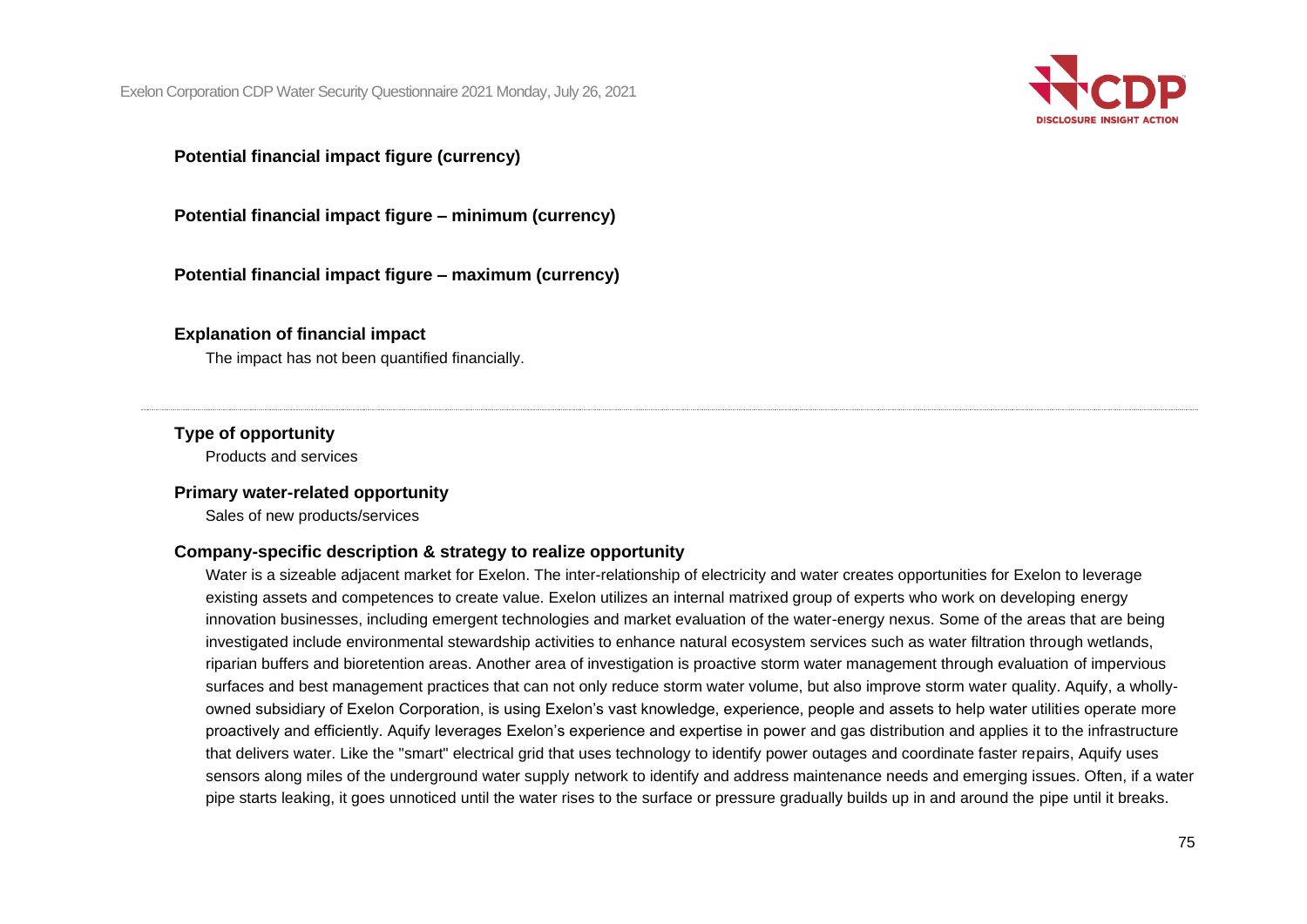**Potential financial impact figure (currency)**

**Potential financial impact figure – minimum (currency)**

**Potential financial impact figure – maximum (currency)**

**Explanation of financial impact**

The impact has not been quantified financially.

---

**Type of opportunity**

Products and services

**Primary water-related opportunity**

Sales of new products/services

**Company-specific description & strategy to realize opportunity**

Water is a sizeable adjacent market for Exelon. The inter-relationship of electricity and water creates opportunities for Exelon to leverage existing assets and competences to create value. Exelon utilizes an internal matrixed group of experts who work on developing energy innovation businesses, including emergent technologies and market evaluation of the water-energy nexus. Some of the areas that are being investigated include environmental stewardship activities to enhance natural ecosystem services such as water filtration through wetlands, riparian buffers and bioretention areas. Another area of investigation is proactive storm water management through evaluation of impervious surfaces and best management practices that can not only reduce storm water volume, but also improve storm water quality. Aquify, a wholly-owned subsidiary of Exelon Corporation, is using Exelon's vast knowledge, experience, people and assets to help water utilities operate more proactively and efficiently. Aquify leverages Exelon's experience and expertise in power and gas distribution and applies it to the infrastructure that delivers water. Like the "smart" electrical grid that uses technology to identify power outages and coordinate faster repairs, Aquify uses sensors along miles of the underground water supply network to identify and address maintenance needs and emerging issues. Often, if a water pipe starts leaking, it goes unnoticed until the water rises to the surface or pressure gradually builds up in and around the pipe until it breaks.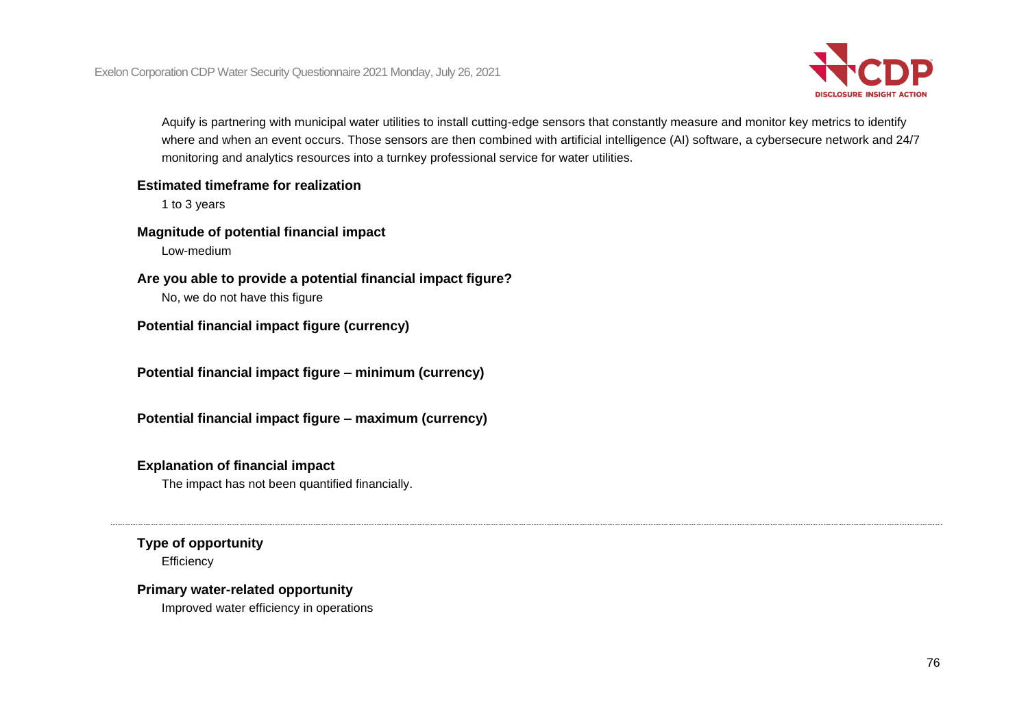Aquify is partnering with municipal water utilities to install cutting-edge sensors that constantly measure and monitor key metrics to identify where and when an event occurs. Those sensors are then combined with artificial intelligence (AI) software, a cybersecure network and 24/7 monitoring and analytics resources into a turnkey professional service for water utilities.

**Estimated timeframe for realization**

1 to 3 years

**Magnitude of potential financial impact**

Low-medium

**Are you able to provide a potential financial impact figure?**

No, we do not have this figure

**Potential financial impact figure (currency)**

**Potential financial impact figure – minimum (currency)**

**Potential financial impact figure – maximum (currency)**

**Explanation of financial impact**

The impact has not been quantified financially.

---

**Type of opportunity**

Efficiency

**Primary water-related opportunity**

Improved water efficiency in operations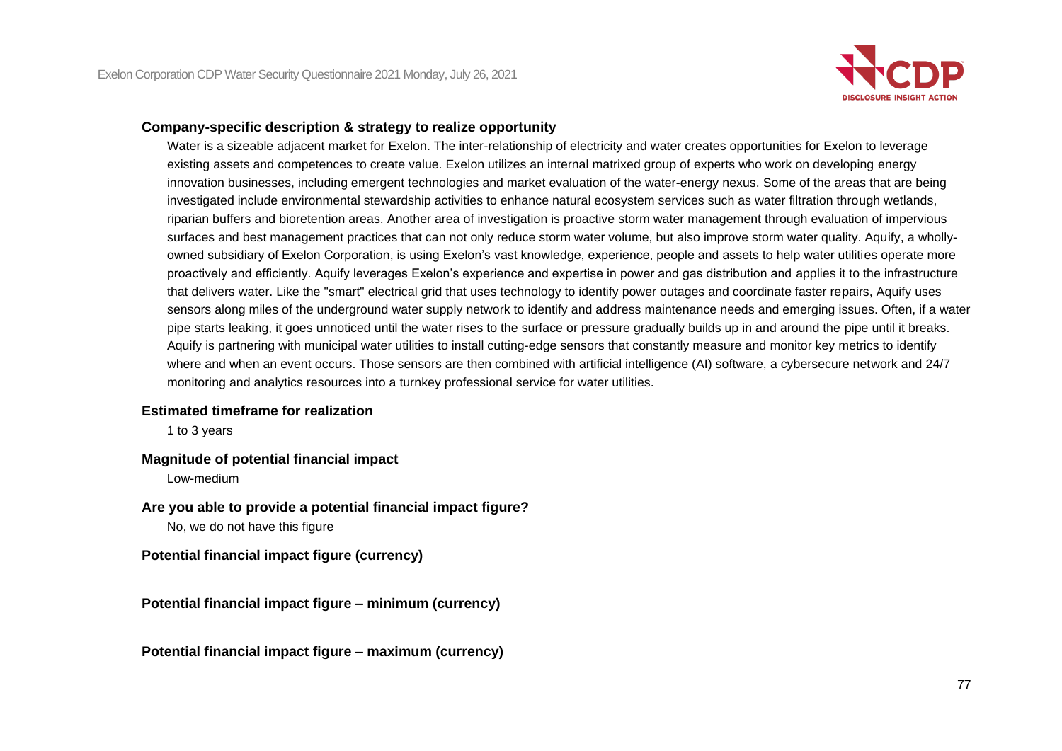**Company-specific description & strategy to realize opportunity**

Water is a sizeable adjacent market for Exelon. The inter-relationship of electricity and water creates opportunities for Exelon to leverage existing assets and competences to create value. Exelon utilizes an internal matrixed group of experts who work on developing energy innovation businesses, including emergent technologies and market evaluation of the water-energy nexus. Some of the areas that are being investigated include environmental stewardship activities to enhance natural ecosystem services such as water filtration through wetlands, riparian buffers and bioretention areas. Another area of investigation is proactive storm water management through evaluation of impervious surfaces and best management practices that can not only reduce storm water volume, but also improve storm water quality. Aquify, a wholly-owned subsidiary of Exelon Corporation, is using Exelon's vast knowledge, experience, people and assets to help water utilities operate more proactively and efficiently. Aquify leverages Exelon's experience and expertise in power and gas distribution and applies it to the infrastructure that delivers water. Like the "smart" electrical grid that uses technology to identify power outages and coordinate faster repairs, Aquify uses sensors along miles of the underground water supply network to identify and address maintenance needs and emerging issues. Often, if a water pipe starts leaking, it goes unnoticed until the water rises to the surface or pressure gradually builds up in and around the pipe until it breaks. Aquify is partnering with municipal water utilities to install cutting-edge sensors that constantly measure and monitor key metrics to identify where and when an event occurs. Those sensors are then combined with artificial intelligence (AI) software, a cybersecure network and 24/7 monitoring and analytics resources into a turnkey professional service for water utilities.

**Estimated timeframe for realization**

1 to 3 years

**Magnitude of potential financial impact**

Low-medium

**Are you able to provide a potential financial impact figure?**

No, we do not have this figure

**Potential financial impact figure (currency)**

**Potential financial impact figure – minimum (currency)**

**Potential financial impact figure – maximum (currency)**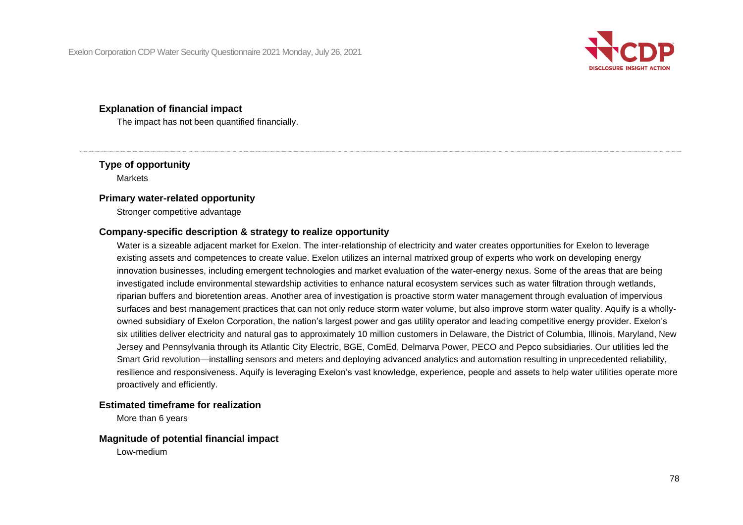**Explanation of financial impact**

The impact has not been quantified financially.

---

**Type of opportunity**

Markets

**Primary water-related opportunity**

Stronger competitive advantage

**Company-specific description & strategy to realize opportunity**

Water is a sizeable adjacent market for Exelon. The inter-relationship of electricity and water creates opportunities for Exelon to leverage existing assets and competences to create value. Exelon utilizes an internal matrixed group of experts who work on developing energy innovation businesses, including emergent technologies and market evaluation of the water-energy nexus. Some of the areas that are being investigated include environmental stewardship activities to enhance natural ecosystem services such as water filtration through wetlands, riparian buffers and bioretention areas. Another area of investigation is proactive storm water management through evaluation of impervious surfaces and best management practices that can not only reduce storm water volume, but also improve storm water quality. Aquify is a wholly-owned subsidiary of Exelon Corporation, the nation's largest power and gas utility operator and leading competitive energy provider. Exelon's six utilities deliver electricity and natural gas to approximately 10 million customers in Delaware, the District of Columbia, Illinois, Maryland, New Jersey and Pennsylvania through its Atlantic City Electric, BGE, ComEd, Delmarva Power, PECO and Pepco subsidiaries. Our utilities led the Smart Grid revolution—installing sensors and meters and deploying advanced analytics and automation resulting in unprecedented reliability, resilience and responsiveness. Aquify is leveraging Exelon's vast knowledge, experience, people and assets to help water utilities operate more proactively and efficiently.

**Estimated timeframe for realization**

More than 6 years

**Magnitude of potential financial impact**

Low-medium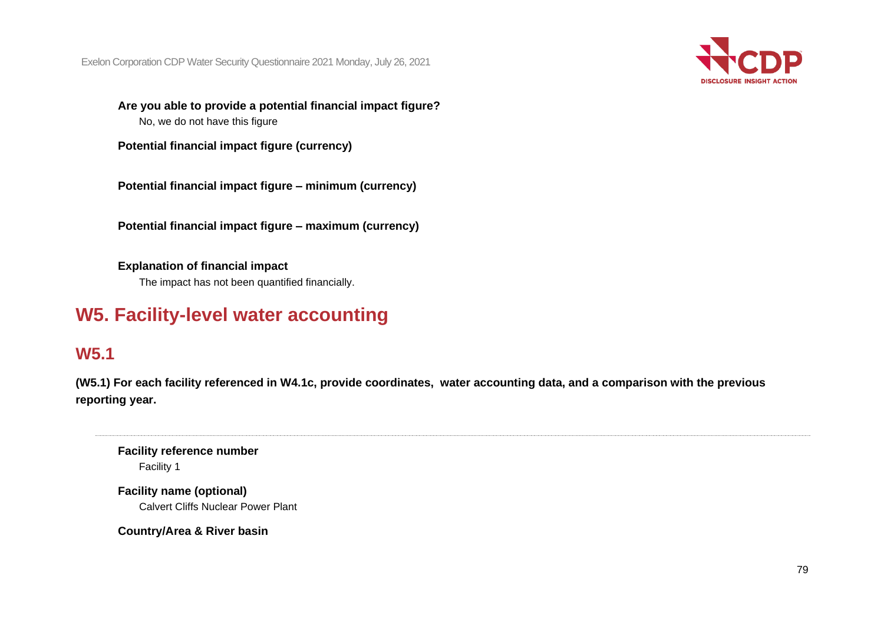**Are you able to provide a potential financial impact figure?**

No, we do not have this figure

**Potential financial impact figure (currency)**

**Potential financial impact figure – minimum (currency)**

**Potential financial impact figure – maximum (currency)**

**Explanation of financial impact**

The impact has not been quantified financially.

# W5. Facility-level water accounting

## W5.1

**(W5.1) For each facility referenced in W4.1c, provide coordinates, water accounting data, and a comparison with the previous reporting year.**

---

**Facility reference number**

Facility 1

**Facility name (optional)**

Calvert Cliffs Nuclear Power Plant

**Country/Area & River basin**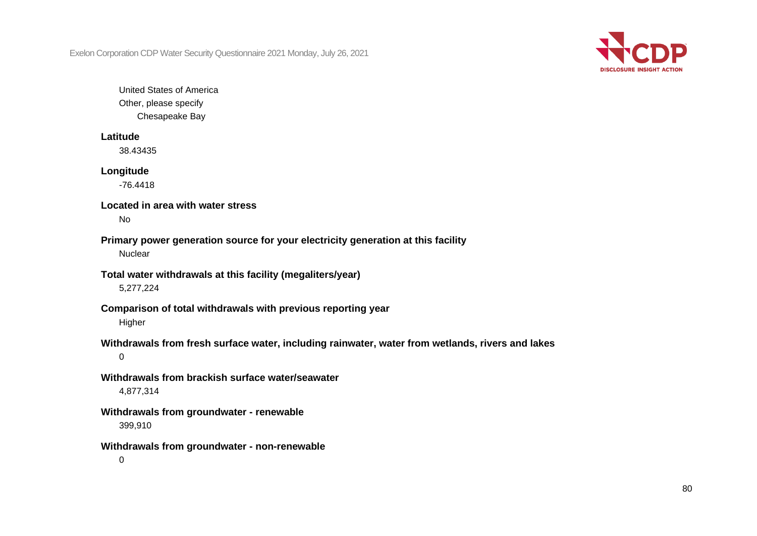United States of America
Other, please specify
Chesapeake Bay

**Latitude**
38.43435

**Longitude**
-76.4418

**Located in area with water stress**
No

**Primary power generation source for your electricity generation at this facility**
Nuclear

**Total water withdrawals at this facility (megaliters/year)**
5,277,224

**Comparison of total withdrawals with previous reporting year**
Higher

**Withdrawals from fresh surface water, including rainwater, water from wetlands, rivers and lakes**
0

**Withdrawals from brackish surface water/seawater**
4,877,314

**Withdrawals from groundwater - renewable**
399,910

**Withdrawals from groundwater - non-renewable**
0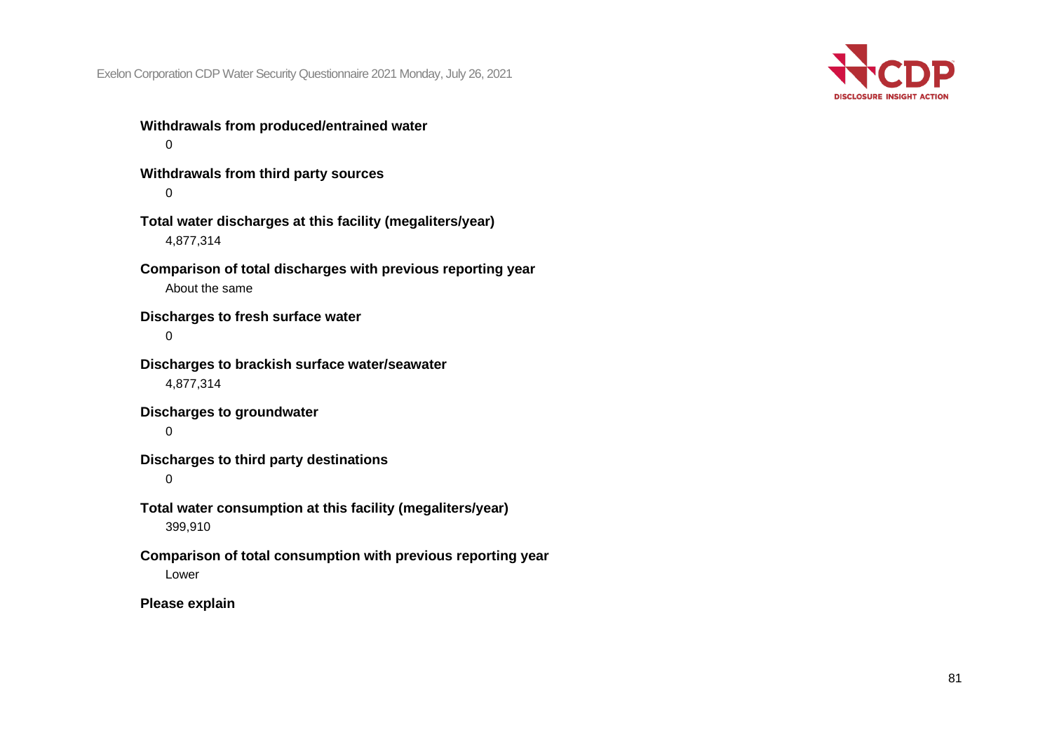**Withdrawals from produced/entrained water**

0

**Withdrawals from third party sources**

0

**Total water discharges at this facility (megaliters/year)**

4,877,314

**Comparison of total discharges with previous reporting year**

About the same

**Discharges to fresh surface water**

0

**Discharges to brackish surface water/seawater**

4,877,314

**Discharges to groundwater**

0

**Discharges to third party destinations**

0

**Total water consumption at this facility (megaliters/year)**

399,910

**Comparison of total consumption with previous reporting year**

Lower

**Please explain**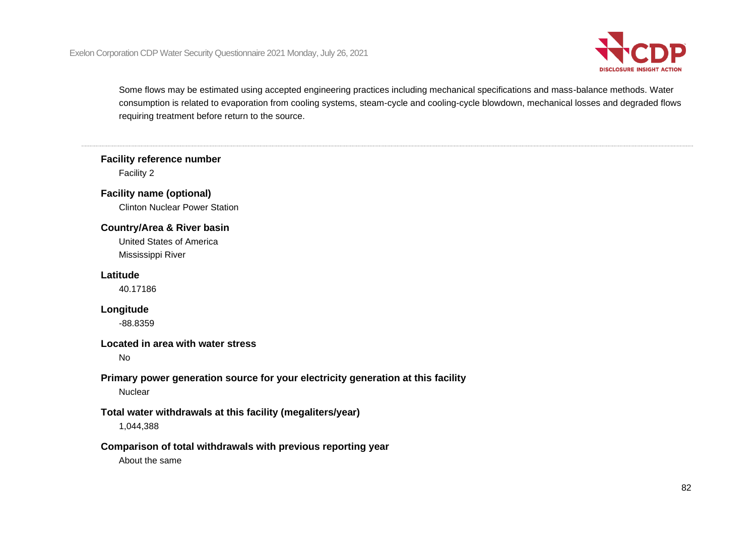Some flows may be estimated using accepted engineering practices including mechanical specifications and mass-balance methods. Water consumption is related to evaporation from cooling systems, steam-cycle and cooling-cycle blowdown, mechanical losses and degraded flows requiring treatment before return to the source.

---

**Facility reference number**

Facility 2

**Facility name (optional)**

Clinton Nuclear Power Station

**Country/Area & River basin**

United States of America

Mississippi River

**Latitude**

40.17186

**Longitude**

-88.8359

**Located in area with water stress**

No

**Primary power generation source for your electricity generation at this facility**

Nuclear

**Total water withdrawals at this facility (megaliters/year)**

1,044,388

**Comparison of total withdrawals with previous reporting year**

About the same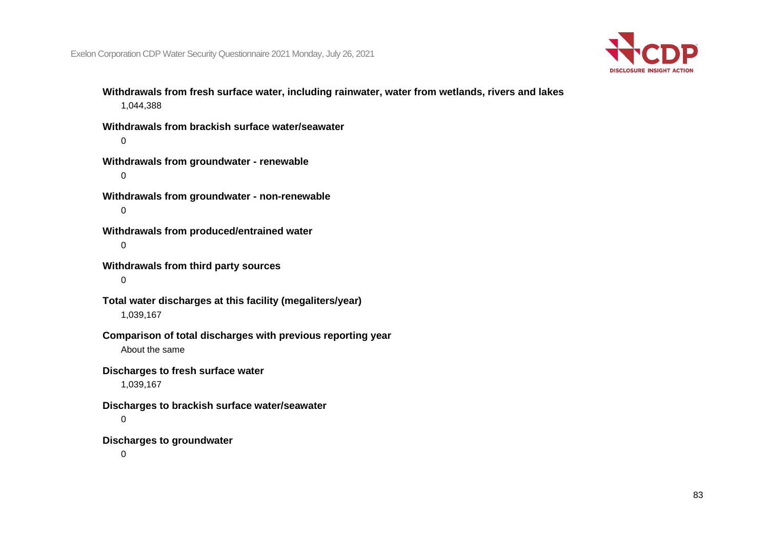**Withdrawals from fresh surface water, including rainwater, water from wetlands, rivers and lakes**

1,044,388

**Withdrawals from brackish surface water/seawater**

0

**Withdrawals from groundwater - renewable**

0

**Withdrawals from groundwater - non-renewable**

0

**Withdrawals from produced/entrained water**

0

**Withdrawals from third party sources**

0

**Total water discharges at this facility (megaliters/year)**

1,039,167

**Comparison of total discharges with previous reporting year**

About the same

**Discharges to fresh surface water**

1,039,167

**Discharges to brackish surface water/seawater**

0

**Discharges to groundwater**

0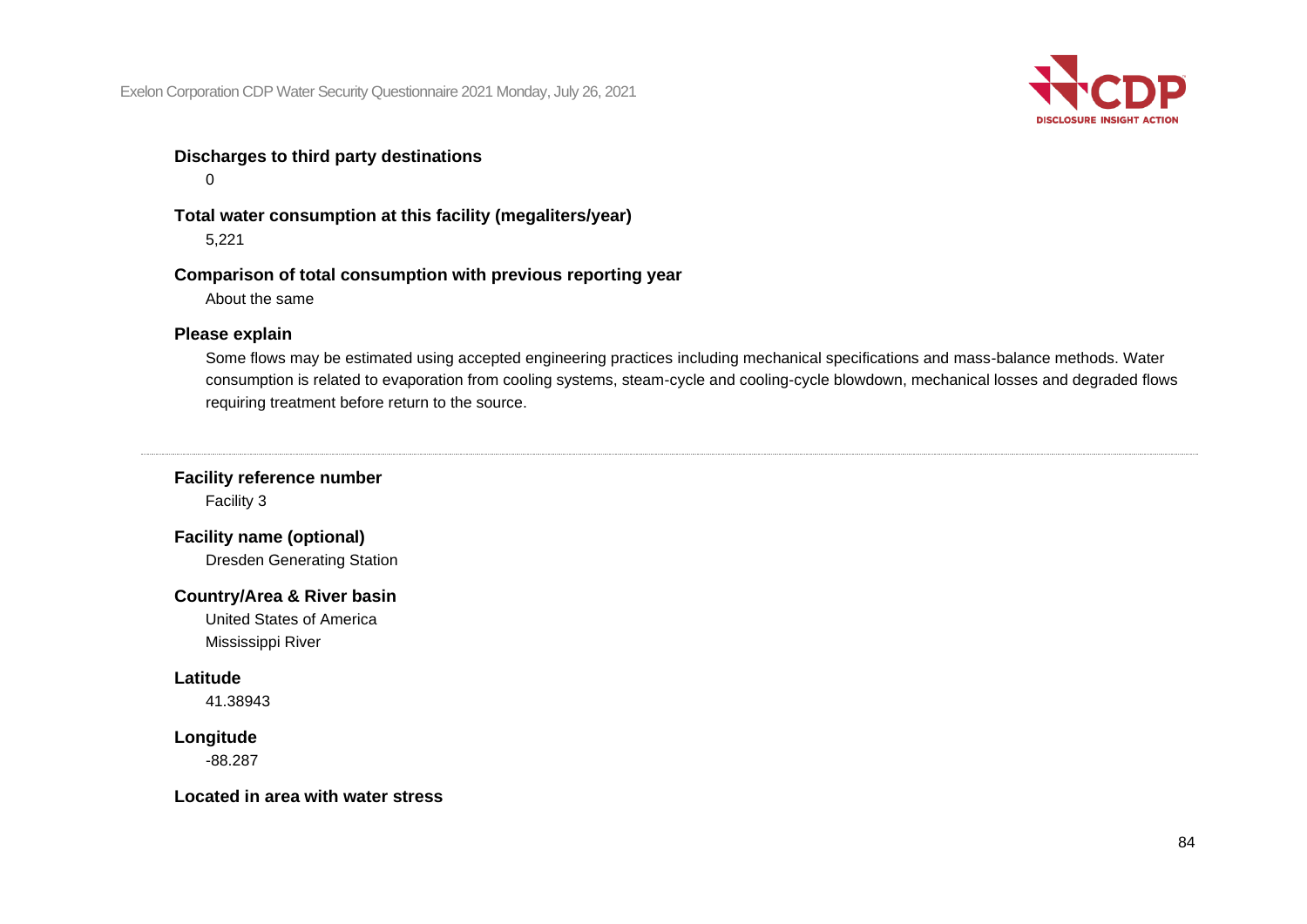**Discharges to third party destinations**

0

**Total water consumption at this facility (megaliters/year)**

5,221

**Comparison of total consumption with previous reporting year**

About the same

**Please explain**

Some flows may be estimated using accepted engineering practices including mechanical specifications and mass-balance methods. Water consumption is related to evaporation from cooling systems, steam-cycle and cooling-cycle blowdown, mechanical losses and degraded flows requiring treatment before return to the source.

---

**Facility reference number**

Facility 3

**Facility name (optional)**

Dresden Generating Station

**Country/Area & River basin**

United States of America

Mississippi River

**Latitude**

41.38943

**Longitude**

-88.287

**Located in area with water stress**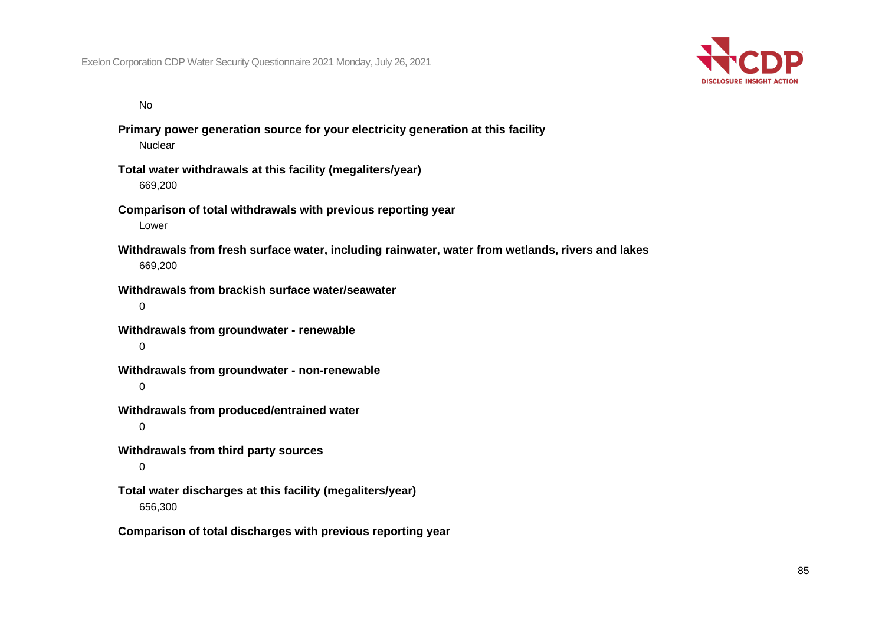No

**Primary power generation source for your electricity generation at this facility**

Nuclear

**Total water withdrawals at this facility (megaliters/year)**

669,200

**Comparison of total withdrawals with previous reporting year**

Lower

**Withdrawals from fresh surface water, including rainwater, water from wetlands, rivers and lakes**

669,200

**Withdrawals from brackish surface water/seawater**

0

**Withdrawals from groundwater - renewable**

0

**Withdrawals from groundwater - non-renewable**

0

**Withdrawals from produced/entrained water**

0

**Withdrawals from third party sources**

0

**Total water discharges at this facility (megaliters/year)**

656,300

**Comparison of total discharges with previous reporting year**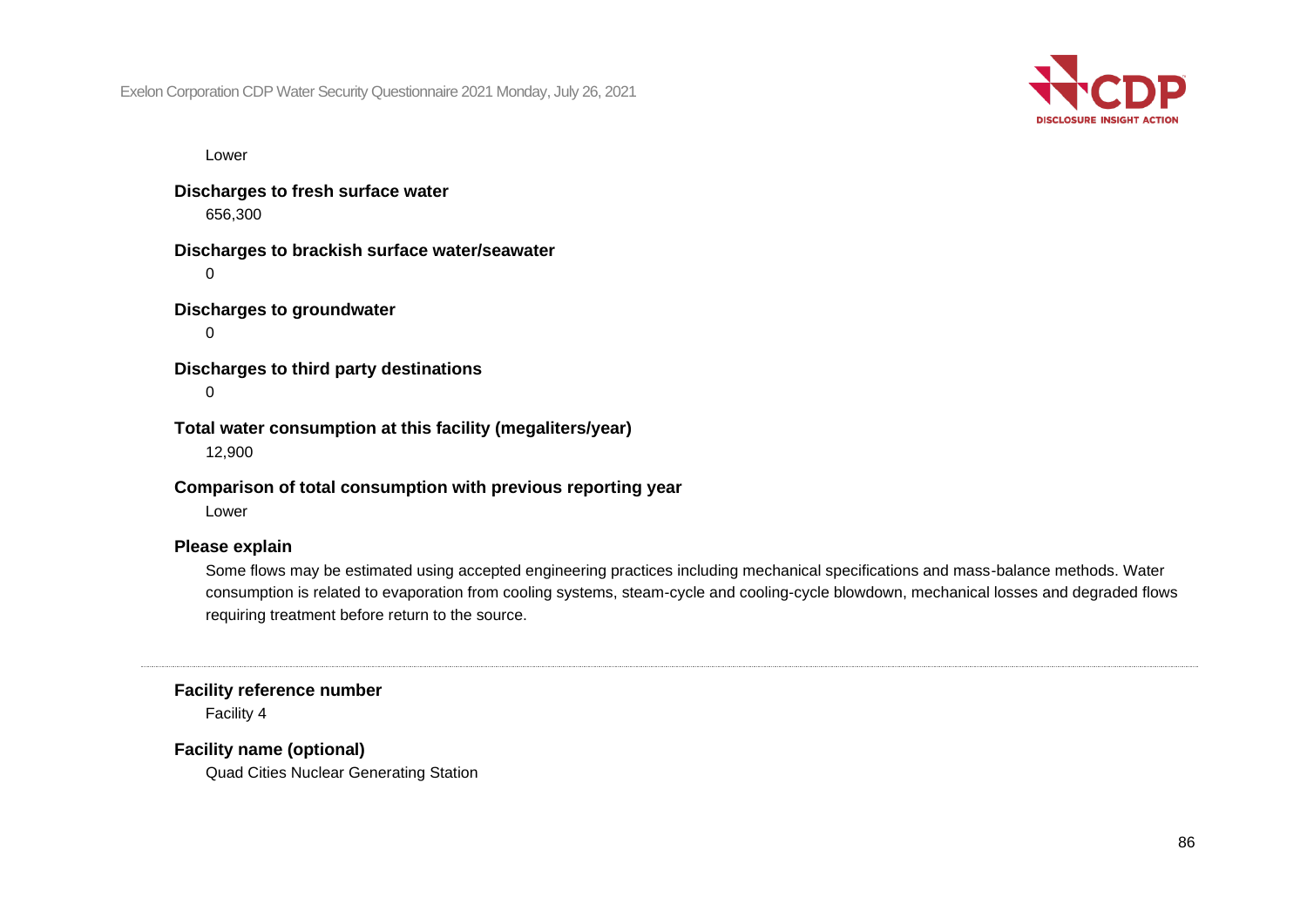Lower

**Discharges to fresh surface water**

656,300

**Discharges to brackish surface water/seawater**

0

**Discharges to groundwater**

0

**Discharges to third party destinations**

0

**Total water consumption at this facility (megaliters/year)**

12,900

**Comparison of total consumption with previous reporting year**

Lower

**Please explain**

Some flows may be estimated using accepted engineering practices including mechanical specifications and mass-balance methods. Water consumption is related to evaporation from cooling systems, steam-cycle and cooling-cycle blowdown, mechanical losses and degraded flows requiring treatment before return to the source.

---

**Facility reference number**

Facility 4

**Facility name (optional)**

Quad Cities Nuclear Generating Station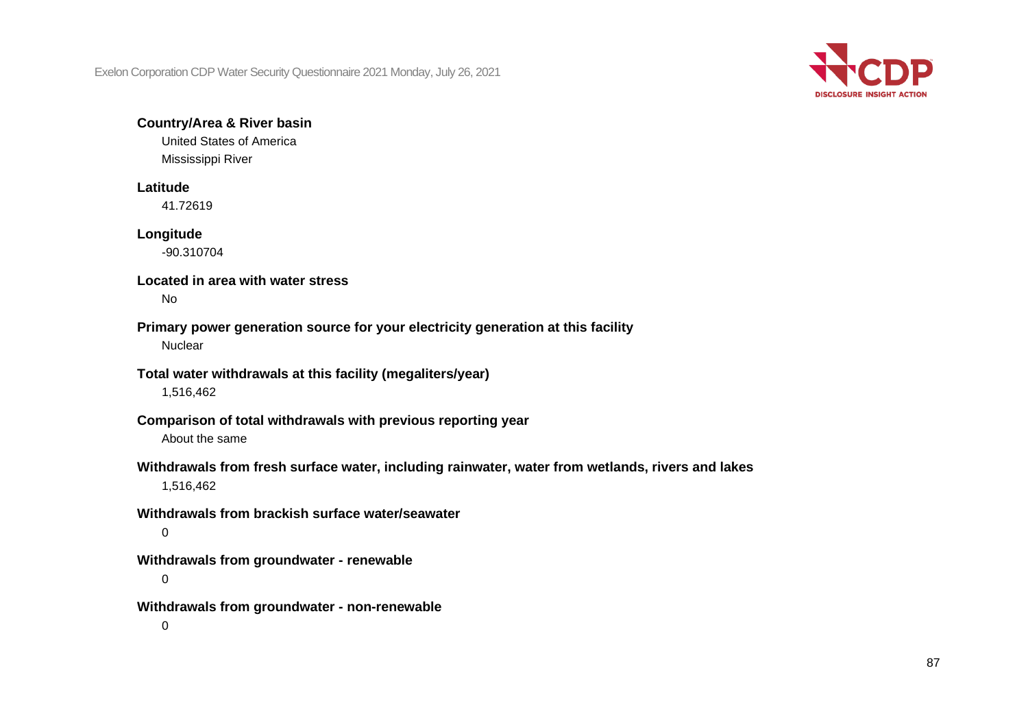**Country/Area & River basin**

United States of America

Mississippi River

**Latitude**

41.72619

**Longitude**

-90.310704

**Located in area with water stress**

No

**Primary power generation source for your electricity generation at this facility**

Nuclear

**Total water withdrawals at this facility (megaliters/year)**

1,516,462

**Comparison of total withdrawals with previous reporting year**

About the same

**Withdrawals from fresh surface water, including rainwater, water from wetlands, rivers and lakes**

1,516,462

**Withdrawals from brackish surface water/seawater**

0

**Withdrawals from groundwater - renewable**

0

**Withdrawals from groundwater - non-renewable**

0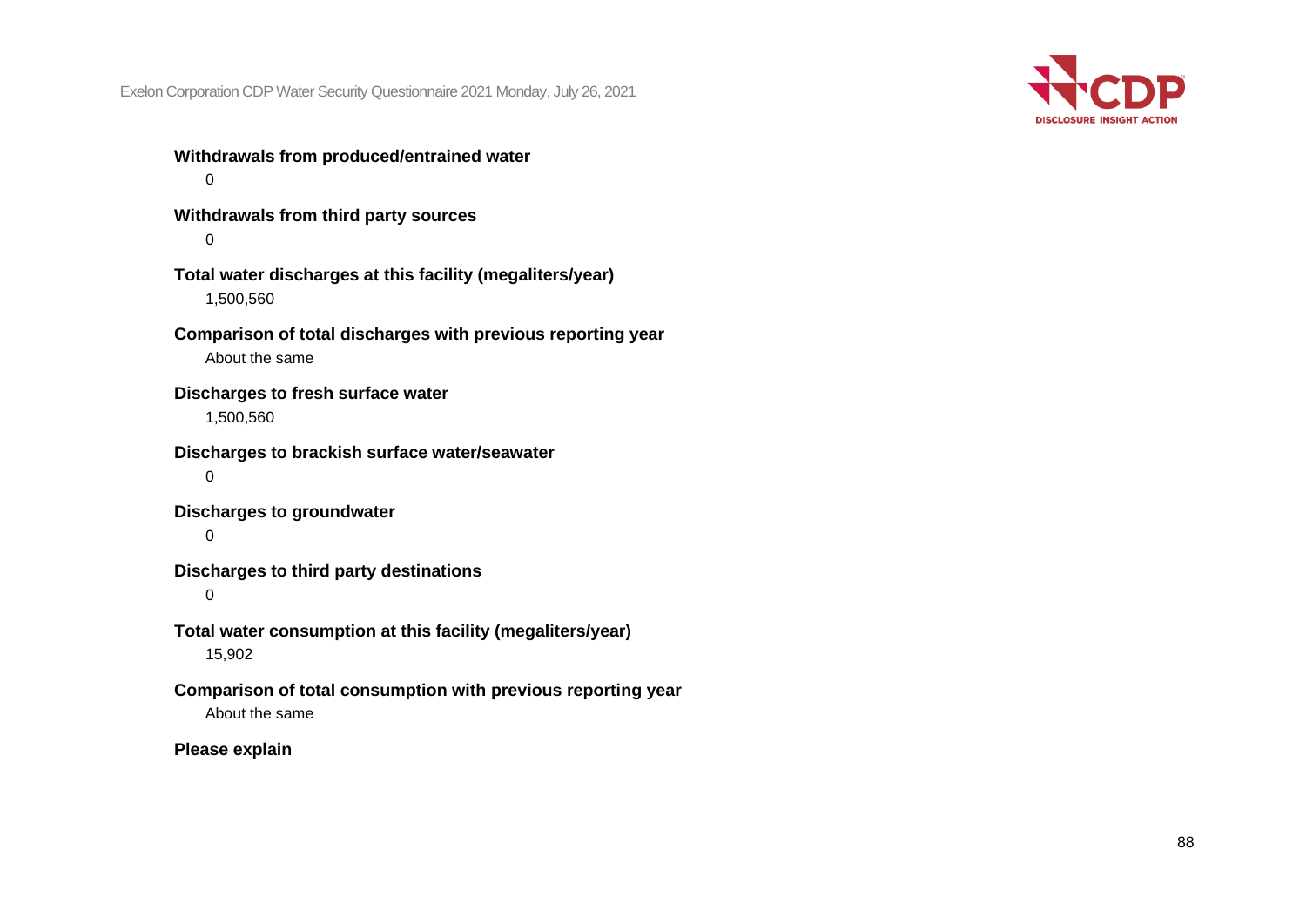**Withdrawals from produced/entrained water**

0

**Withdrawals from third party sources**

0

**Total water discharges at this facility (megaliters/year)**

1,500,560

**Comparison of total discharges with previous reporting year**

About the same

**Discharges to fresh surface water**

1,500,560

**Discharges to brackish surface water/seawater**

0

**Discharges to groundwater**

0

**Discharges to third party destinations**

0

**Total water consumption at this facility (megaliters/year)**

15,902

**Comparison of total consumption with previous reporting year**

About the same

**Please explain**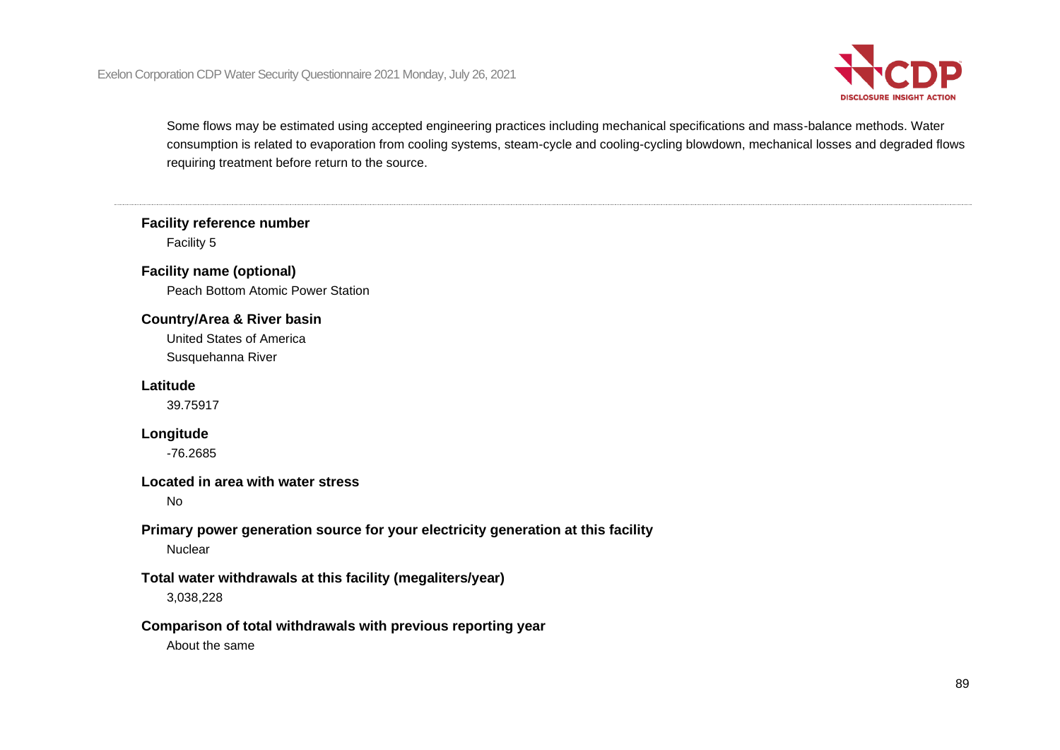Some flows may be estimated using accepted engineering practices including mechanical specifications and mass-balance methods. Water consumption is related to evaporation from cooling systems, steam-cycle and cooling-cycling blowdown, mechanical losses and degraded flows requiring treatment before return to the source.

---

**Facility reference number**

Facility 5

**Facility name (optional)**

Peach Bottom Atomic Power Station

**Country/Area & River basin**

United States of America

Susquehanna River

**Latitude**

39.75917

**Longitude**

-76.2685

**Located in area with water stress**

No

**Primary power generation source for your electricity generation at this facility**

Nuclear

**Total water withdrawals at this facility (megaliters/year)**

3,038,228

**Comparison of total withdrawals with previous reporting year**

About the same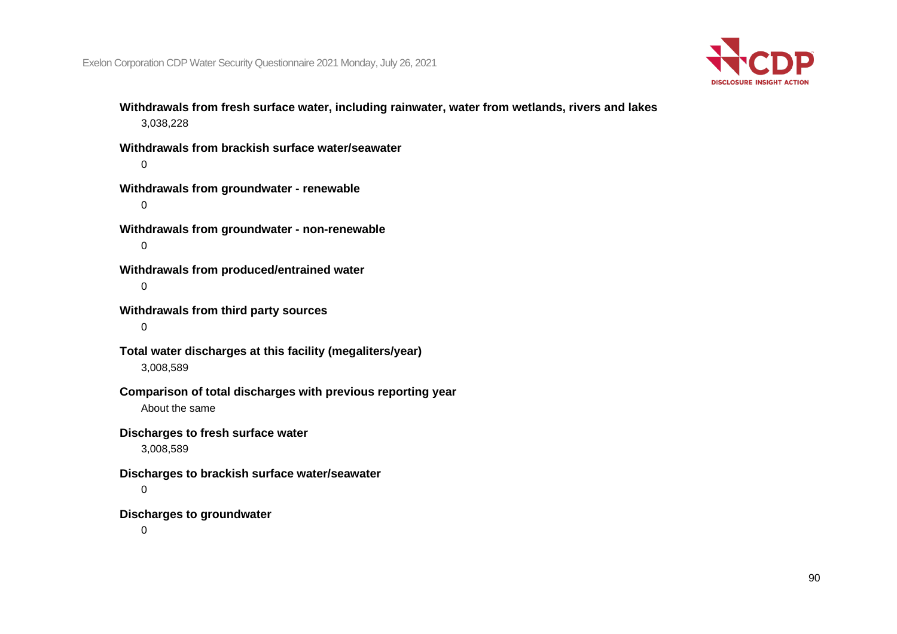**Withdrawals from fresh surface water, including rainwater, water from wetlands, rivers and lakes**

3,038,228

**Withdrawals from brackish surface water/seawater**

0

**Withdrawals from groundwater - renewable**

0

**Withdrawals from groundwater - non-renewable**

0

**Withdrawals from produced/entrained water**

0

**Withdrawals from third party sources**

0

**Total water discharges at this facility (megaliters/year)**

3,008,589

**Comparison of total discharges with previous reporting year**

About the same

**Discharges to fresh surface water**

3,008,589

**Discharges to brackish surface water/seawater**

0

**Discharges to groundwater**

0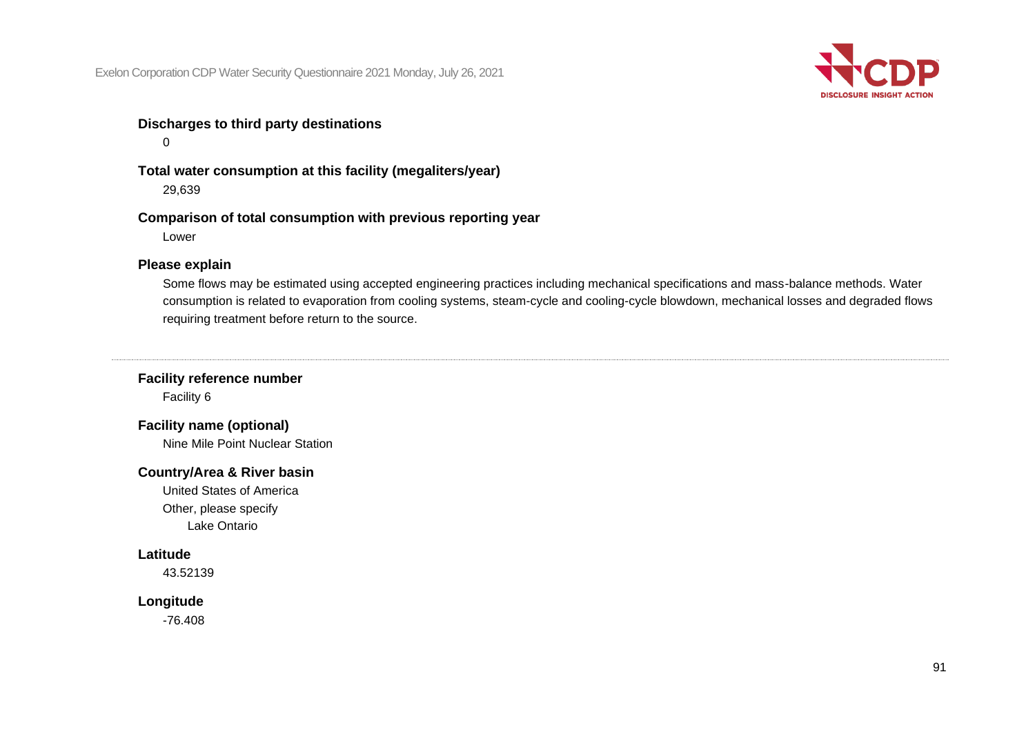**Discharges to third party destinations**

0

**Total water consumption at this facility (megaliters/year)**

29,639

**Comparison of total consumption with previous reporting year**

Lower

**Please explain**

Some flows may be estimated using accepted engineering practices including mechanical specifications and mass-balance methods. Water consumption is related to evaporation from cooling systems, steam-cycle and cooling-cycle blowdown, mechanical losses and degraded flows requiring treatment before return to the source.

---

**Facility reference number**

Facility 6

**Facility name (optional)**

Nine Mile Point Nuclear Station

**Country/Area & River basin**

United States of America

Other, please specify

Lake Ontario

**Latitude**

43.52139

**Longitude**

-76.408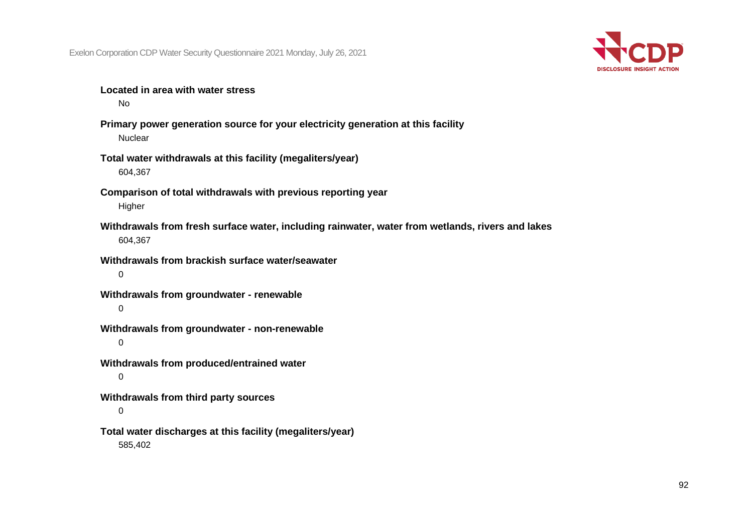**Located in area with water stress**

No

**Primary power generation source for your electricity generation at this facility**

Nuclear

**Total water withdrawals at this facility (megaliters/year)**

604,367

**Comparison of total withdrawals with previous reporting year**

Higher

**Withdrawals from fresh surface water, including rainwater, water from wetlands, rivers and lakes**

604,367

**Withdrawals from brackish surface water/seawater**

0

**Withdrawals from groundwater - renewable**

0

**Withdrawals from groundwater - non-renewable**

0

**Withdrawals from produced/entrained water**

0

**Withdrawals from third party sources**

0

**Total water discharges at this facility (megaliters/year)**

585,402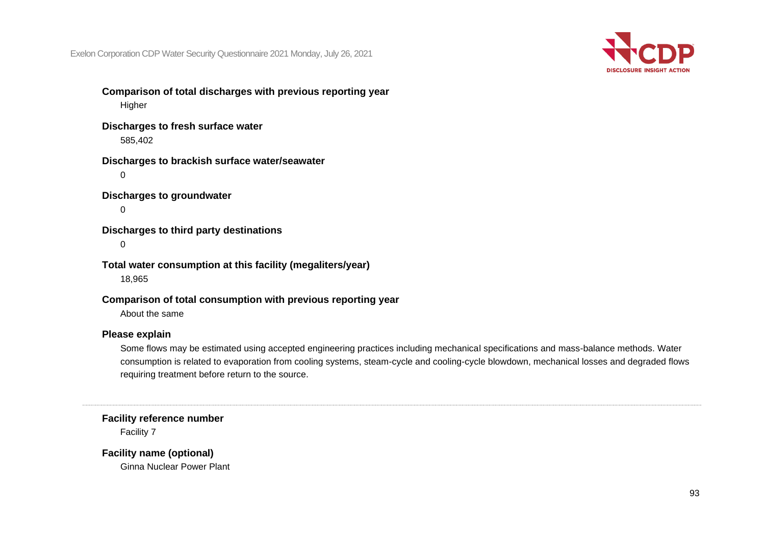**Comparison of total discharges with previous reporting year**

Higher

**Discharges to fresh surface water**

585,402

**Discharges to brackish surface water/seawater**

0

**Discharges to groundwater**

0

**Discharges to third party destinations**

0

**Total water consumption at this facility (megaliters/year)**

18,965

**Comparison of total consumption with previous reporting year**

About the same

**Please explain**

Some flows may be estimated using accepted engineering practices including mechanical specifications and mass-balance methods. Water consumption is related to evaporation from cooling systems, steam-cycle and cooling-cycle blowdown, mechanical losses and degraded flows requiring treatment before return to the source.

---

**Facility reference number**

Facility 7

**Facility name (optional)**

Ginna Nuclear Power Plant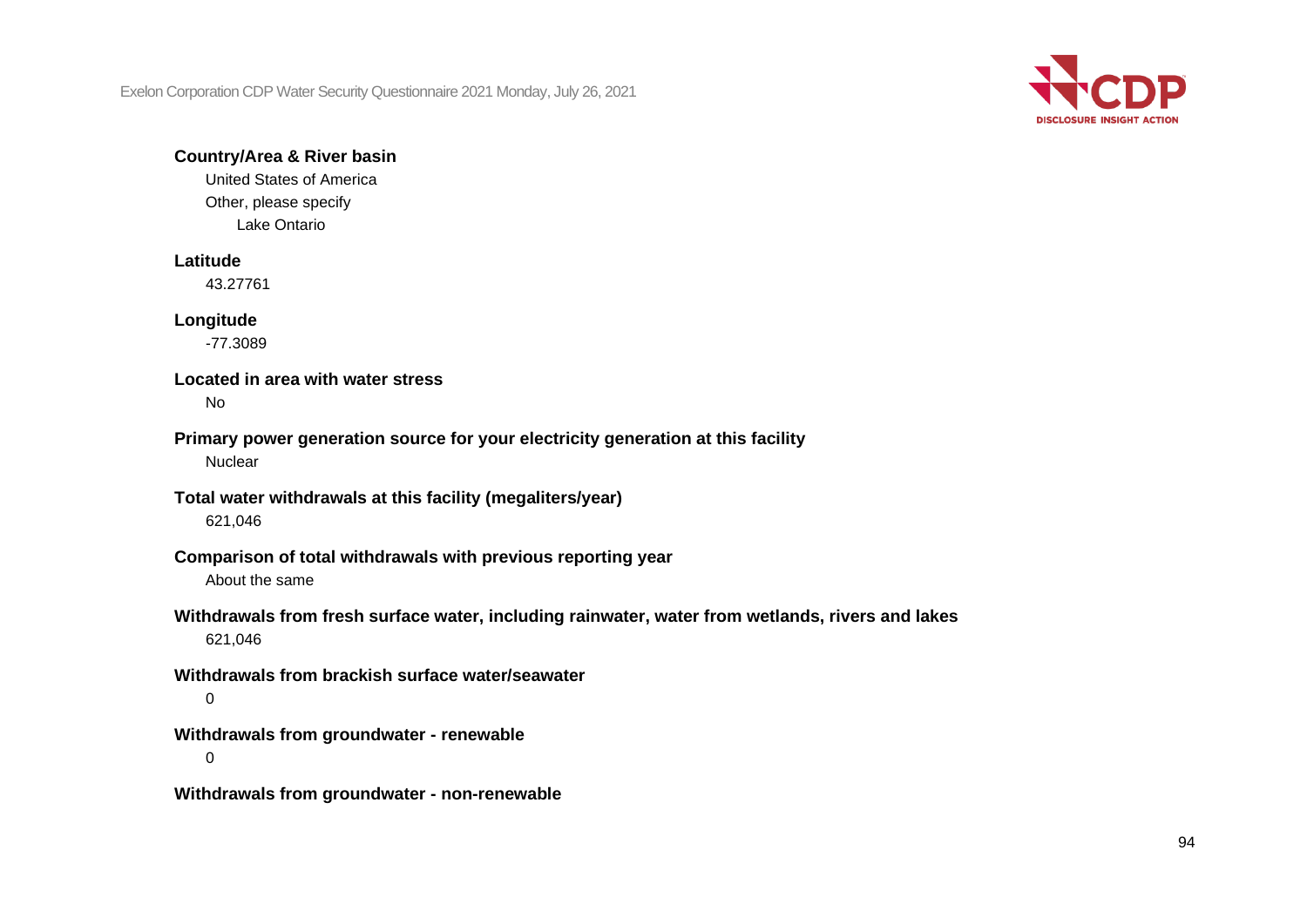**Country/Area & River basin**

United States of America

Other, please specify

Lake Ontario

**Latitude**

43.27761

**Longitude**

-77.3089

**Located in area with water stress**

No

**Primary power generation source for your electricity generation at this facility**

Nuclear

**Total water withdrawals at this facility (megaliters/year)**

621,046

**Comparison of total withdrawals with previous reporting year**

About the same

**Withdrawals from fresh surface water, including rainwater, water from wetlands, rivers and lakes**

621,046

**Withdrawals from brackish surface water/seawater**

0

**Withdrawals from groundwater - renewable**

0

**Withdrawals from groundwater - non-renewable**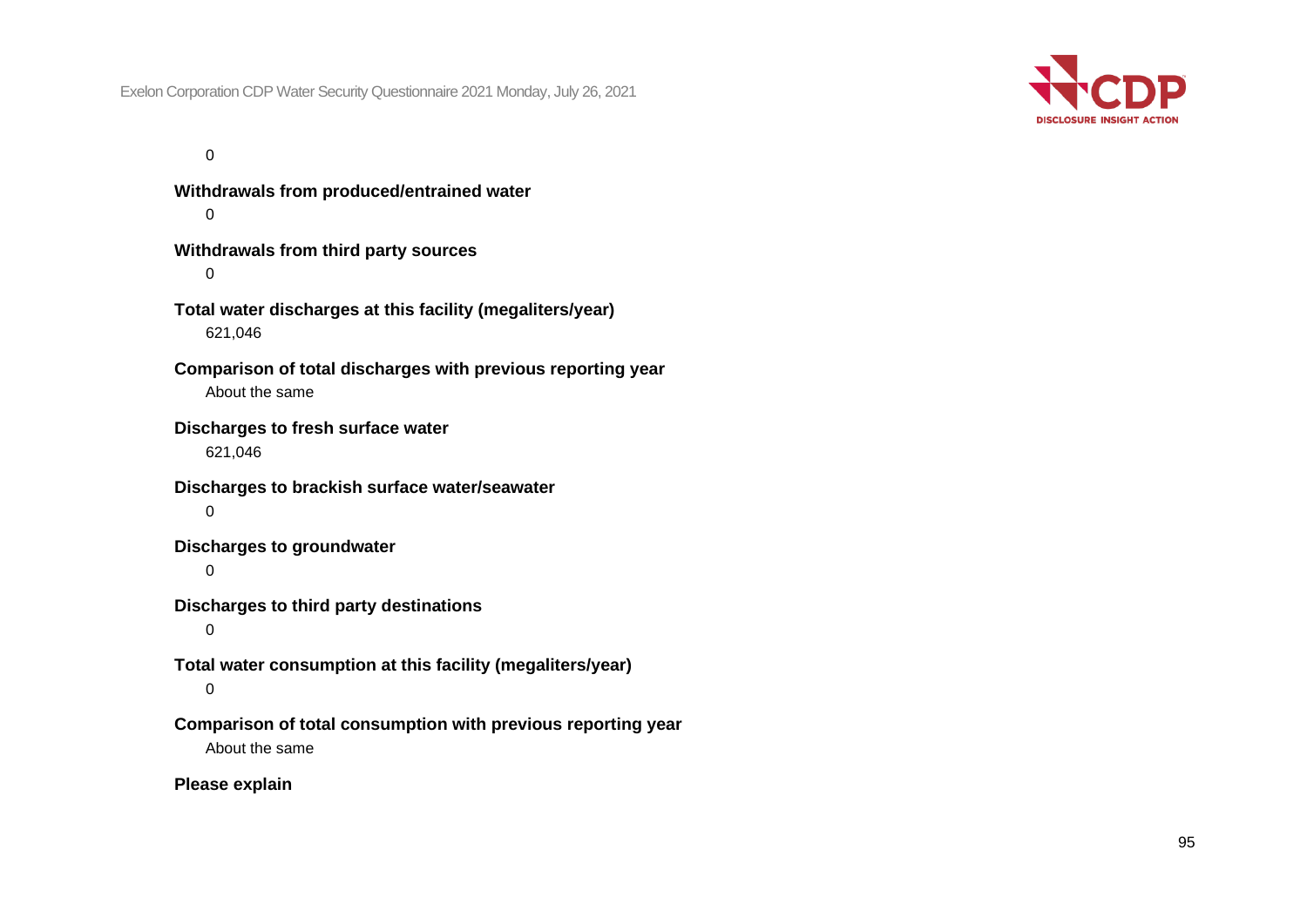0

**Withdrawals from produced/entrained water**

0

**Withdrawals from third party sources**

0

**Total water discharges at this facility (megaliters/year)**

621,046

**Comparison of total discharges with previous reporting year**

About the same

**Discharges to fresh surface water**

621,046

**Discharges to brackish surface water/seawater**

0

**Discharges to groundwater**

0

**Discharges to third party destinations**

0

**Total water consumption at this facility (megaliters/year)**

0

**Comparison of total consumption with previous reporting year**

About the same

**Please explain**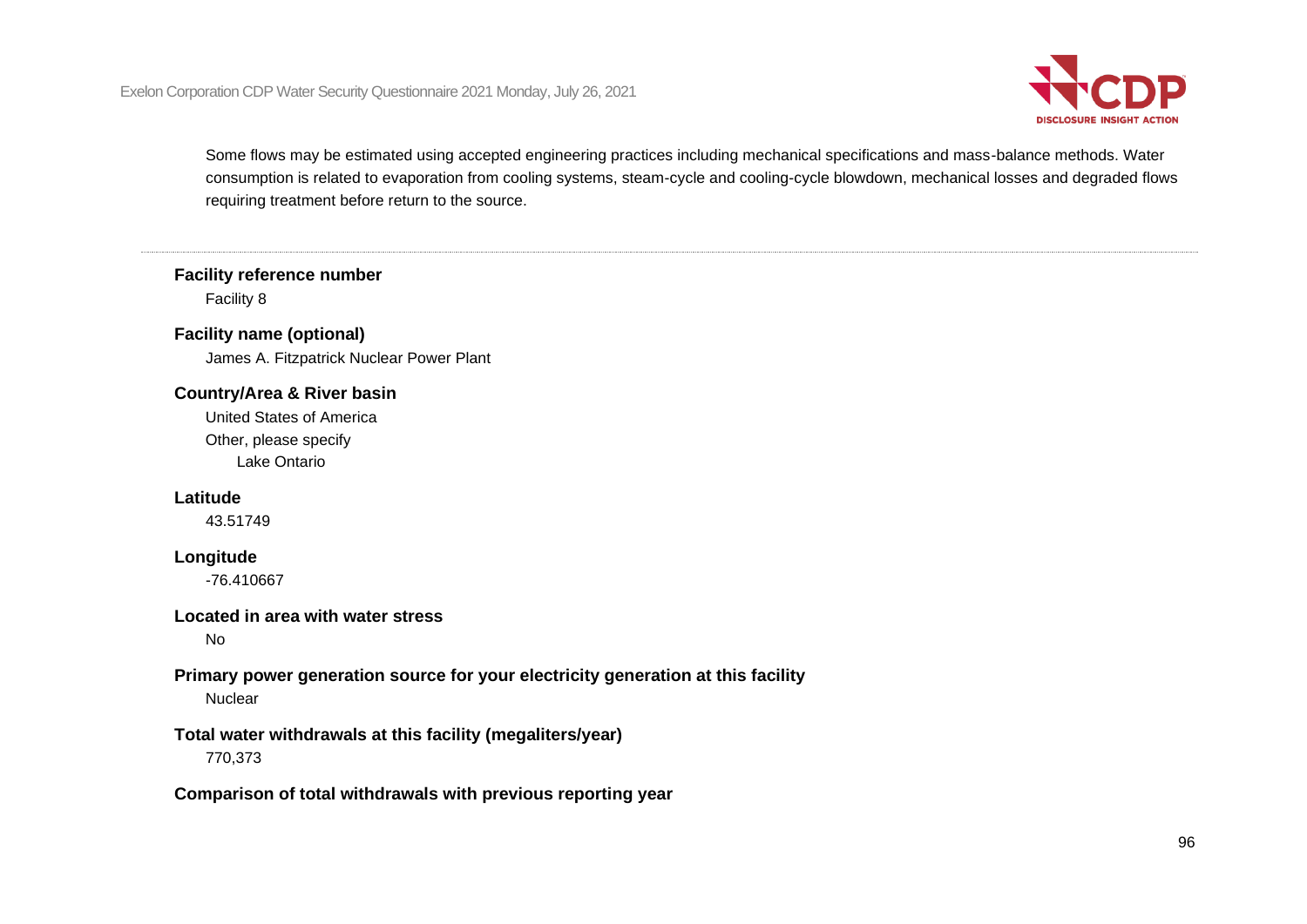Some flows may be estimated using accepted engineering practices including mechanical specifications and mass-balance methods. Water consumption is related to evaporation from cooling systems, steam-cycle and cooling-cycle blowdown, mechanical losses and degraded flows requiring treatment before return to the source.

---

**Facility reference number**

Facility 8

**Facility name (optional)**

James A. Fitzpatrick Nuclear Power Plant

**Country/Area & River basin**

United States of America

Other, please specify

Lake Ontario

**Latitude**

43.51749

**Longitude**

-76.410667

**Located in area with water stress**

No

**Primary power generation source for your electricity generation at this facility**

Nuclear

**Total water withdrawals at this facility (megaliters/year)**

770,373

**Comparison of total withdrawals with previous reporting year**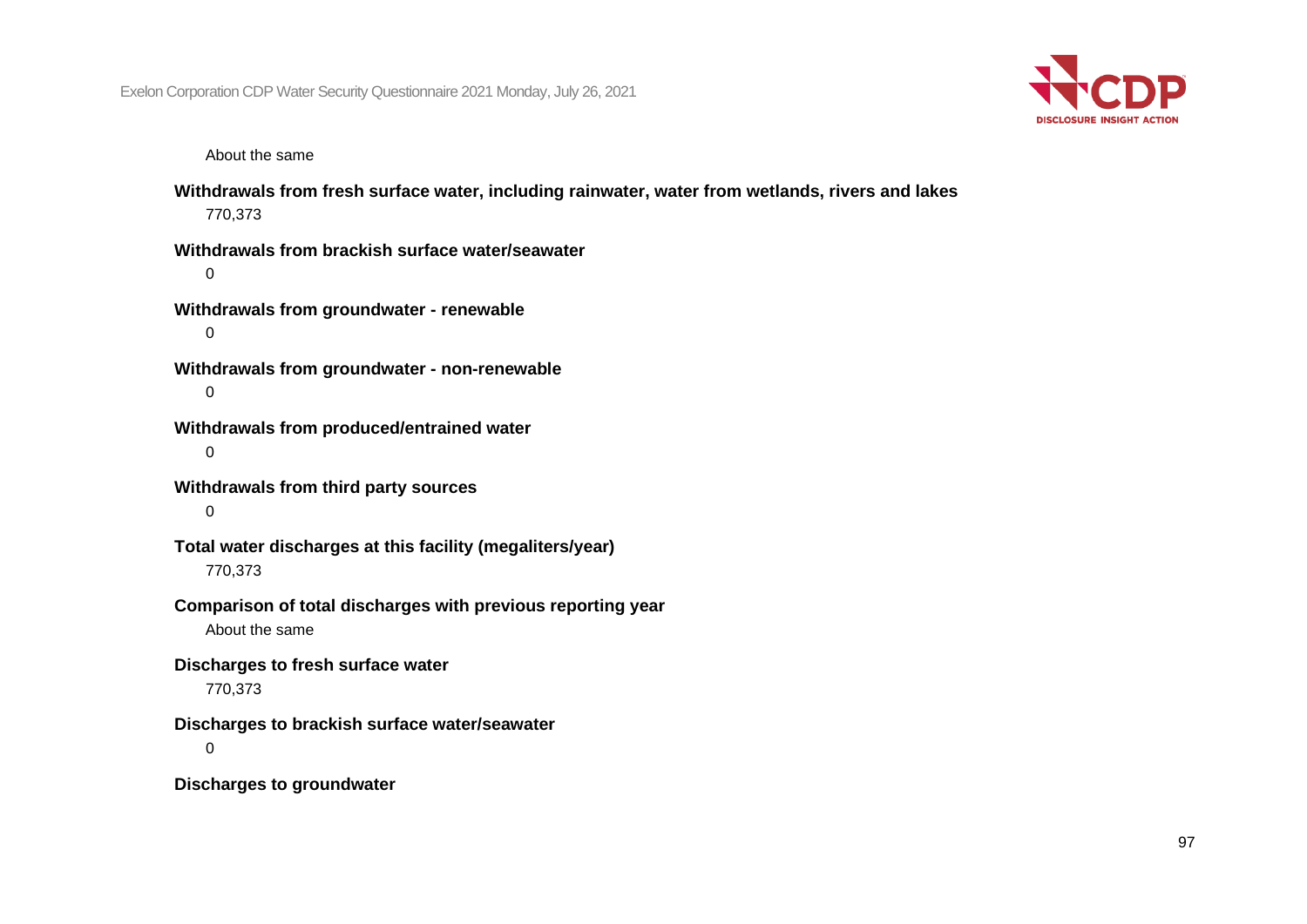About the same

**Withdrawals from fresh surface water, including rainwater, water from wetlands, rivers and lakes**

770,373

**Withdrawals from brackish surface water/seawater**

0

**Withdrawals from groundwater - renewable**

0

**Withdrawals from groundwater - non-renewable**

0

**Withdrawals from produced/entrained water**

0

**Withdrawals from third party sources**

0

**Total water discharges at this facility (megaliters/year)**

770,373

**Comparison of total discharges with previous reporting year**

About the same

**Discharges to fresh surface water**

770,373

**Discharges to brackish surface water/seawater**

0

**Discharges to groundwater**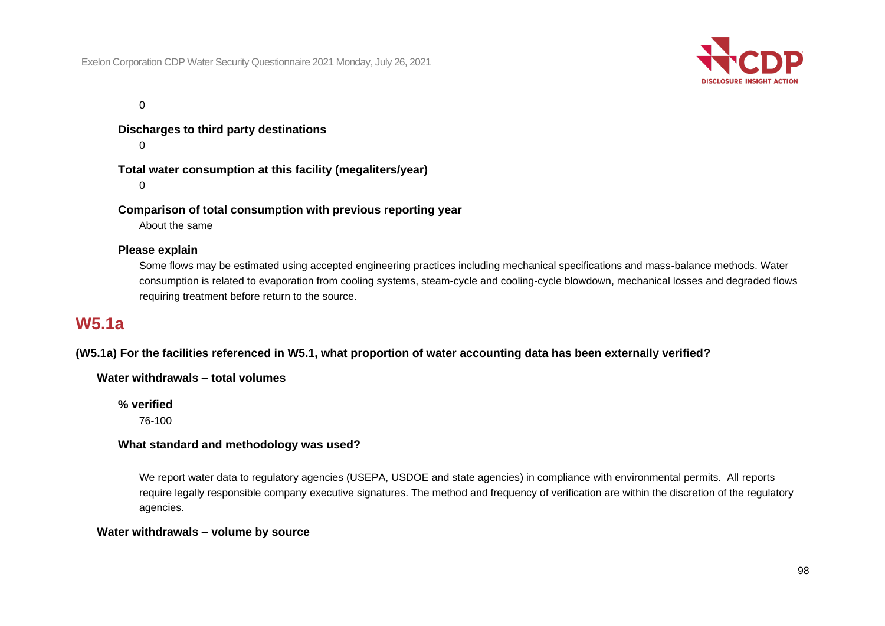0

**Discharges to third party destinations**

0

**Total water consumption at this facility (megaliters/year)**

0

**Comparison of total consumption with previous reporting year**

About the same

**Please explain**

Some flows may be estimated using accepted engineering practices including mechanical specifications and mass-balance methods. Water consumption is related to evaporation from cooling systems, steam-cycle and cooling-cycle blowdown, mechanical losses and degraded flows requiring treatment before return to the source.

## W5.1a

**(W5.1a) For the facilities referenced in W5.1, what proportion of water accounting data has been externally verified?**

**Water withdrawals – total volumes**

**% verified**

76-100

**What standard and methodology was used?**

We report water data to regulatory agencies (USEPA, USDOE and state agencies) in compliance with environmental permits. All reports require legally responsible company executive signatures. The method and frequency of verification are within the discretion of the regulatory agencies.

**Water withdrawals – volume by source**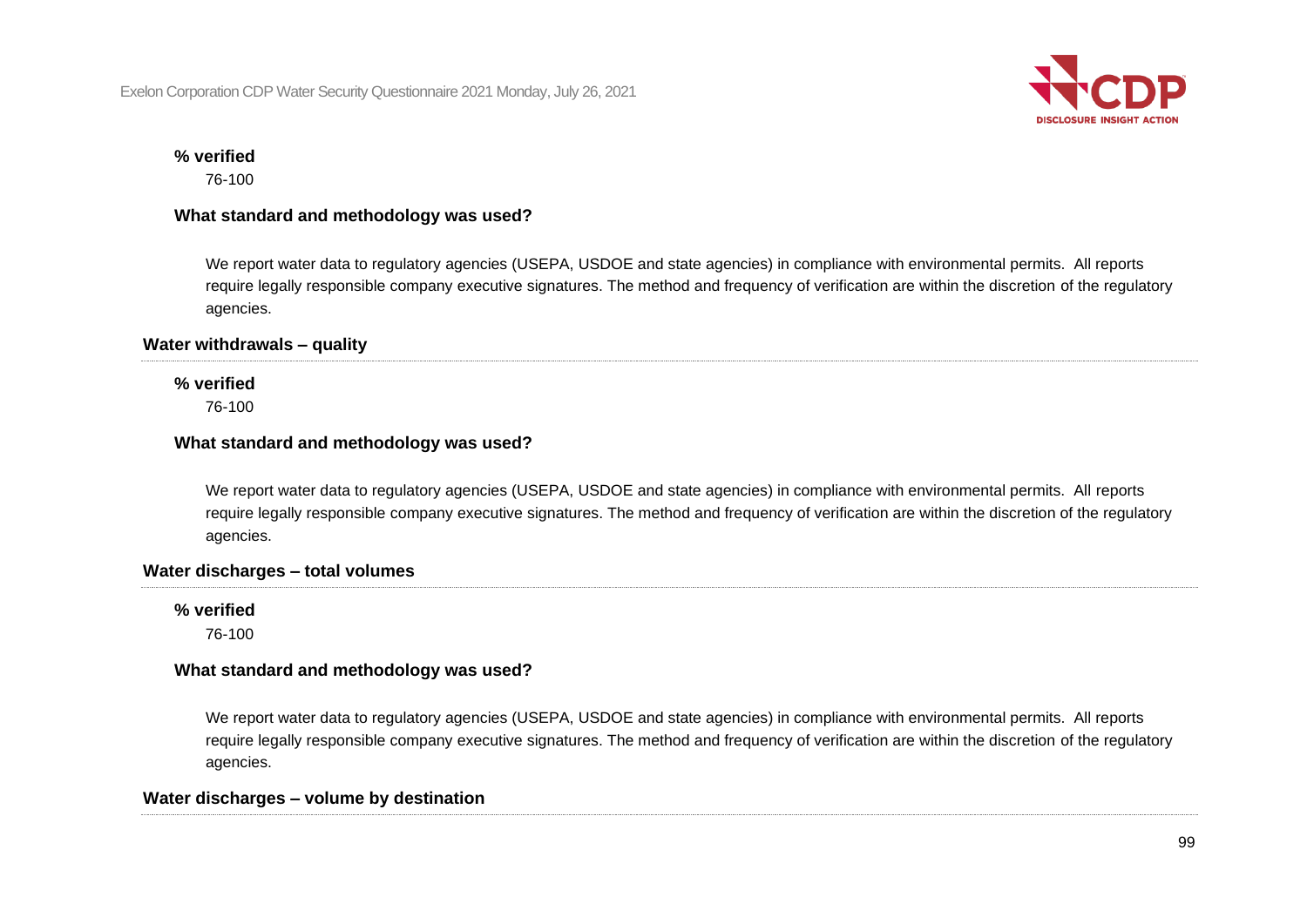**% verified**

76-100

**What standard and methodology was used?**

We report water data to regulatory agencies (USEPA, USDOE and state agencies) in compliance with environmental permits. All reports require legally responsible company executive signatures. The method and frequency of verification are within the discretion of the regulatory agencies.

**Water withdrawals – quality**

**% verified**

76-100

**What standard and methodology was used?**

We report water data to regulatory agencies (USEPA, USDOE and state agencies) in compliance with environmental permits. All reports require legally responsible company executive signatures. The method and frequency of verification are within the discretion of the regulatory agencies.

**Water discharges – total volumes**

**% verified**

76-100

**What standard and methodology was used?**

We report water data to regulatory agencies (USEPA, USDOE and state agencies) in compliance with environmental permits. All reports require legally responsible company executive signatures. The method and frequency of verification are within the discretion of the regulatory agencies.

**Water discharges – volume by destination**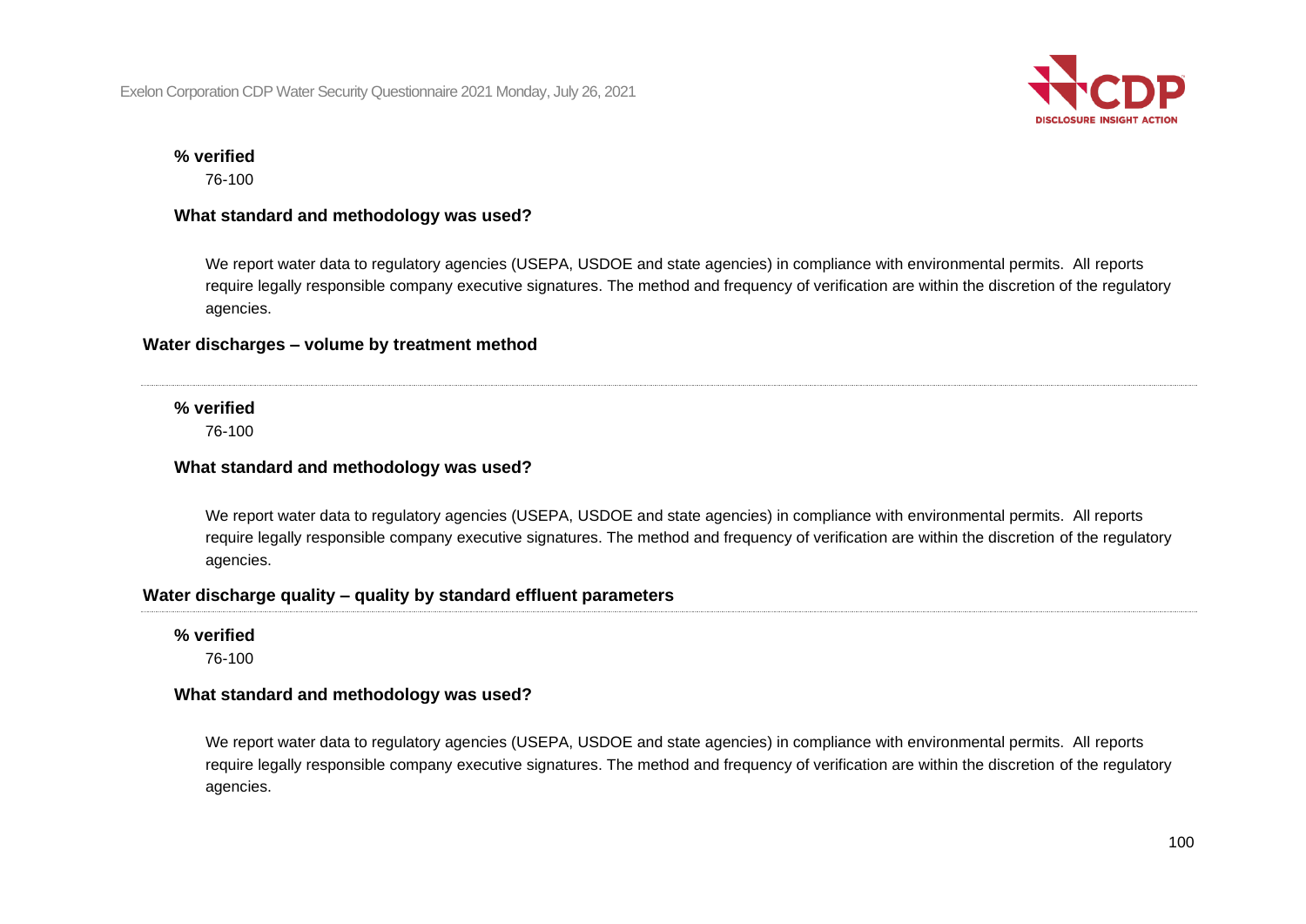**% verified**

76-100

**What standard and methodology was used?**

We report water data to regulatory agencies (USEPA, USDOE and state agencies) in compliance with environmental permits. All reports require legally responsible company executive signatures. The method and frequency of verification are within the discretion of the regulatory agencies.

### Water discharges – volume by treatment method

**% verified**

76-100

**What standard and methodology was used?**

We report water data to regulatory agencies (USEPA, USDOE and state agencies) in compliance with environmental permits. All reports require legally responsible company executive signatures. The method and frequency of verification are within the discretion of the regulatory agencies.

### Water discharge quality – quality by standard effluent parameters

**% verified**

76-100

**What standard and methodology was used?**

We report water data to regulatory agencies (USEPA, USDOE and state agencies) in compliance with environmental permits. All reports require legally responsible company executive signatures. The method and frequency of verification are within the discretion of the regulatory agencies.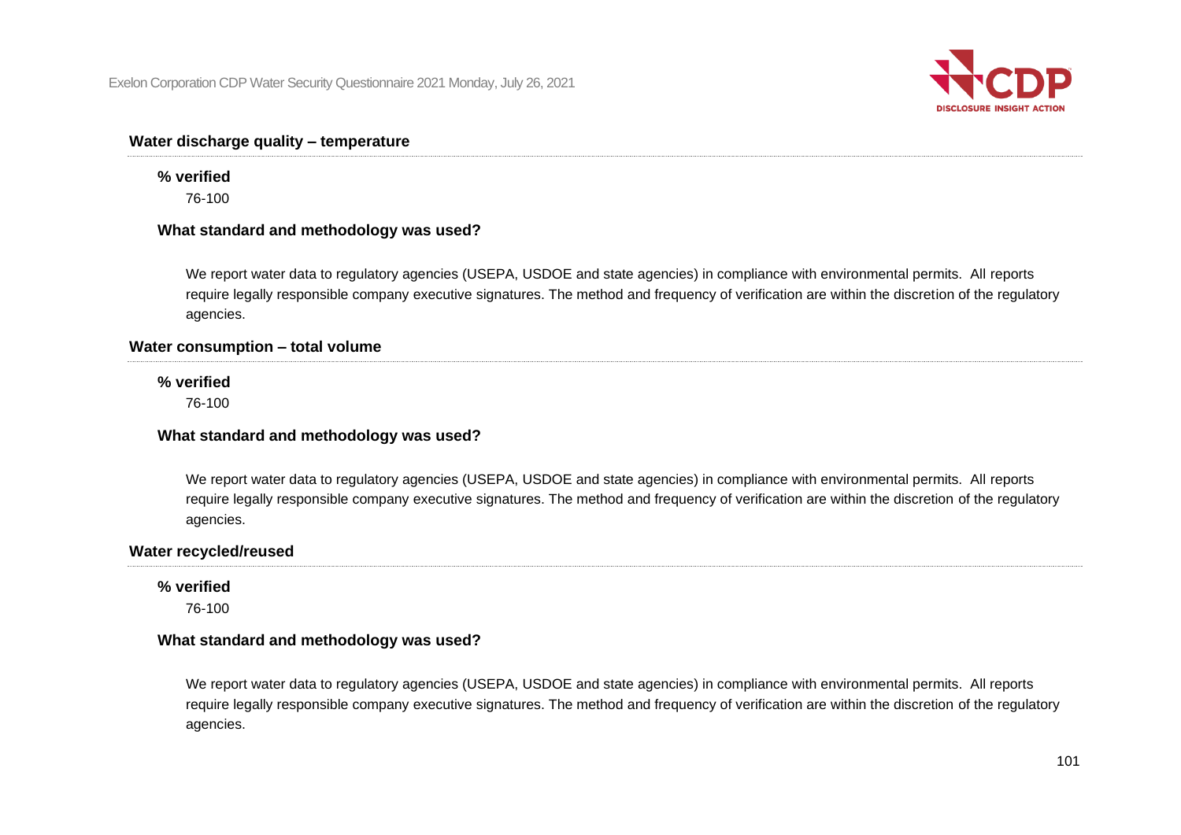### Water discharge quality – temperature

**% verified**

76-100

**What standard and methodology was used?**

We report water data to regulatory agencies (USEPA, USDOE and state agencies) in compliance with environmental permits. All reports require legally responsible company executive signatures. The method and frequency of verification are within the discretion of the regulatory agencies.

### Water consumption – total volume

**% verified**

76-100

**What standard and methodology was used?**

We report water data to regulatory agencies (USEPA, USDOE and state agencies) in compliance with environmental permits. All reports require legally responsible company executive signatures. The method and frequency of verification are within the discretion of the regulatory agencies.

### Water recycled/reused

**% verified**

76-100

**What standard and methodology was used?**

We report water data to regulatory agencies (USEPA, USDOE and state agencies) in compliance with environmental permits. All reports require legally responsible company executive signatures. The method and frequency of verification are within the discretion of the regulatory agencies.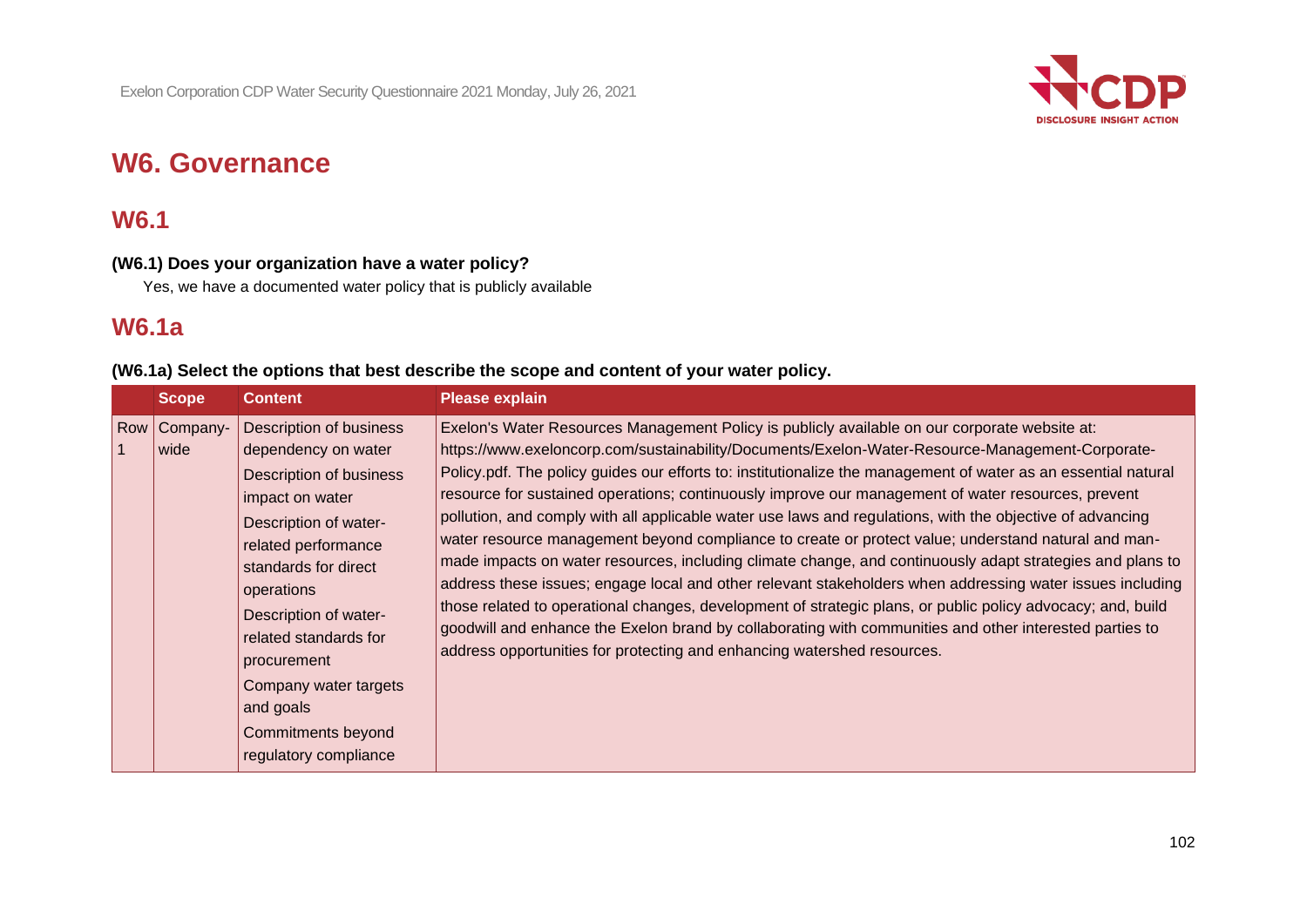# W6. Governance

## W6.1

**(W6.1) Does your organization have a water policy?**

Yes, we have a documented water policy that is publicly available

## W6.1a

**(W6.1a) Select the options that best describe the scope and content of your water policy.**

| | Scope | Content | Please explain |
|---|---|---|---|
| Row 1 | Company-wide | Description of business dependency on water<br>Description of business impact on water<br>Description of water-related performance standards for direct operations<br>Description of water-related standards for procurement<br>Company water targets and goals<br>Commitments beyond regulatory compliance | Exelon's Water Resources Management Policy is publicly available on our corporate website at: https://www.exeloncorp.com/sustainability/Documents/Exelon-Water-Resource-Management-Corporate-Policy.pdf. The policy guides our efforts to: institutionalize the management of water as an essential natural resource for sustained operations; continuously improve our management of water resources, prevent pollution, and comply with all applicable water use laws and regulations, with the objective of advancing water resource management beyond compliance to create or protect value; understand natural and man-made impacts on water resources, including climate change, and continuously adapt strategies and plans to address these issues; engage local and other relevant stakeholders when addressing water issues including those related to operational changes, development of strategic plans, or public policy advocacy; and, build goodwill and enhance the Exelon brand by collaborating with communities and other interested parties to address opportunities for protecting and enhancing watershed resources. |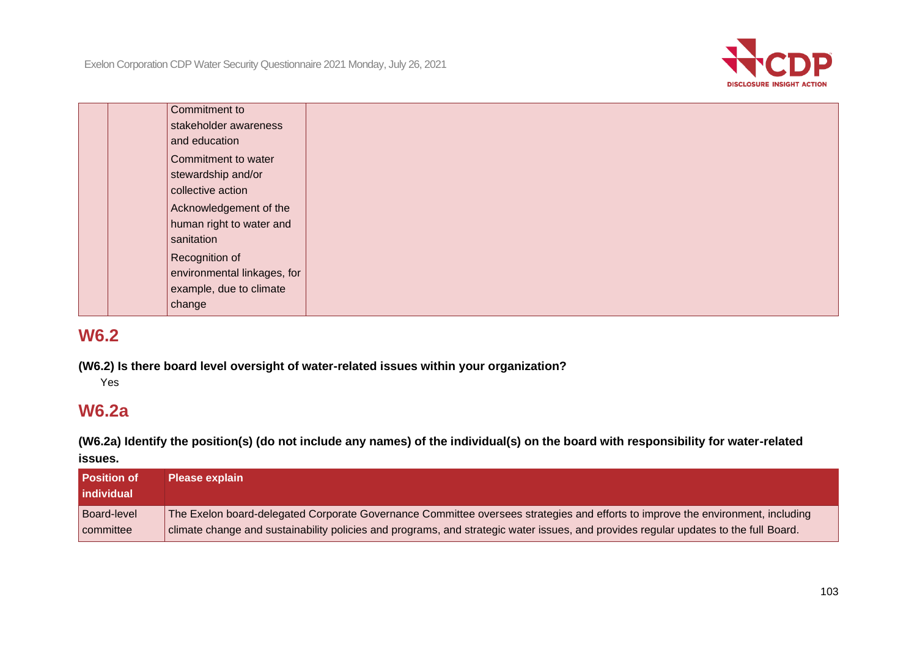| | | | |
|---|---|---|---|
| | | Commitment to stakeholder awareness and education<br>Commitment to water stewardship and/or collective action<br>Acknowledgement of the human right to water and sanitation<br>Recognition of environmental linkages, for example, due to climate change | |

## W6.2

**(W6.2) Is there board level oversight of water-related issues within your organization?**

Yes

## W6.2a

**(W6.2a) Identify the position(s) (do not include any names) of the individual(s) on the board with responsibility for water-related issues.**

| Position of individual | Please explain |
|---|---|
| Board-level committee | The Exelon board-delegated Corporate Governance Committee oversees strategies and efforts to improve the environment, including climate change and sustainability policies and programs, and strategic water issues, and provides regular updates to the full Board. |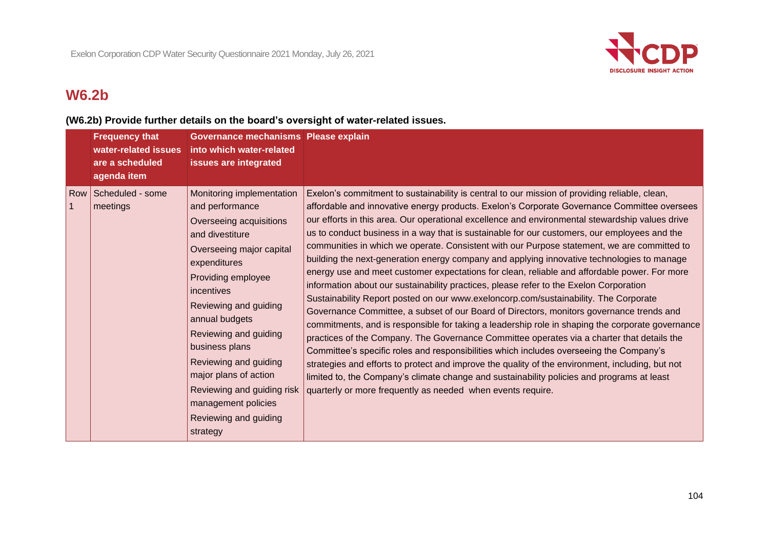## W6.2b

**(W6.2b) Provide further details on the board's oversight of water-related issues.**

| | Frequency that water-related issues are a scheduled agenda item | Governance mechanisms into which water-related issues are integrated | Please explain |
|---|---|---|---|
| Row 1 | Scheduled - some meetings | Monitoring implementation and performance<br>Overseeing acquisitions and divestiture<br>Overseeing major capital expenditures<br>Providing employee incentives<br>Reviewing and guiding annual budgets<br>Reviewing and guiding business plans<br>Reviewing and guiding major plans of action<br>Reviewing and guiding risk management policies<br>Reviewing and guiding strategy | Exelon's commitment to sustainability is central to our mission of providing reliable, clean, affordable and innovative energy products. Exelon's Corporate Governance Committee oversees our efforts in this area. Our operational excellence and environmental stewardship values drive us to conduct business in a way that is sustainable for our customers, our employees and the communities in which we operate. Consistent with our Purpose statement, we are committed to building the next-generation energy company and applying innovative technologies to manage energy use and meet customer expectations for clean, reliable and affordable power. For more information about our sustainability practices, please refer to the Exelon Corporation Sustainability Report posted on our www.exeloncorp.com/sustainability. The Corporate Governance Committee, a subset of our Board of Directors, monitors governance trends and commitments, and is responsible for taking a leadership role in shaping the corporate governance practices of the Company. The Governance Committee operates via a charter that details the Committee's specific roles and responsibilities which includes overseeing the Company's strategies and efforts to protect and improve the quality of the environment, including, but not limited to, the Company's climate change and sustainability policies and programs at least quarterly or more frequently as needed when events require. |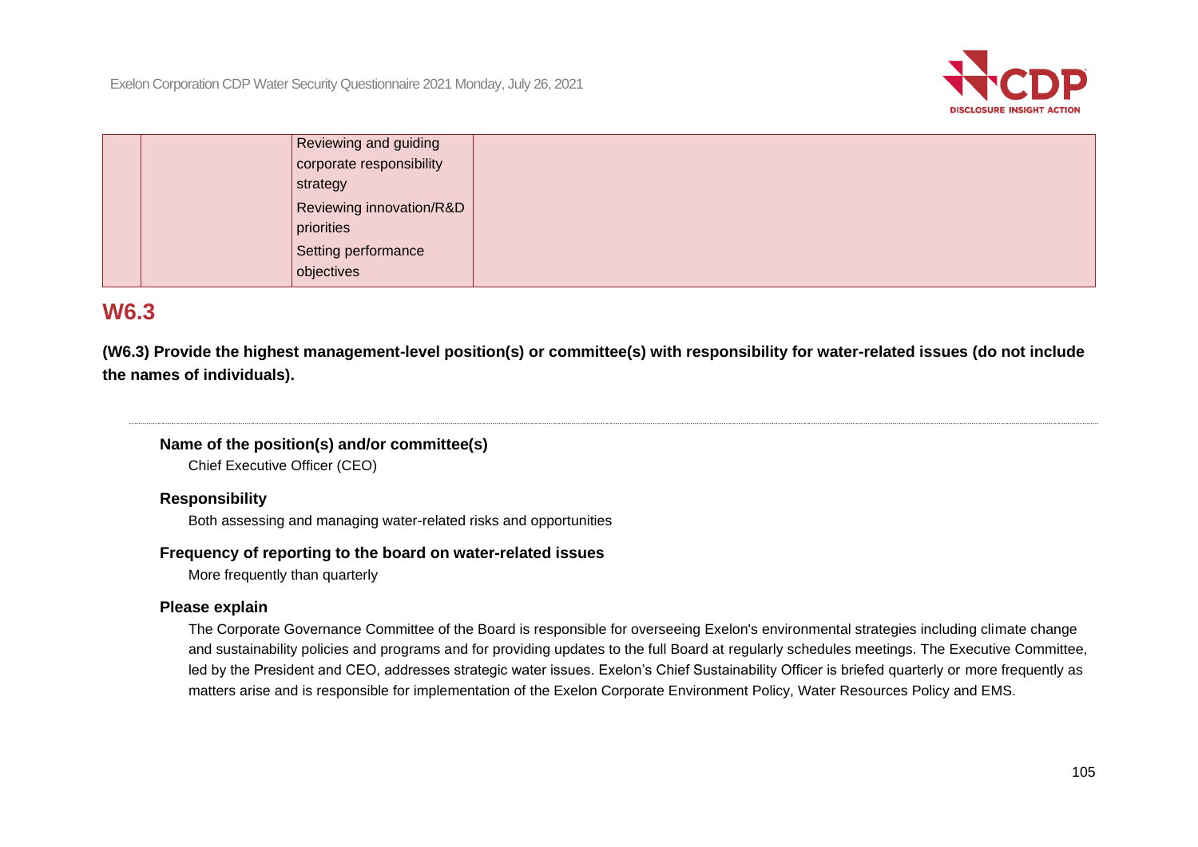|  |  | Reviewing and guiding corporate responsibility strategy<br>Reviewing innovation/R&D priorities<br>Setting performance objectives |  |
|---|---|---|---|

## W6.3

**(W6.3) Provide the highest management-level position(s) or committee(s) with responsibility for water-related issues (do not include the names of individuals).**

**Name of the position(s) and/or committee(s)**

Chief Executive Officer (CEO)

**Responsibility**

Both assessing and managing water-related risks and opportunities

**Frequency of reporting to the board on water-related issues**

More frequently than quarterly

**Please explain**

The Corporate Governance Committee of the Board is responsible for overseeing Exelon's environmental strategies including climate change and sustainability policies and programs and for providing updates to the full Board at regularly schedules meetings. The Executive Committee, led by the President and CEO, addresses strategic water issues. Exelon's Chief Sustainability Officer is briefed quarterly or more frequently as matters arise and is responsible for implementation of the Exelon Corporate Environment Policy, Water Resources Policy and EMS.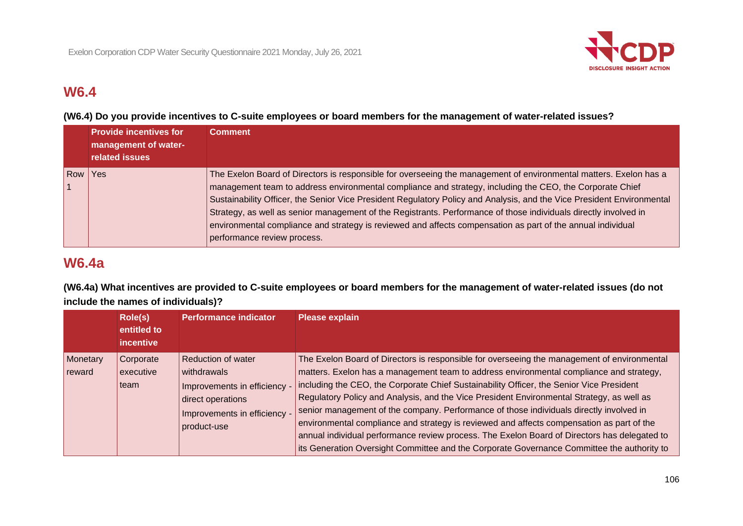## W6.4

**(W6.4) Do you provide incentives to C-suite employees or board members for the management of water-related issues?**

| | Provide incentives for management of water-related issues | Comment |
|---|---|---|
| Row 1 | Yes | The Exelon Board of Directors is responsible for overseeing the management of environmental matters. Exelon has a management team to address environmental compliance and strategy, including the CEO, the Corporate Chief Sustainability Officer, the Senior Vice President Regulatory Policy and Analysis, and the Vice President Environmental Strategy, as well as senior management of the Registrants. Performance of those individuals directly involved in environmental compliance and strategy is reviewed and affects compensation as part of the annual individual performance review process. |

## W6.4a

**(W6.4a) What incentives are provided to C-suite employees or board members for the management of water-related issues (do not include the names of individuals)?**

| | Role(s) entitled to incentive | Performance indicator | Please explain |
|---|---|---|---|
| Monetary reward | Corporate executive team | Reduction of water withdrawals<br>Improvements in efficiency - direct operations<br>Improvements in efficiency - product-use | The Exelon Board of Directors is responsible for overseeing the management of environmental matters. Exelon has a management team to address environmental compliance and strategy, including the CEO, the Corporate Chief Sustainability Officer, the Senior Vice President Regulatory Policy and Analysis, and the Vice President Environmental Strategy, as well as senior management of the company. Performance of those individuals directly involved in environmental compliance and strategy is reviewed and affects compensation as part of the annual individual performance review process. The Exelon Board of Directors has delegated to its Generation Oversight Committee and the Corporate Governance Committee the authority to |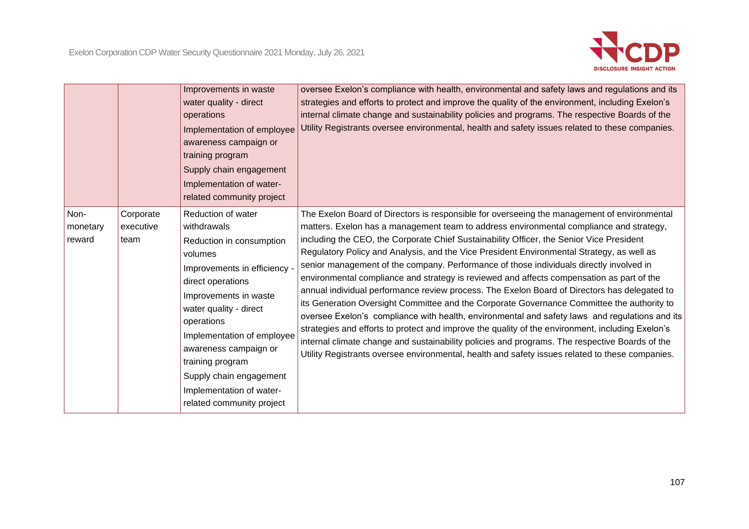| | | | |
|---|---|---|---|
| | | Improvements in waste water quality - direct operations<br>Implementation of employee awareness campaign or training program<br>Supply chain engagement<br>Implementation of water-related community project | oversee Exelon's compliance with health, environmental and safety laws and regulations and its strategies and efforts to protect and improve the quality of the environment, including Exelon's internal climate change and sustainability policies and programs. The respective Boards of the Utility Registrants oversee environmental, health and safety issues related to these companies. |
| Non-monetary reward | Corporate executive team | Reduction of water withdrawals<br>Reduction in consumption volumes<br>Improvements in efficiency - direct operations<br>Improvements in waste water quality - direct operations<br>Implementation of employee awareness campaign or training program<br>Supply chain engagement<br>Implementation of water-related community project | The Exelon Board of Directors is responsible for overseeing the management of environmental matters. Exelon has a management team to address environmental compliance and strategy, including the CEO, the Corporate Chief Sustainability Officer, the Senior Vice President Regulatory Policy and Analysis, and the Vice President Environmental Strategy, as well as senior management of the company. Performance of those individuals directly involved in environmental compliance and strategy is reviewed and affects compensation as part of the annual individual performance review process. The Exelon Board of Directors has delegated to its Generation Oversight Committee and the Corporate Governance Committee the authority to oversee Exelon's compliance with health, environmental and safety laws and regulations and its strategies and efforts to protect and improve the quality of the environment, including Exelon's internal climate change and sustainability policies and programs. The respective Boards of the Utility Registrants oversee environmental, health and safety issues related to these companies. |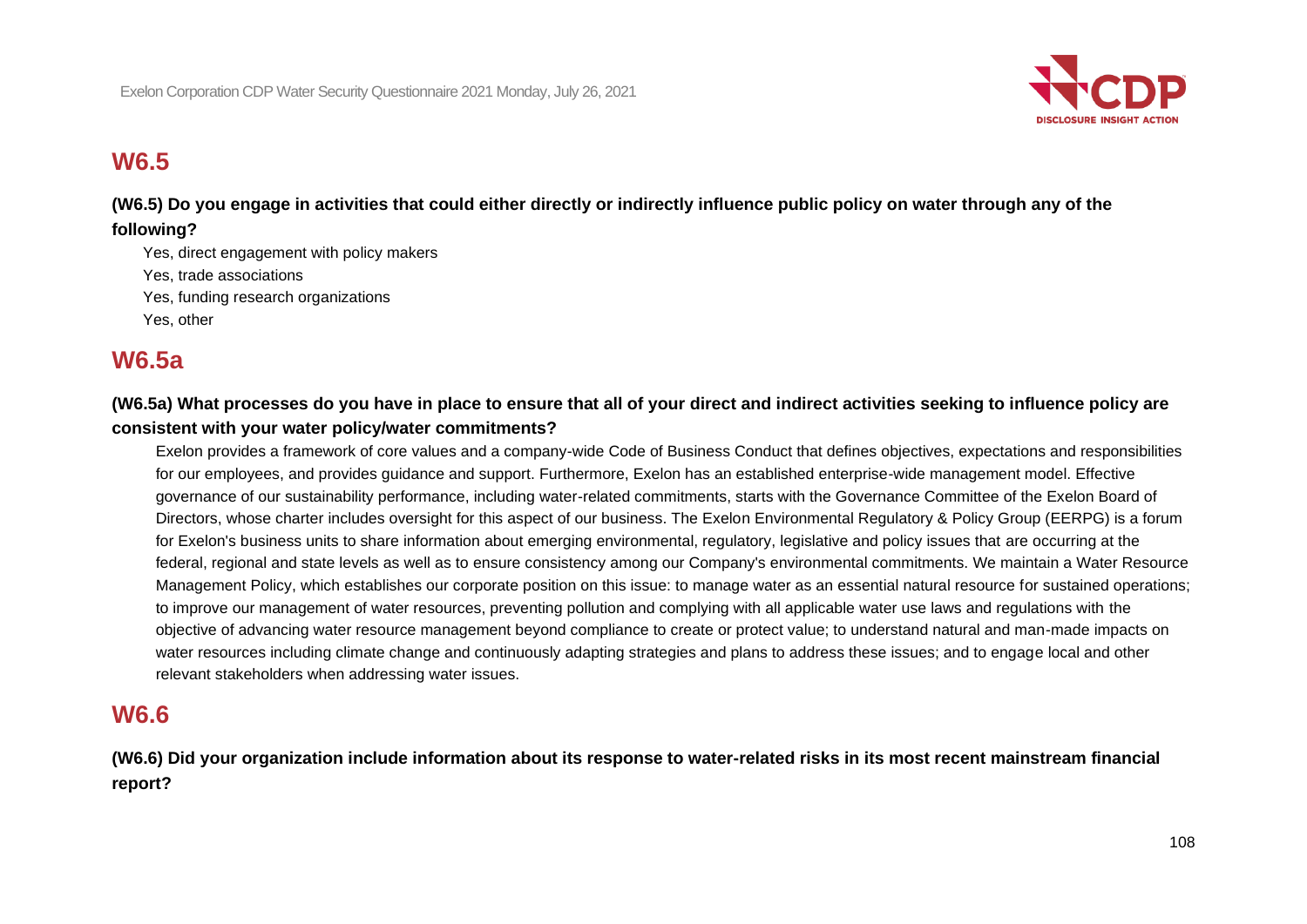## W6.5

**(W6.5) Do you engage in activities that could either directly or indirectly influence public policy on water through any of the following?**

Yes, direct engagement with policy makers
Yes, trade associations
Yes, funding research organizations
Yes, other

## W6.5a

**(W6.5a) What processes do you have in place to ensure that all of your direct and indirect activities seeking to influence policy are consistent with your water policy/water commitments?**

Exelon provides a framework of core values and a company-wide Code of Business Conduct that defines objectives, expectations and responsibilities for our employees, and provides guidance and support. Furthermore, Exelon has an established enterprise-wide management model. Effective governance of our sustainability performance, including water-related commitments, starts with the Governance Committee of the Exelon Board of Directors, whose charter includes oversight for this aspect of our business. The Exelon Environmental Regulatory & Policy Group (EERPG) is a forum for Exelon's business units to share information about emerging environmental, regulatory, legislative and policy issues that are occurring at the federal, regional and state levels as well as to ensure consistency among our Company's environmental commitments. We maintain a Water Resource Management Policy, which establishes our corporate position on this issue: to manage water as an essential natural resource for sustained operations; to improve our management of water resources, preventing pollution and complying with all applicable water use laws and regulations with the objective of advancing water resource management beyond compliance to create or protect value; to understand natural and man-made impacts on water resources including climate change and continuously adapting strategies and plans to address these issues; and to engage local and other relevant stakeholders when addressing water issues.

## W6.6

**(W6.6) Did your organization include information about its response to water-related risks in its most recent mainstream financial report?**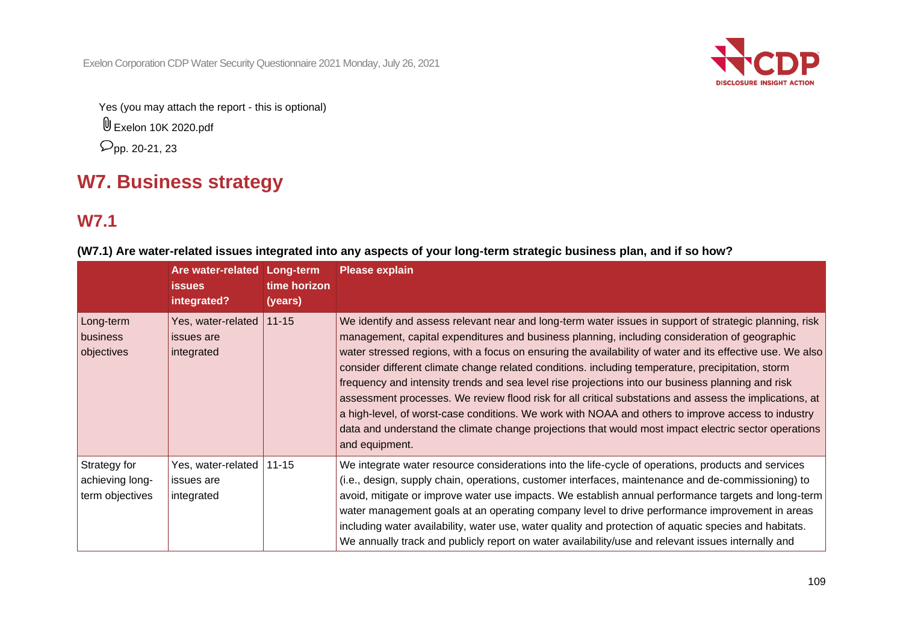Yes (you may attach the report - this is optional)

Exelon 10K 2020.pdf

pp. 20-21, 23

# W7. Business strategy

## W7.1

**(W7.1) Are water-related issues integrated into any aspects of your long-term strategic business plan, and if so how?**

| | Are water-related issues integrated? | Long-term time horizon (years) | Please explain |
|---|---|---|---|
| Long-term business objectives | Yes, water-related issues are integrated | 11-15 | We identify and assess relevant near and long-term water issues in support of strategic planning, risk management, capital expenditures and business planning, including consideration of geographic water stressed regions, with a focus on ensuring the availability of water and its effective use. We also consider different climate change related conditions. including temperature, precipitation, storm frequency and intensity trends and sea level rise projections into our business planning and risk assessment processes. We review flood risk for all critical substations and assess the implications, at a high-level, of worst-case conditions. We work with NOAA and others to improve access to industry data and understand the climate change projections that would most impact electric sector operations and equipment. |
| Strategy for achieving long-term objectives | Yes, water-related issues are integrated | 11-15 | We integrate water resource considerations into the life-cycle of operations, products and services (i.e., design, supply chain, operations, customer interfaces, maintenance and de-commissioning) to avoid, mitigate or improve water use impacts. We establish annual performance targets and long-term water management goals at an operating company level to drive performance improvement in areas including water availability, water use, water quality and protection of aquatic species and habitats. We annually track and publicly report on water availability/use and relevant issues internally and |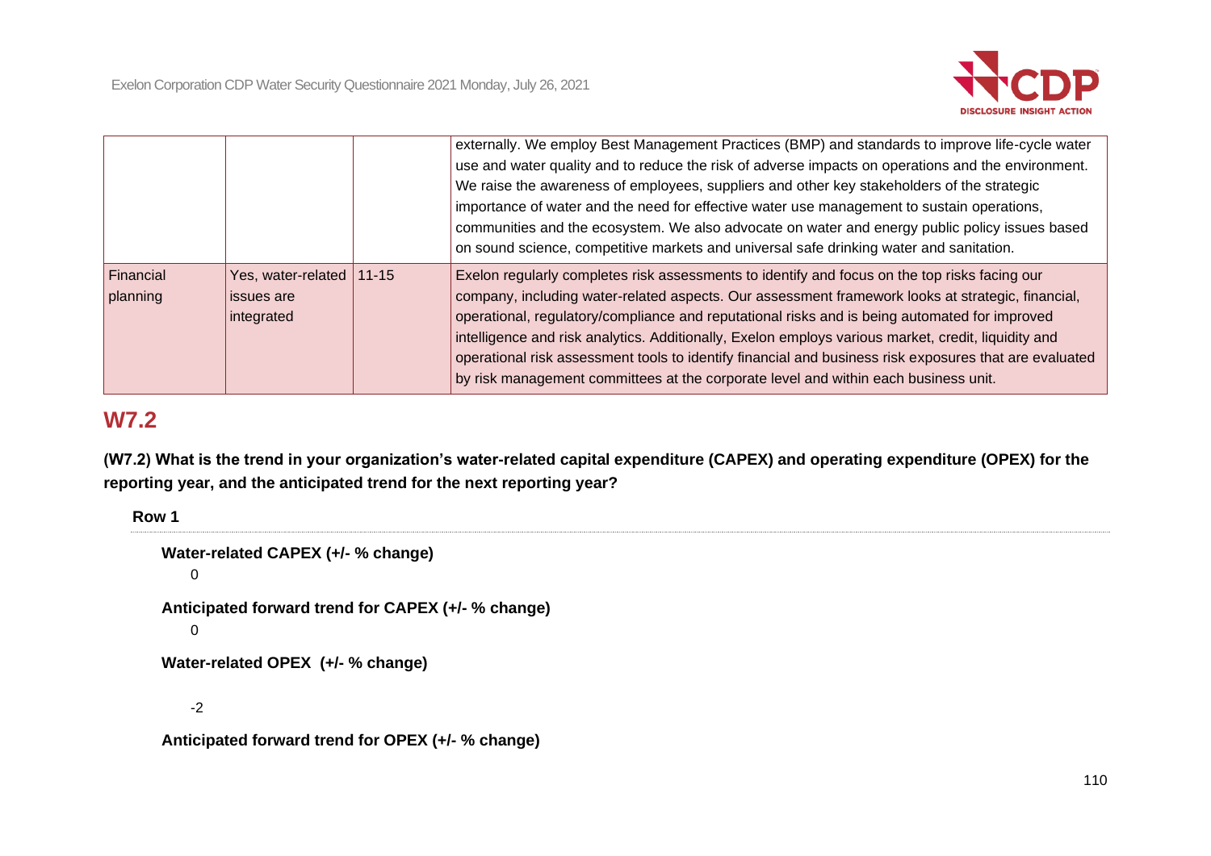| | | | |
|---|---|---|---|
| | | | externally. We employ Best Management Practices (BMP) and standards to improve life-cycle water use and water quality and to reduce the risk of adverse impacts on operations and the environment. We raise the awareness of employees, suppliers and other key stakeholders of the strategic importance of water and the need for effective water use management to sustain operations, communities and the ecosystem. We also advocate on water and energy public policy issues based on sound science, competitive markets and universal safe drinking water and sanitation. |
| Financial planning | Yes, water-related issues are integrated | 11-15 | Exelon regularly completes risk assessments to identify and focus on the top risks facing our company, including water-related aspects. Our assessment framework looks at strategic, financial, operational, regulatory/compliance and reputational risks and is being automated for improved intelligence and risk analytics. Additionally, Exelon employs various market, credit, liquidity and operational risk assessment tools to identify financial and business risk exposures that are evaluated by risk management committees at the corporate level and within each business unit. |

## W7.2

**(W7.2) What is the trend in your organization's water-related capital expenditure (CAPEX) and operating expenditure (OPEX) for the reporting year, and the anticipated trend for the next reporting year?**

**Row 1**

**Water-related CAPEX (+/- % change)**

0

**Anticipated forward trend for CAPEX (+/- % change)**

0

**Water-related OPEX (+/- % change)**

-2

**Anticipated forward trend for OPEX (+/- % change)**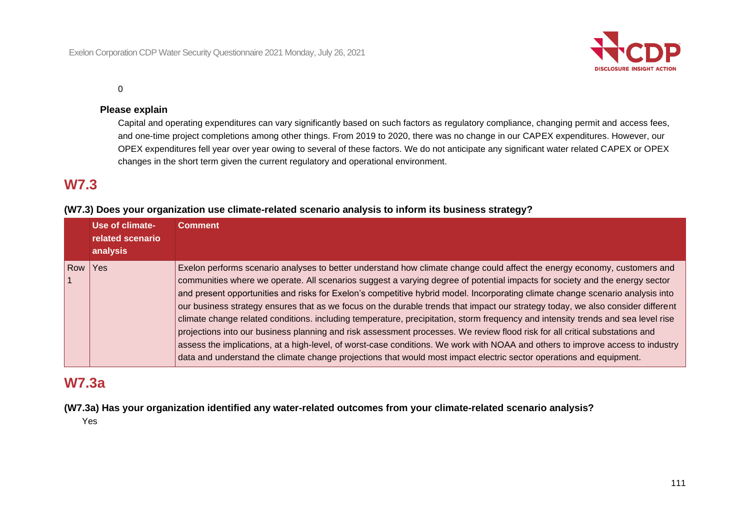0

**Please explain**

Capital and operating expenditures can vary significantly based on such factors as regulatory compliance, changing permit and access fees, and one-time project completions among other things. From 2019 to 2020, there was no change in our CAPEX expenditures. However, our OPEX expenditures fell year over year owing to several of these factors. We do not anticipate any significant water related CAPEX or OPEX changes in the short term given the current regulatory and operational environment.

## W7.3

**(W7.3) Does your organization use climate-related scenario analysis to inform its business strategy?**

| | Use of climate-related scenario analysis | Comment |
|---|---|---|
| Row 1 | Yes | Exelon performs scenario analyses to better understand how climate change could affect the energy economy, customers and communities where we operate. All scenarios suggest a varying degree of potential impacts for society and the energy sector and present opportunities and risks for Exelon's competitive hybrid model. Incorporating climate change scenario analysis into our business strategy ensures that as we focus on the durable trends that impact our strategy today, we also consider different climate change related conditions. including temperature, precipitation, storm frequency and intensity trends and sea level rise projections into our business planning and risk assessment processes. We review flood risk for all critical substations and assess the implications, at a high-level, of worst-case conditions. We work with NOAA and others to improve access to industry data and understand the climate change projections that would most impact electric sector operations and equipment. |

## W7.3a

**(W7.3a) Has your organization identified any water-related outcomes from your climate-related scenario analysis?**

Yes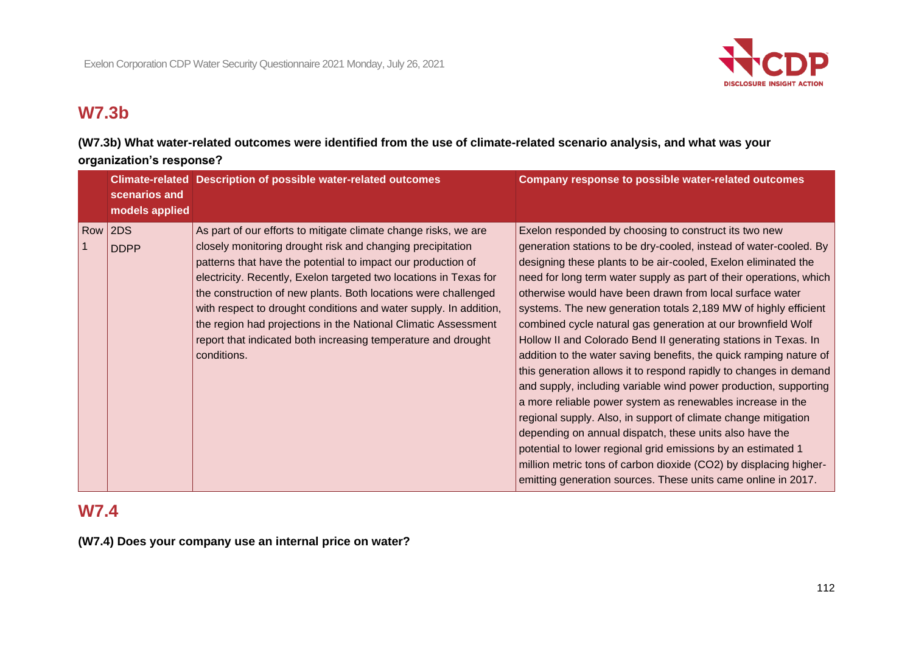## W7.3b

**(W7.3b) What water-related outcomes were identified from the use of climate-related scenario analysis, and what was your organization's response?**

| | Climate-related scenarios and models applied | Description of possible water-related outcomes | Company response to possible water-related outcomes |
|---|---|---|---|
| Row 1 | 2DS<br>DDPP | As part of our efforts to mitigate climate change risks, we are closely monitoring drought risk and changing precipitation patterns that have the potential to impact our production of electricity. Recently, Exelon targeted two locations in Texas for the construction of new plants. Both locations were challenged with respect to drought conditions and water supply. In addition, the region had projections in the National Climatic Assessment report that indicated both increasing temperature and drought conditions. | Exelon responded by choosing to construct its two new generation stations to be dry-cooled, instead of water-cooled. By designing these plants to be air-cooled, Exelon eliminated the need for long term water supply as part of their operations, which otherwise would have been drawn from local surface water systems. The new generation totals 2,189 MW of highly efficient combined cycle natural gas generation at our brownfield Wolf Hollow II and Colorado Bend II generating stations in Texas. In addition to the water saving benefits, the quick ramping nature of this generation allows it to respond rapidly to changes in demand and supply, including variable wind power production, supporting a more reliable power system as renewables increase in the regional supply. Also, in support of climate change mitigation depending on annual dispatch, these units also have the potential to lower regional grid emissions by an estimated 1 million metric tons of carbon dioxide ($CO_2$) by displacing higher-emitting generation sources. These units came online in 2017. |

## W7.4

**(W7.4) Does your company use an internal price on water?**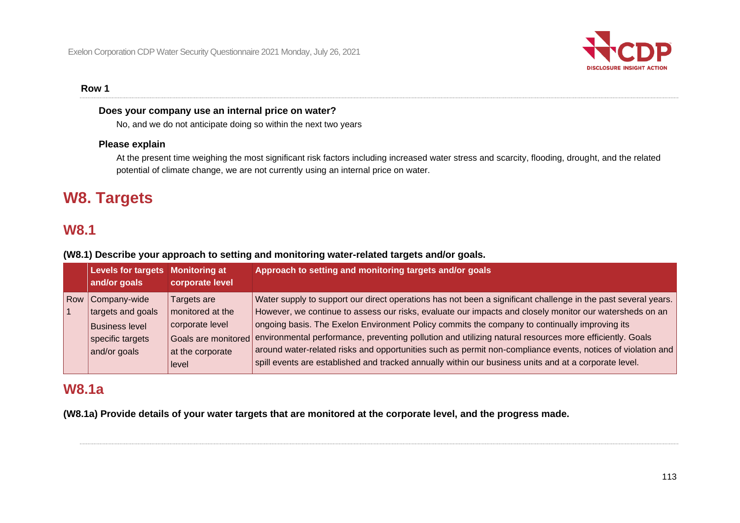**Row 1**

**Does your company use an internal price on water?**

No, and we do not anticipate doing so within the next two years

**Please explain**

At the present time weighing the most significant risk factors including increased water stress and scarcity, flooding, drought, and the related potential of climate change, we are not currently using an internal price on water.

# W8. Targets

## W8.1

**(W8.1) Describe your approach to setting and monitoring water-related targets and/or goals.**

| | Levels for targets and/or goals | Monitoring at corporate level | Approach to setting and monitoring targets and/or goals |
|---|---|---|---|
| Row 1 | Company-wide targets and goals<br>Business level specific targets and/or goals | Targets are monitored at the corporate level<br>Goals are monitored at the corporate level | Water supply to support our direct operations has not been a significant challenge in the past several years. However, we continue to assess our risks, evaluate our impacts and closely monitor our watersheds on an ongoing basis. The Exelon Environment Policy commits the company to continually improving its environmental performance, preventing pollution and utilizing natural resources more efficiently. Goals around water-related risks and opportunities such as permit non-compliance events, notices of violation and spill events are established and tracked annually within our business units and at a corporate level. |

## W8.1a

**(W8.1a) Provide details of your water targets that are monitored at the corporate level, and the progress made.**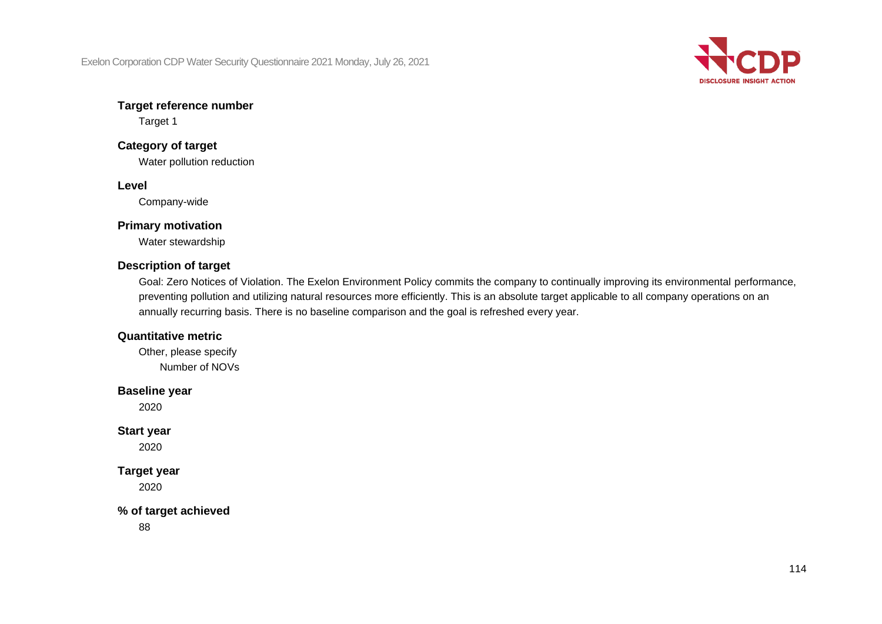**Target reference number**

Target 1

**Category of target**

Water pollution reduction

**Level**

Company-wide

**Primary motivation**

Water stewardship

**Description of target**

Goal: Zero Notices of Violation. The Exelon Environment Policy commits the company to continually improving its environmental performance, preventing pollution and utilizing natural resources more efficiently. This is an absolute target applicable to all company operations on an annually recurring basis. There is no baseline comparison and the goal is refreshed every year.

**Quantitative metric**

Other, please specify

Number of NOVs

**Baseline year**

2020

**Start year**

2020

**Target year**

2020

**% of target achieved**

88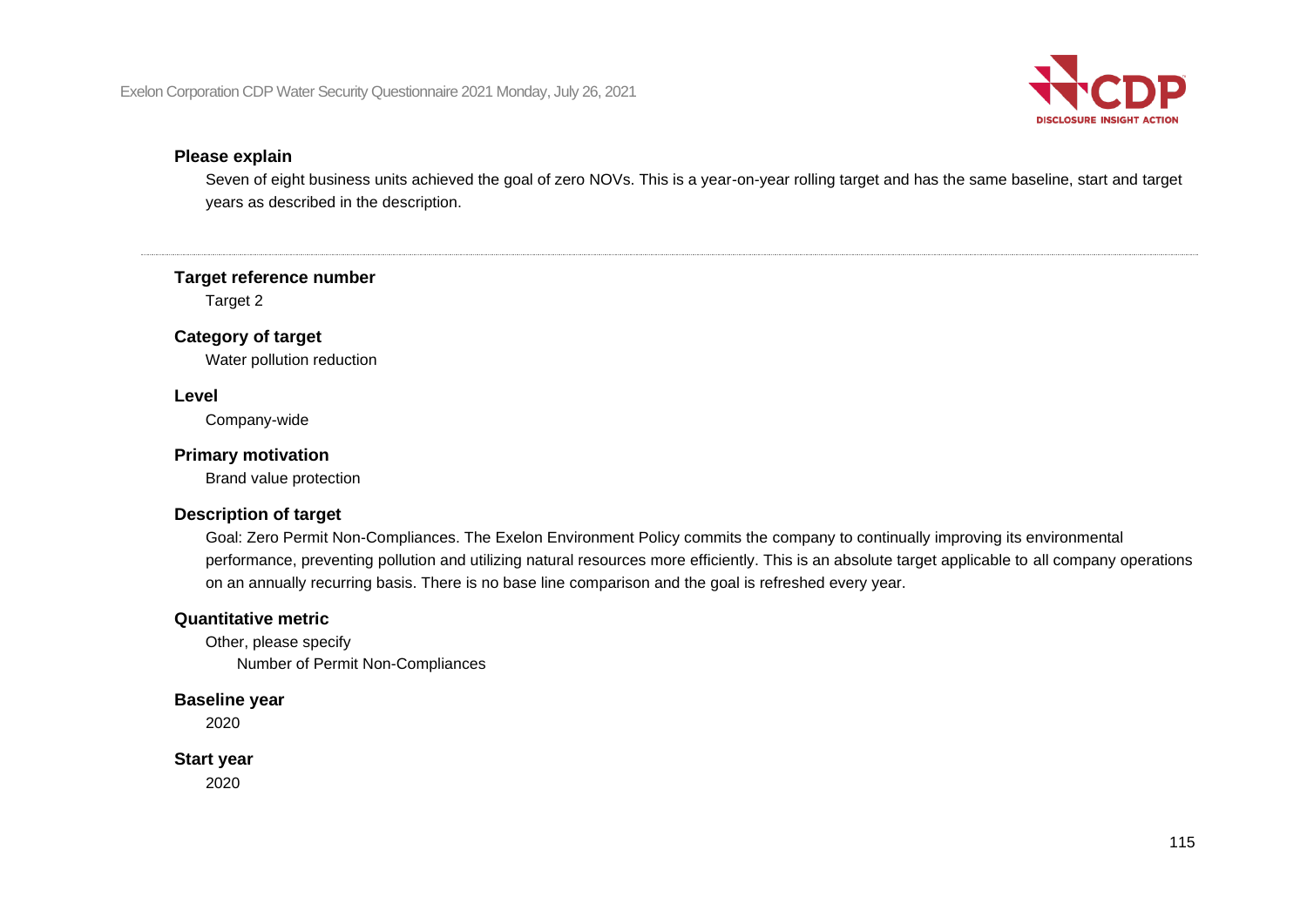**Please explain**

Seven of eight business units achieved the goal of zero NOVs. This is a year-on-year rolling target and has the same baseline, start and target years as described in the description.

---

**Target reference number**

Target 2

**Category of target**

Water pollution reduction

**Level**

Company-wide

**Primary motivation**

Brand value protection

**Description of target**

Goal: Zero Permit Non-Compliances. The Exelon Environment Policy commits the company to continually improving its environmental performance, preventing pollution and utilizing natural resources more efficiently. This is an absolute target applicable to all company operations on an annually recurring basis. There is no base line comparison and the goal is refreshed every year.

**Quantitative metric**

Other, please specify

Number of Permit Non-Compliances

**Baseline year**

2020

**Start year**

2020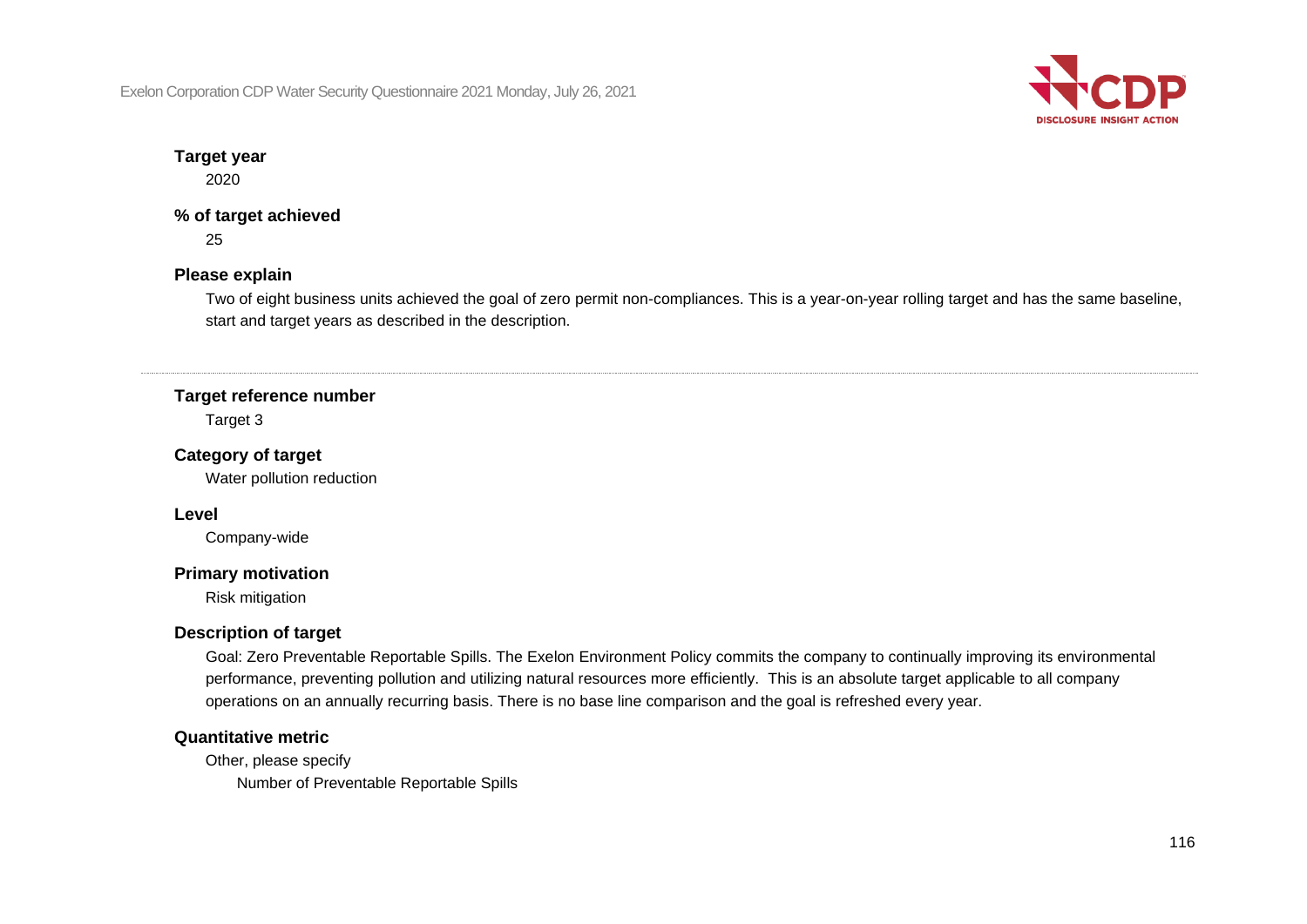**Target year**

2020

**% of target achieved**

25

**Please explain**

Two of eight business units achieved the goal of zero permit non-compliances. This is a year-on-year rolling target and has the same baseline, start and target years as described in the description.

---

**Target reference number**

Target 3

**Category of target**

Water pollution reduction

**Level**

Company-wide

**Primary motivation**

Risk mitigation

**Description of target**

Goal: Zero Preventable Reportable Spills. The Exelon Environment Policy commits the company to continually improving its environmental performance, preventing pollution and utilizing natural resources more efficiently. This is an absolute target applicable to all company operations on an annually recurring basis. There is no base line comparison and the goal is refreshed every year.

**Quantitative metric**

Other, please specify

Number of Preventable Reportable Spills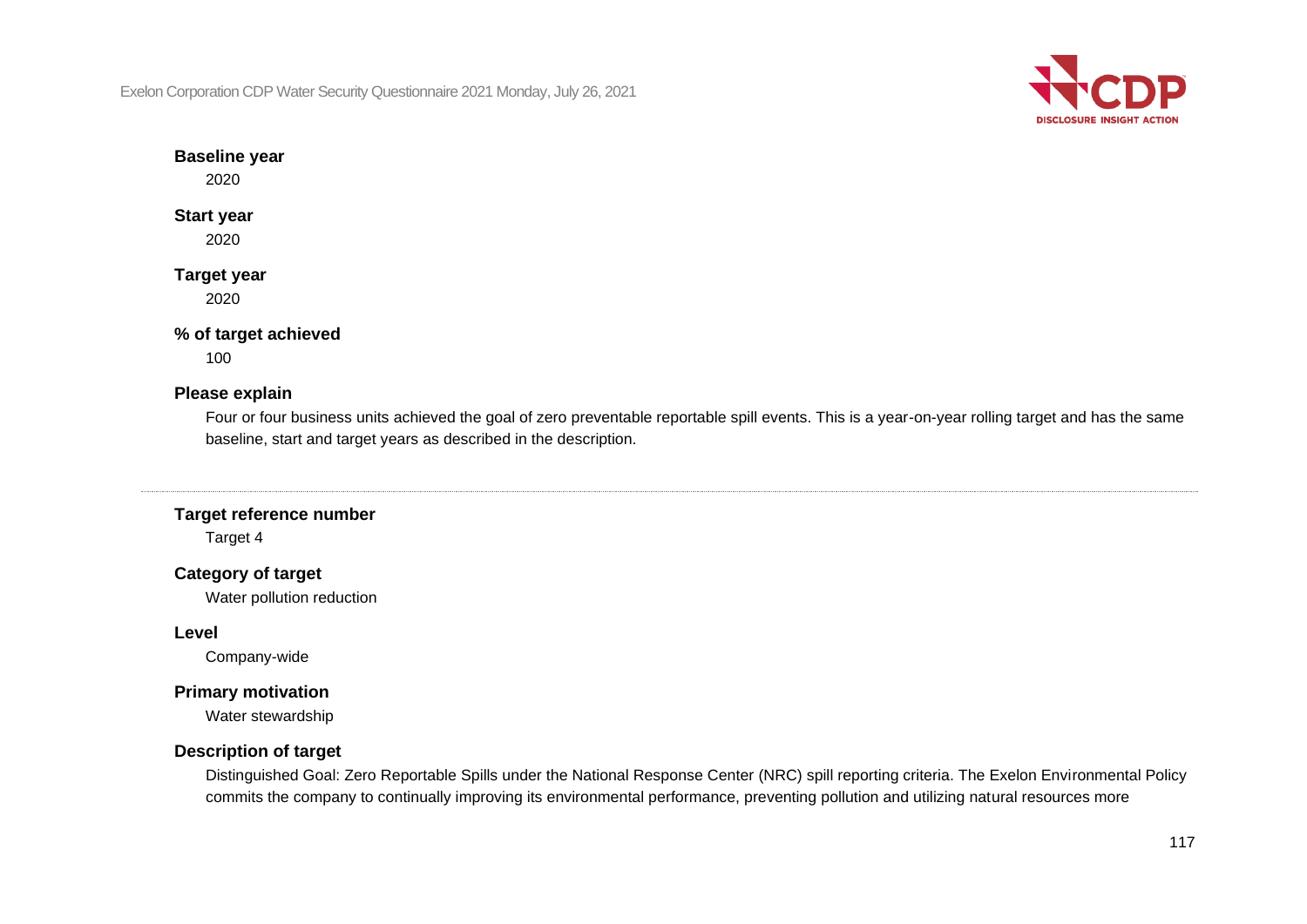**Baseline year**

2020

**Start year**

2020

**Target year**

2020

**% of target achieved**

100

**Please explain**

Four or four business units achieved the goal of zero preventable reportable spill events. This is a year-on-year rolling target and has the same baseline, start and target years as described in the description.

---

**Target reference number**

Target 4

**Category of target**

Water pollution reduction

**Level**

Company-wide

**Primary motivation**

Water stewardship

**Description of target**

Distinguished Goal: Zero Reportable Spills under the National Response Center (NRC) spill reporting criteria. The Exelon Environmental Policy commits the company to continually improving its environmental performance, preventing pollution and utilizing natural resources more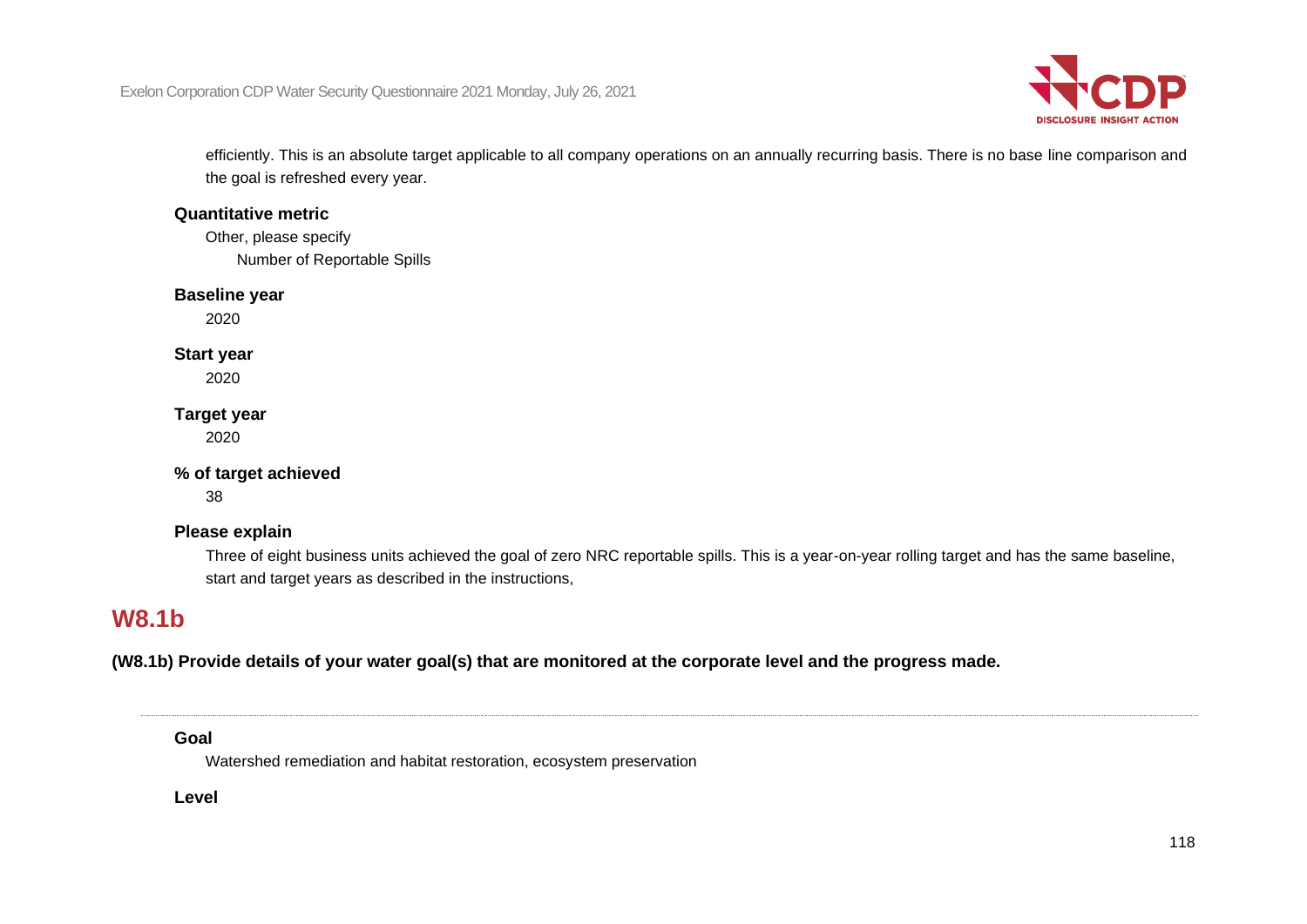efficiently. This is an absolute target applicable to all company operations on an annually recurring basis. There is no base line comparison and the goal is refreshed every year.

**Quantitative metric**

Other, please specify

Number of Reportable Spills

**Baseline year**

2020

**Start year**

2020

**Target year**

2020

**% of target achieved**

38

**Please explain**

Three of eight business units achieved the goal of zero NRC reportable spills. This is a year-on-year rolling target and has the same baseline, start and target years as described in the instructions,

## W8.1b

**(W8.1b) Provide details of your water goal(s) that are monitored at the corporate level and the progress made.**

---

**Goal**

Watershed remediation and habitat restoration, ecosystem preservation

**Level**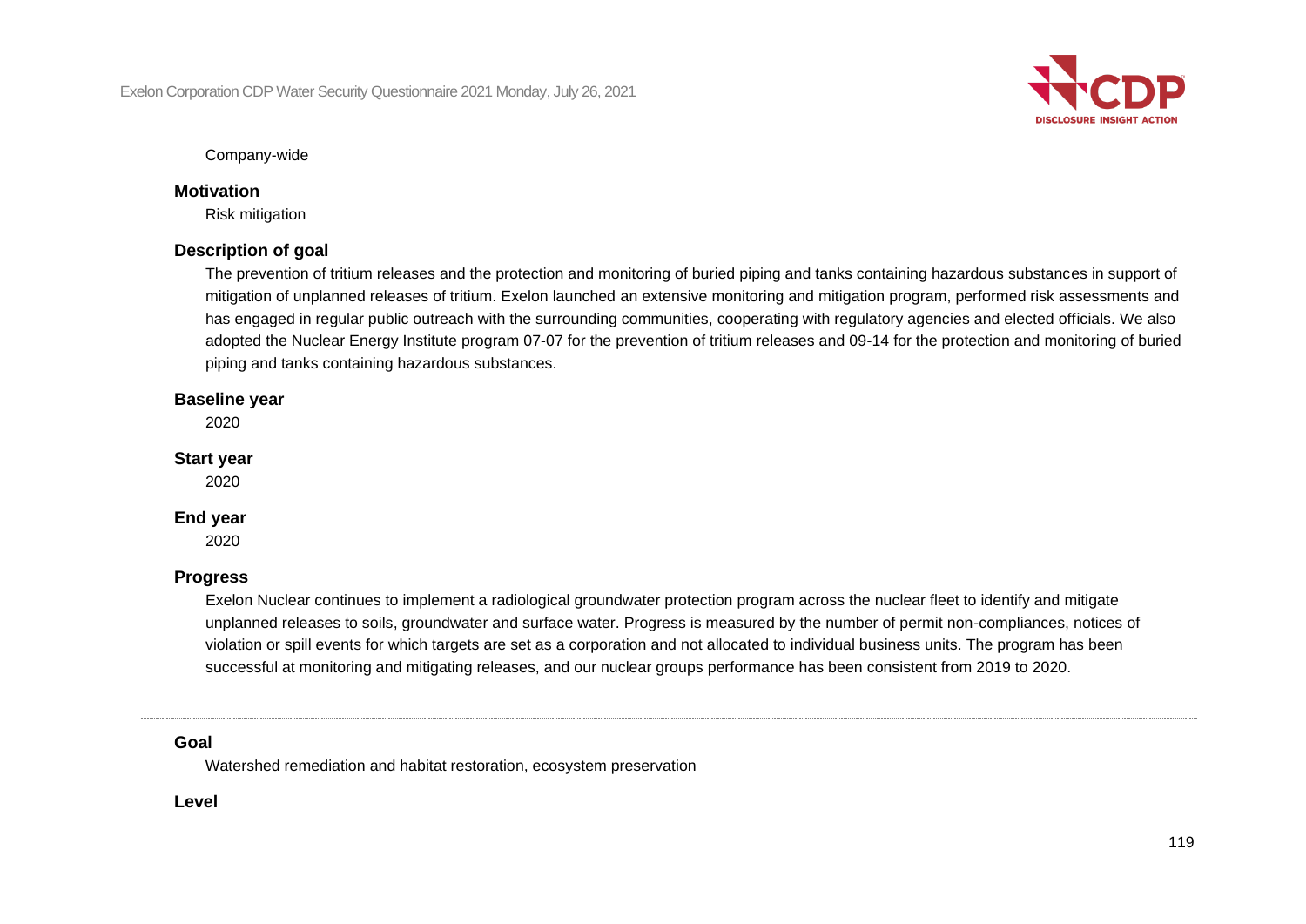Company-wide

**Motivation**

Risk mitigation

**Description of goal**

The prevention of tritium releases and the protection and monitoring of buried piping and tanks containing hazardous substances in support of mitigation of unplanned releases of tritium. Exelon launched an extensive monitoring and mitigation program, performed risk assessments and has engaged in regular public outreach with the surrounding communities, cooperating with regulatory agencies and elected officials. We also adopted the Nuclear Energy Institute program 07-07 for the prevention of tritium releases and 09-14 for the protection and monitoring of buried piping and tanks containing hazardous substances.

**Baseline year**

2020

**Start year**

2020

**End year**

2020

**Progress**

Exelon Nuclear continues to implement a radiological groundwater protection program across the nuclear fleet to identify and mitigate unplanned releases to soils, groundwater and surface water. Progress is measured by the number of permit non-compliances, notices of violation or spill events for which targets are set as a corporation and not allocated to individual business units. The program has been successful at monitoring and mitigating releases, and our nuclear groups performance has been consistent from 2019 to 2020.

---

**Goal**

Watershed remediation and habitat restoration, ecosystem preservation

**Level**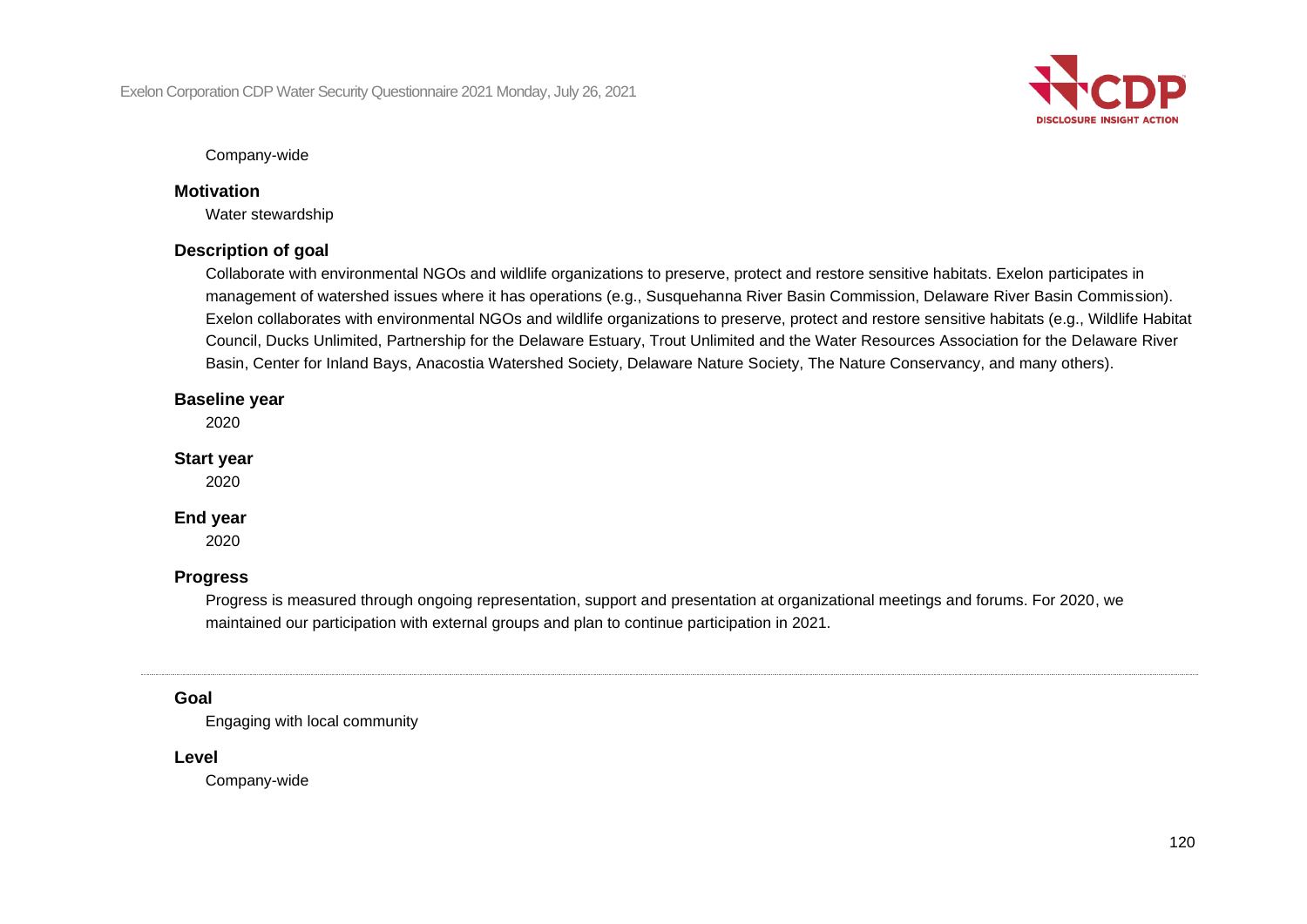Company-wide

**Motivation**

Water stewardship

**Description of goal**

Collaborate with environmental NGOs and wildlife organizations to preserve, protect and restore sensitive habitats. Exelon participates in management of watershed issues where it has operations (e.g., Susquehanna River Basin Commission, Delaware River Basin Commission). Exelon collaborates with environmental NGOs and wildlife organizations to preserve, protect and restore sensitive habitats (e.g., Wildlife Habitat Council, Ducks Unlimited, Partnership for the Delaware Estuary, Trout Unlimited and the Water Resources Association for the Delaware River Basin, Center for Inland Bays, Anacostia Watershed Society, Delaware Nature Society, The Nature Conservancy, and many others).

**Baseline year**

2020

**Start year**

2020

**End year**

2020

**Progress**

Progress is measured through ongoing representation, support and presentation at organizational meetings and forums. For 2020, we maintained our participation with external groups and plan to continue participation in 2021.

---

**Goal**

Engaging with local community

**Level**

Company-wide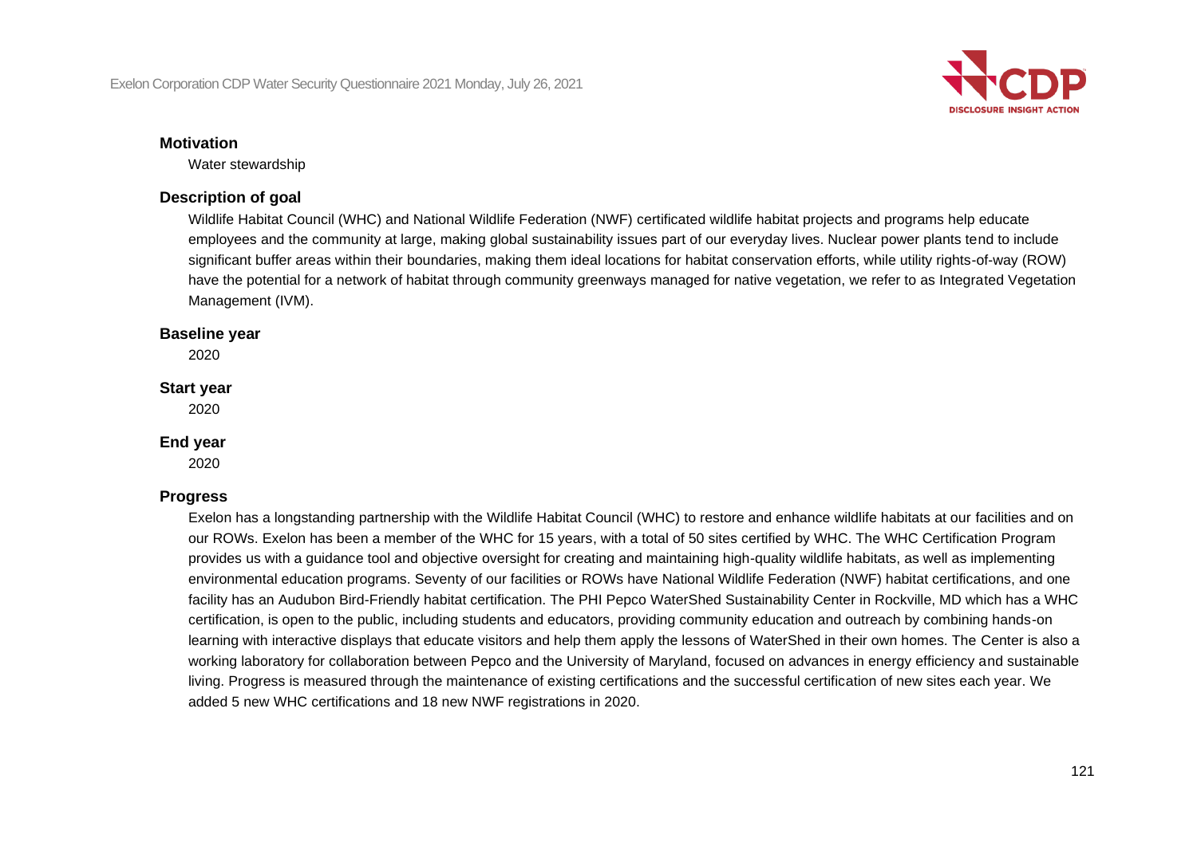**Motivation**

Water stewardship

**Description of goal**

Wildlife Habitat Council (WHC) and National Wildlife Federation (NWF) certificated wildlife habitat projects and programs help educate employees and the community at large, making global sustainability issues part of our everyday lives. Nuclear power plants tend to include significant buffer areas within their boundaries, making them ideal locations for habitat conservation efforts, while utility rights-of-way (ROW) have the potential for a network of habitat through community greenways managed for native vegetation, we refer to as Integrated Vegetation Management (IVM).

**Baseline year**

2020

**Start year**

2020

**End year**

2020

**Progress**

Exelon has a longstanding partnership with the Wildlife Habitat Council (WHC) to restore and enhance wildlife habitats at our facilities and on our ROWs. Exelon has been a member of the WHC for 15 years, with a total of 50 sites certified by WHC. The WHC Certification Program provides us with a guidance tool and objective oversight for creating and maintaining high-quality wildlife habitats, as well as implementing environmental education programs. Seventy of our facilities or ROWs have National Wildlife Federation (NWF) habitat certifications, and one facility has an Audubon Bird-Friendly habitat certification. The PHI Pepco WaterShed Sustainability Center in Rockville, MD which has a WHC certification, is open to the public, including students and educators, providing community education and outreach by combining hands-on learning with interactive displays that educate visitors and help them apply the lessons of WaterShed in their own homes. The Center is also a working laboratory for collaboration between Pepco and the University of Maryland, focused on advances in energy efficiency and sustainable living. Progress is measured through the maintenance of existing certifications and the successful certification of new sites each year. We added 5 new WHC certifications and 18 new NWF registrations in 2020.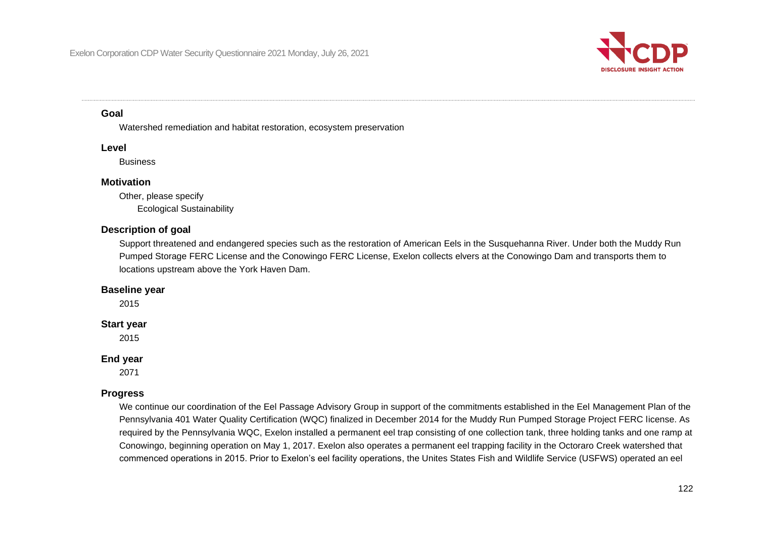**Goal**

Watershed remediation and habitat restoration, ecosystem preservation

**Level**

Business

**Motivation**

Other, please specify

Ecological Sustainability

**Description of goal**

Support threatened and endangered species such as the restoration of American Eels in the Susquehanna River. Under both the Muddy Run Pumped Storage FERC License and the Conowingo FERC License, Exelon collects elvers at the Conowingo Dam and transports them to locations upstream above the York Haven Dam.

**Baseline year**

2015

**Start year**

2015

**End year**

2071

**Progress**

We continue our coordination of the Eel Passage Advisory Group in support of the commitments established in the Eel Management Plan of the Pennsylvania 401 Water Quality Certification (WQC) finalized in December 2014 for the Muddy Run Pumped Storage Project FERC license. As required by the Pennsylvania WQC, Exelon installed a permanent eel trap consisting of one collection tank, three holding tanks and one ramp at Conowingo, beginning operation on May 1, 2017. Exelon also operates a permanent eel trapping facility in the Octoraro Creek watershed that commenced operations in 2015. Prior to Exelon's eel facility operations, the Unites States Fish and Wildlife Service (USFWS) operated an eel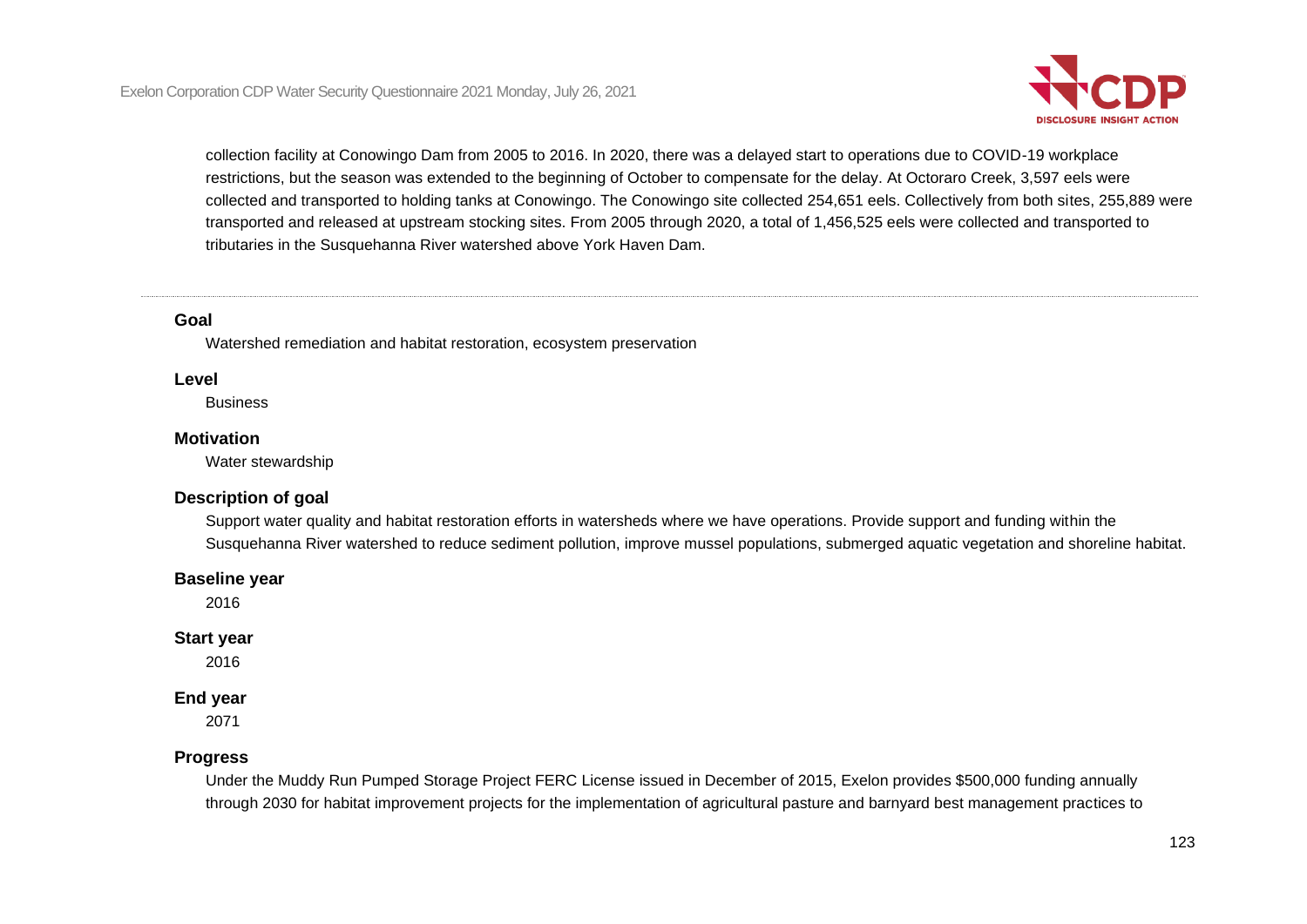collection facility at Conowingo Dam from 2005 to 2016. In 2020, there was a delayed start to operations due to COVID-19 workplace restrictions, but the season was extended to the beginning of October to compensate for the delay. At Octoraro Creek, 3,597 eels were collected and transported to holding tanks at Conowingo. The Conowingo site collected 254,651 eels. Collectively from both sites, 255,889 were transported and released at upstream stocking sites. From 2005 through 2020, a total of 1,456,525 eels were collected and transported to tributaries in the Susquehanna River watershed above York Haven Dam.

---

**Goal**

Watershed remediation and habitat restoration, ecosystem preservation

**Level**

Business

**Motivation**

Water stewardship

**Description of goal**

Support water quality and habitat restoration efforts in watersheds where we have operations. Provide support and funding within the Susquehanna River watershed to reduce sediment pollution, improve mussel populations, submerged aquatic vegetation and shoreline habitat.

**Baseline year**

2016

**Start year**

2016

**End year**

2071

**Progress**

Under the Muddy Run Pumped Storage Project FERC License issued in December of 2015, Exelon provides $500,000 funding annually through 2030 for habitat improvement projects for the implementation of agricultural pasture and barnyard best management practices to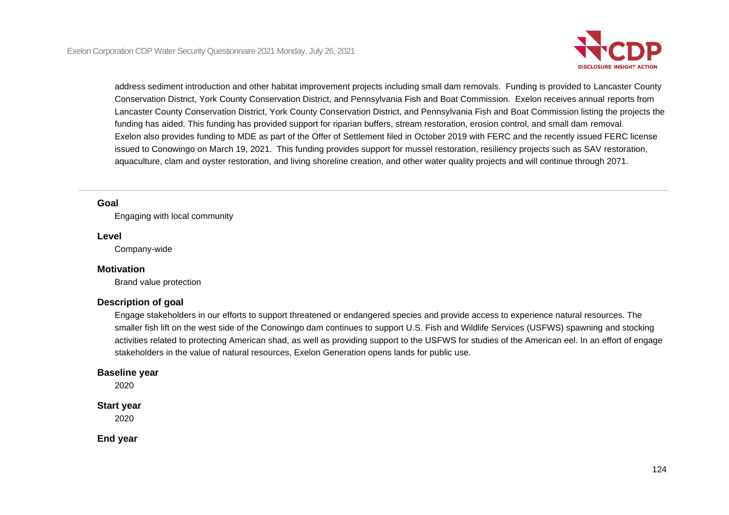address sediment introduction and other habitat improvement projects including small dam removals. Funding is provided to Lancaster County Conservation District, York County Conservation District, and Pennsylvania Fish and Boat Commission. Exelon receives annual reports from Lancaster County Conservation District, York County Conservation District, and Pennsylvania Fish and Boat Commission listing the projects the funding has aided. This funding has provided support for riparian buffers, stream restoration, erosion control, and small dam removal. Exelon also provides funding to MDE as part of the Offer of Settlement filed in October 2019 with FERC and the recently issued FERC license issued to Conowingo on March 19, 2021. This funding provides support for mussel restoration, resiliency projects such as SAV restoration, aquaculture, clam and oyster restoration, and living shoreline creation, and other water quality projects and will continue through 2071.

---

**Goal**

Engaging with local community

**Level**

Company-wide

**Motivation**

Brand value protection

**Description of goal**

Engage stakeholders in our efforts to support threatened or endangered species and provide access to experience natural resources. The smaller fish lift on the west side of the Conowingo dam continues to support U.S. Fish and Wildlife Services (USFWS) spawning and stocking activities related to protecting American shad, as well as providing support to the USFWS for studies of the American eel. In an effort of engage stakeholders in the value of natural resources, Exelon Generation opens lands for public use.

**Baseline year**

2020

**Start year**

2020

**End year**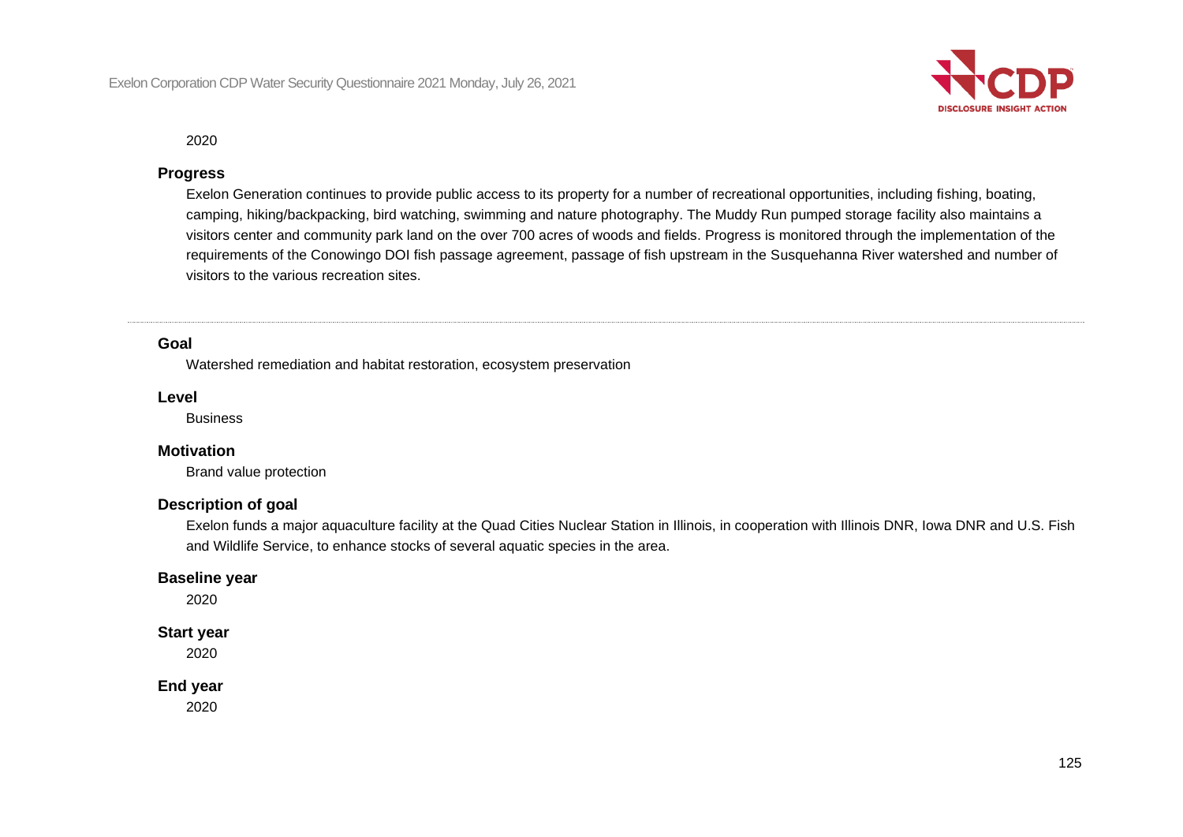2020

**Progress**

Exelon Generation continues to provide public access to its property for a number of recreational opportunities, including fishing, boating, camping, hiking/backpacking, bird watching, swimming and nature photography. The Muddy Run pumped storage facility also maintains a visitors center and community park land on the over 700 acres of woods and fields. Progress is monitored through the implementation of the requirements of the Conowingo DOI fish passage agreement, passage of fish upstream in the Susquehanna River watershed and number of visitors to the various recreation sites.

---

**Goal**

Watershed remediation and habitat restoration, ecosystem preservation

**Level**

Business

**Motivation**

Brand value protection

**Description of goal**

Exelon funds a major aquaculture facility at the Quad Cities Nuclear Station in Illinois, in cooperation with Illinois DNR, Iowa DNR and U.S. Fish and Wildlife Service, to enhance stocks of several aquatic species in the area.

**Baseline year**

2020

**Start year**

2020

**End year**

2020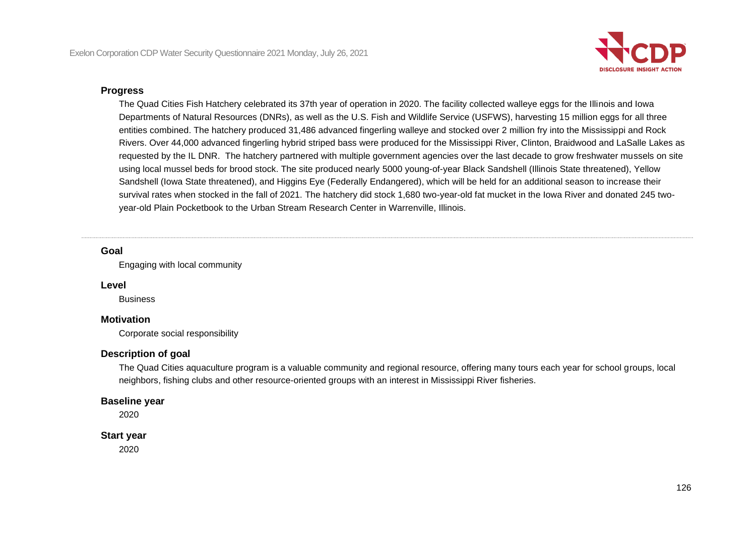### Progress

The Quad Cities Fish Hatchery celebrated its 37th year of operation in 2020. The facility collected walleye eggs for the Illinois and Iowa Departments of Natural Resources (DNRs), as well as the U.S. Fish and Wildlife Service (USFWS), harvesting 15 million eggs for all three entities combined. The hatchery produced 31,486 advanced fingerling walleye and stocked over 2 million fry into the Mississippi and Rock Rivers. Over 44,000 advanced fingerling hybrid striped bass were produced for the Mississippi River, Clinton, Braidwood and LaSalle Lakes as requested by the IL DNR. The hatchery partnered with multiple government agencies over the last decade to grow freshwater mussels on site using local mussel beds for brood stock. The site produced nearly 5000 young-of-year Black Sandshell (Illinois State threatened), Yellow Sandshell (Iowa State threatened), and Higgins Eye (Federally Endangered), which will be held for an additional season to increase their survival rates when stocked in the fall of 2021. The hatchery did stock 1,680 two-year-old fat mucket in the Iowa River and donated 245 two-year-old Plain Pocketbook to the Urban Stream Research Center in Warrenville, Illinois.

---

### Goal

Engaging with local community

### Level

Business

### Motivation

Corporate social responsibility

### Description of goal

The Quad Cities aquaculture program is a valuable community and regional resource, offering many tours each year for school groups, local neighbors, fishing clubs and other resource-oriented groups with an interest in Mississippi River fisheries.

### Baseline year

2020

### Start year

2020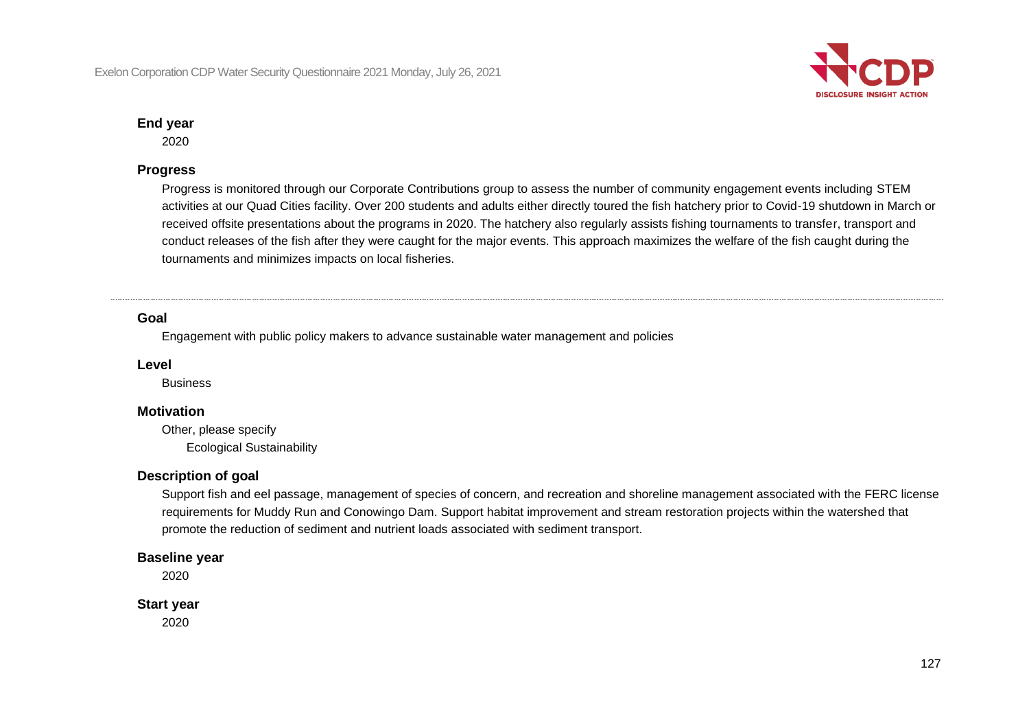**End year**

2020

**Progress**

Progress is monitored through our Corporate Contributions group to assess the number of community engagement events including STEM activities at our Quad Cities facility. Over 200 students and adults either directly toured the fish hatchery prior to Covid-19 shutdown in March or received offsite presentations about the programs in 2020. The hatchery also regularly assists fishing tournaments to transfer, transport and conduct releases of the fish after they were caught for the major events. This approach maximizes the welfare of the fish caught during the tournaments and minimizes impacts on local fisheries.

---

**Goal**

Engagement with public policy makers to advance sustainable water management and policies

**Level**

Business

**Motivation**

Other, please specify

Ecological Sustainability

**Description of goal**

Support fish and eel passage, management of species of concern, and recreation and shoreline management associated with the FERC license requirements for Muddy Run and Conowingo Dam. Support habitat improvement and stream restoration projects within the watershed that promote the reduction of sediment and nutrient loads associated with sediment transport.

**Baseline year**

2020

**Start year**

2020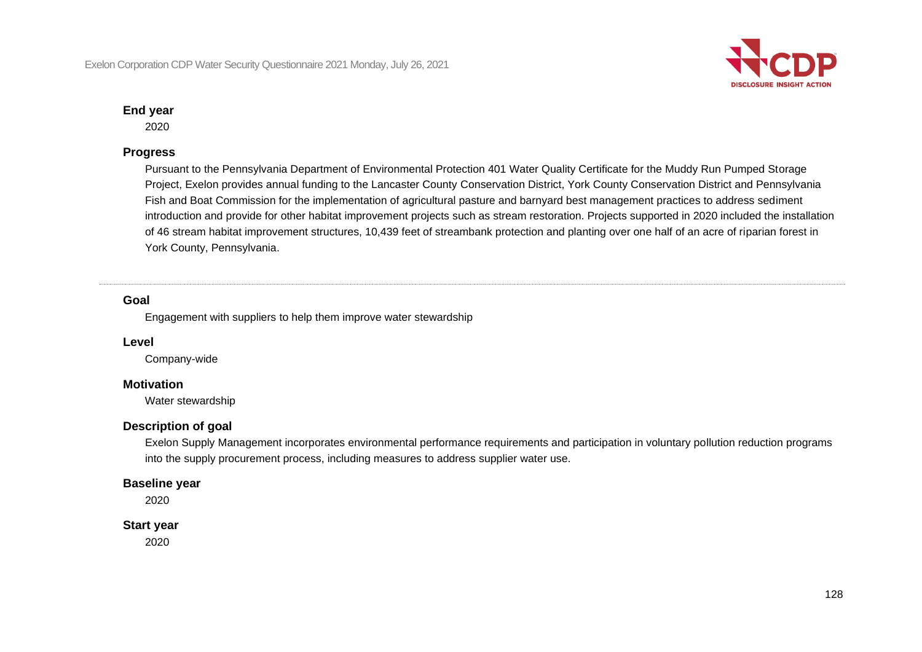**End year**

2020

**Progress**

Pursuant to the Pennsylvania Department of Environmental Protection 401 Water Quality Certificate for the Muddy Run Pumped Storage Project, Exelon provides annual funding to the Lancaster County Conservation District, York County Conservation District and Pennsylvania Fish and Boat Commission for the implementation of agricultural pasture and barnyard best management practices to address sediment introduction and provide for other habitat improvement projects such as stream restoration. Projects supported in 2020 included the installation of 46 stream habitat improvement structures, 10,439 feet of streambank protection and planting over one half of an acre of riparian forest in York County, Pennsylvania.

---

**Goal**

Engagement with suppliers to help them improve water stewardship

**Level**

Company-wide

**Motivation**

Water stewardship

**Description of goal**

Exelon Supply Management incorporates environmental performance requirements and participation in voluntary pollution reduction programs into the supply procurement process, including measures to address supplier water use.

**Baseline year**

2020

**Start year**

2020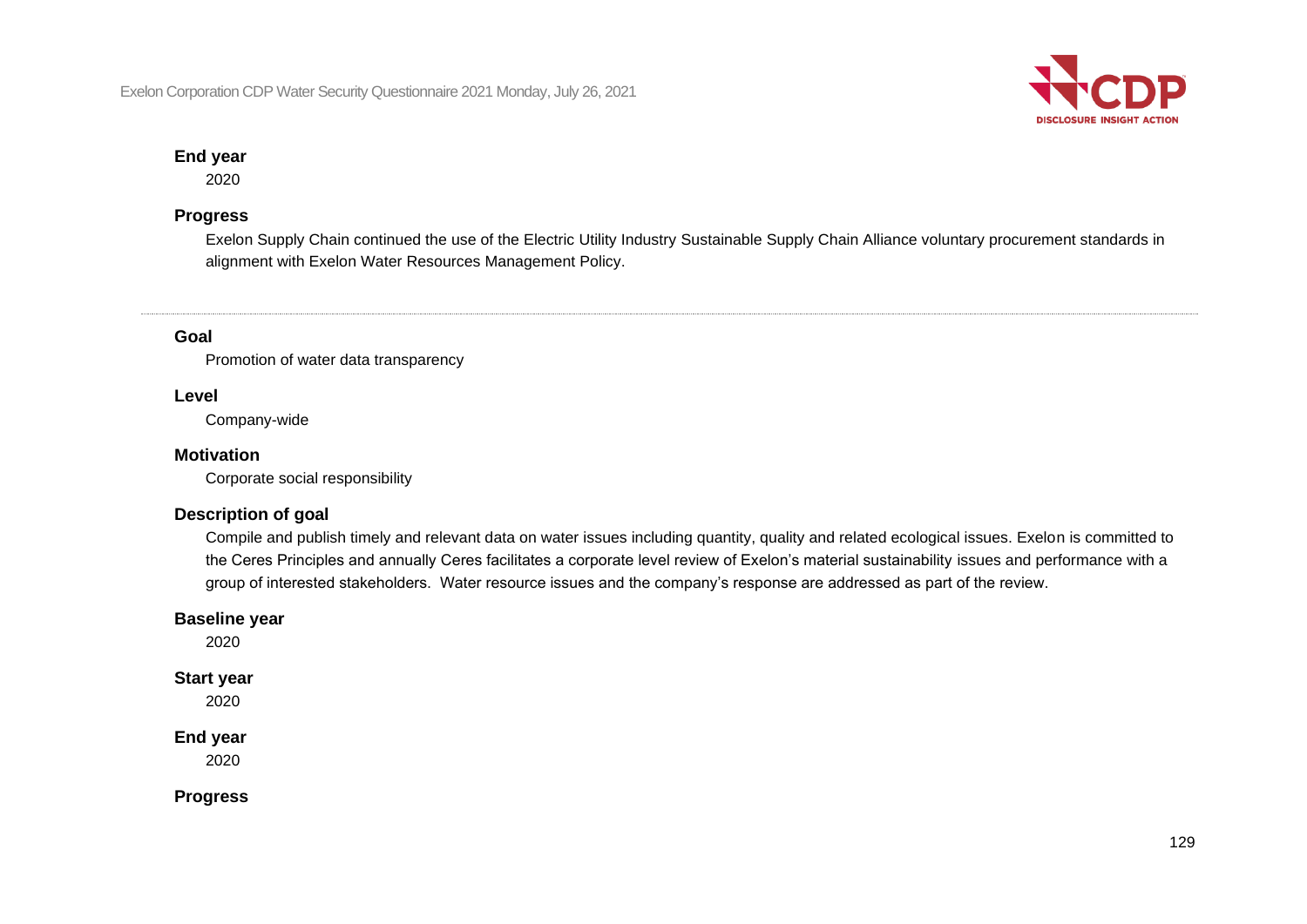**End year**

2020

**Progress**

Exelon Supply Chain continued the use of the Electric Utility Industry Sustainable Supply Chain Alliance voluntary procurement standards in alignment with Exelon Water Resources Management Policy.

---

**Goal**

Promotion of water data transparency

**Level**

Company-wide

**Motivation**

Corporate social responsibility

**Description of goal**

Compile and publish timely and relevant data on water issues including quantity, quality and related ecological issues. Exelon is committed to the Ceres Principles and annually Ceres facilitates a corporate level review of Exelon's material sustainability issues and performance with a group of interested stakeholders. Water resource issues and the company's response are addressed as part of the review.

**Baseline year**

2020

**Start year**

2020

**End year**

2020

**Progress**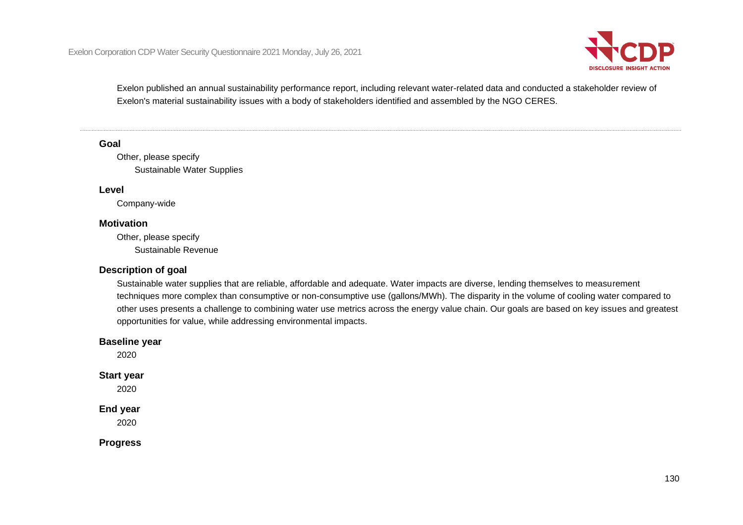Exelon published an annual sustainability performance report, including relevant water-related data and conducted a stakeholder review of Exelon's material sustainability issues with a body of stakeholders identified and assembled by the NGO CERES.

---

**Goal**

Other, please specify

Sustainable Water Supplies

**Level**

Company-wide

**Motivation**

Other, please specify

Sustainable Revenue

**Description of goal**

Sustainable water supplies that are reliable, affordable and adequate. Water impacts are diverse, lending themselves to measurement techniques more complex than consumptive or non-consumptive use (gallons/MWh). The disparity in the volume of cooling water compared to other uses presents a challenge to combining water use metrics across the energy value chain. Our goals are based on key issues and greatest opportunities for value, while addressing environmental impacts.

**Baseline year**

2020

**Start year**

2020

**End year**

2020

**Progress**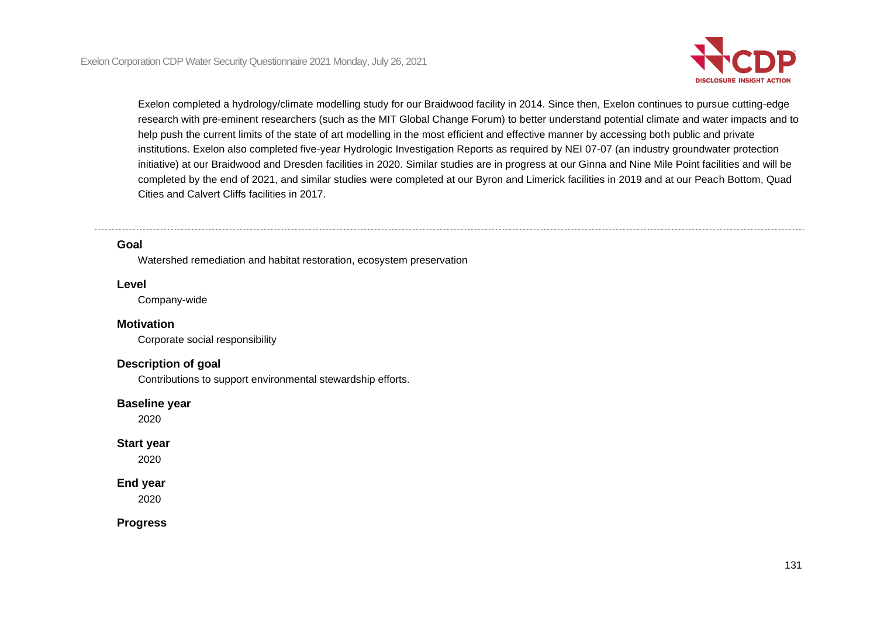Exelon completed a hydrology/climate modelling study for our Braidwood facility in 2014. Since then, Exelon continues to pursue cutting-edge research with pre-eminent researchers (such as the MIT Global Change Forum) to better understand potential climate and water impacts and to help push the current limits of the state of art modelling in the most efficient and effective manner by accessing both public and private institutions. Exelon also completed five-year Hydrologic Investigation Reports as required by NEI 07-07 (an industry groundwater protection initiative) at our Braidwood and Dresden facilities in 2020. Similar studies are in progress at our Ginna and Nine Mile Point facilities and will be completed by the end of 2021, and similar studies were completed at our Byron and Limerick facilities in 2019 and at our Peach Bottom, Quad Cities and Calvert Cliffs facilities in 2017.

---

**Goal**

Watershed remediation and habitat restoration, ecosystem preservation

**Level**

Company-wide

**Motivation**

Corporate social responsibility

**Description of goal**

Contributions to support environmental stewardship efforts.

**Baseline year**

2020

**Start year**

2020

**End year**

2020

**Progress**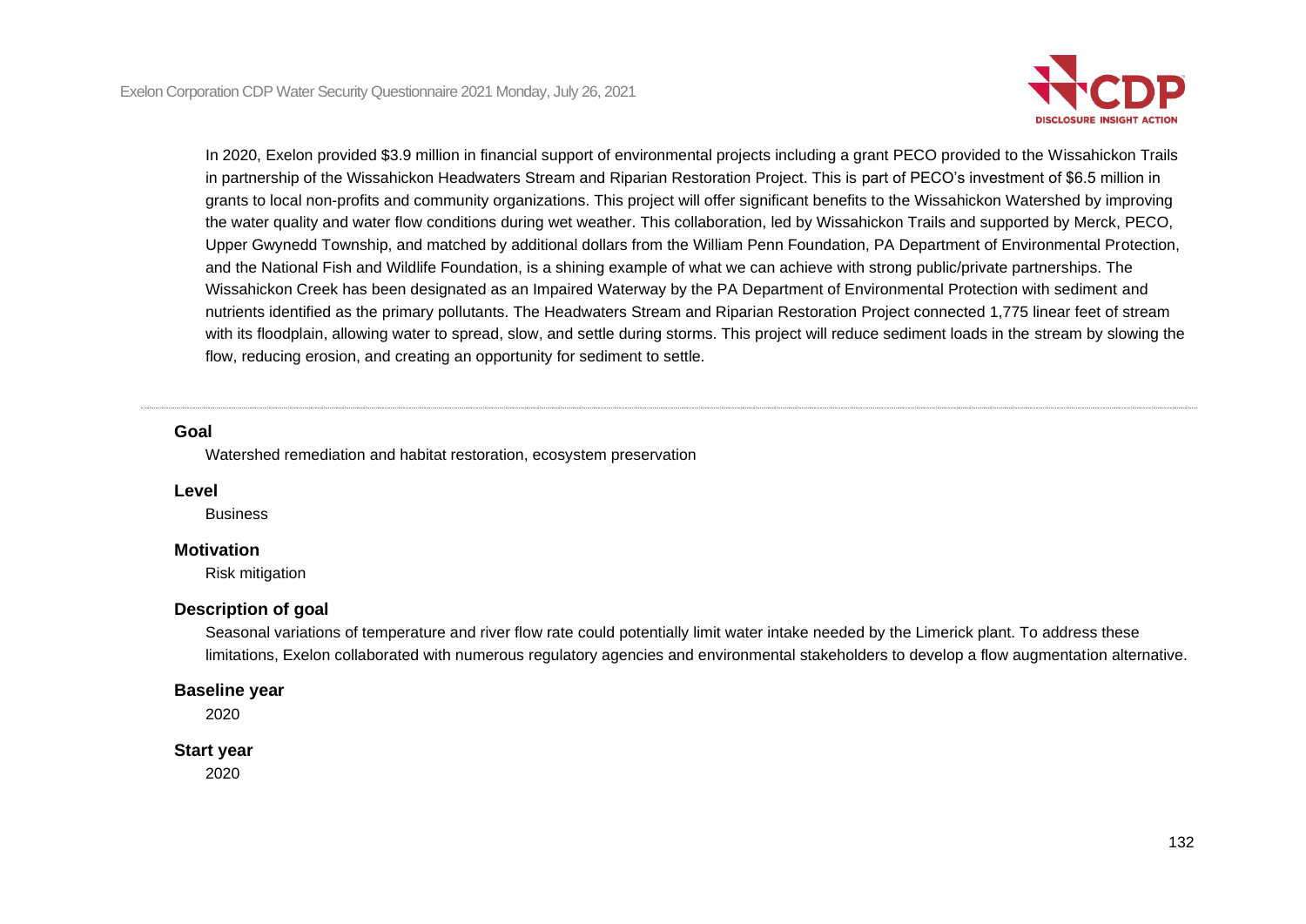In 2020, Exelon provided $3.9 million in financial support of environmental projects including a grant PECO provided to the Wissahickon Trails in partnership of the Wissahickon Headwaters Stream and Riparian Restoration Project. This is part of PECO's investment of $6.5 million in grants to local non-profits and community organizations. This project will offer significant benefits to the Wissahickon Watershed by improving the water quality and water flow conditions during wet weather. This collaboration, led by Wissahickon Trails and supported by Merck, PECO, Upper Gwynedd Township, and matched by additional dollars from the William Penn Foundation, PA Department of Environmental Protection, and the National Fish and Wildlife Foundation, is a shining example of what we can achieve with strong public/private partnerships. The Wissahickon Creek has been designated as an Impaired Waterway by the PA Department of Environmental Protection with sediment and nutrients identified as the primary pollutants. The Headwaters Stream and Riparian Restoration Project connected 1,775 linear feet of stream with its floodplain, allowing water to spread, slow, and settle during storms. This project will reduce sediment loads in the stream by slowing the flow, reducing erosion, and creating an opportunity for sediment to settle.

---

**Goal**

Watershed remediation and habitat restoration, ecosystem preservation

**Level**

Business

**Motivation**

Risk mitigation

**Description of goal**

Seasonal variations of temperature and river flow rate could potentially limit water intake needed by the Limerick plant. To address these limitations, Exelon collaborated with numerous regulatory agencies and environmental stakeholders to develop a flow augmentation alternative.

**Baseline year**

2020

**Start year**

2020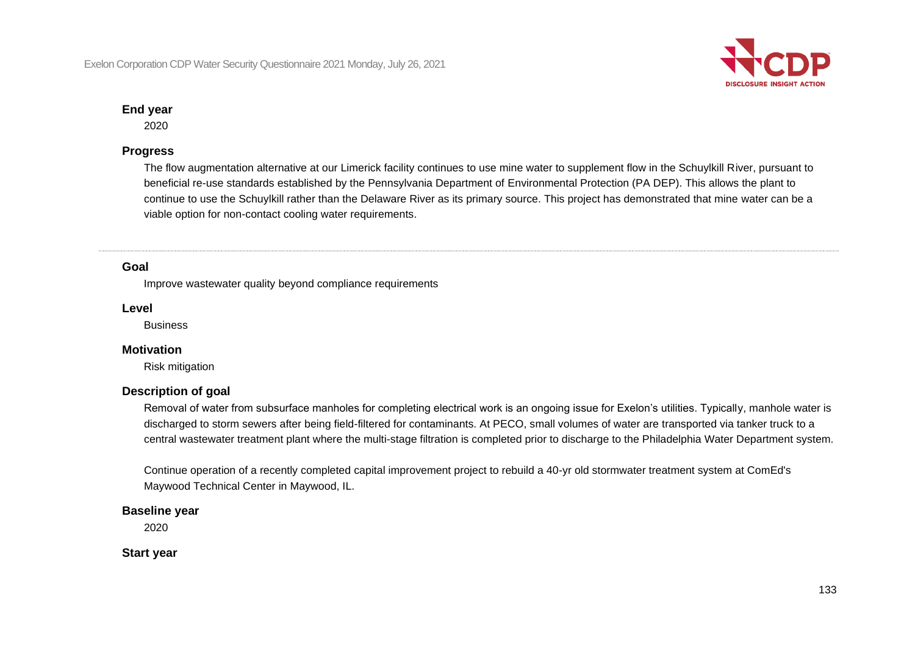**End year**

2020

**Progress**

The flow augmentation alternative at our Limerick facility continues to use mine water to supplement flow in the Schuylkill River, pursuant to beneficial re-use standards established by the Pennsylvania Department of Environmental Protection (PA DEP). This allows the plant to continue to use the Schuylkill rather than the Delaware River as its primary source. This project has demonstrated that mine water can be a viable option for non-contact cooling water requirements.

---

**Goal**

Improve wastewater quality beyond compliance requirements

**Level**

Business

**Motivation**

Risk mitigation

**Description of goal**

Removal of water from subsurface manholes for completing electrical work is an ongoing issue for Exelon's utilities. Typically, manhole water is discharged to storm sewers after being field-filtered for contaminants. At PECO, small volumes of water are transported via tanker truck to a central wastewater treatment plant where the multi-stage filtration is completed prior to discharge to the Philadelphia Water Department system.

Continue operation of a recently completed capital improvement project to rebuild a 40-yr old stormwater treatment system at ComEd's Maywood Technical Center in Maywood, IL.

**Baseline year**

2020

**Start year**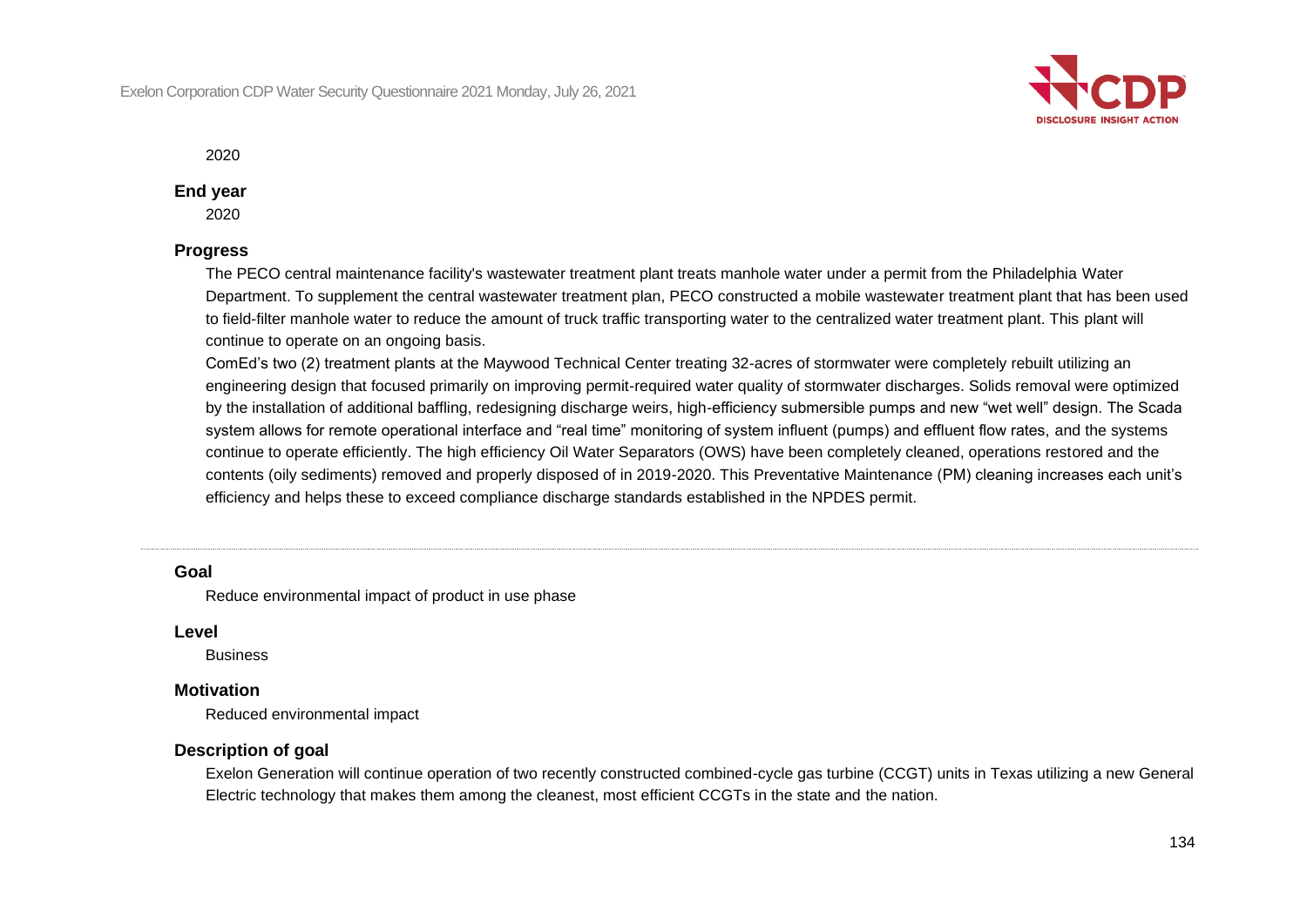2020

**End year**

2020

**Progress**

The PECO central maintenance facility's wastewater treatment plant treats manhole water under a permit from the Philadelphia Water Department. To supplement the central wastewater treatment plan, PECO constructed a mobile wastewater treatment plant that has been used to field-filter manhole water to reduce the amount of truck traffic transporting water to the centralized water treatment plant. This plant will continue to operate on an ongoing basis.

ComEd's two (2) treatment plants at the Maywood Technical Center treating 32-acres of stormwater were completely rebuilt utilizing an engineering design that focused primarily on improving permit-required water quality of stormwater discharges. Solids removal were optimized by the installation of additional baffling, redesigning discharge weirs, high-efficiency submersible pumps and new "wet well" design. The Scada system allows for remote operational interface and "real time" monitoring of system influent (pumps) and effluent flow rates, and the systems continue to operate efficiently. The high efficiency Oil Water Separators (OWS) have been completely cleaned, operations restored and the contents (oily sediments) removed and properly disposed of in 2019-2020. This Preventative Maintenance (PM) cleaning increases each unit's efficiency and helps these to exceed compliance discharge standards established in the NPDES permit.

---

**Goal**

Reduce environmental impact of product in use phase

**Level**

Business

**Motivation**

Reduced environmental impact

**Description of goal**

Exelon Generation will continue operation of two recently constructed combined-cycle gas turbine (CCGT) units in Texas utilizing a new General Electric technology that makes them among the cleanest, most efficient CCGTs in the state and the nation.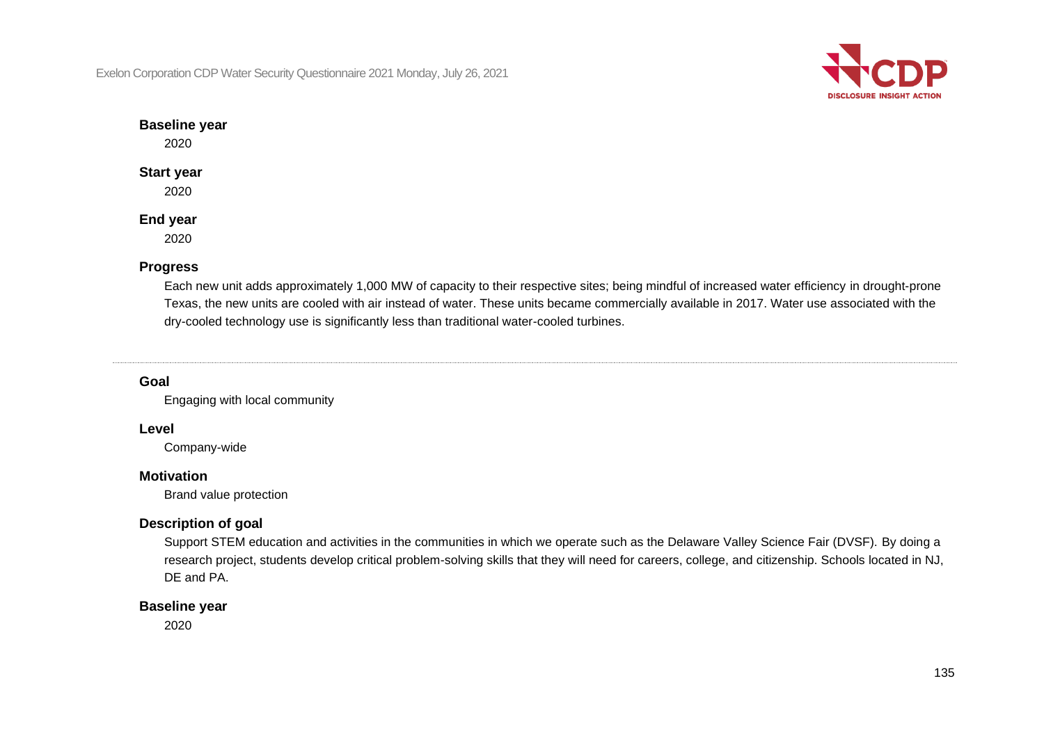**Baseline year**

2020

**Start year**

2020

**End year**

2020

**Progress**

Each new unit adds approximately 1,000 MW of capacity to their respective sites; being mindful of increased water efficiency in drought-prone Texas, the new units are cooled with air instead of water. These units became commercially available in 2017. Water use associated with the dry-cooled technology use is significantly less than traditional water-cooled turbines.

---

**Goal**

Engaging with local community

**Level**

Company-wide

**Motivation**

Brand value protection

**Description of goal**

Support STEM education and activities in the communities in which we operate such as the Delaware Valley Science Fair (DVSF). By doing a research project, students develop critical problem-solving skills that they will need for careers, college, and citizenship. Schools located in NJ, DE and PA.

**Baseline year**

2020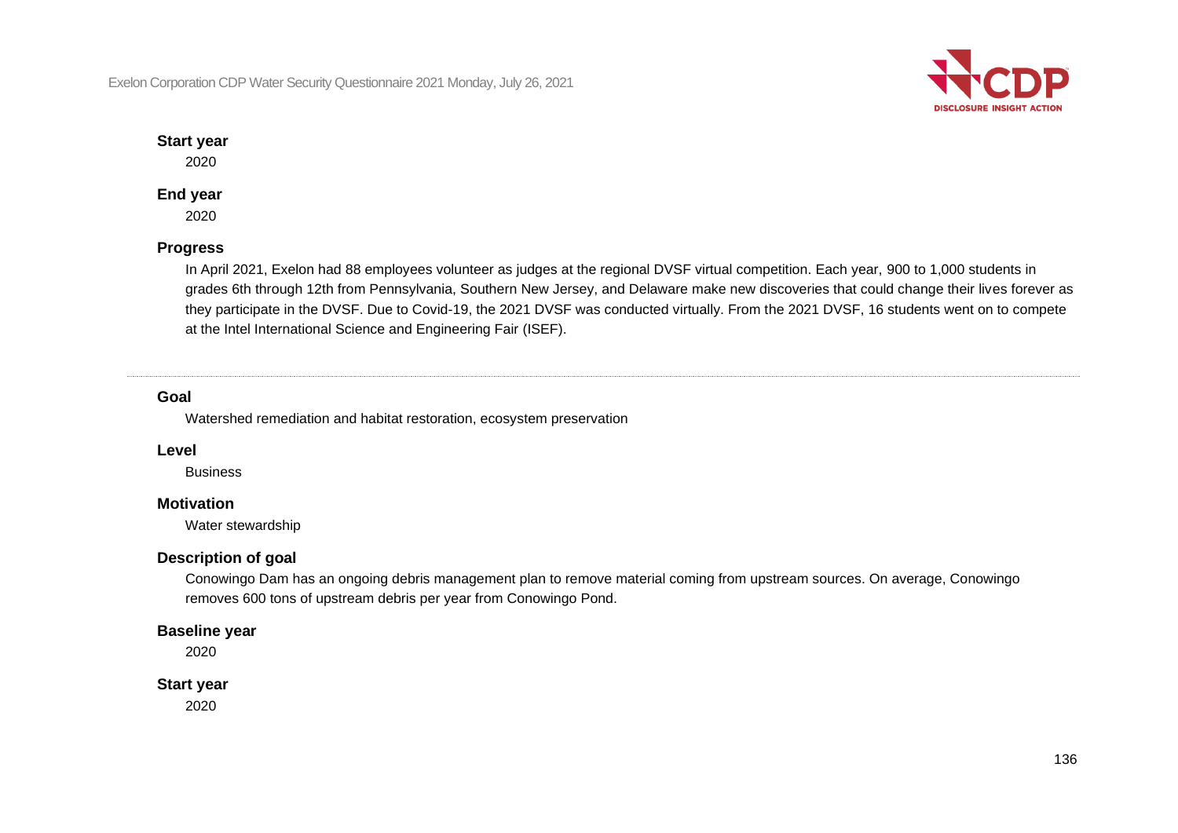**Start year**

2020

**End year**

2020

**Progress**

In April 2021, Exelon had 88 employees volunteer as judges at the regional DVSF virtual competition. Each year, 900 to 1,000 students in grades 6th through 12th from Pennsylvania, Southern New Jersey, and Delaware make new discoveries that could change their lives forever as they participate in the DVSF. Due to Covid-19, the 2021 DVSF was conducted virtually. From the 2021 DVSF, 16 students went on to compete at the Intel International Science and Engineering Fair (ISEF).

---

**Goal**

Watershed remediation and habitat restoration, ecosystem preservation

**Level**

Business

**Motivation**

Water stewardship

**Description of goal**

Conowingo Dam has an ongoing debris management plan to remove material coming from upstream sources. On average, Conowingo removes 600 tons of upstream debris per year from Conowingo Pond.

**Baseline year**

2020

**Start year**

2020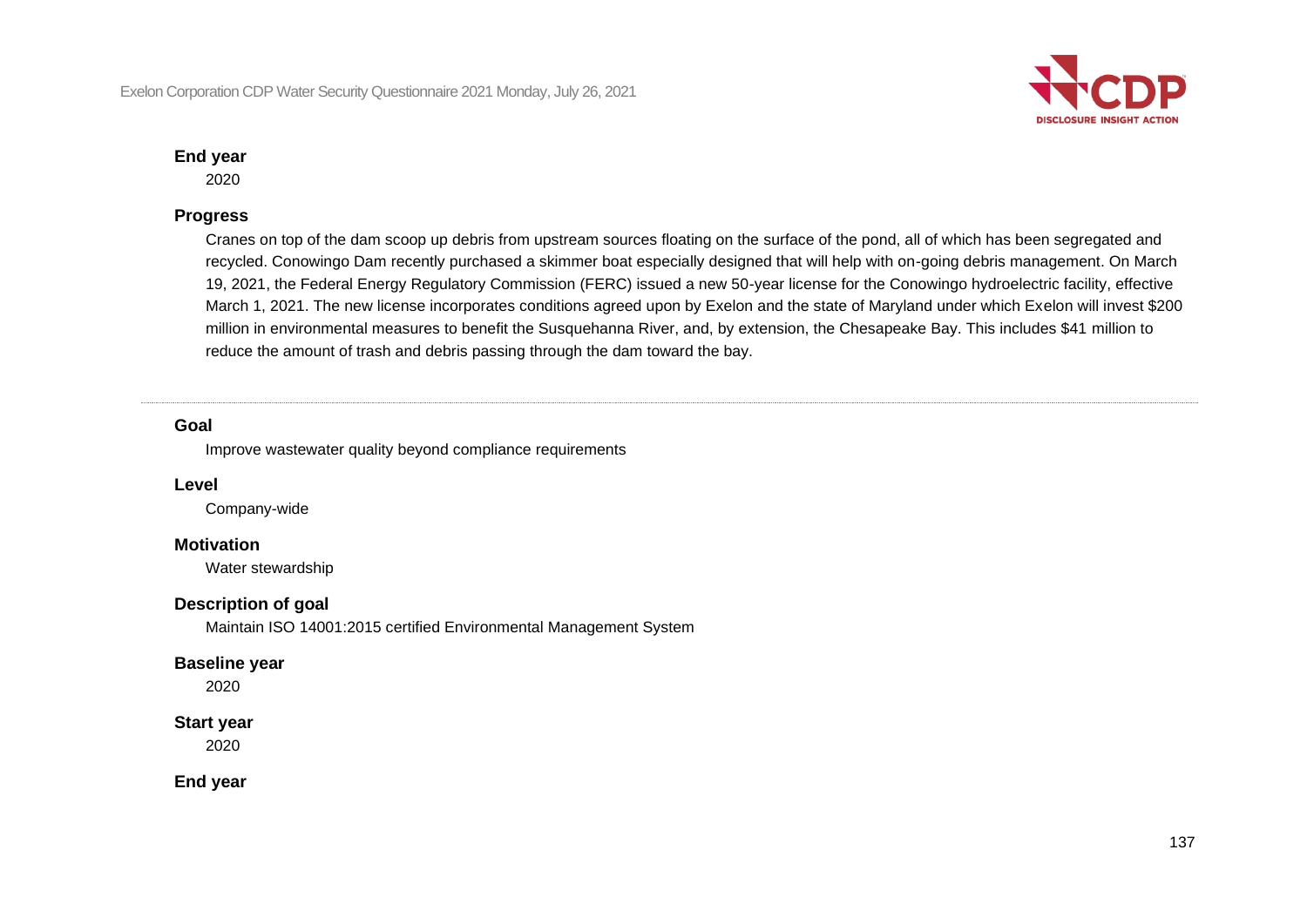**End year**

2020

**Progress**

Cranes on top of the dam scoop up debris from upstream sources floating on the surface of the pond, all of which has been segregated and recycled. Conowingo Dam recently purchased a skimmer boat especially designed that will help with on-going debris management. On March 19, 2021, the Federal Energy Regulatory Commission (FERC) issued a new 50-year license for the Conowingo hydroelectric facility, effective March 1, 2021. The new license incorporates conditions agreed upon by Exelon and the state of Maryland under which Exelon will invest $200 million in environmental measures to benefit the Susquehanna River, and, by extension, the Chesapeake Bay. This includes $41 million to reduce the amount of trash and debris passing through the dam toward the bay.

---

**Goal**

Improve wastewater quality beyond compliance requirements

**Level**

Company-wide

**Motivation**

Water stewardship

**Description of goal**

Maintain ISO 14001:2015 certified Environmental Management System

**Baseline year**

2020

**Start year**

2020

**End year**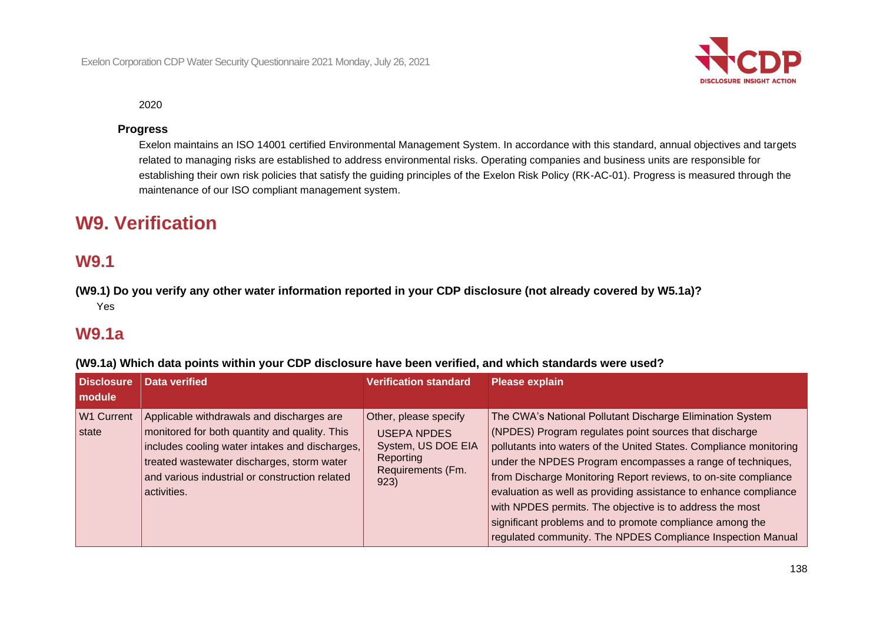2020

**Progress**

Exelon maintains an ISO 14001 certified Environmental Management System. In accordance with this standard, annual objectives and targets related to managing risks are established to address environmental risks. Operating companies and business units are responsible for establishing their own risk policies that satisfy the guiding principles of the Exelon Risk Policy (RK-AC-01). Progress is measured through the maintenance of our ISO compliant management system.

# W9. Verification

## W9.1

**(W9.1) Do you verify any other water information reported in your CDP disclosure (not already covered by W5.1a)?**

Yes

## W9.1a

**(W9.1a) Which data points within your CDP disclosure have been verified, and which standards were used?**

| Disclosure module | Data verified | Verification standard | Please explain |
|---|---|---|---|
| W1 Current state | Applicable withdrawals and discharges are monitored for both quantity and quality. This includes cooling water intakes and discharges, treated wastewater discharges, storm water and various industrial or construction related activities. | Other, please specify USEPA NPDES System, US DOE EIA Reporting Requirements (Fm. 923) | The CWA's National Pollutant Discharge Elimination System (NPDES) Program regulates point sources that discharge pollutants into waters of the United States. Compliance monitoring under the NPDES Program encompasses a range of techniques, from Discharge Monitoring Report reviews, to on-site compliance evaluation as well as providing assistance to enhance compliance with NPDES permits. The objective is to address the most significant problems and to promote compliance among the regulated community. The NPDES Compliance Inspection Manual |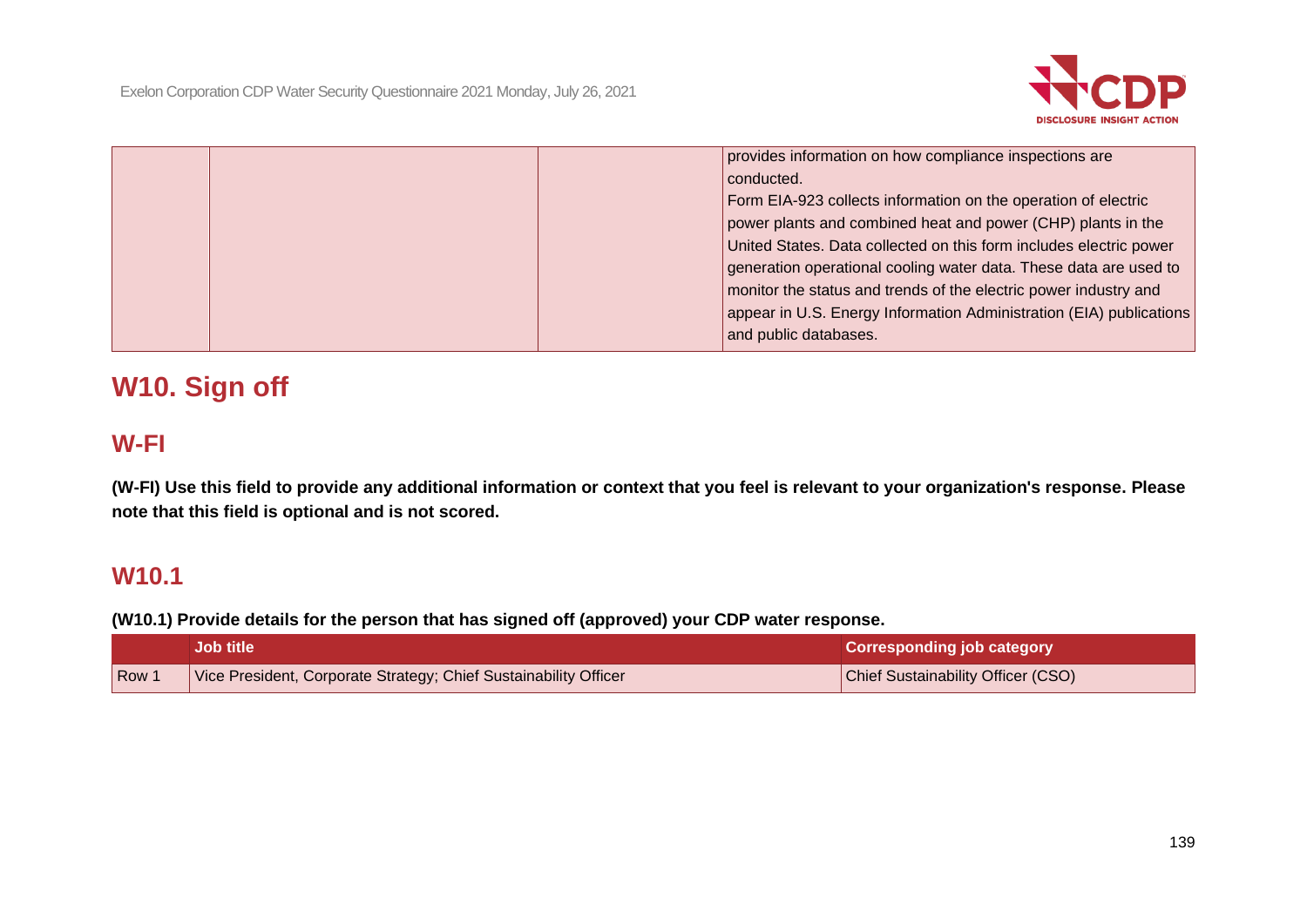| | | | provides information on how compliance inspections are conducted.<br>Form EIA-923 collects information on the operation of electric power plants and combined heat and power (CHP) plants in the United States. Data collected on this form includes electric power generation operational cooling water data. These data are used to monitor the status and trends of the electric power industry and appear in U.S. Energy Information Administration (EIA) publications and public databases. |
|---|---|---|---|

# W10. Sign off

## W-FI

**(W-FI) Use this field to provide any additional information or context that you feel is relevant to your organization's response. Please note that this field is optional and is not scored.**

## W10.1

**(W10.1) Provide details for the person that has signed off (approved) your CDP water response.**

| | Job title | Corresponding job category |
|---|---|---|
| Row 1 | Vice President, Corporate Strategy; Chief Sustainability Officer | Chief Sustainability Officer (CSO) |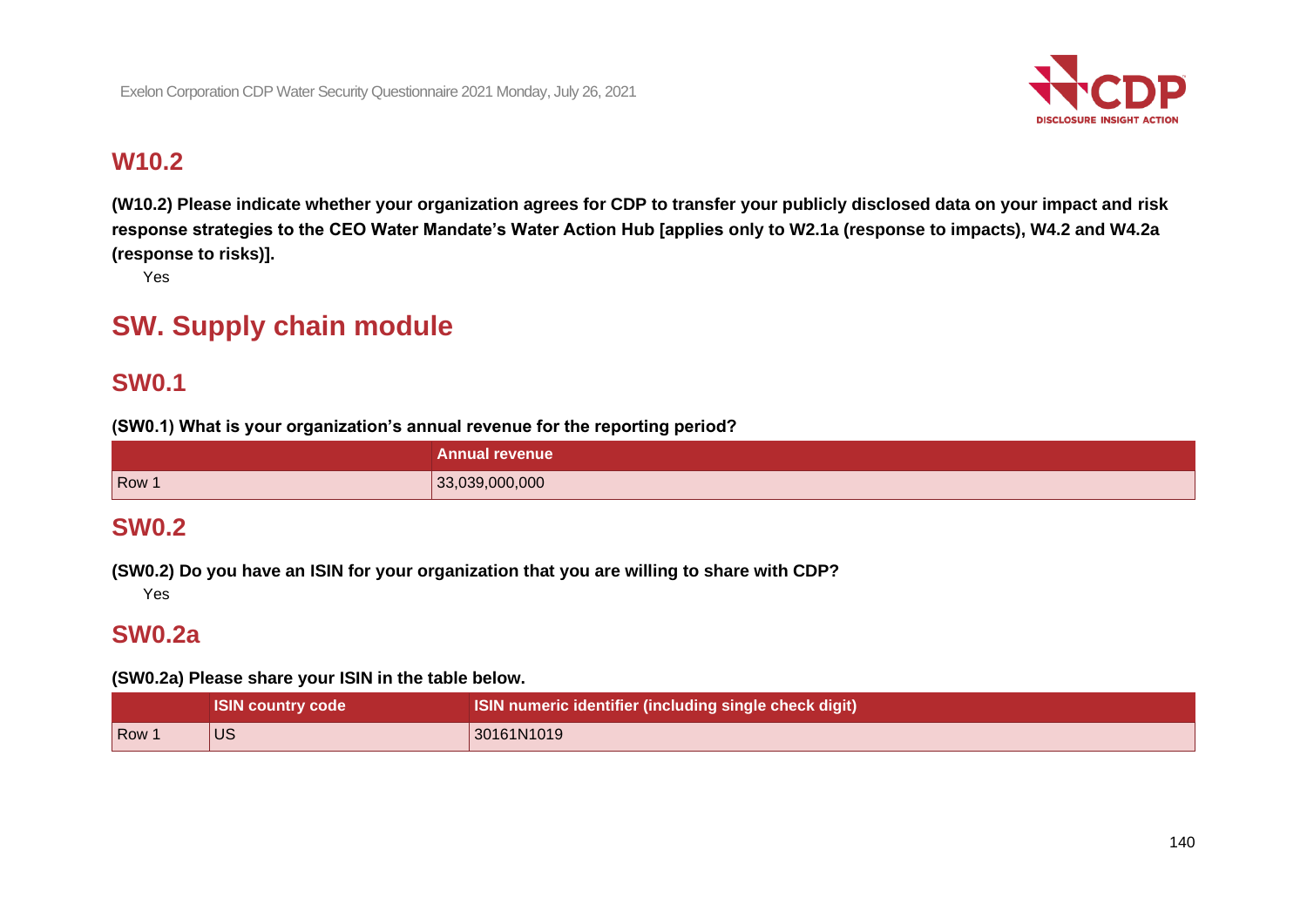## W10.2

**(W10.2) Please indicate whether your organization agrees for CDP to transfer your publicly disclosed data on your impact and risk response strategies to the CEO Water Mandate's Water Action Hub [applies only to W2.1a (response to impacts), W4.2 and W4.2a (response to risks)].**

Yes

# SW. Supply chain module

## SW0.1

**(SW0.1) What is your organization's annual revenue for the reporting period?**

| | Annual revenue |
|---|---|
| Row 1 | 33,039,000,000 |

## SW0.2

**(SW0.2) Do you have an ISIN for your organization that you are willing to share with CDP?**

Yes

## SW0.2a

**(SW0.2a) Please share your ISIN in the table below.**

| | ISIN country code | ISIN numeric identifier (including single check digit) |
|---|---|---|
| Row 1 | US | 30161N1019 |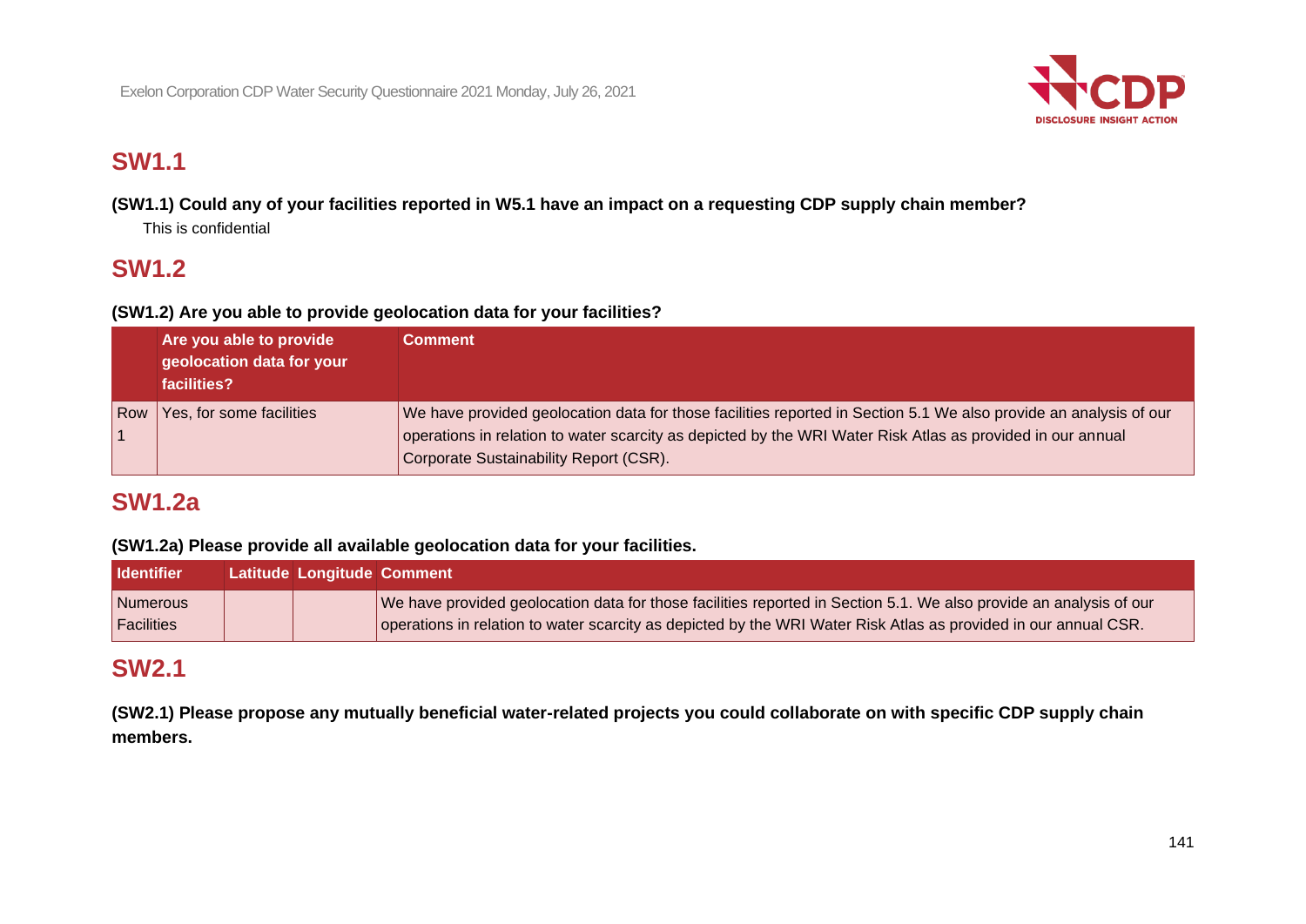## SW1.1

**(SW1.1) Could any of your facilities reported in W5.1 have an impact on a requesting CDP supply chain member?**

This is confidential

## SW1.2

**(SW1.2) Are you able to provide geolocation data for your facilities?**

| | Are you able to provide geolocation data for your facilities? | Comment |
|---|---|---|
| Row 1 | Yes, for some facilities | We have provided geolocation data for those facilities reported in Section 5.1 We also provide an analysis of our operations in relation to water scarcity as depicted by the WRI Water Risk Atlas as provided in our annual Corporate Sustainability Report (CSR). |

## SW1.2a

**(SW1.2a) Please provide all available geolocation data for your facilities.**

| Identifier | Latitude | Longitude | Comment |
|---|---|---|---|
| Numerous Facilities | | | We have provided geolocation data for those facilities reported in Section 5.1. We also provide an analysis of our operations in relation to water scarcity as depicted by the WRI Water Risk Atlas as provided in our annual CSR. |

## SW2.1

**(SW2.1) Please propose any mutually beneficial water-related projects you could collaborate on with specific CDP supply chain members.**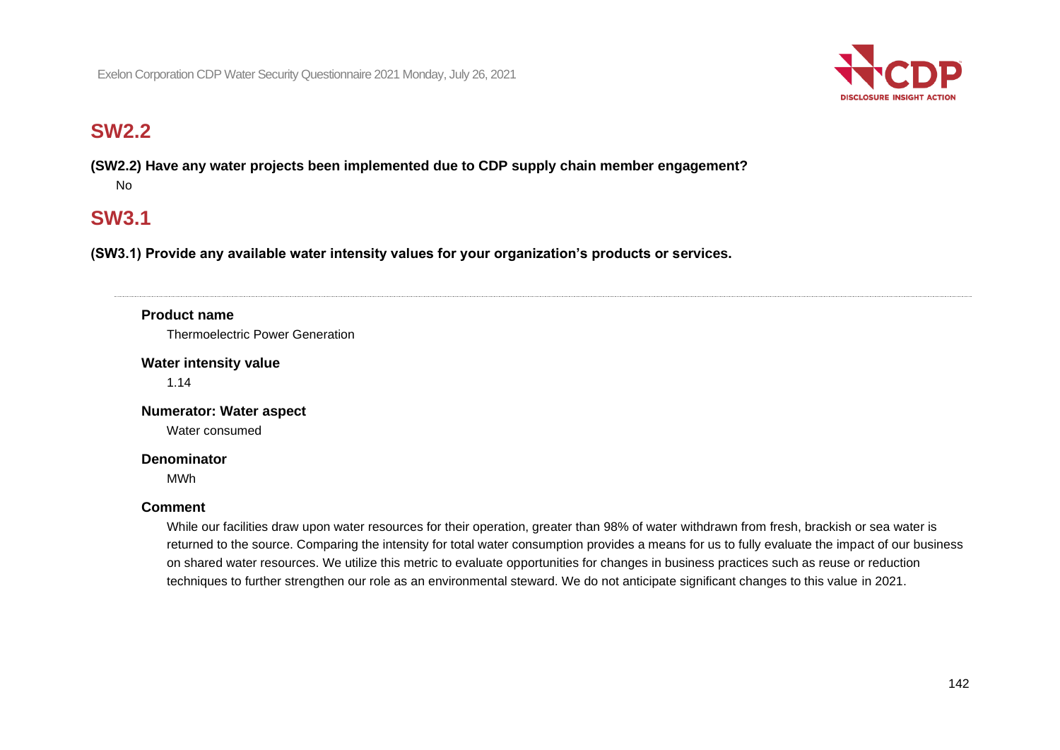## SW2.2

**(SW2.2) Have any water projects been implemented due to CDP supply chain member engagement?**

No

## SW3.1

**(SW3.1) Provide any available water intensity values for your organization's products or services.**

---

**Product name**

Thermoelectric Power Generation

**Water intensity value**

1.14

**Numerator: Water aspect**

Water consumed

**Denominator**

MWh

**Comment**

While our facilities draw upon water resources for their operation, greater than 98% of water withdrawn from fresh, brackish or sea water is returned to the source. Comparing the intensity for total water consumption provides a means for us to fully evaluate the impact of our business on shared water resources. We utilize this metric to evaluate opportunities for changes in business practices such as reuse or reduction techniques to further strengthen our role as an environmental steward. We do not anticipate significant changes to this value in 2021.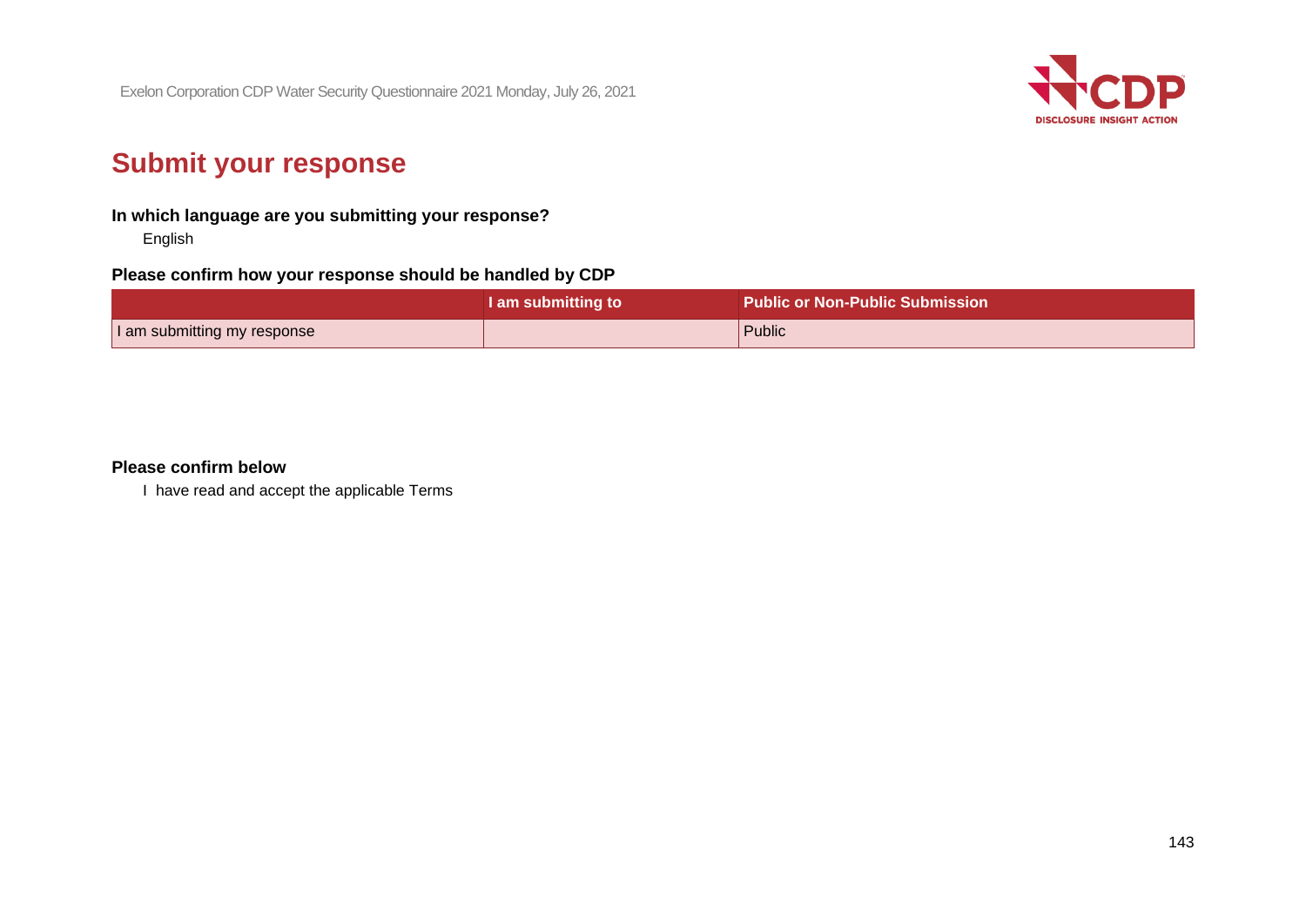# Submit your response

**In which language are you submitting your response?**

English

**Please confirm how your response should be handled by CDP**

| | I am submitting to | Public or Non-Public Submission |
|---|---|---|
| I am submitting my response | | Public |

**Please confirm below**

I have read and accept the applicable Terms